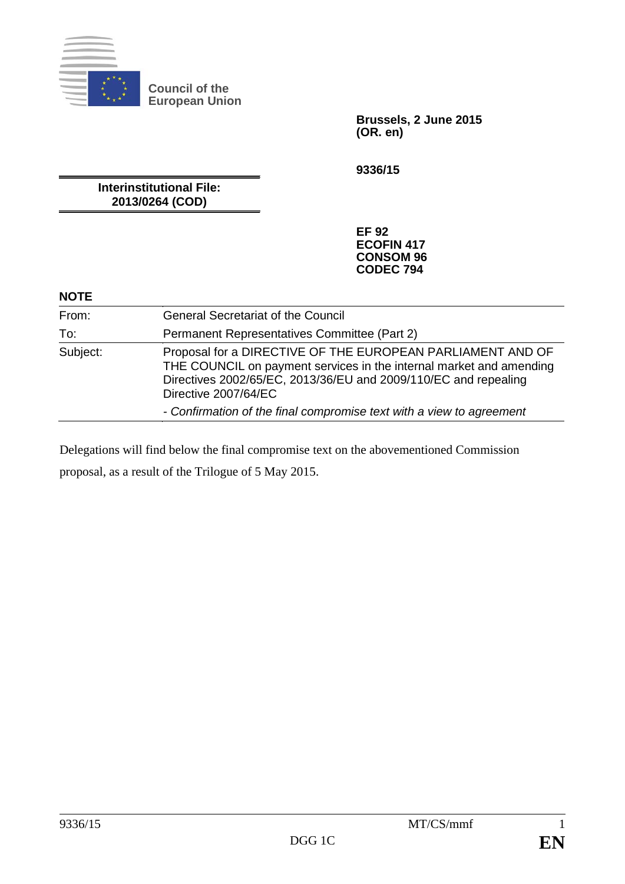Council of the European Union

**Brussels, 2 June 2015**
**(OR. en)**

**9336/15**

**Interinstitutional File:**
**2013/0264 (COD)**

**EF 92**
**ECOFIN 417**
**CONSOM 96**
**CODEC 794**

**NOTE**

| | |
|---|---|
| From: | General Secretariat of the Council |
| To: | Permanent Representatives Committee (Part 2) |
| Subject: | Proposal for a DIRECTIVE OF THE EUROPEAN PARLIAMENT AND OF THE COUNCIL on payment services in the internal market and amending Directives 2002/65/EC, 2013/36/EU and 2009/110/EC and repealing Directive 2007/64/EC<br>*- Confirmation of the final compromise text with a view to agreement* |

Delegations will find below the final compromise text on the abovementioned Commission proposal, as a result of the Trilogue of 5 May 2015.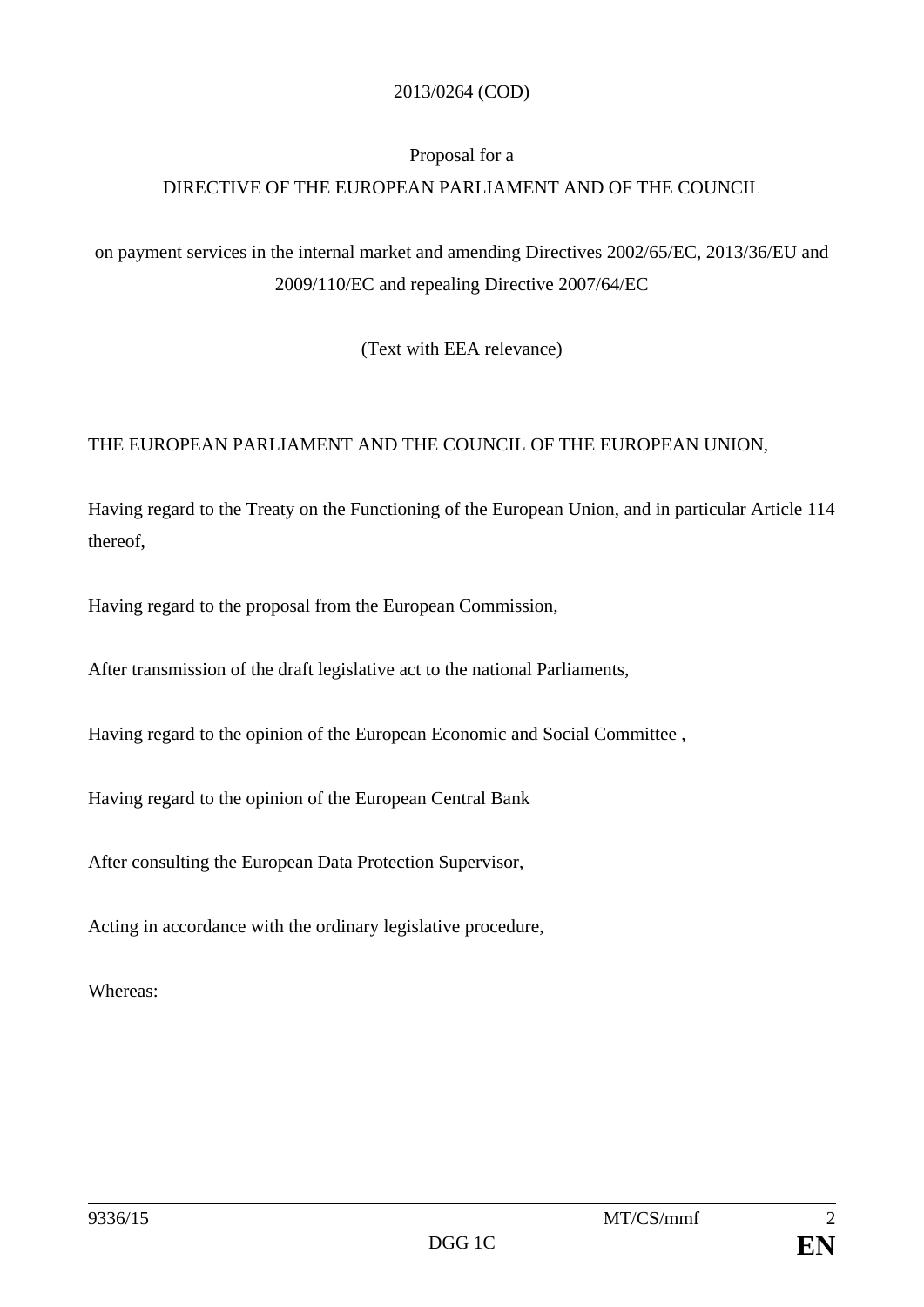2013/0264 (COD)

Proposal for a

DIRECTIVE OF THE EUROPEAN PARLIAMENT AND OF THE COUNCIL

on payment services in the internal market and amending Directives 2002/65/EC, 2013/36/EU and 2009/110/EC and repealing Directive 2007/64/EC

(Text with EEA relevance)

THE EUROPEAN PARLIAMENT AND THE COUNCIL OF THE EUROPEAN UNION,

Having regard to the Treaty on the Functioning of the European Union, and in particular Article 114 thereof,

Having regard to the proposal from the European Commission,

After transmission of the draft legislative act to the national Parliaments,

Having regard to the opinion of the European Economic and Social Committee ,

Having regard to the opinion of the European Central Bank

After consulting the European Data Protection Supervisor,

Acting in accordance with the ordinary legislative procedure,

Whereas: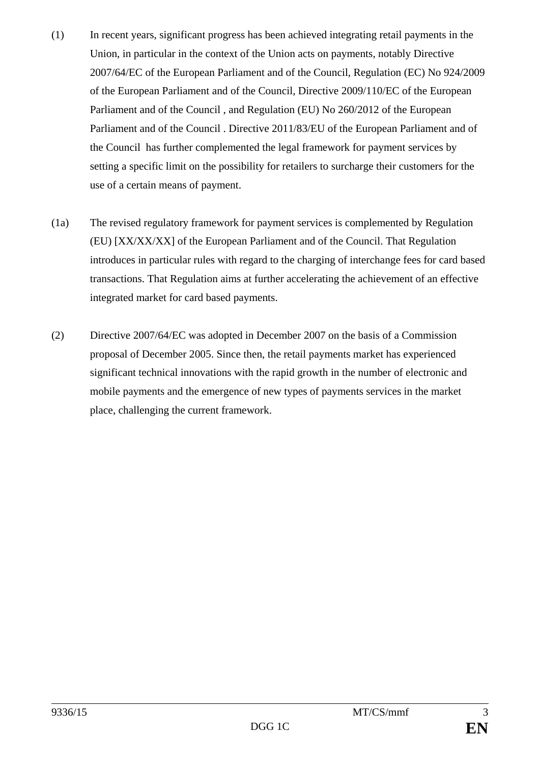(1) In recent years, significant progress has been achieved integrating retail payments in the Union, in particular in the context of the Union acts on payments, notably Directive 2007/64/EC of the European Parliament and of the Council, Regulation (EC) No 924/2009 of the European Parliament and of the Council, Directive 2009/110/EC of the European Parliament and of the Council , and Regulation (EU) No 260/2012 of the European Parliament and of the Council . Directive 2011/83/EU of the European Parliament and of the Council has further complemented the legal framework for payment services by setting a specific limit on the possibility for retailers to surcharge their customers for the use of a certain means of payment.

(1a) The revised regulatory framework for payment services is complemented by Regulation (EU) [XX/XX/XX] of the European Parliament and of the Council. That Regulation introduces in particular rules with regard to the charging of interchange fees for card based transactions. That Regulation aims at further accelerating the achievement of an effective integrated market for card based payments.

(2) Directive 2007/64/EC was adopted in December 2007 on the basis of a Commission proposal of December 2005. Since then, the retail payments market has experienced significant technical innovations with the rapid growth in the number of electronic and mobile payments and the emergence of new types of payments services in the market place, challenging the current framework.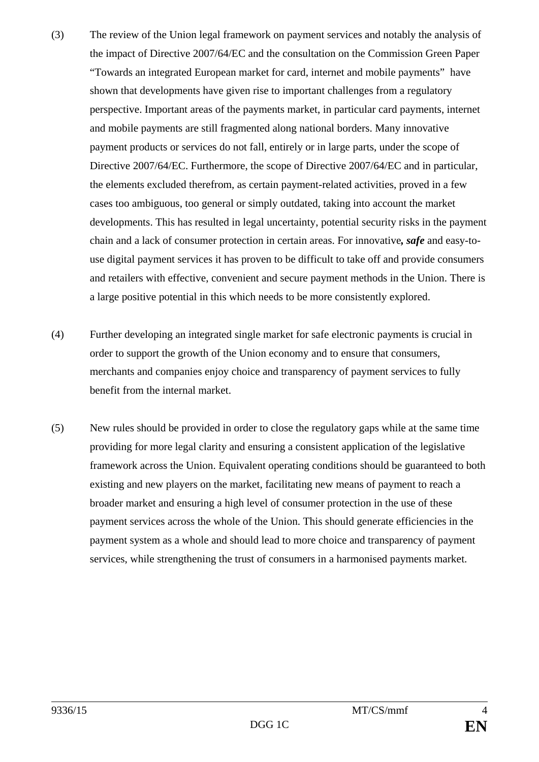(3) The review of the Union legal framework on payment services and notably the analysis of the impact of Directive 2007/64/EC and the consultation on the Commission Green Paper "Towards an integrated European market for card, internet and mobile payments" have shown that developments have given rise to important challenges from a regulatory perspective. Important areas of the payments market, in particular card payments, internet and mobile payments are still fragmented along national borders. Many innovative payment products or services do not fall, entirely or in large parts, under the scope of Directive 2007/64/EC. Furthermore, the scope of Directive 2007/64/EC and in particular, the elements excluded therefrom, as certain payment-related activities, proved in a few cases too ambiguous, too general or simply outdated, taking into account the market developments. This has resulted in legal uncertainty, potential security risks in the payment chain and a lack of consumer protection in certain areas. For innovative***, safe*** and easy-to-use digital payment services it has proven to be difficult to take off and provide consumers and retailers with effective, convenient and secure payment methods in the Union. There is a large positive potential in this which needs to be more consistently explored.

(4) Further developing an integrated single market for safe electronic payments is crucial in order to support the growth of the Union economy and to ensure that consumers, merchants and companies enjoy choice and transparency of payment services to fully benefit from the internal market.

(5) New rules should be provided in order to close the regulatory gaps while at the same time providing for more legal clarity and ensuring a consistent application of the legislative framework across the Union. Equivalent operating conditions should be guaranteed to both existing and new players on the market, facilitating new means of payment to reach a broader market and ensuring a high level of consumer protection in the use of these payment services across the whole of the Union. This should generate efficiencies in the payment system as a whole and should lead to more choice and transparency of payment services, while strengthening the trust of consumers in a harmonised payments market.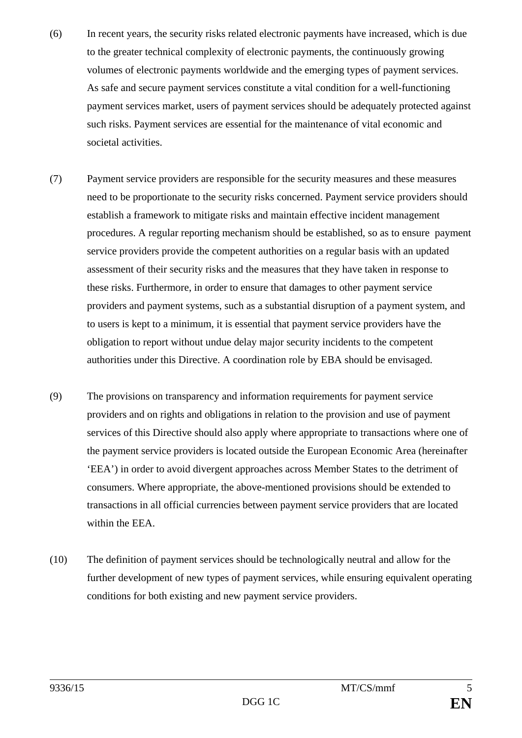(6) In recent years, the security risks related electronic payments have increased, which is due to the greater technical complexity of electronic payments, the continuously growing volumes of electronic payments worldwide and the emerging types of payment services. As safe and secure payment services constitute a vital condition for a well-functioning payment services market, users of payment services should be adequately protected against such risks. Payment services are essential for the maintenance of vital economic and societal activities.

(7) Payment service providers are responsible for the security measures and these measures need to be proportionate to the security risks concerned. Payment service providers should establish a framework to mitigate risks and maintain effective incident management procedures. A regular reporting mechanism should be established, so as to ensure payment service providers provide the competent authorities on a regular basis with an updated assessment of their security risks and the measures that they have taken in response to these risks. Furthermore, in order to ensure that damages to other payment service providers and payment systems, such as a substantial disruption of a payment system, and to users is kept to a minimum, it is essential that payment service providers have the obligation to report without undue delay major security incidents to the competent authorities under this Directive. A coordination role by EBA should be envisaged.

(9) The provisions on transparency and information requirements for payment service providers and on rights and obligations in relation to the provision and use of payment services of this Directive should also apply where appropriate to transactions where one of the payment service providers is located outside the European Economic Area (hereinafter 'EEA') in order to avoid divergent approaches across Member States to the detriment of consumers. Where appropriate, the above-mentioned provisions should be extended to transactions in all official currencies between payment service providers that are located within the EEA.

(10) The definition of payment services should be technologically neutral and allow for the further development of new types of payment services, while ensuring equivalent operating conditions for both existing and new payment service providers.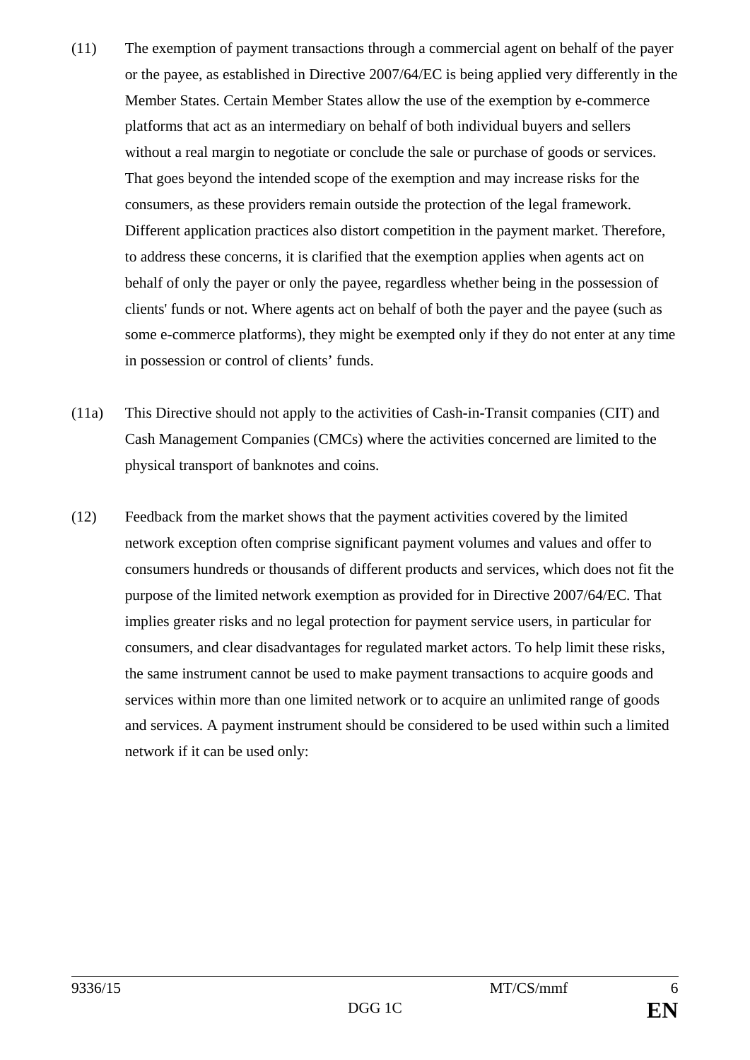(11) The exemption of payment transactions through a commercial agent on behalf of the payer or the payee, as established in Directive 2007/64/EC is being applied very differently in the Member States. Certain Member States allow the use of the exemption by e-commerce platforms that act as an intermediary on behalf of both individual buyers and sellers without a real margin to negotiate or conclude the sale or purchase of goods or services. That goes beyond the intended scope of the exemption and may increase risks for the consumers, as these providers remain outside the protection of the legal framework. Different application practices also distort competition in the payment market. Therefore, to address these concerns, it is clarified that the exemption applies when agents act on behalf of only the payer or only the payee, regardless whether being in the possession of clients' funds or not. Where agents act on behalf of both the payer and the payee (such as some e-commerce platforms), they might be exempted only if they do not enter at any time in possession or control of clients' funds.

(11a) This Directive should not apply to the activities of Cash-in-Transit companies (CIT) and Cash Management Companies (CMCs) where the activities concerned are limited to the physical transport of banknotes and coins.

(12) Feedback from the market shows that the payment activities covered by the limited network exception often comprise significant payment volumes and values and offer to consumers hundreds or thousands of different products and services, which does not fit the purpose of the limited network exemption as provided for in Directive 2007/64/EC. That implies greater risks and no legal protection for payment service users, in particular for consumers, and clear disadvantages for regulated market actors. To help limit these risks, the same instrument cannot be used to make payment transactions to acquire goods and services within more than one limited network or to acquire an unlimited range of goods and services. A payment instrument should be considered to be used within such a limited network if it can be used only: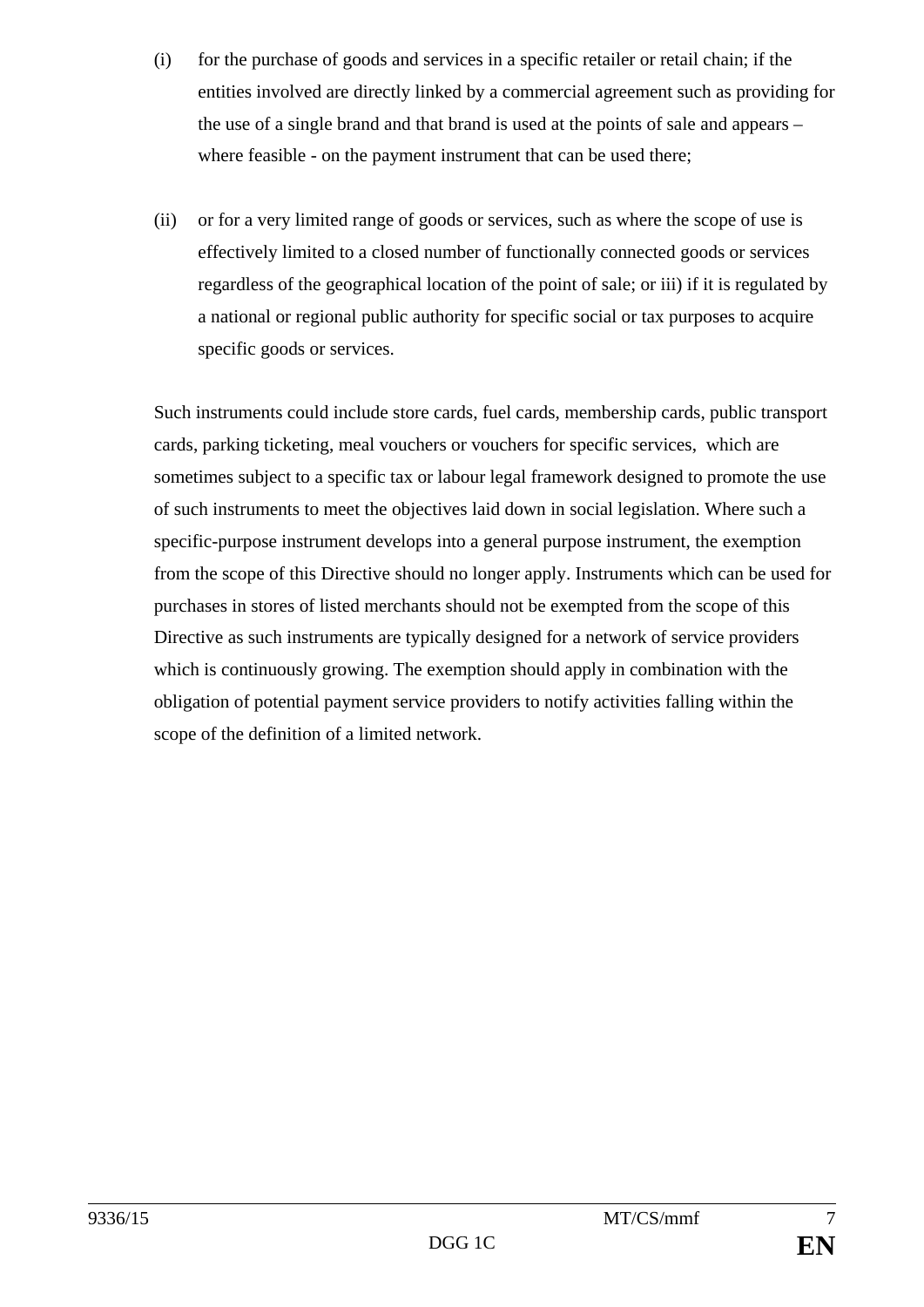(i) for the purchase of goods and services in a specific retailer or retail chain; if the entities involved are directly linked by a commercial agreement such as providing for the use of a single brand and that brand is used at the points of sale and appears – where feasible - on the payment instrument that can be used there;

(ii) or for a very limited range of goods or services, such as where the scope of use is effectively limited to a closed number of functionally connected goods or services regardless of the geographical location of the point of sale; or iii) if it is regulated by a national or regional public authority for specific social or tax purposes to acquire specific goods or services.

Such instruments could include store cards, fuel cards, membership cards, public transport cards, parking ticketing, meal vouchers or vouchers for specific services, which are sometimes subject to a specific tax or labour legal framework designed to promote the use of such instruments to meet the objectives laid down in social legislation. Where such a specific-purpose instrument develops into a general purpose instrument, the exemption from the scope of this Directive should no longer apply. Instruments which can be used for purchases in stores of listed merchants should not be exempted from the scope of this Directive as such instruments are typically designed for a network of service providers which is continuously growing. The exemption should apply in combination with the obligation of potential payment service providers to notify activities falling within the scope of the definition of a limited network.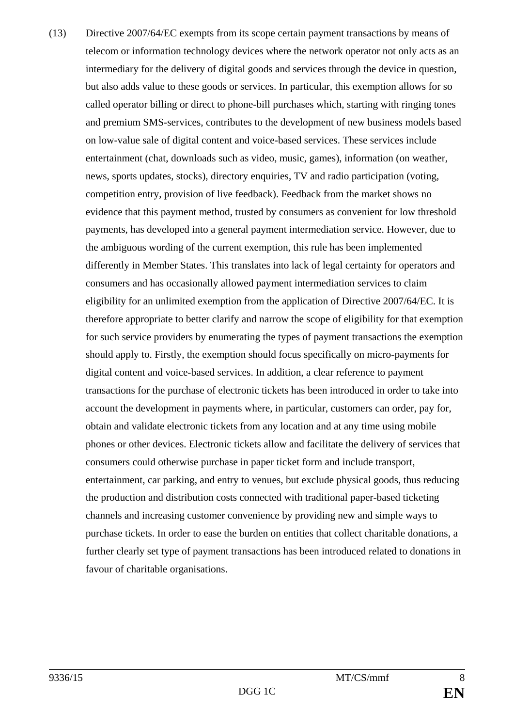(13) Directive 2007/64/EC exempts from its scope certain payment transactions by means of telecom or information technology devices where the network operator not only acts as an intermediary for the delivery of digital goods and services through the device in question, but also adds value to these goods or services. In particular, this exemption allows for so called operator billing or direct to phone-bill purchases which, starting with ringing tones and premium SMS-services, contributes to the development of new business models based on low-value sale of digital content and voice-based services. These services include entertainment (chat, downloads such as video, music, games), information (on weather, news, sports updates, stocks), directory enquiries, TV and radio participation (voting, competition entry, provision of live feedback). Feedback from the market shows no evidence that this payment method, trusted by consumers as convenient for low threshold payments, has developed into a general payment intermediation service. However, due to the ambiguous wording of the current exemption, this rule has been implemented differently in Member States. This translates into lack of legal certainty for operators and consumers and has occasionally allowed payment intermediation services to claim eligibility for an unlimited exemption from the application of Directive 2007/64/EC. It is therefore appropriate to better clarify and narrow the scope of eligibility for that exemption for such service providers by enumerating the types of payment transactions the exemption should apply to. Firstly, the exemption should focus specifically on micro-payments for digital content and voice-based services. In addition, a clear reference to payment transactions for the purchase of electronic tickets has been introduced in order to take into account the development in payments where, in particular, customers can order, pay for, obtain and validate electronic tickets from any location and at any time using mobile phones or other devices. Electronic tickets allow and facilitate the delivery of services that consumers could otherwise purchase in paper ticket form and include transport, entertainment, car parking, and entry to venues, but exclude physical goods, thus reducing the production and distribution costs connected with traditional paper-based ticketing channels and increasing customer convenience by providing new and simple ways to purchase tickets. In order to ease the burden on entities that collect charitable donations, a further clearly set type of payment transactions has been introduced related to donations in favour of charitable organisations.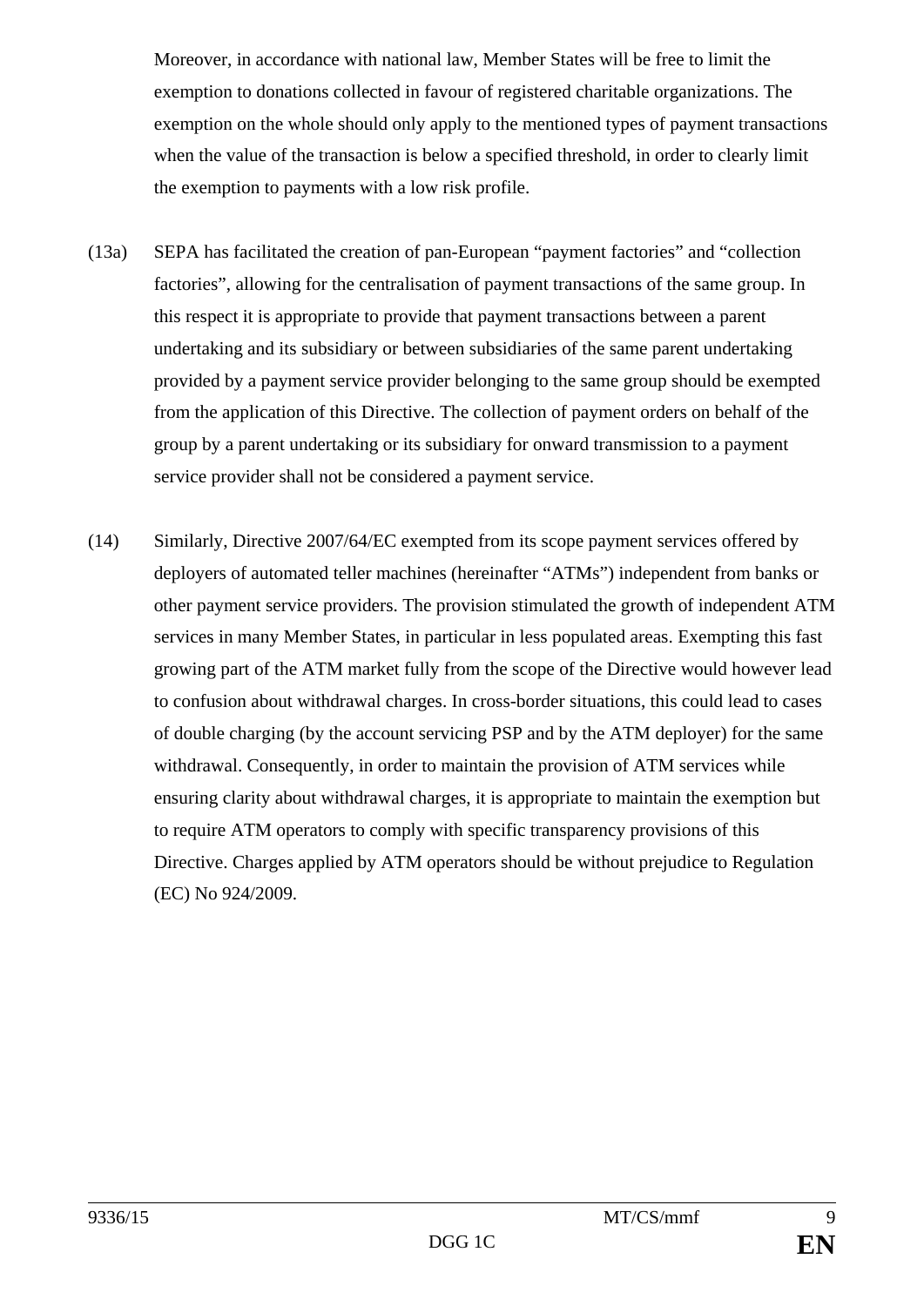Moreover, in accordance with national law, Member States will be free to limit the exemption to donations collected in favour of registered charitable organizations. The exemption on the whole should only apply to the mentioned types of payment transactions when the value of the transaction is below a specified threshold, in order to clearly limit the exemption to payments with a low risk profile.

(13a) SEPA has facilitated the creation of pan-European "payment factories" and "collection factories", allowing for the centralisation of payment transactions of the same group. In this respect it is appropriate to provide that payment transactions between a parent undertaking and its subsidiary or between subsidiaries of the same parent undertaking provided by a payment service provider belonging to the same group should be exempted from the application of this Directive. The collection of payment orders on behalf of the group by a parent undertaking or its subsidiary for onward transmission to a payment service provider shall not be considered a payment service.

(14) Similarly, Directive 2007/64/EC exempted from its scope payment services offered by deployers of automated teller machines (hereinafter "ATMs") independent from banks or other payment service providers. The provision stimulated the growth of independent ATM services in many Member States, in particular in less populated areas. Exempting this fast growing part of the ATM market fully from the scope of the Directive would however lead to confusion about withdrawal charges. In cross-border situations, this could lead to cases of double charging (by the account servicing PSP and by the ATM deployer) for the same withdrawal. Consequently, in order to maintain the provision of ATM services while ensuring clarity about withdrawal charges, it is appropriate to maintain the exemption but to require ATM operators to comply with specific transparency provisions of this Directive. Charges applied by ATM operators should be without prejudice to Regulation (EC) No 924/2009.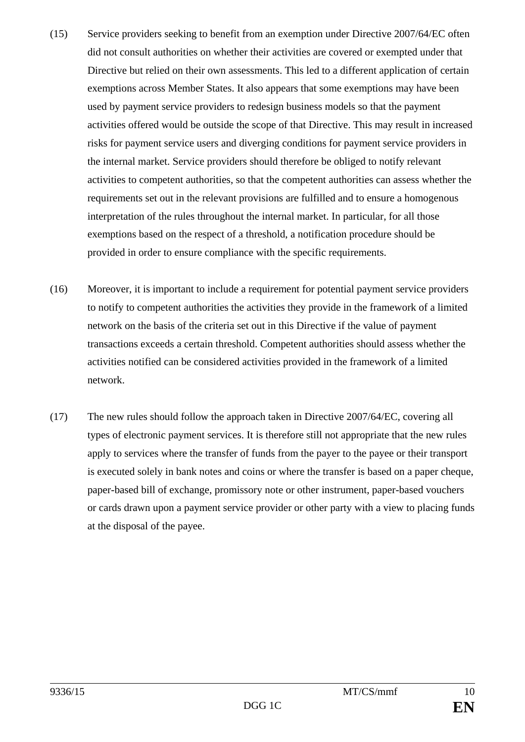(15) Service providers seeking to benefit from an exemption under Directive 2007/64/EC often did not consult authorities on whether their activities are covered or exempted under that Directive but relied on their own assessments. This led to a different application of certain exemptions across Member States. It also appears that some exemptions may have been used by payment service providers to redesign business models so that the payment activities offered would be outside the scope of that Directive. This may result in increased risks for payment service users and diverging conditions for payment service providers in the internal market. Service providers should therefore be obliged to notify relevant activities to competent authorities, so that the competent authorities can assess whether the requirements set out in the relevant provisions are fulfilled and to ensure a homogenous interpretation of the rules throughout the internal market. In particular, for all those exemptions based on the respect of a threshold, a notification procedure should be provided in order to ensure compliance with the specific requirements.

(16) Moreover, it is important to include a requirement for potential payment service providers to notify to competent authorities the activities they provide in the framework of a limited network on the basis of the criteria set out in this Directive if the value of payment transactions exceeds a certain threshold. Competent authorities should assess whether the activities notified can be considered activities provided in the framework of a limited network.

(17) The new rules should follow the approach taken in Directive 2007/64/EC, covering all types of electronic payment services. It is therefore still not appropriate that the new rules apply to services where the transfer of funds from the payer to the payee or their transport is executed solely in bank notes and coins or where the transfer is based on a paper cheque, paper-based bill of exchange, promissory note or other instrument, paper-based vouchers or cards drawn upon a payment service provider or other party with a view to placing funds at the disposal of the payee.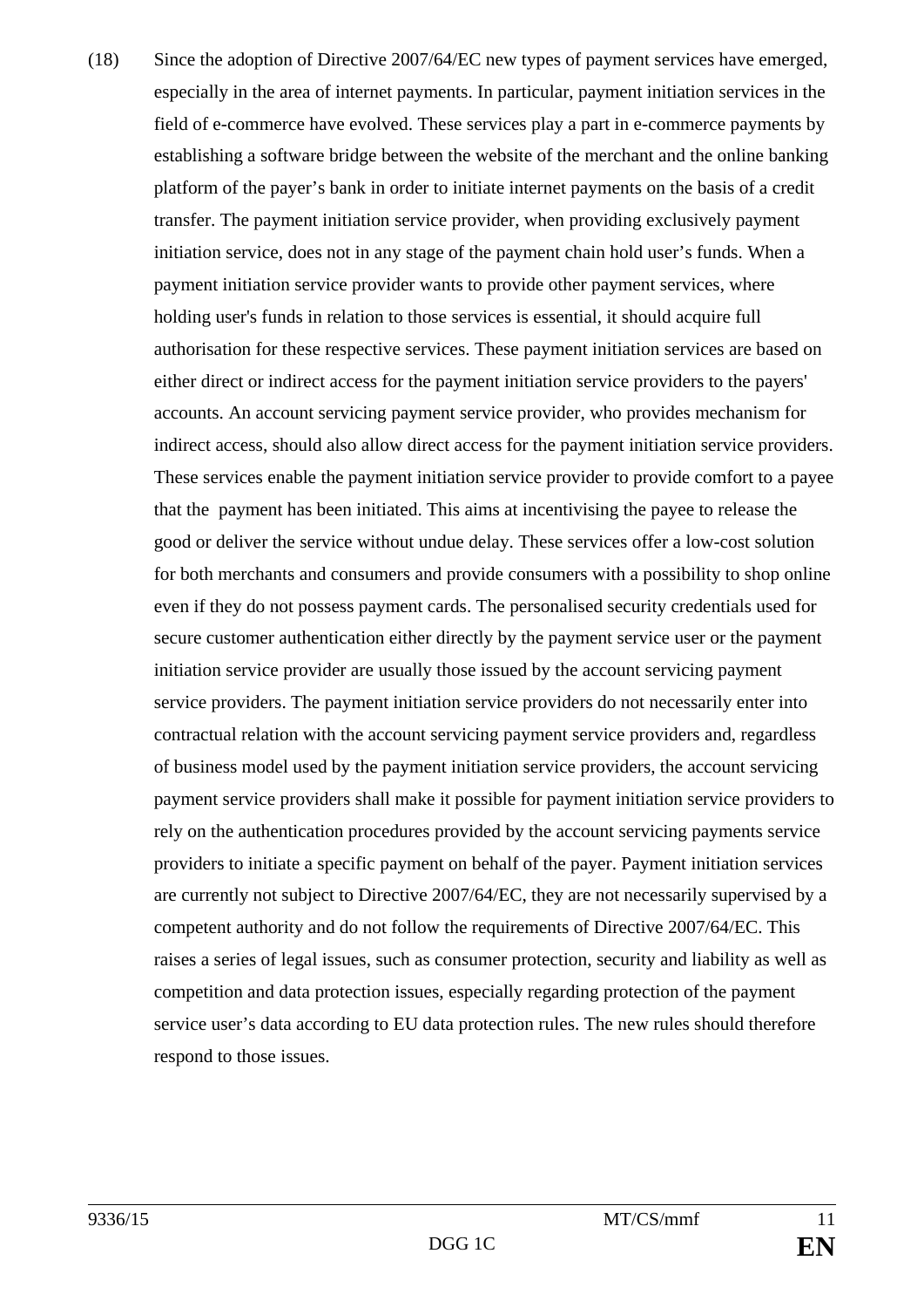(18) Since the adoption of Directive 2007/64/EC new types of payment services have emerged, especially in the area of internet payments. In particular, payment initiation services in the field of e-commerce have evolved. These services play a part in e-commerce payments by establishing a software bridge between the website of the merchant and the online banking platform of the payer's bank in order to initiate internet payments on the basis of a credit transfer. The payment initiation service provider, when providing exclusively payment initiation service, does not in any stage of the payment chain hold user's funds. When a payment initiation service provider wants to provide other payment services, where holding user's funds in relation to those services is essential, it should acquire full authorisation for these respective services. These payment initiation services are based on either direct or indirect access for the payment initiation service providers to the payers' accounts. An account servicing payment service provider, who provides mechanism for indirect access, should also allow direct access for the payment initiation service providers. These services enable the payment initiation service provider to provide comfort to a payee that the payment has been initiated. This aims at incentivising the payee to release the good or deliver the service without undue delay. These services offer a low-cost solution for both merchants and consumers and provide consumers with a possibility to shop online even if they do not possess payment cards. The personalised security credentials used for secure customer authentication either directly by the payment service user or the payment initiation service provider are usually those issued by the account servicing payment service providers. The payment initiation service providers do not necessarily enter into contractual relation with the account servicing payment service providers and, regardless of business model used by the payment initiation service providers, the account servicing payment service providers shall make it possible for payment initiation service providers to rely on the authentication procedures provided by the account servicing payments service providers to initiate a specific payment on behalf of the payer. Payment initiation services are currently not subject to Directive 2007/64/EC, they are not necessarily supervised by a competent authority and do not follow the requirements of Directive 2007/64/EC. This raises a series of legal issues, such as consumer protection, security and liability as well as competition and data protection issues, especially regarding protection of the payment service user's data according to EU data protection rules. The new rules should therefore respond to those issues.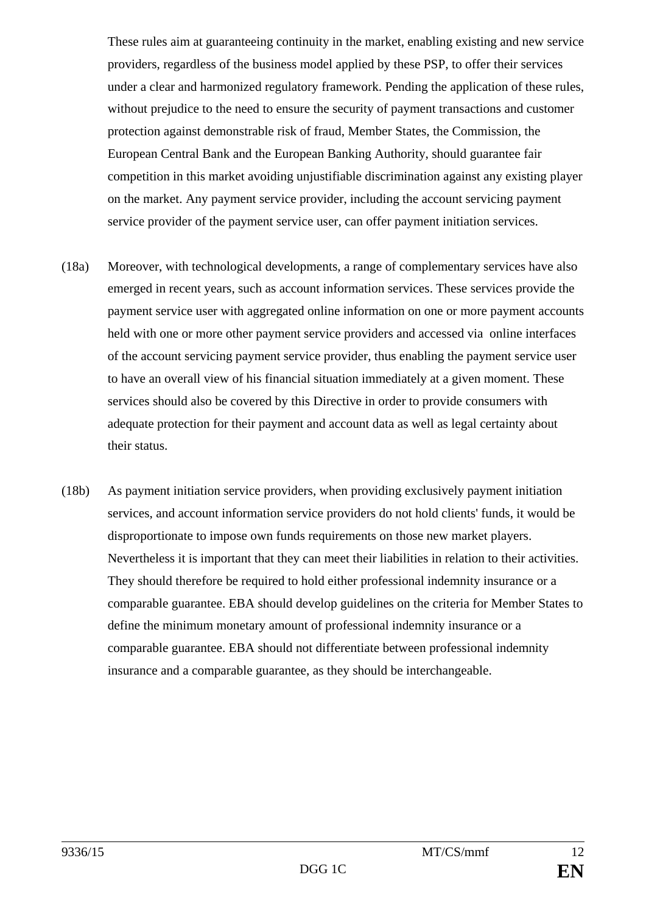These rules aim at guaranteeing continuity in the market, enabling existing and new service providers, regardless of the business model applied by these PSP, to offer their services under a clear and harmonized regulatory framework. Pending the application of these rules, without prejudice to the need to ensure the security of payment transactions and customer protection against demonstrable risk of fraud, Member States, the Commission, the European Central Bank and the European Banking Authority, should guarantee fair competition in this market avoiding unjustifiable discrimination against any existing player on the market. Any payment service provider, including the account servicing payment service provider of the payment service user, can offer payment initiation services.

(18a) Moreover, with technological developments, a range of complementary services have also emerged in recent years, such as account information services. These services provide the payment service user with aggregated online information on one or more payment accounts held with one or more other payment service providers and accessed via online interfaces of the account servicing payment service provider, thus enabling the payment service user to have an overall view of his financial situation immediately at a given moment. These services should also be covered by this Directive in order to provide consumers with adequate protection for their payment and account data as well as legal certainty about their status.

(18b) As payment initiation service providers, when providing exclusively payment initiation services, and account information service providers do not hold clients' funds, it would be disproportionate to impose own funds requirements on those new market players. Nevertheless it is important that they can meet their liabilities in relation to their activities. They should therefore be required to hold either professional indemnity insurance or a comparable guarantee. EBA should develop guidelines on the criteria for Member States to define the minimum monetary amount of professional indemnity insurance or a comparable guarantee. EBA should not differentiate between professional indemnity insurance and a comparable guarantee, as they should be interchangeable.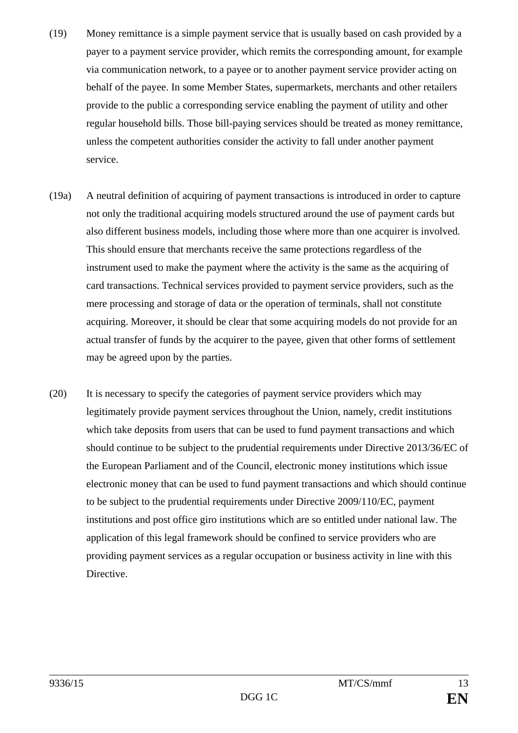(19) Money remittance is a simple payment service that is usually based on cash provided by a payer to a payment service provider, which remits the corresponding amount, for example via communication network, to a payee or to another payment service provider acting on behalf of the payee. In some Member States, supermarkets, merchants and other retailers provide to the public a corresponding service enabling the payment of utility and other regular household bills. Those bill-paying services should be treated as money remittance, unless the competent authorities consider the activity to fall under another payment service.

(19a) A neutral definition of acquiring of payment transactions is introduced in order to capture not only the traditional acquiring models structured around the use of payment cards but also different business models, including those where more than one acquirer is involved. This should ensure that merchants receive the same protections regardless of the instrument used to make the payment where the activity is the same as the acquiring of card transactions. Technical services provided to payment service providers, such as the mere processing and storage of data or the operation of terminals, shall not constitute acquiring. Moreover, it should be clear that some acquiring models do not provide for an actual transfer of funds by the acquirer to the payee, given that other forms of settlement may be agreed upon by the parties.

(20) It is necessary to specify the categories of payment service providers which may legitimately provide payment services throughout the Union, namely, credit institutions which take deposits from users that can be used to fund payment transactions and which should continue to be subject to the prudential requirements under Directive 2013/36/EC of the European Parliament and of the Council, electronic money institutions which issue electronic money that can be used to fund payment transactions and which should continue to be subject to the prudential requirements under Directive 2009/110/EC, payment institutions and post office giro institutions which are so entitled under national law. The application of this legal framework should be confined to service providers who are providing payment services as a regular occupation or business activity in line with this Directive.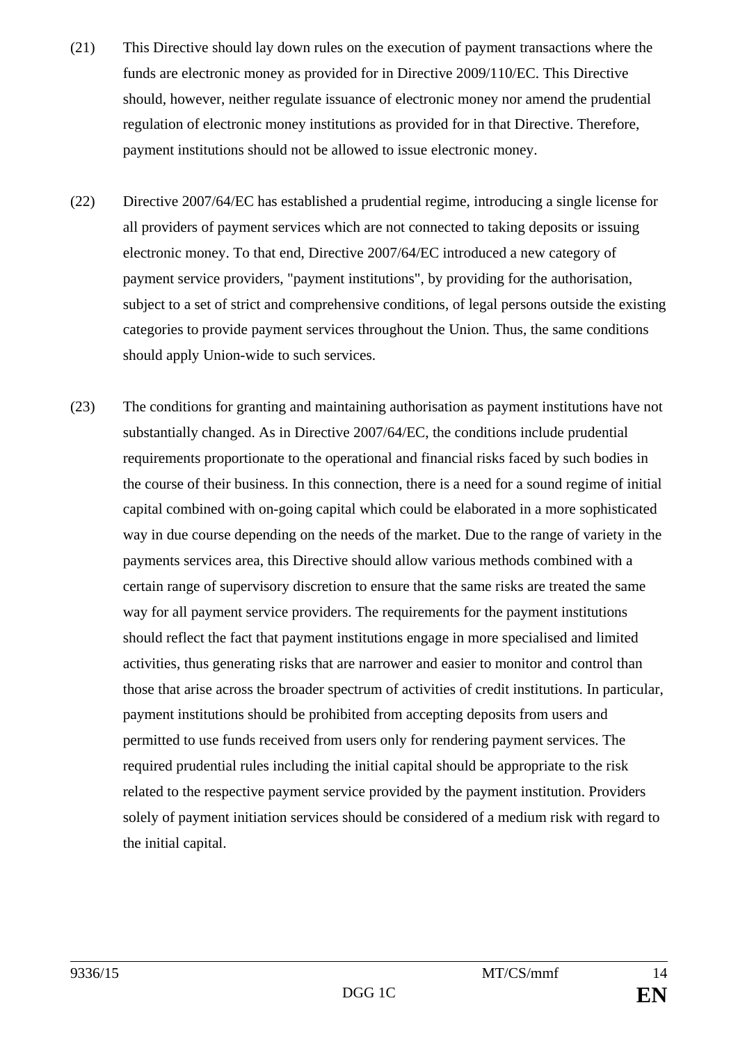(21) This Directive should lay down rules on the execution of payment transactions where the funds are electronic money as provided for in Directive 2009/110/EC. This Directive should, however, neither regulate issuance of electronic money nor amend the prudential regulation of electronic money institutions as provided for in that Directive. Therefore, payment institutions should not be allowed to issue electronic money.

(22) Directive 2007/64/EC has established a prudential regime, introducing a single license for all providers of payment services which are not connected to taking deposits or issuing electronic money. To that end, Directive 2007/64/EC introduced a new category of payment service providers, "payment institutions", by providing for the authorisation, subject to a set of strict and comprehensive conditions, of legal persons outside the existing categories to provide payment services throughout the Union. Thus, the same conditions should apply Union-wide to such services.

(23) The conditions for granting and maintaining authorisation as payment institutions have not substantially changed. As in Directive 2007/64/EC, the conditions include prudential requirements proportionate to the operational and financial risks faced by such bodies in the course of their business. In this connection, there is a need for a sound regime of initial capital combined with on-going capital which could be elaborated in a more sophisticated way in due course depending on the needs of the market. Due to the range of variety in the payments services area, this Directive should allow various methods combined with a certain range of supervisory discretion to ensure that the same risks are treated the same way for all payment service providers. The requirements for the payment institutions should reflect the fact that payment institutions engage in more specialised and limited activities, thus generating risks that are narrower and easier to monitor and control than those that arise across the broader spectrum of activities of credit institutions. In particular, payment institutions should be prohibited from accepting deposits from users and permitted to use funds received from users only for rendering payment services. The required prudential rules including the initial capital should be appropriate to the risk related to the respective payment service provided by the payment institution. Providers solely of payment initiation services should be considered of a medium risk with regard to the initial capital.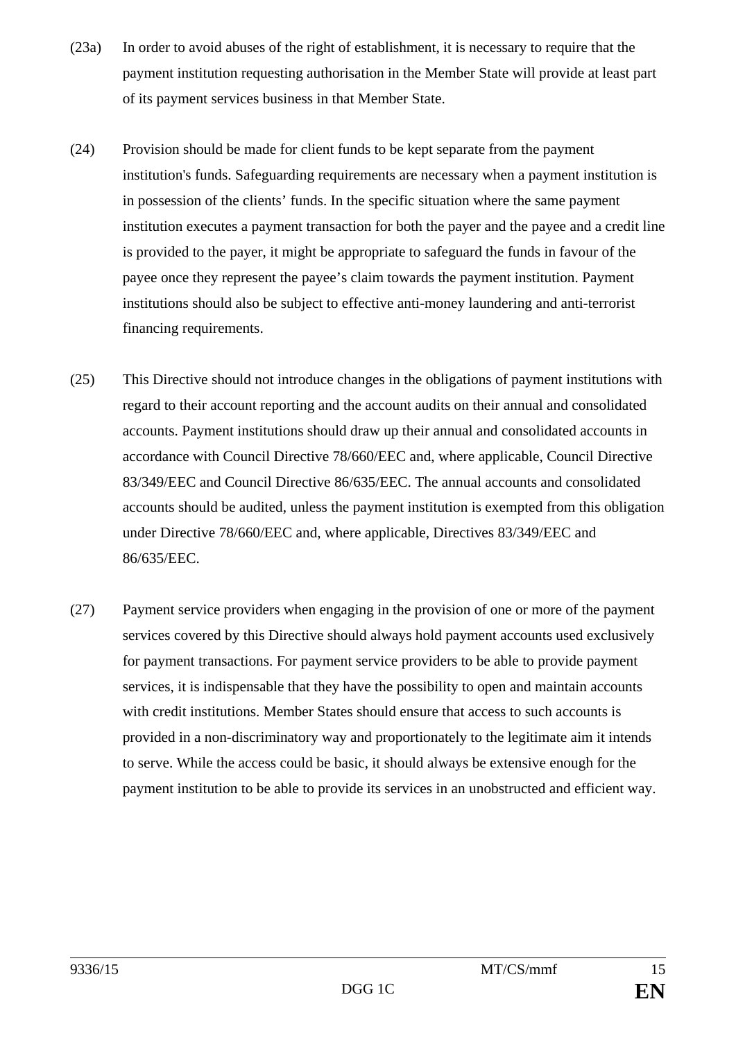(23a) In order to avoid abuses of the right of establishment, it is necessary to require that the payment institution requesting authorisation in the Member State will provide at least part of its payment services business in that Member State.

(24) Provision should be made for client funds to be kept separate from the payment institution's funds. Safeguarding requirements are necessary when a payment institution is in possession of the clients' funds. In the specific situation where the same payment institution executes a payment transaction for both the payer and the payee and a credit line is provided to the payer, it might be appropriate to safeguard the funds in favour of the payee once they represent the payee's claim towards the payment institution. Payment institutions should also be subject to effective anti-money laundering and anti-terrorist financing requirements.

(25) This Directive should not introduce changes in the obligations of payment institutions with regard to their account reporting and the account audits on their annual and consolidated accounts. Payment institutions should draw up their annual and consolidated accounts in accordance with Council Directive 78/660/EEC and, where applicable, Council Directive 83/349/EEC and Council Directive 86/635/EEC. The annual accounts and consolidated accounts should be audited, unless the payment institution is exempted from this obligation under Directive 78/660/EEC and, where applicable, Directives 83/349/EEC and 86/635/EEC.

(27) Payment service providers when engaging in the provision of one or more of the payment services covered by this Directive should always hold payment accounts used exclusively for payment transactions. For payment service providers to be able to provide payment services, it is indispensable that they have the possibility to open and maintain accounts with credit institutions. Member States should ensure that access to such accounts is provided in a non-discriminatory way and proportionately to the legitimate aim it intends to serve. While the access could be basic, it should always be extensive enough for the payment institution to be able to provide its services in an unobstructed and efficient way.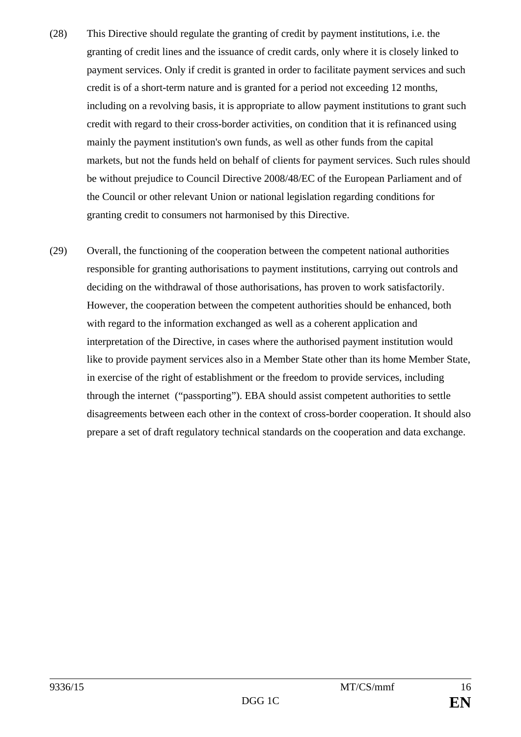(28) This Directive should regulate the granting of credit by payment institutions, i.e. the granting of credit lines and the issuance of credit cards, only where it is closely linked to payment services. Only if credit is granted in order to facilitate payment services and such credit is of a short-term nature and is granted for a period not exceeding 12 months, including on a revolving basis, it is appropriate to allow payment institutions to grant such credit with regard to their cross-border activities, on condition that it is refinanced using mainly the payment institution's own funds, as well as other funds from the capital markets, but not the funds held on behalf of clients for payment services. Such rules should be without prejudice to Council Directive 2008/48/EC of the European Parliament and of the Council or other relevant Union or national legislation regarding conditions for granting credit to consumers not harmonised by this Directive.

(29) Overall, the functioning of the cooperation between the competent national authorities responsible for granting authorisations to payment institutions, carrying out controls and deciding on the withdrawal of those authorisations, has proven to work satisfactorily. However, the cooperation between the competent authorities should be enhanced, both with regard to the information exchanged as well as a coherent application and interpretation of the Directive, in cases where the authorised payment institution would like to provide payment services also in a Member State other than its home Member State, in exercise of the right of establishment or the freedom to provide services, including through the internet ("passporting"). EBA should assist competent authorities to settle disagreements between each other in the context of cross-border cooperation. It should also prepare a set of draft regulatory technical standards on the cooperation and data exchange.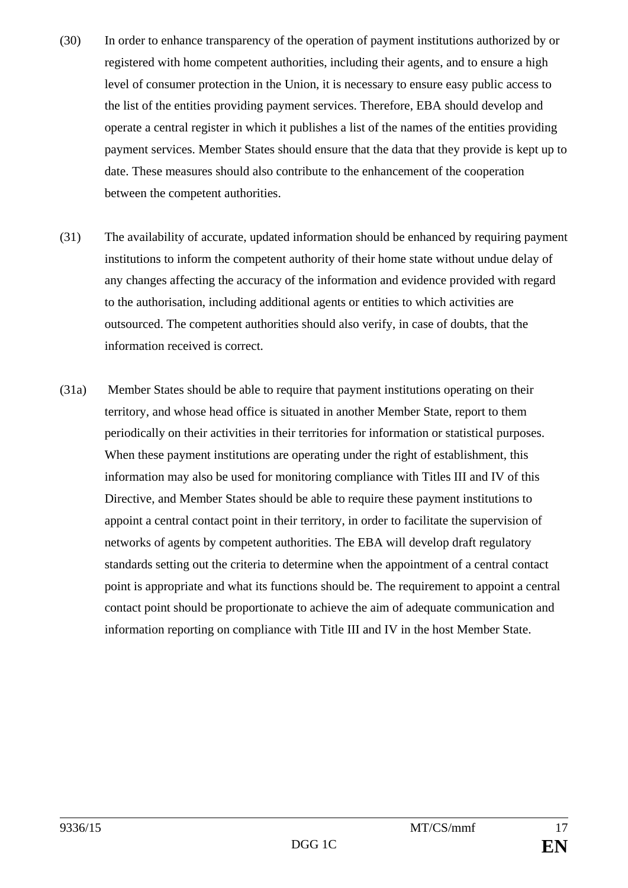(30) In order to enhance transparency of the operation of payment institutions authorized by or registered with home competent authorities, including their agents, and to ensure a high level of consumer protection in the Union, it is necessary to ensure easy public access to the list of the entities providing payment services. Therefore, EBA should develop and operate a central register in which it publishes a list of the names of the entities providing payment services. Member States should ensure that the data that they provide is kept up to date. These measures should also contribute to the enhancement of the cooperation between the competent authorities.

(31) The availability of accurate, updated information should be enhanced by requiring payment institutions to inform the competent authority of their home state without undue delay of any changes affecting the accuracy of the information and evidence provided with regard to the authorisation, including additional agents or entities to which activities are outsourced. The competent authorities should also verify, in case of doubts, that the information received is correct.

(31a) Member States should be able to require that payment institutions operating on their territory, and whose head office is situated in another Member State, report to them periodically on their activities in their territories for information or statistical purposes. When these payment institutions are operating under the right of establishment, this information may also be used for monitoring compliance with Titles III and IV of this Directive, and Member States should be able to require these payment institutions to appoint a central contact point in their territory, in order to facilitate the supervision of networks of agents by competent authorities. The EBA will develop draft regulatory standards setting out the criteria to determine when the appointment of a central contact point is appropriate and what its functions should be. The requirement to appoint a central contact point should be proportionate to achieve the aim of adequate communication and information reporting on compliance with Title III and IV in the host Member State.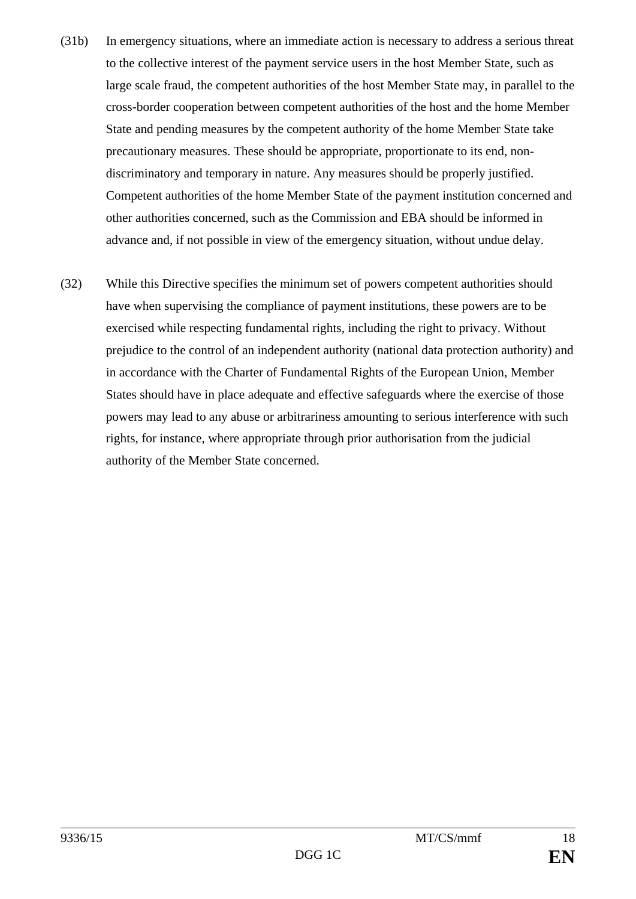(31b) In emergency situations, where an immediate action is necessary to address a serious threat to the collective interest of the payment service users in the host Member State, such as large scale fraud, the competent authorities of the host Member State may, in parallel to the cross-border cooperation between competent authorities of the host and the home Member State and pending measures by the competent authority of the home Member State take precautionary measures. These should be appropriate, proportionate to its end, non-discriminatory and temporary in nature. Any measures should be properly justified. Competent authorities of the home Member State of the payment institution concerned and other authorities concerned, such as the Commission and EBA should be informed in advance and, if not possible in view of the emergency situation, without undue delay.

(32) While this Directive specifies the minimum set of powers competent authorities should have when supervising the compliance of payment institutions, these powers are to be exercised while respecting fundamental rights, including the right to privacy. Without prejudice to the control of an independent authority (national data protection authority) and in accordance with the Charter of Fundamental Rights of the European Union, Member States should have in place adequate and effective safeguards where the exercise of those powers may lead to any abuse or arbitrariness amounting to serious interference with such rights, for instance, where appropriate through prior authorisation from the judicial authority of the Member State concerned.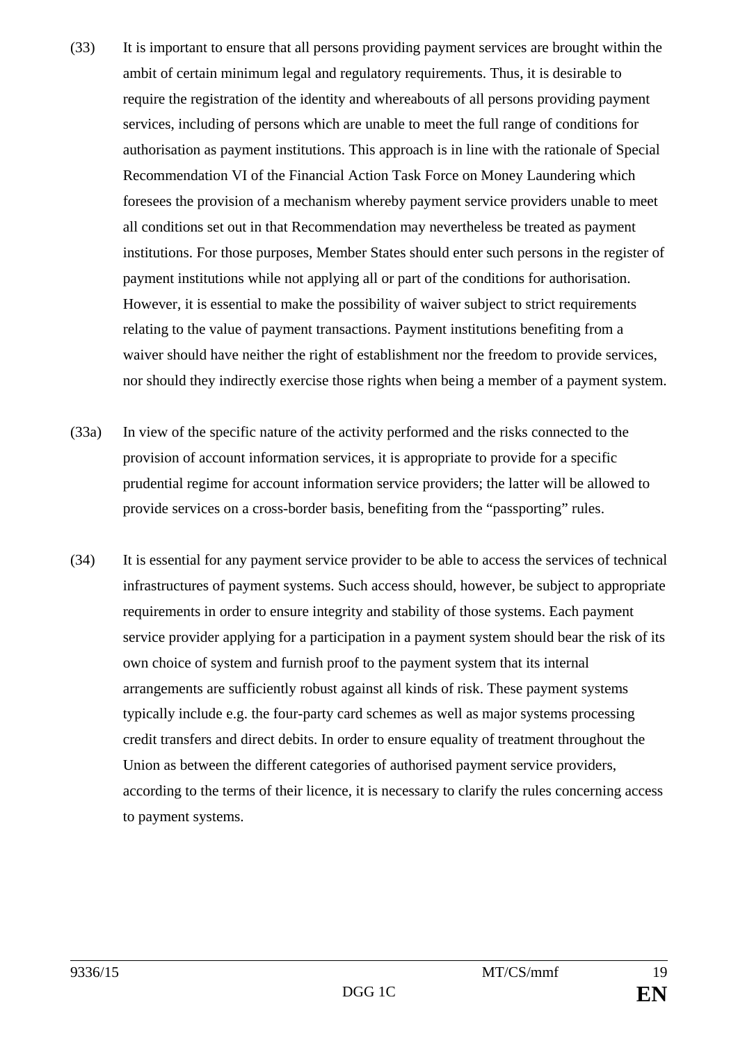(33) It is important to ensure that all persons providing payment services are brought within the ambit of certain minimum legal and regulatory requirements. Thus, it is desirable to require the registration of the identity and whereabouts of all persons providing payment services, including of persons which are unable to meet the full range of conditions for authorisation as payment institutions. This approach is in line with the rationale of Special Recommendation VI of the Financial Action Task Force on Money Laundering which foresees the provision of a mechanism whereby payment service providers unable to meet all conditions set out in that Recommendation may nevertheless be treated as payment institutions. For those purposes, Member States should enter such persons in the register of payment institutions while not applying all or part of the conditions for authorisation. However, it is essential to make the possibility of waiver subject to strict requirements relating to the value of payment transactions. Payment institutions benefiting from a waiver should have neither the right of establishment nor the freedom to provide services, nor should they indirectly exercise those rights when being a member of a payment system.

(33a) In view of the specific nature of the activity performed and the risks connected to the provision of account information services, it is appropriate to provide for a specific prudential regime for account information service providers; the latter will be allowed to provide services on a cross-border basis, benefiting from the "passporting" rules.

(34) It is essential for any payment service provider to be able to access the services of technical infrastructures of payment systems. Such access should, however, be subject to appropriate requirements in order to ensure integrity and stability of those systems. Each payment service provider applying for a participation in a payment system should bear the risk of its own choice of system and furnish proof to the payment system that its internal arrangements are sufficiently robust against all kinds of risk. These payment systems typically include e.g. the four-party card schemes as well as major systems processing credit transfers and direct debits. In order to ensure equality of treatment throughout the Union as between the different categories of authorised payment service providers, according to the terms of their licence, it is necessary to clarify the rules concerning access to payment systems.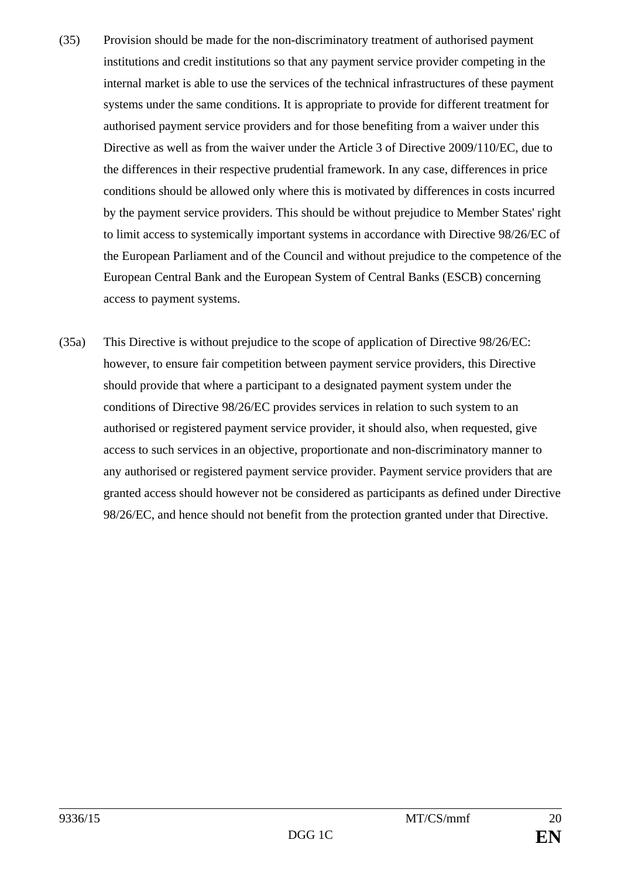(35) Provision should be made for the non-discriminatory treatment of authorised payment institutions and credit institutions so that any payment service provider competing in the internal market is able to use the services of the technical infrastructures of these payment systems under the same conditions. It is appropriate to provide for different treatment for authorised payment service providers and for those benefiting from a waiver under this Directive as well as from the waiver under the Article 3 of Directive 2009/110/EC, due to the differences in their respective prudential framework. In any case, differences in price conditions should be allowed only where this is motivated by differences in costs incurred by the payment service providers. This should be without prejudice to Member States' right to limit access to systemically important systems in accordance with Directive 98/26/EC of the European Parliament and of the Council and without prejudice to the competence of the European Central Bank and the European System of Central Banks (ESCB) concerning access to payment systems.

(35a) This Directive is without prejudice to the scope of application of Directive 98/26/EC: however, to ensure fair competition between payment service providers, this Directive should provide that where a participant to a designated payment system under the conditions of Directive 98/26/EC provides services in relation to such system to an authorised or registered payment service provider, it should also, when requested, give access to such services in an objective, proportionate and non-discriminatory manner to any authorised or registered payment service provider. Payment service providers that are granted access should however not be considered as participants as defined under Directive 98/26/EC, and hence should not benefit from the protection granted under that Directive.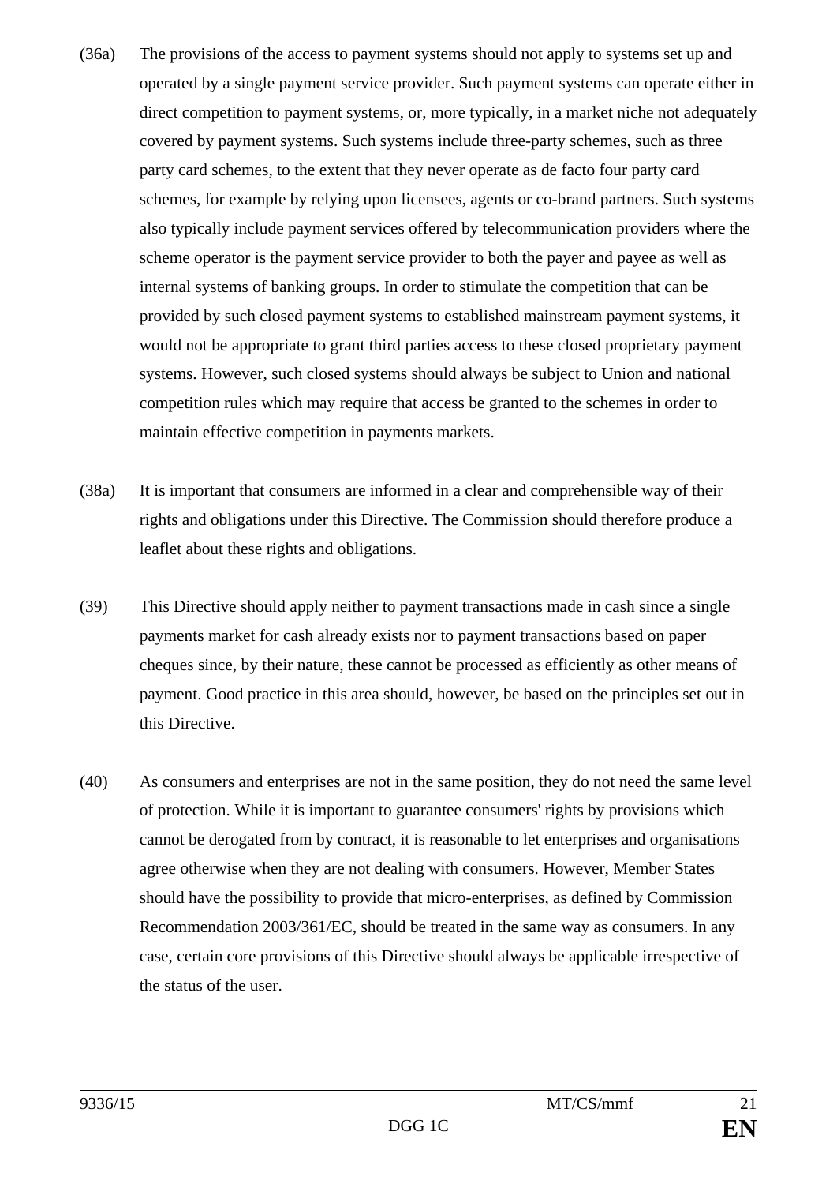(36a) The provisions of the access to payment systems should not apply to systems set up and operated by a single payment service provider. Such payment systems can operate either in direct competition to payment systems, or, more typically, in a market niche not adequately covered by payment systems. Such systems include three-party schemes, such as three party card schemes, to the extent that they never operate as de facto four party card schemes, for example by relying upon licensees, agents or co-brand partners. Such systems also typically include payment services offered by telecommunication providers where the scheme operator is the payment service provider to both the payer and payee as well as internal systems of banking groups. In order to stimulate the competition that can be provided by such closed payment systems to established mainstream payment systems, it would not be appropriate to grant third parties access to these closed proprietary payment systems. However, such closed systems should always be subject to Union and national competition rules which may require that access be granted to the schemes in order to maintain effective competition in payments markets.

(38a) It is important that consumers are informed in a clear and comprehensible way of their rights and obligations under this Directive. The Commission should therefore produce a leaflet about these rights and obligations.

(39) This Directive should apply neither to payment transactions made in cash since a single payments market for cash already exists nor to payment transactions based on paper cheques since, by their nature, these cannot be processed as efficiently as other means of payment. Good practice in this area should, however, be based on the principles set out in this Directive.

(40) As consumers and enterprises are not in the same position, they do not need the same level of protection. While it is important to guarantee consumers' rights by provisions which cannot be derogated from by contract, it is reasonable to let enterprises and organisations agree otherwise when they are not dealing with consumers. However, Member States should have the possibility to provide that micro-enterprises, as defined by Commission Recommendation 2003/361/EC, should be treated in the same way as consumers. In any case, certain core provisions of this Directive should always be applicable irrespective of the status of the user.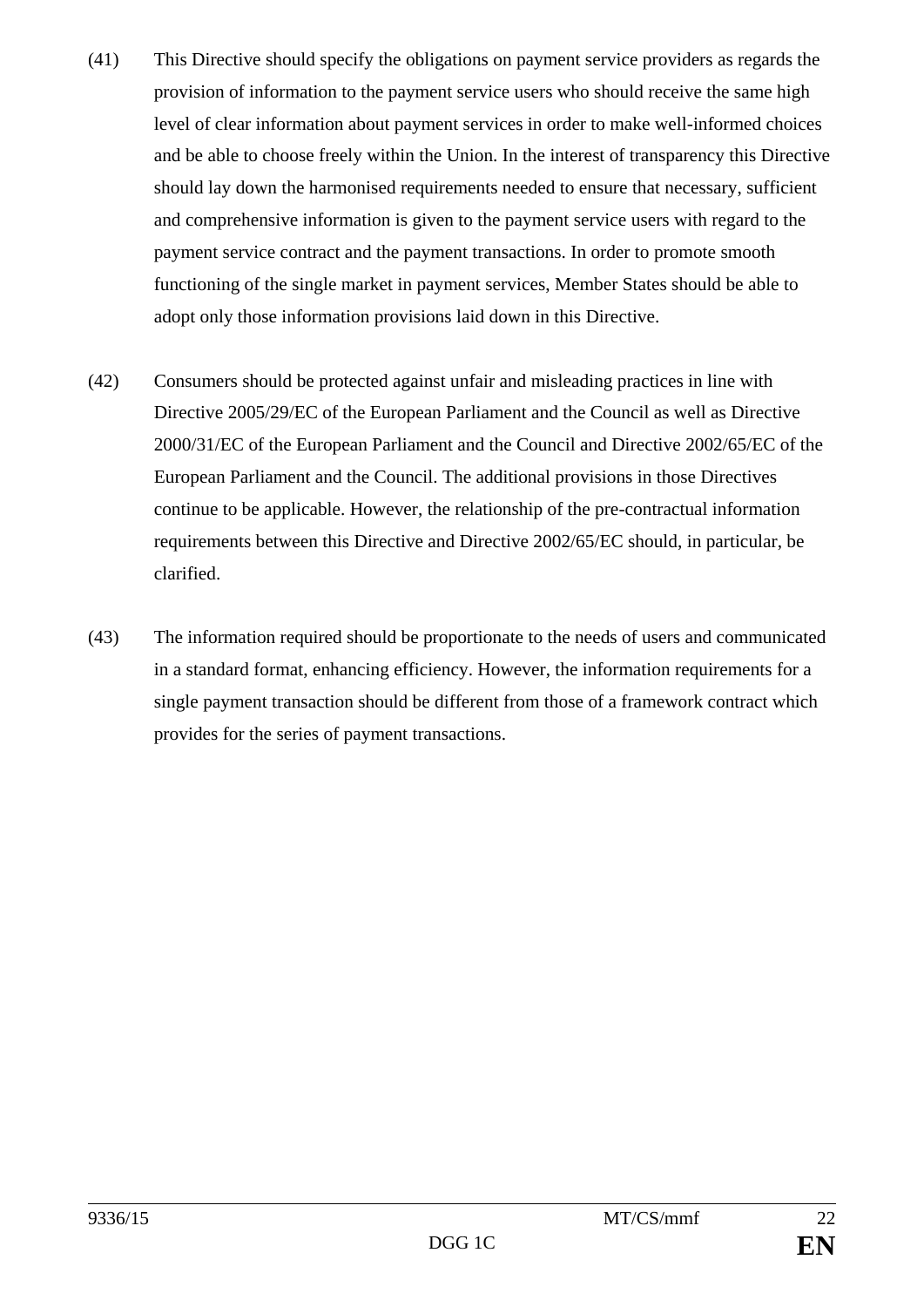(41) This Directive should specify the obligations on payment service providers as regards the provision of information to the payment service users who should receive the same high level of clear information about payment services in order to make well-informed choices and be able to choose freely within the Union. In the interest of transparency this Directive should lay down the harmonised requirements needed to ensure that necessary, sufficient and comprehensive information is given to the payment service users with regard to the payment service contract and the payment transactions. In order to promote smooth functioning of the single market in payment services, Member States should be able to adopt only those information provisions laid down in this Directive.

(42) Consumers should be protected against unfair and misleading practices in line with Directive 2005/29/EC of the European Parliament and the Council as well as Directive 2000/31/EC of the European Parliament and the Council and Directive 2002/65/EC of the European Parliament and the Council. The additional provisions in those Directives continue to be applicable. However, the relationship of the pre-contractual information requirements between this Directive and Directive 2002/65/EC should, in particular, be clarified.

(43) The information required should be proportionate to the needs of users and communicated in a standard format, enhancing efficiency. However, the information requirements for a single payment transaction should be different from those of a framework contract which provides for the series of payment transactions.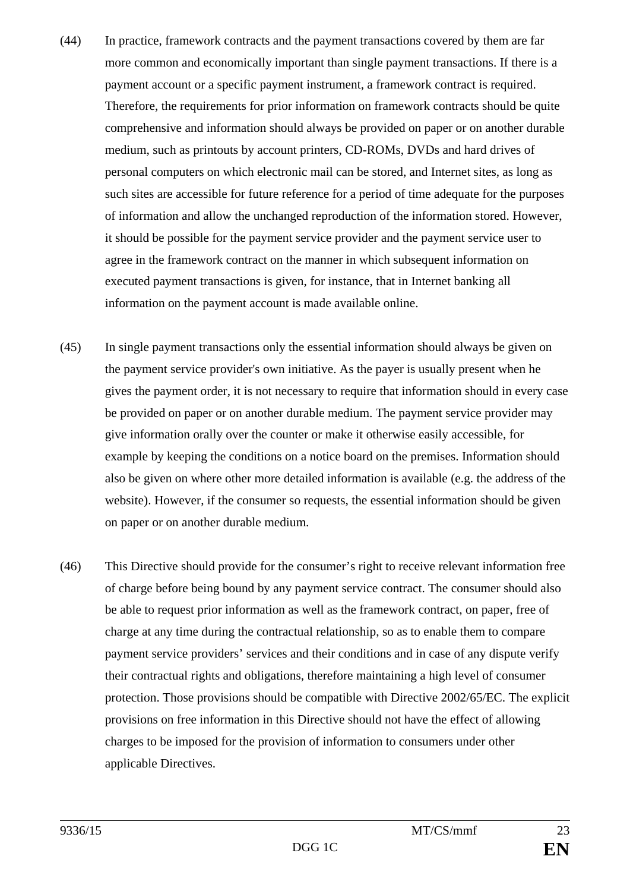(44) In practice, framework contracts and the payment transactions covered by them are far more common and economically important than single payment transactions. If there is a payment account or a specific payment instrument, a framework contract is required. Therefore, the requirements for prior information on framework contracts should be quite comprehensive and information should always be provided on paper or on another durable medium, such as printouts by account printers, CD-ROMs, DVDs and hard drives of personal computers on which electronic mail can be stored, and Internet sites, as long as such sites are accessible for future reference for a period of time adequate for the purposes of information and allow the unchanged reproduction of the information stored. However, it should be possible for the payment service provider and the payment service user to agree in the framework contract on the manner in which subsequent information on executed payment transactions is given, for instance, that in Internet banking all information on the payment account is made available online.

(45) In single payment transactions only the essential information should always be given on the payment service provider's own initiative. As the payer is usually present when he gives the payment order, it is not necessary to require that information should in every case be provided on paper or on another durable medium. The payment service provider may give information orally over the counter or make it otherwise easily accessible, for example by keeping the conditions on a notice board on the premises. Information should also be given on where other more detailed information is available (e.g. the address of the website). However, if the consumer so requests, the essential information should be given on paper or on another durable medium.

(46) This Directive should provide for the consumer's right to receive relevant information free of charge before being bound by any payment service contract. The consumer should also be able to request prior information as well as the framework contract, on paper, free of charge at any time during the contractual relationship, so as to enable them to compare payment service providers' services and their conditions and in case of any dispute verify their contractual rights and obligations, therefore maintaining a high level of consumer protection. Those provisions should be compatible with Directive 2002/65/EC. The explicit provisions on free information in this Directive should not have the effect of allowing charges to be imposed for the provision of information to consumers under other applicable Directives.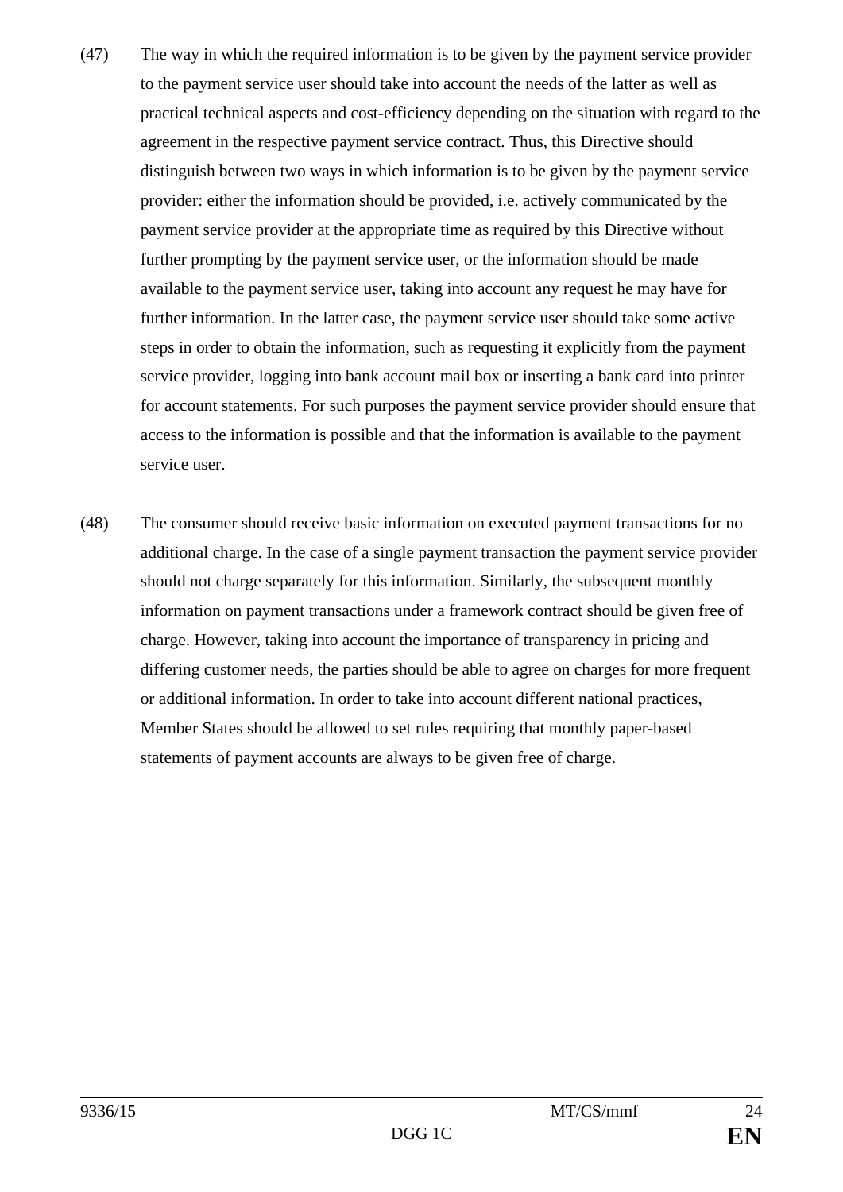(47) The way in which the required information is to be given by the payment service provider to the payment service user should take into account the needs of the latter as well as practical technical aspects and cost-efficiency depending on the situation with regard to the agreement in the respective payment service contract. Thus, this Directive should distinguish between two ways in which information is to be given by the payment service provider: either the information should be provided, i.e. actively communicated by the payment service provider at the appropriate time as required by this Directive without further prompting by the payment service user, or the information should be made available to the payment service user, taking into account any request he may have for further information. In the latter case, the payment service user should take some active steps in order to obtain the information, such as requesting it explicitly from the payment service provider, logging into bank account mail box or inserting a bank card into printer for account statements. For such purposes the payment service provider should ensure that access to the information is possible and that the information is available to the payment service user.

(48) The consumer should receive basic information on executed payment transactions for no additional charge. In the case of a single payment transaction the payment service provider should not charge separately for this information. Similarly, the subsequent monthly information on payment transactions under a framework contract should be given free of charge. However, taking into account the importance of transparency in pricing and differing customer needs, the parties should be able to agree on charges for more frequent or additional information. In order to take into account different national practices, Member States should be allowed to set rules requiring that monthly paper-based statements of payment accounts are always to be given free of charge.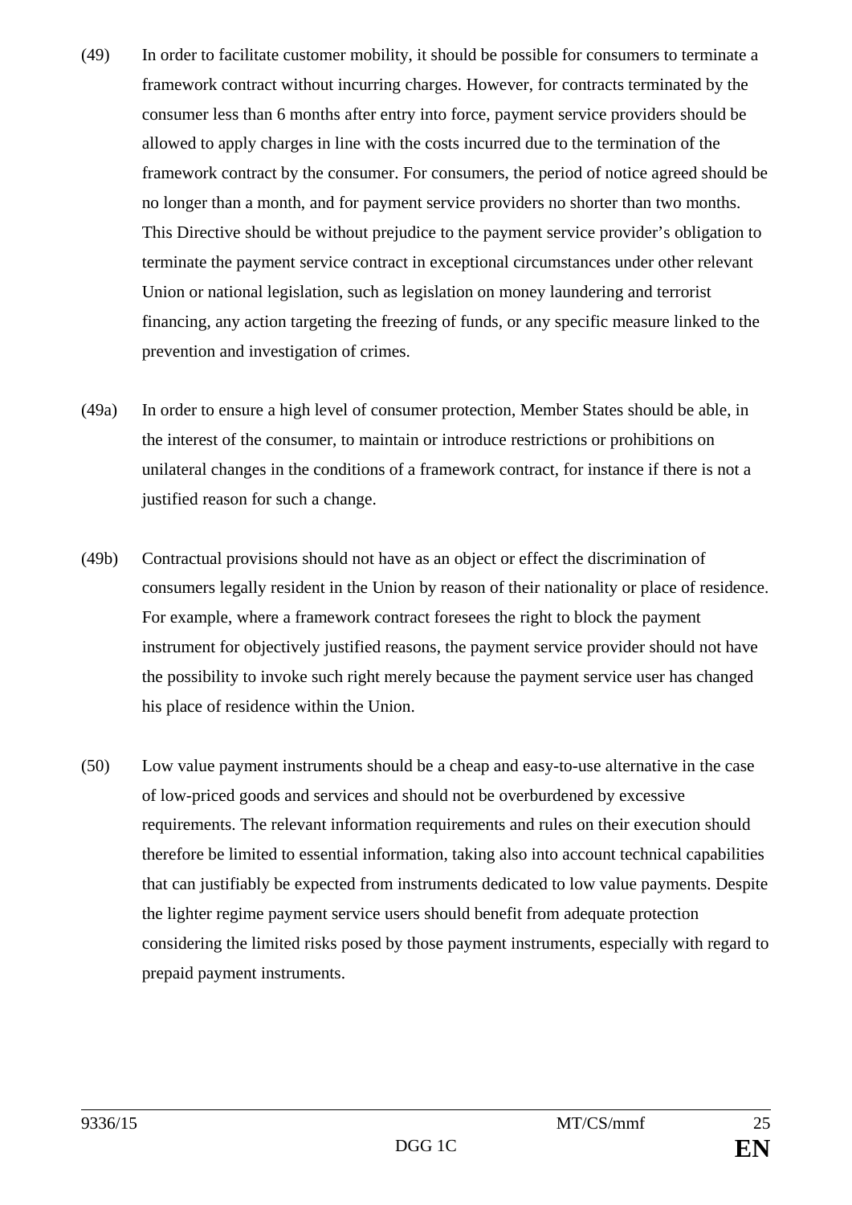(49) In order to facilitate customer mobility, it should be possible for consumers to terminate a framework contract without incurring charges. However, for contracts terminated by the consumer less than 6 months after entry into force, payment service providers should be allowed to apply charges in line with the costs incurred due to the termination of the framework contract by the consumer. For consumers, the period of notice agreed should be no longer than a month, and for payment service providers no shorter than two months. This Directive should be without prejudice to the payment service provider's obligation to terminate the payment service contract in exceptional circumstances under other relevant Union or national legislation, such as legislation on money laundering and terrorist financing, any action targeting the freezing of funds, or any specific measure linked to the prevention and investigation of crimes.

(49a) In order to ensure a high level of consumer protection, Member States should be able, in the interest of the consumer, to maintain or introduce restrictions or prohibitions on unilateral changes in the conditions of a framework contract, for instance if there is not a justified reason for such a change.

(49b) Contractual provisions should not have as an object or effect the discrimination of consumers legally resident in the Union by reason of their nationality or place of residence. For example, where a framework contract foresees the right to block the payment instrument for objectively justified reasons, the payment service provider should not have the possibility to invoke such right merely because the payment service user has changed his place of residence within the Union.

(50) Low value payment instruments should be a cheap and easy-to-use alternative in the case of low-priced goods and services and should not be overburdened by excessive requirements. The relevant information requirements and rules on their execution should therefore be limited to essential information, taking also into account technical capabilities that can justifiably be expected from instruments dedicated to low value payments. Despite the lighter regime payment service users should benefit from adequate protection considering the limited risks posed by those payment instruments, especially with regard to prepaid payment instruments.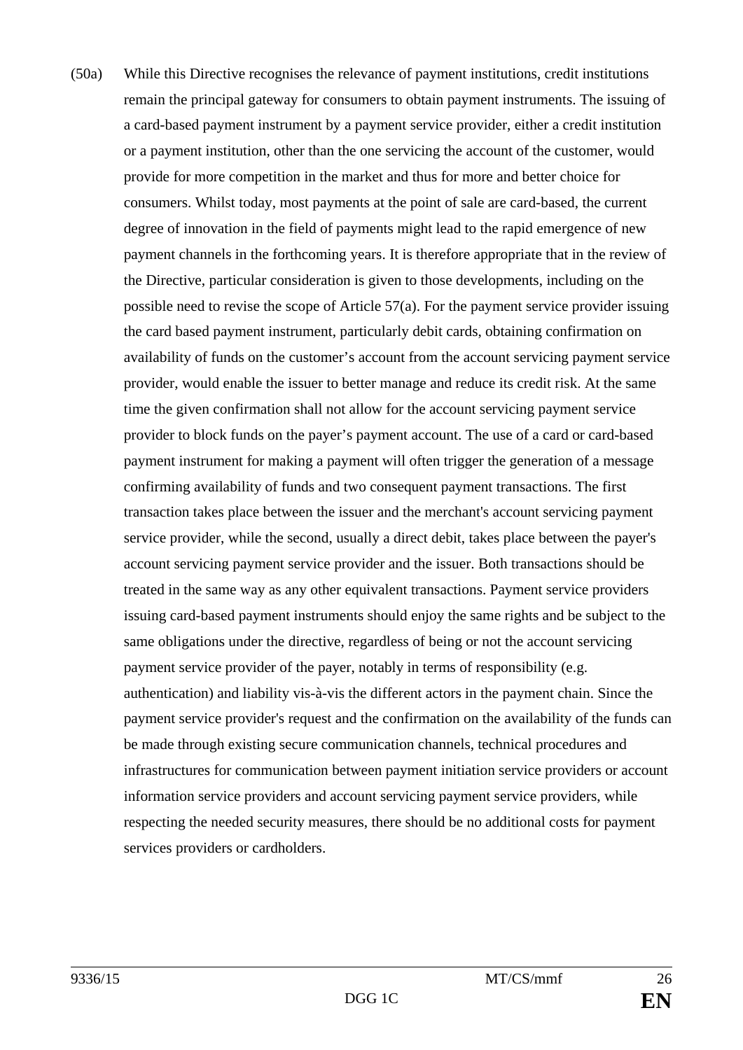(50a) While this Directive recognises the relevance of payment institutions, credit institutions remain the principal gateway for consumers to obtain payment instruments. The issuing of a card-based payment instrument by a payment service provider, either a credit institution or a payment institution, other than the one servicing the account of the customer, would provide for more competition in the market and thus for more and better choice for consumers. Whilst today, most payments at the point of sale are card-based, the current degree of innovation in the field of payments might lead to the rapid emergence of new payment channels in the forthcoming years. It is therefore appropriate that in the review of the Directive, particular consideration is given to those developments, including on the possible need to revise the scope of Article 57(a). For the payment service provider issuing the card based payment instrument, particularly debit cards, obtaining confirmation on availability of funds on the customer's account from the account servicing payment service provider, would enable the issuer to better manage and reduce its credit risk. At the same time the given confirmation shall not allow for the account servicing payment service provider to block funds on the payer's payment account. The use of a card or card-based payment instrument for making a payment will often trigger the generation of a message confirming availability of funds and two consequent payment transactions. The first transaction takes place between the issuer and the merchant's account servicing payment service provider, while the second, usually a direct debit, takes place between the payer's account servicing payment service provider and the issuer. Both transactions should be treated in the same way as any other equivalent transactions. Payment service providers issuing card-based payment instruments should enjoy the same rights and be subject to the same obligations under the directive, regardless of being or not the account servicing payment service provider of the payer, notably in terms of responsibility (e.g. authentication) and liability vis-à-vis the different actors in the payment chain. Since the payment service provider's request and the confirmation on the availability of the funds can be made through existing secure communication channels, technical procedures and infrastructures for communication between payment initiation service providers or account information service providers and account servicing payment service providers, while respecting the needed security measures, there should be no additional costs for payment services providers or cardholders.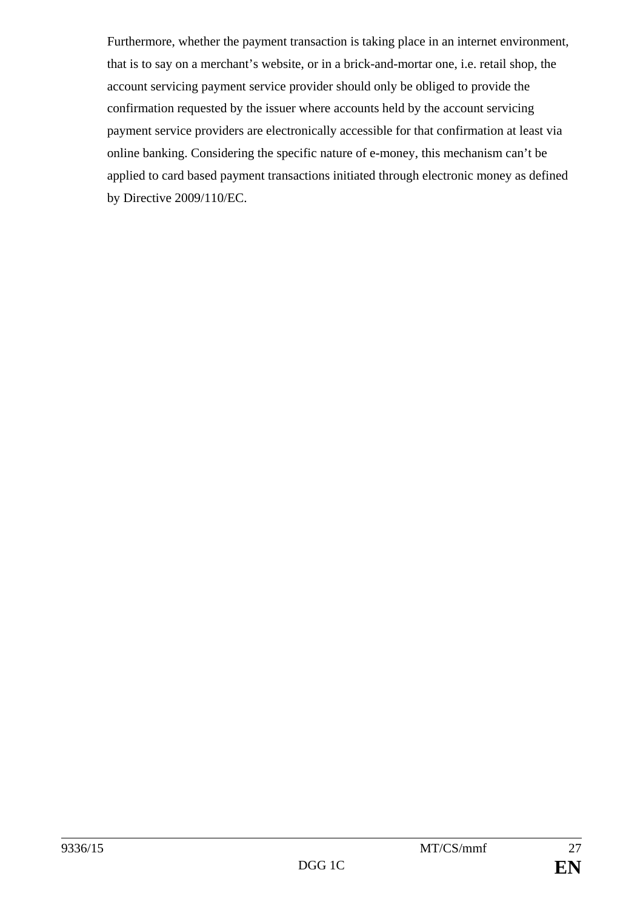Furthermore, whether the payment transaction is taking place in an internet environment, that is to say on a merchant's website, or in a brick-and-mortar one, i.e. retail shop, the account servicing payment service provider should only be obliged to provide the confirmation requested by the issuer where accounts held by the account servicing payment service providers are electronically accessible for that confirmation at least via online banking. Considering the specific nature of e-money, this mechanism can't be applied to card based payment transactions initiated through electronic money as defined by Directive 2009/110/EC.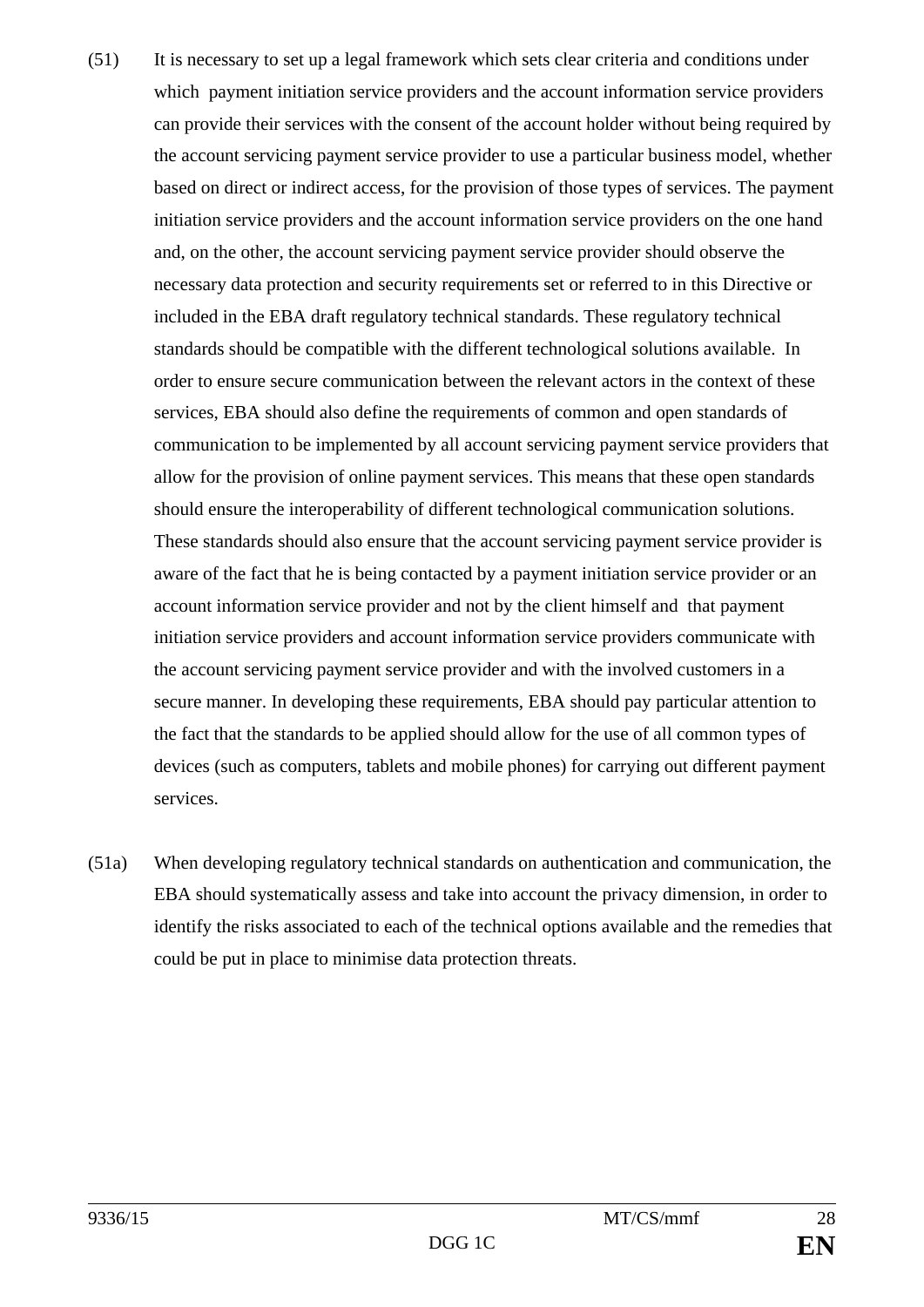(51) It is necessary to set up a legal framework which sets clear criteria and conditions under which payment initiation service providers and the account information service providers can provide their services with the consent of the account holder without being required by the account servicing payment service provider to use a particular business model, whether based on direct or indirect access, for the provision of those types of services. The payment initiation service providers and the account information service providers on the one hand and, on the other, the account servicing payment service provider should observe the necessary data protection and security requirements set or referred to in this Directive or included in the EBA draft regulatory technical standards. These regulatory technical standards should be compatible with the different technological solutions available. In order to ensure secure communication between the relevant actors in the context of these services, EBA should also define the requirements of common and open standards of communication to be implemented by all account servicing payment service providers that allow for the provision of online payment services. This means that these open standards should ensure the interoperability of different technological communication solutions. These standards should also ensure that the account servicing payment service provider is aware of the fact that he is being contacted by a payment initiation service provider or an account information service provider and not by the client himself and that payment initiation service providers and account information service providers communicate with the account servicing payment service provider and with the involved customers in a secure manner. In developing these requirements, EBA should pay particular attention to the fact that the standards to be applied should allow for the use of all common types of devices (such as computers, tablets and mobile phones) for carrying out different payment services.

(51a) When developing regulatory technical standards on authentication and communication, the EBA should systematically assess and take into account the privacy dimension, in order to identify the risks associated to each of the technical options available and the remedies that could be put in place to minimise data protection threats.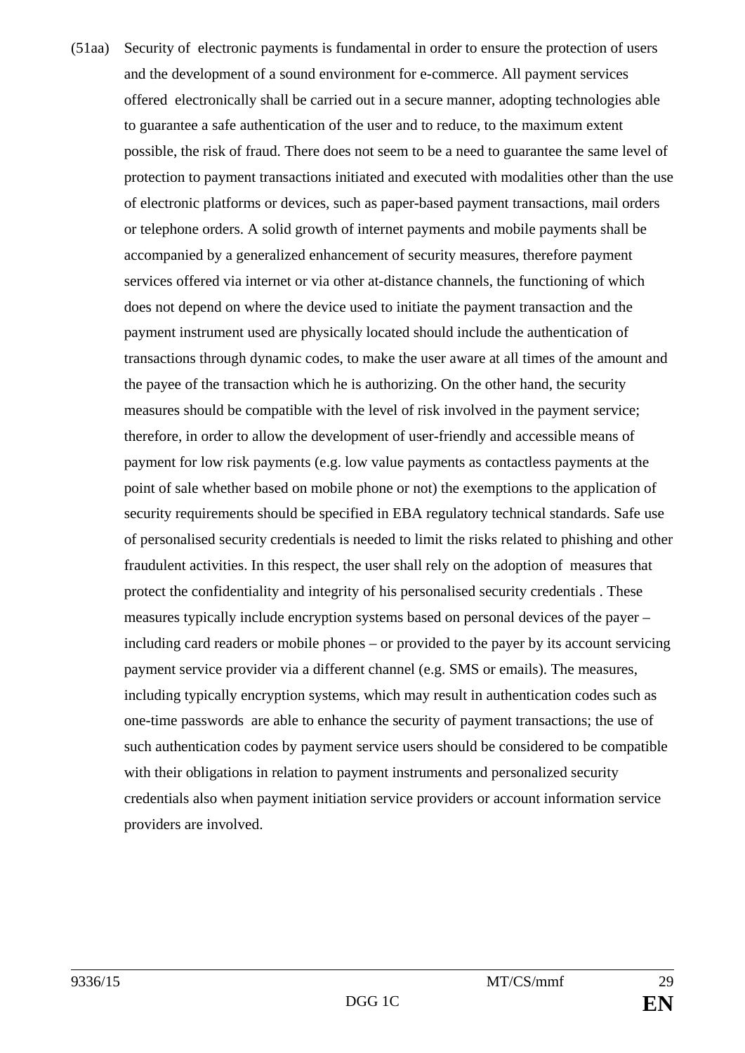(51aa) Security of electronic payments is fundamental in order to ensure the protection of users and the development of a sound environment for e-commerce. All payment services offered electronically shall be carried out in a secure manner, adopting technologies able to guarantee a safe authentication of the user and to reduce, to the maximum extent possible, the risk of fraud. There does not seem to be a need to guarantee the same level of protection to payment transactions initiated and executed with modalities other than the use of electronic platforms or devices, such as paper-based payment transactions, mail orders or telephone orders. A solid growth of internet payments and mobile payments shall be accompanied by a generalized enhancement of security measures, therefore payment services offered via internet or via other at-distance channels, the functioning of which does not depend on where the device used to initiate the payment transaction and the payment instrument used are physically located should include the authentication of transactions through dynamic codes, to make the user aware at all times of the amount and the payee of the transaction which he is authorizing. On the other hand, the security measures should be compatible with the level of risk involved in the payment service; therefore, in order to allow the development of user-friendly and accessible means of payment for low risk payments (e.g. low value payments as contactless payments at the point of sale whether based on mobile phone or not) the exemptions to the application of security requirements should be specified in EBA regulatory technical standards. Safe use of personalised security credentials is needed to limit the risks related to phishing and other fraudulent activities. In this respect, the user shall rely on the adoption of measures that protect the confidentiality and integrity of his personalised security credentials . These measures typically include encryption systems based on personal devices of the payer – including card readers or mobile phones – or provided to the payer by its account servicing payment service provider via a different channel (e.g. SMS or emails). The measures, including typically encryption systems, which may result in authentication codes such as one-time passwords are able to enhance the security of payment transactions; the use of such authentication codes by payment service users should be considered to be compatible with their obligations in relation to payment instruments and personalized security credentials also when payment initiation service providers or account information service providers are involved.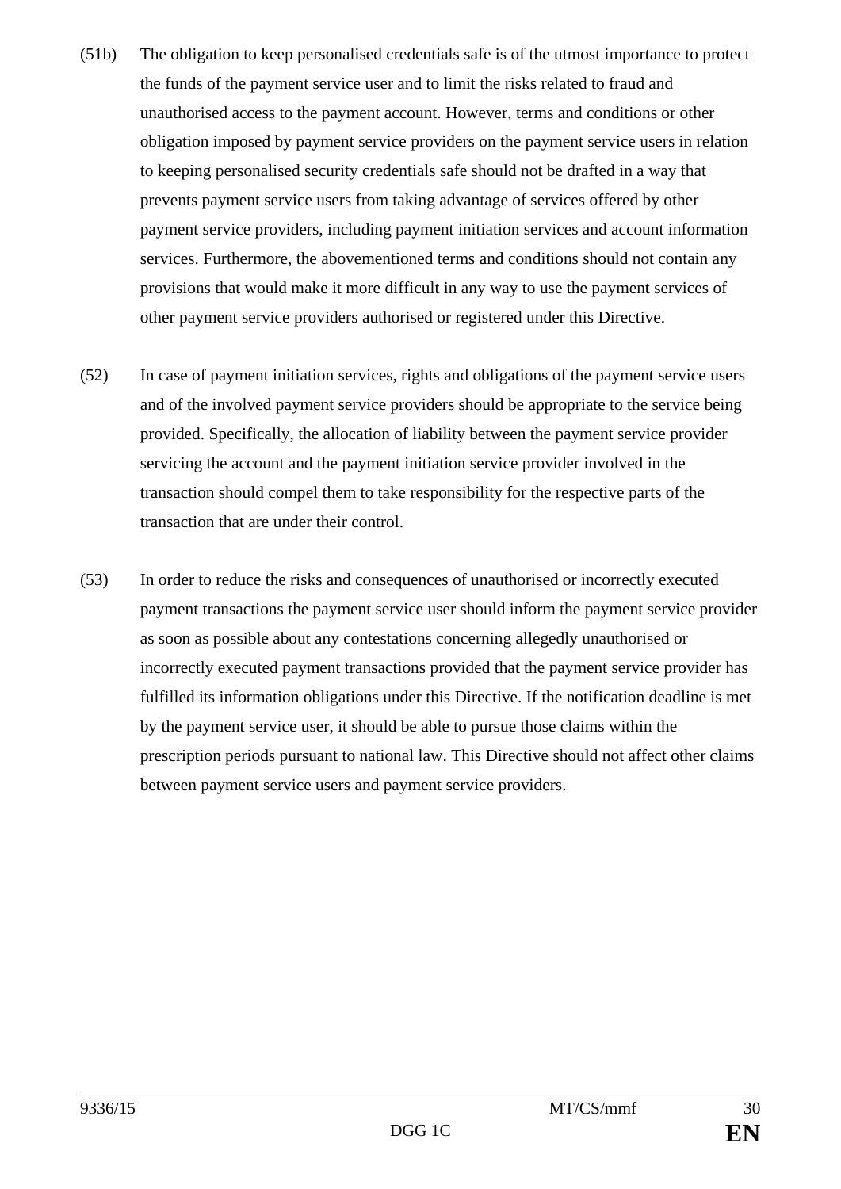(51b) The obligation to keep personalised credentials safe is of the utmost importance to protect the funds of the payment service user and to limit the risks related to fraud and unauthorised access to the payment account. However, terms and conditions or other obligation imposed by payment service providers on the payment service users in relation to keeping personalised security credentials safe should not be drafted in a way that prevents payment service users from taking advantage of services offered by other payment service providers, including payment initiation services and account information services. Furthermore, the abovementioned terms and conditions should not contain any provisions that would make it more difficult in any way to use the payment services of other payment service providers authorised or registered under this Directive.

(52) In case of payment initiation services, rights and obligations of the payment service users and of the involved payment service providers should be appropriate to the service being provided. Specifically, the allocation of liability between the payment service provider servicing the account and the payment initiation service provider involved in the transaction should compel them to take responsibility for the respective parts of the transaction that are under their control.

(53) In order to reduce the risks and consequences of unauthorised or incorrectly executed payment transactions the payment service user should inform the payment service provider as soon as possible about any contestations concerning allegedly unauthorised or incorrectly executed payment transactions provided that the payment service provider has fulfilled its information obligations under this Directive. If the notification deadline is met by the payment service user, it should be able to pursue those claims within the prescription periods pursuant to national law. This Directive should not affect other claims between payment service users and payment service providers.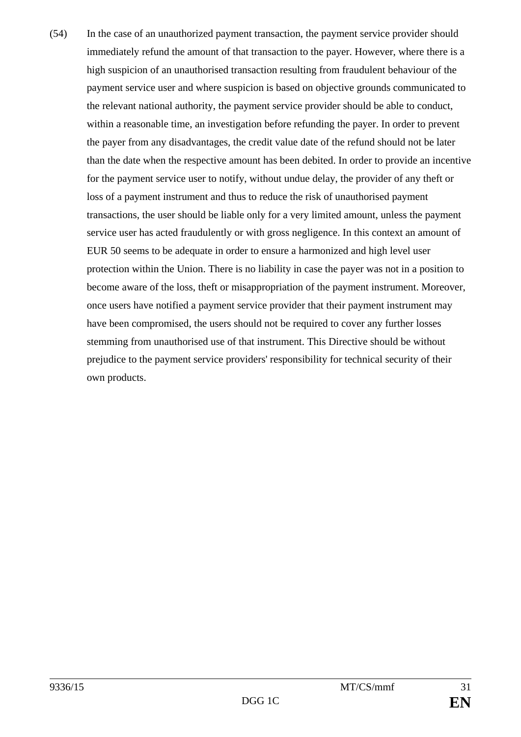(54) In the case of an unauthorized payment transaction, the payment service provider should immediately refund the amount of that transaction to the payer. However, where there is a high suspicion of an unauthorised transaction resulting from fraudulent behaviour of the payment service user and where suspicion is based on objective grounds communicated to the relevant national authority, the payment service provider should be able to conduct, within a reasonable time, an investigation before refunding the payer. In order to prevent the payer from any disadvantages, the credit value date of the refund should not be later than the date when the respective amount has been debited. In order to provide an incentive for the payment service user to notify, without undue delay, the provider of any theft or loss of a payment instrument and thus to reduce the risk of unauthorised payment transactions, the user should be liable only for a very limited amount, unless the payment service user has acted fraudulently or with gross negligence. In this context an amount of EUR 50 seems to be adequate in order to ensure a harmonized and high level user protection within the Union. There is no liability in case the payer was not in a position to become aware of the loss, theft or misappropriation of the payment instrument. Moreover, once users have notified a payment service provider that their payment instrument may have been compromised, the users should not be required to cover any further losses stemming from unauthorised use of that instrument. This Directive should be without prejudice to the payment service providers' responsibility for technical security of their own products.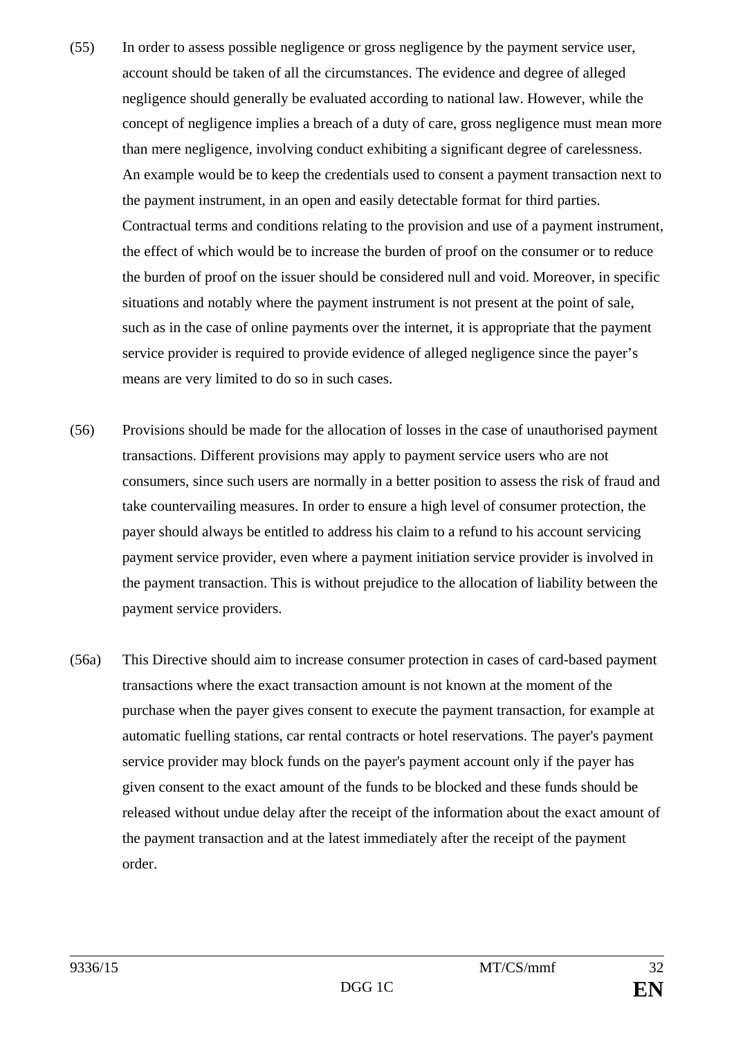(55) In order to assess possible negligence or gross negligence by the payment service user, account should be taken of all the circumstances. The evidence and degree of alleged negligence should generally be evaluated according to national law. However, while the concept of negligence implies a breach of a duty of care, gross negligence must mean more than mere negligence, involving conduct exhibiting a significant degree of carelessness. An example would be to keep the credentials used to consent a payment transaction next to the payment instrument, in an open and easily detectable format for third parties. Contractual terms and conditions relating to the provision and use of a payment instrument, the effect of which would be to increase the burden of proof on the consumer or to reduce the burden of proof on the issuer should be considered null and void. Moreover, in specific situations and notably where the payment instrument is not present at the point of sale, such as in the case of online payments over the internet, it is appropriate that the payment service provider is required to provide evidence of alleged negligence since the payer's means are very limited to do so in such cases.

(56) Provisions should be made for the allocation of losses in the case of unauthorised payment transactions. Different provisions may apply to payment service users who are not consumers, since such users are normally in a better position to assess the risk of fraud and take countervailing measures. In order to ensure a high level of consumer protection, the payer should always be entitled to address his claim to a refund to his account servicing payment service provider, even where a payment initiation service provider is involved in the payment transaction. This is without prejudice to the allocation of liability between the payment service providers.

(56a) This Directive should aim to increase consumer protection in cases of card-based payment transactions where the exact transaction amount is not known at the moment of the purchase when the payer gives consent to execute the payment transaction, for example at automatic fuelling stations, car rental contracts or hotel reservations. The payer's payment service provider may block funds on the payer's payment account only if the payer has given consent to the exact amount of the funds to be blocked and these funds should be released without undue delay after the receipt of the information about the exact amount of the payment transaction and at the latest immediately after the receipt of the payment order.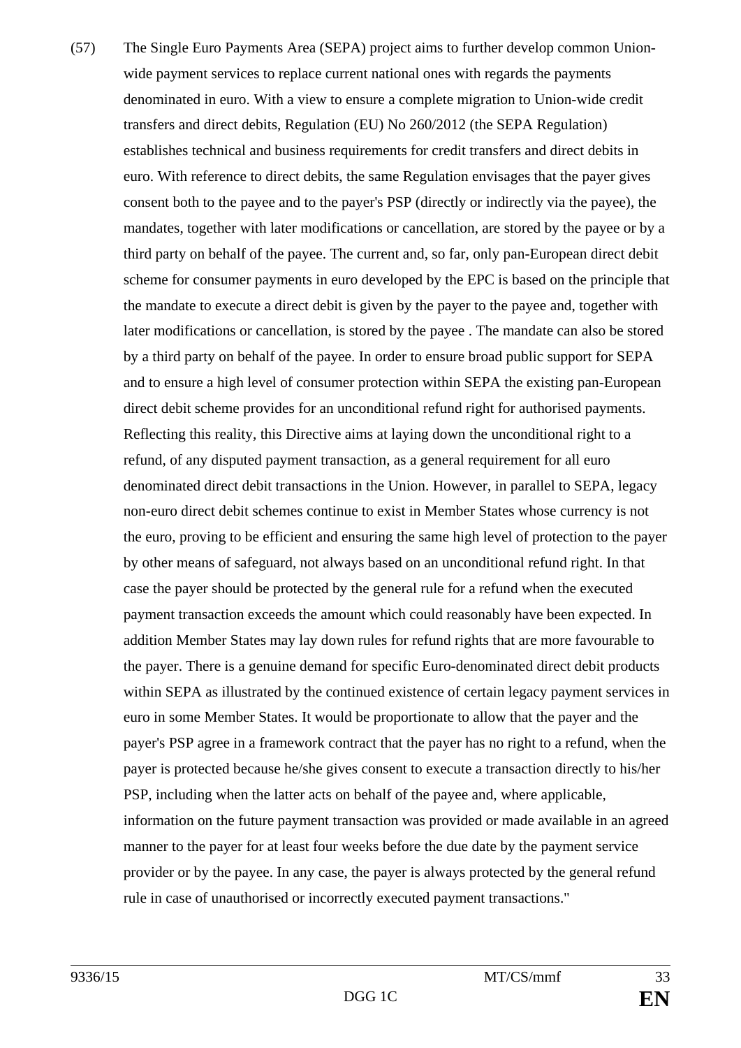(57) The Single Euro Payments Area (SEPA) project aims to further develop common Union-wide payment services to replace current national ones with regards the payments denominated in euro. With a view to ensure a complete migration to Union-wide credit transfers and direct debits, Regulation (EU) No 260/2012 (the SEPA Regulation) establishes technical and business requirements for credit transfers and direct debits in euro. With reference to direct debits, the same Regulation envisages that the payer gives consent both to the payee and to the payer's PSP (directly or indirectly via the payee), the mandates, together with later modifications or cancellation, are stored by the payee or by a third party on behalf of the payee. The current and, so far, only pan-European direct debit scheme for consumer payments in euro developed by the EPC is based on the principle that the mandate to execute a direct debit is given by the payer to the payee and, together with later modifications or cancellation, is stored by the payee . The mandate can also be stored by a third party on behalf of the payee. In order to ensure broad public support for SEPA and to ensure a high level of consumer protection within SEPA the existing pan-European direct debit scheme provides for an unconditional refund right for authorised payments. Reflecting this reality, this Directive aims at laying down the unconditional right to a refund, of any disputed payment transaction, as a general requirement for all euro denominated direct debit transactions in the Union. However, in parallel to SEPA, legacy non-euro direct debit schemes continue to exist in Member States whose currency is not the euro, proving to be efficient and ensuring the same high level of protection to the payer by other means of safeguard, not always based on an unconditional refund right. In that case the payer should be protected by the general rule for a refund when the executed payment transaction exceeds the amount which could reasonably have been expected. In addition Member States may lay down rules for refund rights that are more favourable to the payer. There is a genuine demand for specific Euro-denominated direct debit products within SEPA as illustrated by the continued existence of certain legacy payment services in euro in some Member States. It would be proportionate to allow that the payer and the payer's PSP agree in a framework contract that the payer has no right to a refund, when the payer is protected because he/she gives consent to execute a transaction directly to his/her PSP, including when the latter acts on behalf of the payee and, where applicable, information on the future payment transaction was provided or made available in an agreed manner to the payer for at least four weeks before the due date by the payment service provider or by the payee. In any case, the payer is always protected by the general refund rule in case of unauthorised or incorrectly executed payment transactions."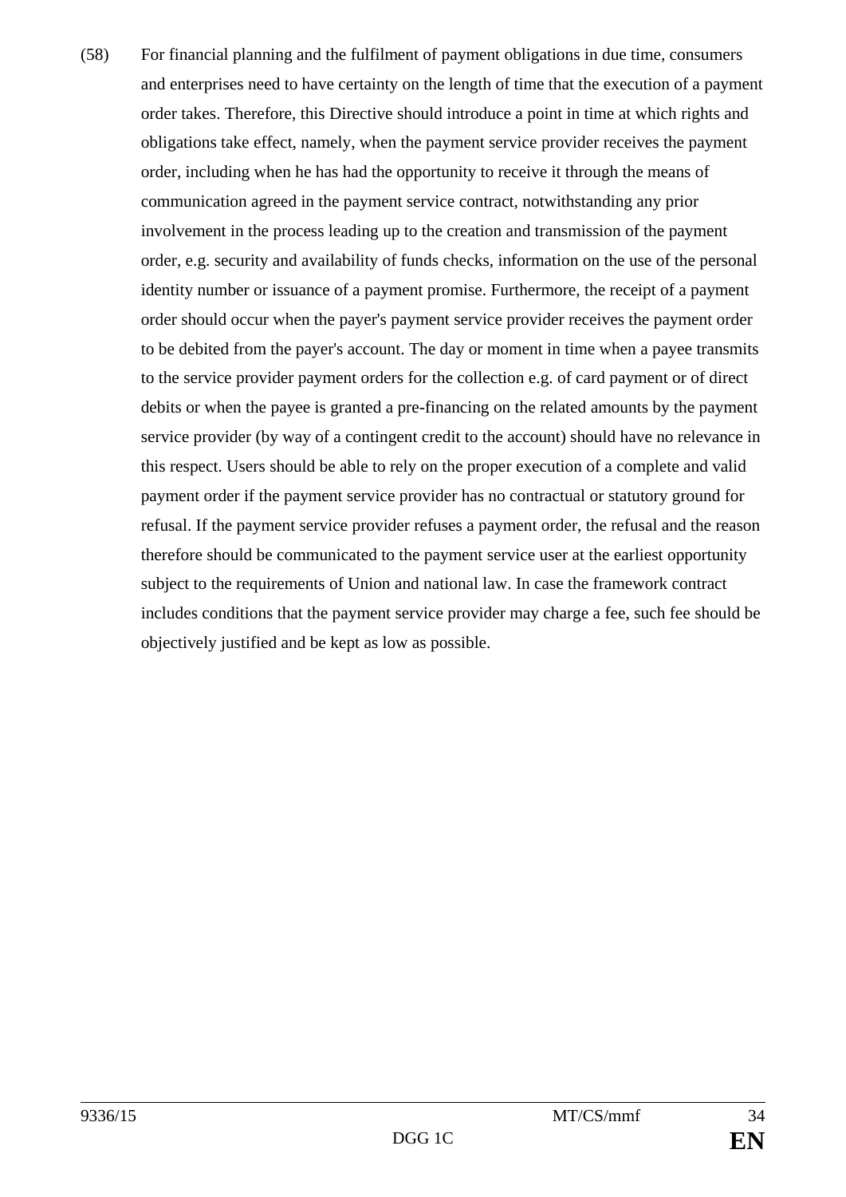(58) For financial planning and the fulfilment of payment obligations in due time, consumers and enterprises need to have certainty on the length of time that the execution of a payment order takes. Therefore, this Directive should introduce a point in time at which rights and obligations take effect, namely, when the payment service provider receives the payment order, including when he has had the opportunity to receive it through the means of communication agreed in the payment service contract, notwithstanding any prior involvement in the process leading up to the creation and transmission of the payment order, e.g. security and availability of funds checks, information on the use of the personal identity number or issuance of a payment promise. Furthermore, the receipt of a payment order should occur when the payer's payment service provider receives the payment order to be debited from the payer's account. The day or moment in time when a payee transmits to the service provider payment orders for the collection e.g. of card payment or of direct debits or when the payee is granted a pre-financing on the related amounts by the payment service provider (by way of a contingent credit to the account) should have no relevance in this respect. Users should be able to rely on the proper execution of a complete and valid payment order if the payment service provider has no contractual or statutory ground for refusal. If the payment service provider refuses a payment order, the refusal and the reason therefore should be communicated to the payment service user at the earliest opportunity subject to the requirements of Union and national law. In case the framework contract includes conditions that the payment service provider may charge a fee, such fee should be objectively justified and be kept as low as possible.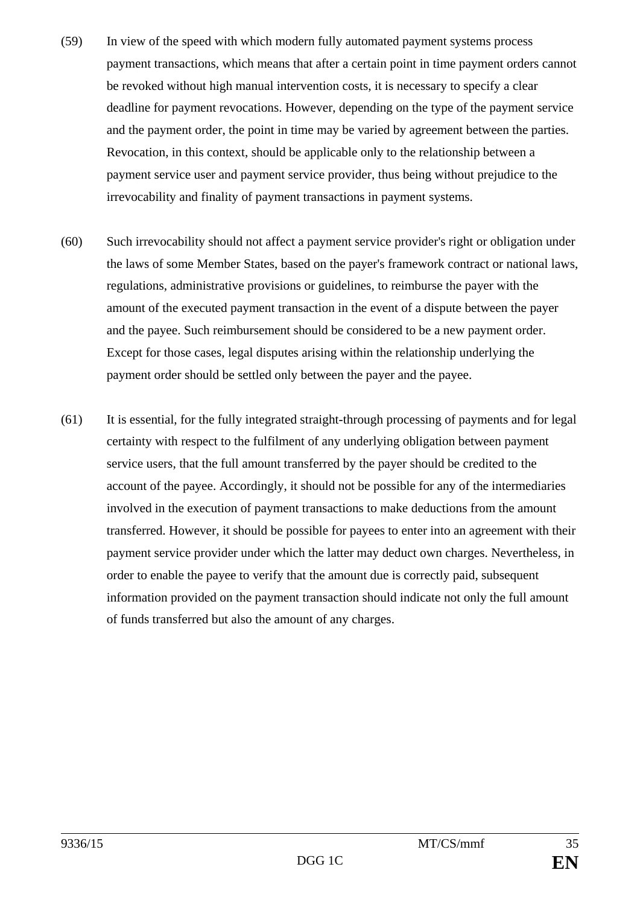(59) In view of the speed with which modern fully automated payment systems process payment transactions, which means that after a certain point in time payment orders cannot be revoked without high manual intervention costs, it is necessary to specify a clear deadline for payment revocations. However, depending on the type of the payment service and the payment order, the point in time may be varied by agreement between the parties. Revocation, in this context, should be applicable only to the relationship between a payment service user and payment service provider, thus being without prejudice to the irrevocability and finality of payment transactions in payment systems.

(60) Such irrevocability should not affect a payment service provider's right or obligation under the laws of some Member States, based on the payer's framework contract or national laws, regulations, administrative provisions or guidelines, to reimburse the payer with the amount of the executed payment transaction in the event of a dispute between the payer and the payee. Such reimbursement should be considered to be a new payment order. Except for those cases, legal disputes arising within the relationship underlying the payment order should be settled only between the payer and the payee.

(61) It is essential, for the fully integrated straight-through processing of payments and for legal certainty with respect to the fulfilment of any underlying obligation between payment service users, that the full amount transferred by the payer should be credited to the account of the payee. Accordingly, it should not be possible for any of the intermediaries involved in the execution of payment transactions to make deductions from the amount transferred. However, it should be possible for payees to enter into an agreement with their payment service provider under which the latter may deduct own charges. Nevertheless, in order to enable the payee to verify that the amount due is correctly paid, subsequent information provided on the payment transaction should indicate not only the full amount of funds transferred but also the amount of any charges.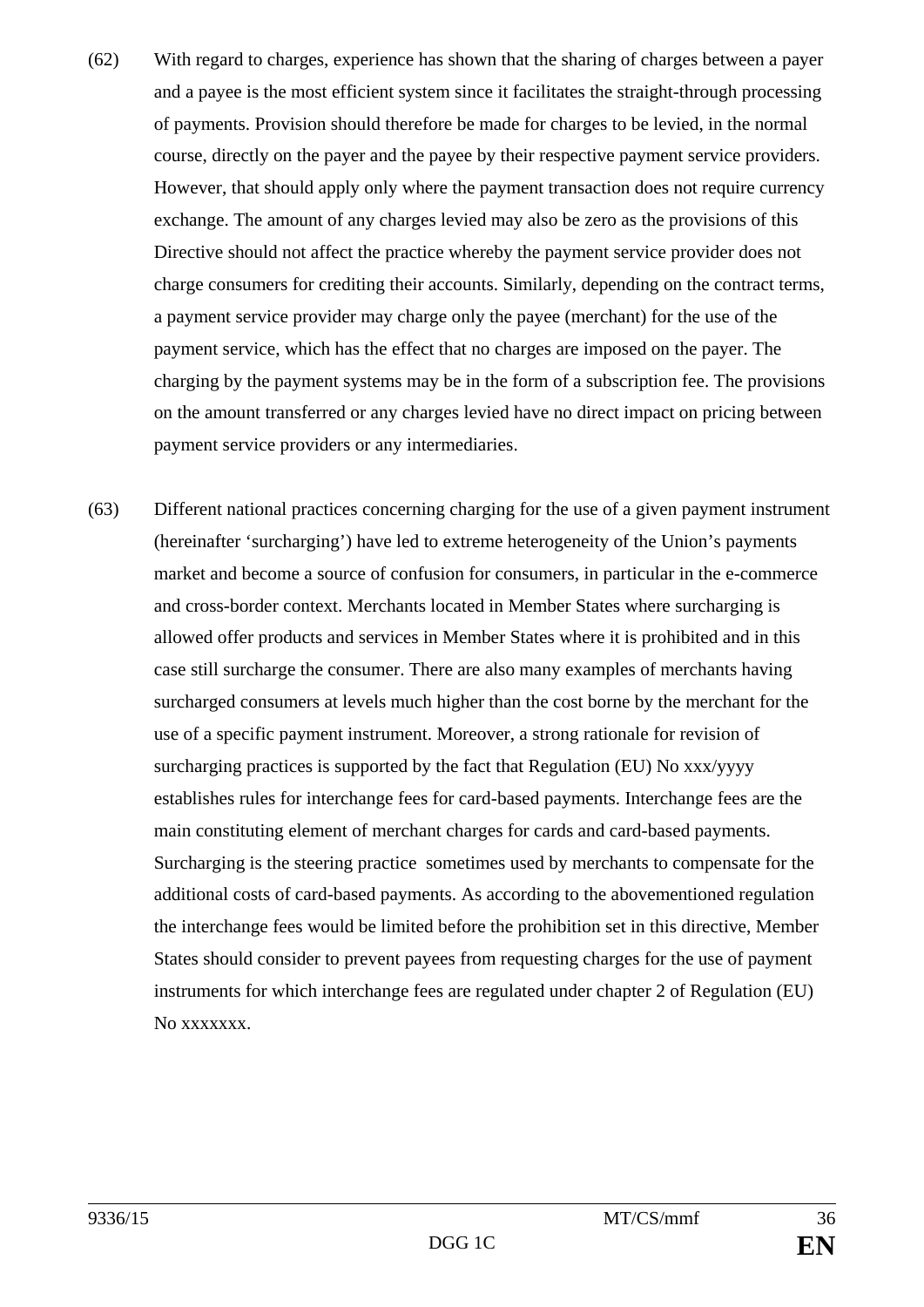(62) With regard to charges, experience has shown that the sharing of charges between a payer and a payee is the most efficient system since it facilitates the straight-through processing of payments. Provision should therefore be made for charges to be levied, in the normal course, directly on the payer and the payee by their respective payment service providers. However, that should apply only where the payment transaction does not require currency exchange. The amount of any charges levied may also be zero as the provisions of this Directive should not affect the practice whereby the payment service provider does not charge consumers for crediting their accounts. Similarly, depending on the contract terms, a payment service provider may charge only the payee (merchant) for the use of the payment service, which has the effect that no charges are imposed on the payer. The charging by the payment systems may be in the form of a subscription fee. The provisions on the amount transferred or any charges levied have no direct impact on pricing between payment service providers or any intermediaries.

(63) Different national practices concerning charging for the use of a given payment instrument (hereinafter 'surcharging') have led to extreme heterogeneity of the Union's payments market and become a source of confusion for consumers, in particular in the e-commerce and cross-border context. Merchants located in Member States where surcharging is allowed offer products and services in Member States where it is prohibited and in this case still surcharge the consumer. There are also many examples of merchants having surcharged consumers at levels much higher than the cost borne by the merchant for the use of a specific payment instrument. Moreover, a strong rationale for revision of surcharging practices is supported by the fact that Regulation (EU) No xxx/yyyy establishes rules for interchange fees for card-based payments. Interchange fees are the main constituting element of merchant charges for cards and card-based payments. Surcharging is the steering practice sometimes used by merchants to compensate for the additional costs of card-based payments. As according to the abovementioned regulation the interchange fees would be limited before the prohibition set in this directive, Member States should consider to prevent payees from requesting charges for the use of payment instruments for which interchange fees are regulated under chapter 2 of Regulation (EU) No xxxxxxx.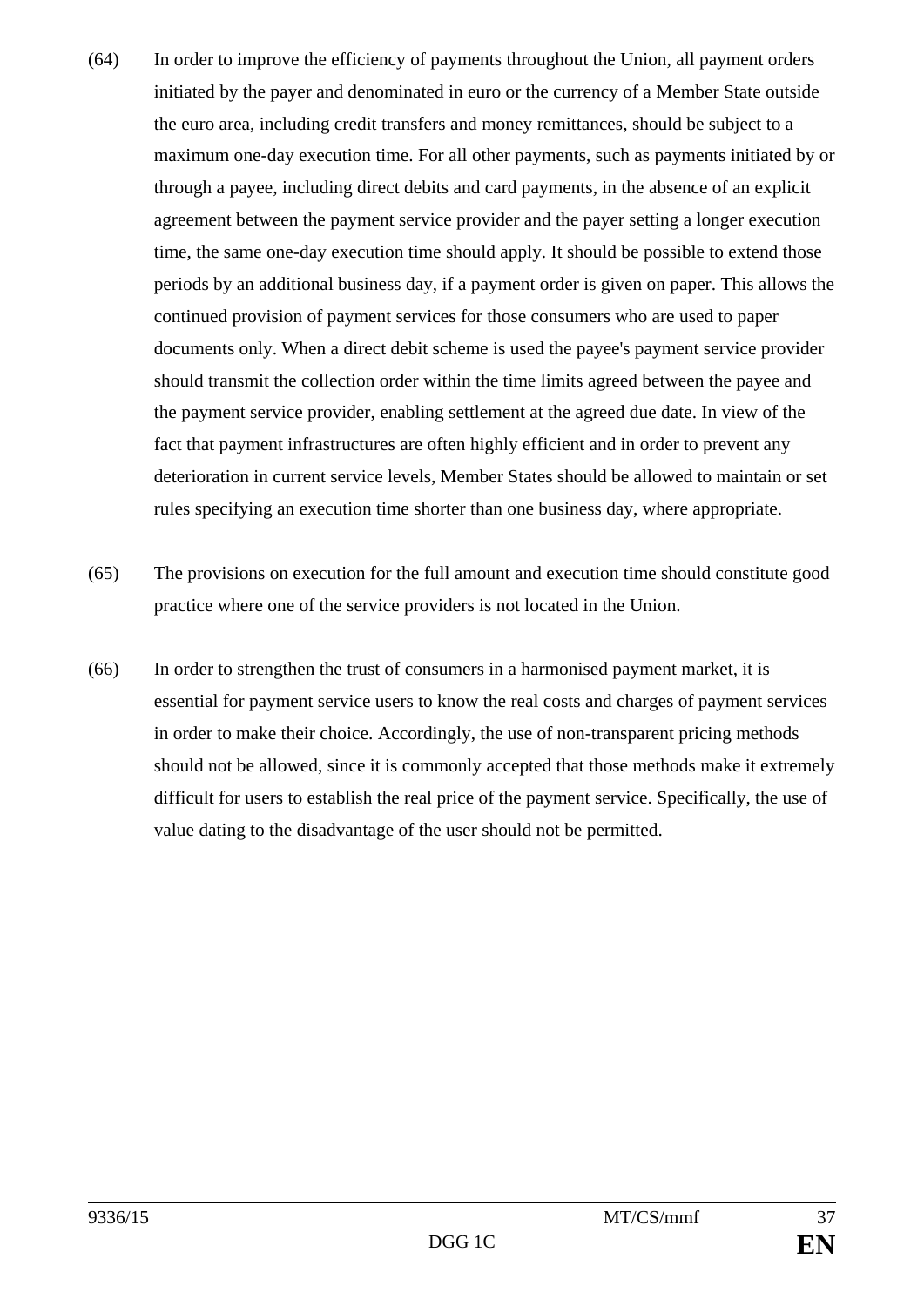(64) In order to improve the efficiency of payments throughout the Union, all payment orders initiated by the payer and denominated in euro or the currency of a Member State outside the euro area, including credit transfers and money remittances, should be subject to a maximum one-day execution time. For all other payments, such as payments initiated by or through a payee, including direct debits and card payments, in the absence of an explicit agreement between the payment service provider and the payer setting a longer execution time, the same one-day execution time should apply. It should be possible to extend those periods by an additional business day, if a payment order is given on paper. This allows the continued provision of payment services for those consumers who are used to paper documents only. When a direct debit scheme is used the payee's payment service provider should transmit the collection order within the time limits agreed between the payee and the payment service provider, enabling settlement at the agreed due date. In view of the fact that payment infrastructures are often highly efficient and in order to prevent any deterioration in current service levels, Member States should be allowed to maintain or set rules specifying an execution time shorter than one business day, where appropriate.

(65) The provisions on execution for the full amount and execution time should constitute good practice where one of the service providers is not located in the Union.

(66) In order to strengthen the trust of consumers in a harmonised payment market, it is essential for payment service users to know the real costs and charges of payment services in order to make their choice. Accordingly, the use of non-transparent pricing methods should not be allowed, since it is commonly accepted that those methods make it extremely difficult for users to establish the real price of the payment service. Specifically, the use of value dating to the disadvantage of the user should not be permitted.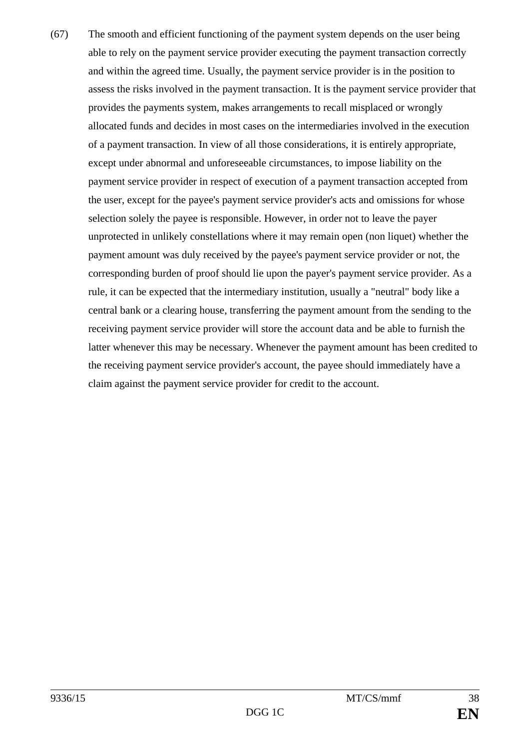(67) The smooth and efficient functioning of the payment system depends on the user being able to rely on the payment service provider executing the payment transaction correctly and within the agreed time. Usually, the payment service provider is in the position to assess the risks involved in the payment transaction. It is the payment service provider that provides the payments system, makes arrangements to recall misplaced or wrongly allocated funds and decides in most cases on the intermediaries involved in the execution of a payment transaction. In view of all those considerations, it is entirely appropriate, except under abnormal and unforeseeable circumstances, to impose liability on the payment service provider in respect of execution of a payment transaction accepted from the user, except for the payee's payment service provider's acts and omissions for whose selection solely the payee is responsible. However, in order not to leave the payer unprotected in unlikely constellations where it may remain open (non liquet) whether the payment amount was duly received by the payee's payment service provider or not, the corresponding burden of proof should lie upon the payer's payment service provider. As a rule, it can be expected that the intermediary institution, usually a "neutral" body like a central bank or a clearing house, transferring the payment amount from the sending to the receiving payment service provider will store the account data and be able to furnish the latter whenever this may be necessary. Whenever the payment amount has been credited to the receiving payment service provider's account, the payee should immediately have a claim against the payment service provider for credit to the account.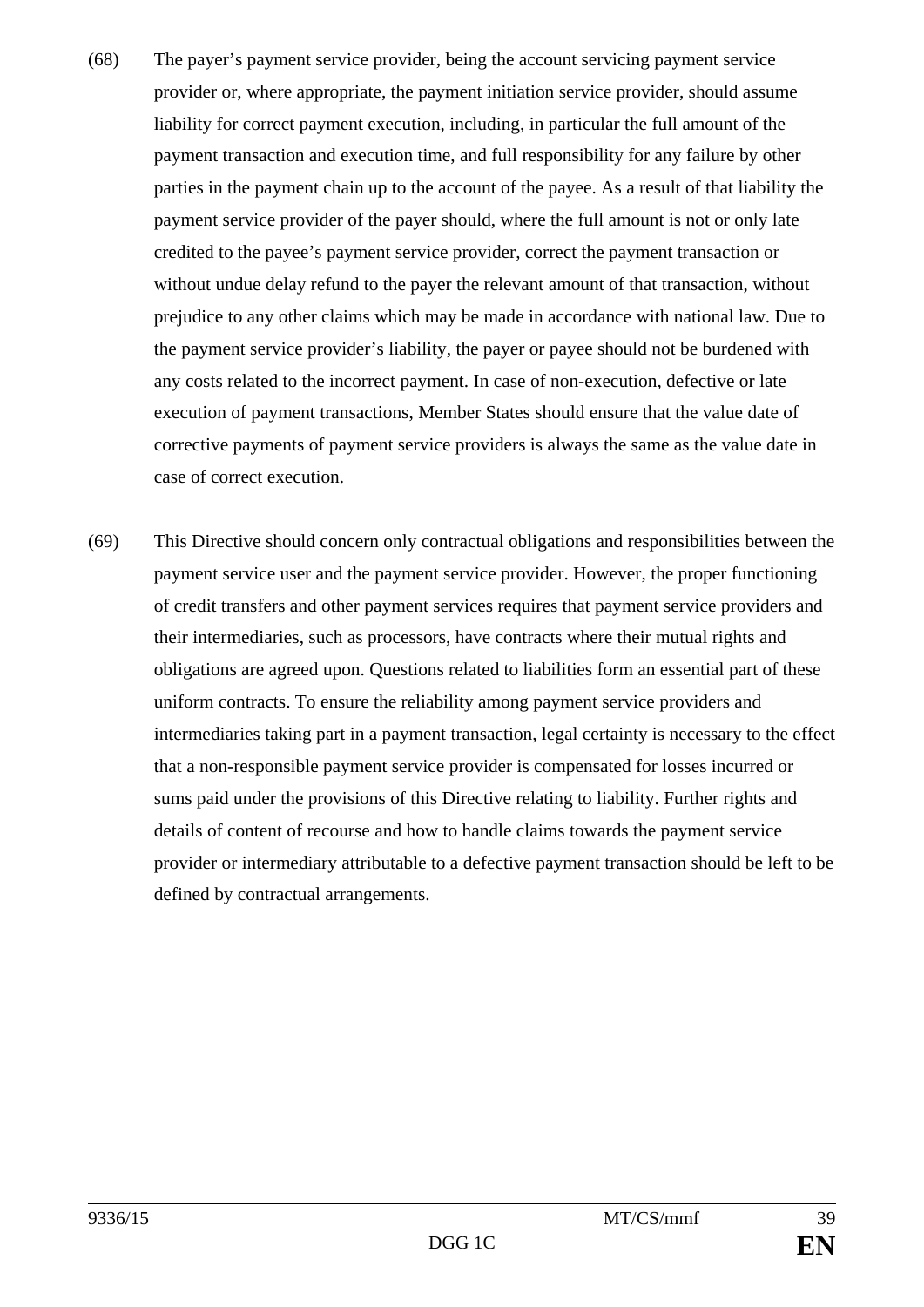(68) The payer's payment service provider, being the account servicing payment service provider or, where appropriate, the payment initiation service provider, should assume liability for correct payment execution, including, in particular the full amount of the payment transaction and execution time, and full responsibility for any failure by other parties in the payment chain up to the account of the payee. As a result of that liability the payment service provider of the payer should, where the full amount is not or only late credited to the payee's payment service provider, correct the payment transaction or without undue delay refund to the payer the relevant amount of that transaction, without prejudice to any other claims which may be made in accordance with national law. Due to the payment service provider's liability, the payer or payee should not be burdened with any costs related to the incorrect payment. In case of non-execution, defective or late execution of payment transactions, Member States should ensure that the value date of corrective payments of payment service providers is always the same as the value date in case of correct execution.

(69) This Directive should concern only contractual obligations and responsibilities between the payment service user and the payment service provider. However, the proper functioning of credit transfers and other payment services requires that payment service providers and their intermediaries, such as processors, have contracts where their mutual rights and obligations are agreed upon. Questions related to liabilities form an essential part of these uniform contracts. To ensure the reliability among payment service providers and intermediaries taking part in a payment transaction, legal certainty is necessary to the effect that a non-responsible payment service provider is compensated for losses incurred or sums paid under the provisions of this Directive relating to liability. Further rights and details of content of recourse and how to handle claims towards the payment service provider or intermediary attributable to a defective payment transaction should be left to be defined by contractual arrangements.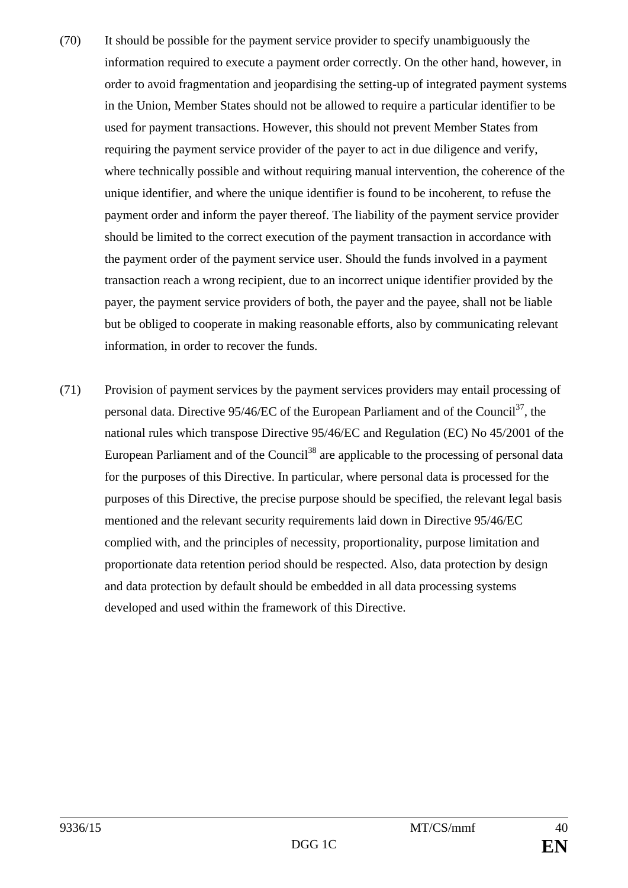(70) It should be possible for the payment service provider to specify unambiguously the information required to execute a payment order correctly. On the other hand, however, in order to avoid fragmentation and jeopardising the setting-up of integrated payment systems in the Union, Member States should not be allowed to require a particular identifier to be used for payment transactions. However, this should not prevent Member States from requiring the payment service provider of the payer to act in due diligence and verify, where technically possible and without requiring manual intervention, the coherence of the unique identifier, and where the unique identifier is found to be incoherent, to refuse the payment order and inform the payer thereof. The liability of the payment service provider should be limited to the correct execution of the payment transaction in accordance with the payment order of the payment service user. Should the funds involved in a payment transaction reach a wrong recipient, due to an incorrect unique identifier provided by the payer, the payment service providers of both, the payer and the payee, shall not be liable but be obliged to cooperate in making reasonable efforts, also by communicating relevant information, in order to recover the funds.

(71) Provision of payment services by the payment services providers may entail processing of personal data. Directive 95/46/EC of the European Parliament and of the Council[37], the national rules which transpose Directive 95/46/EC and Regulation (EC) No 45/2001 of the European Parliament and of the Council[38] are applicable to the processing of personal data for the purposes of this Directive. In particular, where personal data is processed for the purposes of this Directive, the precise purpose should be specified, the relevant legal basis mentioned and the relevant security requirements laid down in Directive 95/46/EC complied with, and the principles of necessity, proportionality, purpose limitation and proportionate data retention period should be respected. Also, data protection by design and data protection by default should be embedded in all data processing systems developed and used within the framework of this Directive.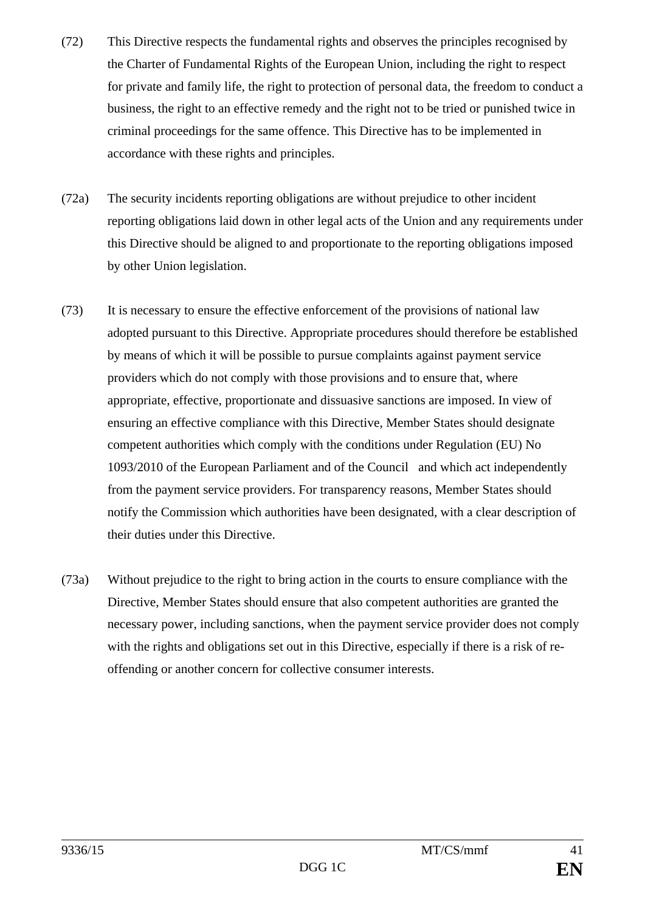(72) This Directive respects the fundamental rights and observes the principles recognised by the Charter of Fundamental Rights of the European Union, including the right to respect for private and family life, the right to protection of personal data, the freedom to conduct a business, the right to an effective remedy and the right not to be tried or punished twice in criminal proceedings for the same offence. This Directive has to be implemented in accordance with these rights and principles.

(72a) The security incidents reporting obligations are without prejudice to other incident reporting obligations laid down in other legal acts of the Union and any requirements under this Directive should be aligned to and proportionate to the reporting obligations imposed by other Union legislation.

(73) It is necessary to ensure the effective enforcement of the provisions of national law adopted pursuant to this Directive. Appropriate procedures should therefore be established by means of which it will be possible to pursue complaints against payment service providers which do not comply with those provisions and to ensure that, where appropriate, effective, proportionate and dissuasive sanctions are imposed. In view of ensuring an effective compliance with this Directive, Member States should designate competent authorities which comply with the conditions under Regulation (EU) No 1093/2010 of the European Parliament and of the Council and which act independently from the payment service providers. For transparency reasons, Member States should notify the Commission which authorities have been designated, with a clear description of their duties under this Directive.

(73a) Without prejudice to the right to bring action in the courts to ensure compliance with the Directive, Member States should ensure that also competent authorities are granted the necessary power, including sanctions, when the payment service provider does not comply with the rights and obligations set out in this Directive, especially if there is a risk of re-offending or another concern for collective consumer interests.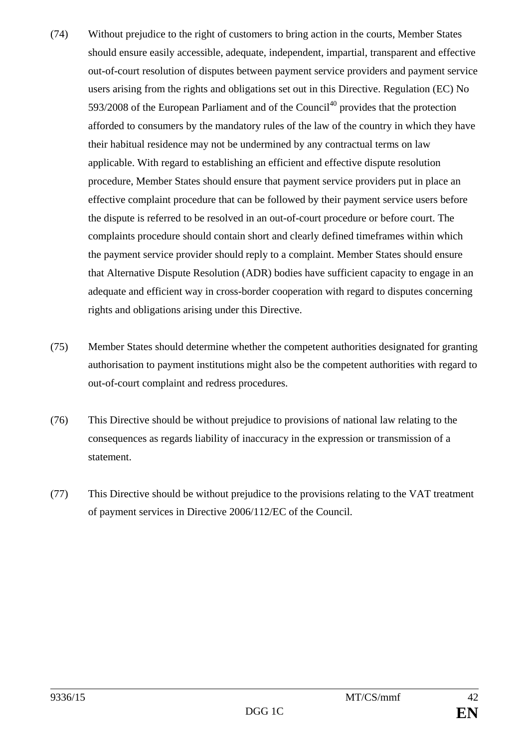(74) Without prejudice to the right of customers to bring action in the courts, Member States should ensure easily accessible, adequate, independent, impartial, transparent and effective out-of-court resolution of disputes between payment service providers and payment service users arising from the rights and obligations set out in this Directive. Regulation (EC) No 593/2008 of the European Parliament and of the Council[40] provides that the protection afforded to consumers by the mandatory rules of the law of the country in which they have their habitual residence may not be undermined by any contractual terms on law applicable. With regard to establishing an efficient and effective dispute resolution procedure, Member States should ensure that payment service providers put in place an effective complaint procedure that can be followed by their payment service users before the dispute is referred to be resolved in an out-of-court procedure or before court. The complaints procedure should contain short and clearly defined timeframes within which the payment service provider should reply to a complaint. Member States should ensure that Alternative Dispute Resolution (ADR) bodies have sufficient capacity to engage in an adequate and efficient way in cross-border cooperation with regard to disputes concerning rights and obligations arising under this Directive.

(75) Member States should determine whether the competent authorities designated for granting authorisation to payment institutions might also be the competent authorities with regard to out-of-court complaint and redress procedures.

(76) This Directive should be without prejudice to provisions of national law relating to the consequences as regards liability of inaccuracy in the expression or transmission of a statement.

(77) This Directive should be without prejudice to the provisions relating to the VAT treatment of payment services in Directive 2006/112/EC of the Council.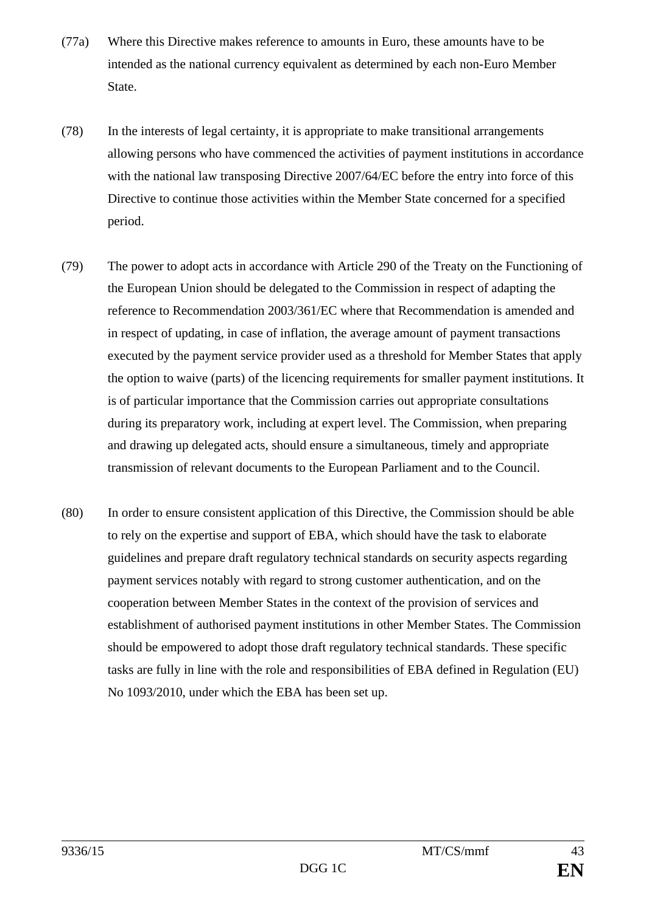(77a) Where this Directive makes reference to amounts in Euro, these amounts have to be intended as the national currency equivalent as determined by each non-Euro Member State.

(78) In the interests of legal certainty, it is appropriate to make transitional arrangements allowing persons who have commenced the activities of payment institutions in accordance with the national law transposing Directive 2007/64/EC before the entry into force of this Directive to continue those activities within the Member State concerned for a specified period.

(79) The power to adopt acts in accordance with Article 290 of the Treaty on the Functioning of the European Union should be delegated to the Commission in respect of adapting the reference to Recommendation 2003/361/EC where that Recommendation is amended and in respect of updating, in case of inflation, the average amount of payment transactions executed by the payment service provider used as a threshold for Member States that apply the option to waive (parts) of the licencing requirements for smaller payment institutions. It is of particular importance that the Commission carries out appropriate consultations during its preparatory work, including at expert level. The Commission, when preparing and drawing up delegated acts, should ensure a simultaneous, timely and appropriate transmission of relevant documents to the European Parliament and to the Council.

(80) In order to ensure consistent application of this Directive, the Commission should be able to rely on the expertise and support of EBA, which should have the task to elaborate guidelines and prepare draft regulatory technical standards on security aspects regarding payment services notably with regard to strong customer authentication, and on the cooperation between Member States in the context of the provision of services and establishment of authorised payment institutions in other Member States. The Commission should be empowered to adopt those draft regulatory technical standards. These specific tasks are fully in line with the role and responsibilities of EBA defined in Regulation (EU) No 1093/2010, under which the EBA has been set up.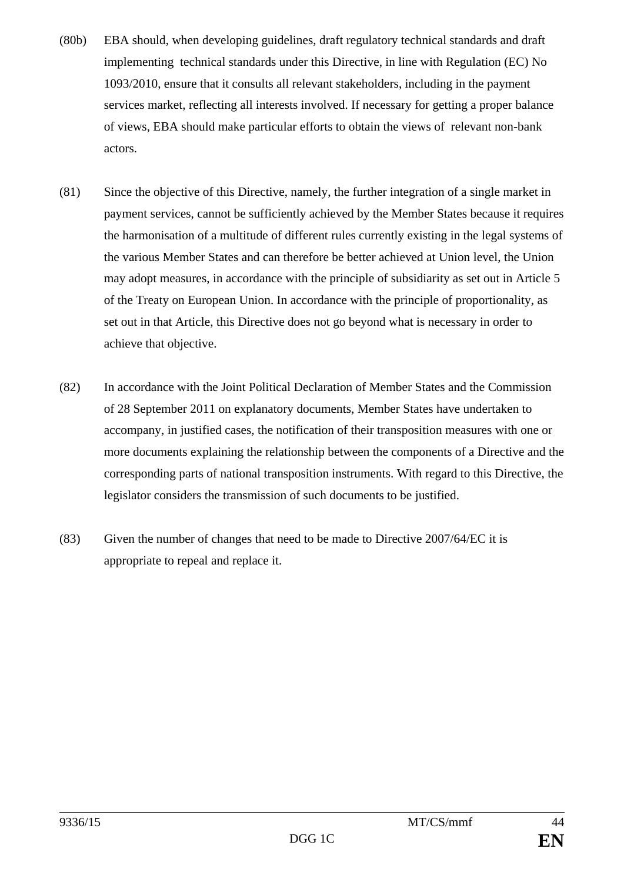(80b) EBA should, when developing guidelines, draft regulatory technical standards and draft implementing technical standards under this Directive, in line with Regulation (EC) No 1093/2010, ensure that it consults all relevant stakeholders, including in the payment services market, reflecting all interests involved. If necessary for getting a proper balance of views, EBA should make particular efforts to obtain the views of relevant non-bank actors.

(81) Since the objective of this Directive, namely, the further integration of a single market in payment services, cannot be sufficiently achieved by the Member States because it requires the harmonisation of a multitude of different rules currently existing in the legal systems of the various Member States and can therefore be better achieved at Union level, the Union may adopt measures, in accordance with the principle of subsidiarity as set out in Article 5 of the Treaty on European Union. In accordance with the principle of proportionality, as set out in that Article, this Directive does not go beyond what is necessary in order to achieve that objective.

(82) In accordance with the Joint Political Declaration of Member States and the Commission of 28 September 2011 on explanatory documents, Member States have undertaken to accompany, in justified cases, the notification of their transposition measures with one or more documents explaining the relationship between the components of a Directive and the corresponding parts of national transposition instruments. With regard to this Directive, the legislator considers the transmission of such documents to be justified.

(83) Given the number of changes that need to be made to Directive 2007/64/EC it is appropriate to repeal and replace it.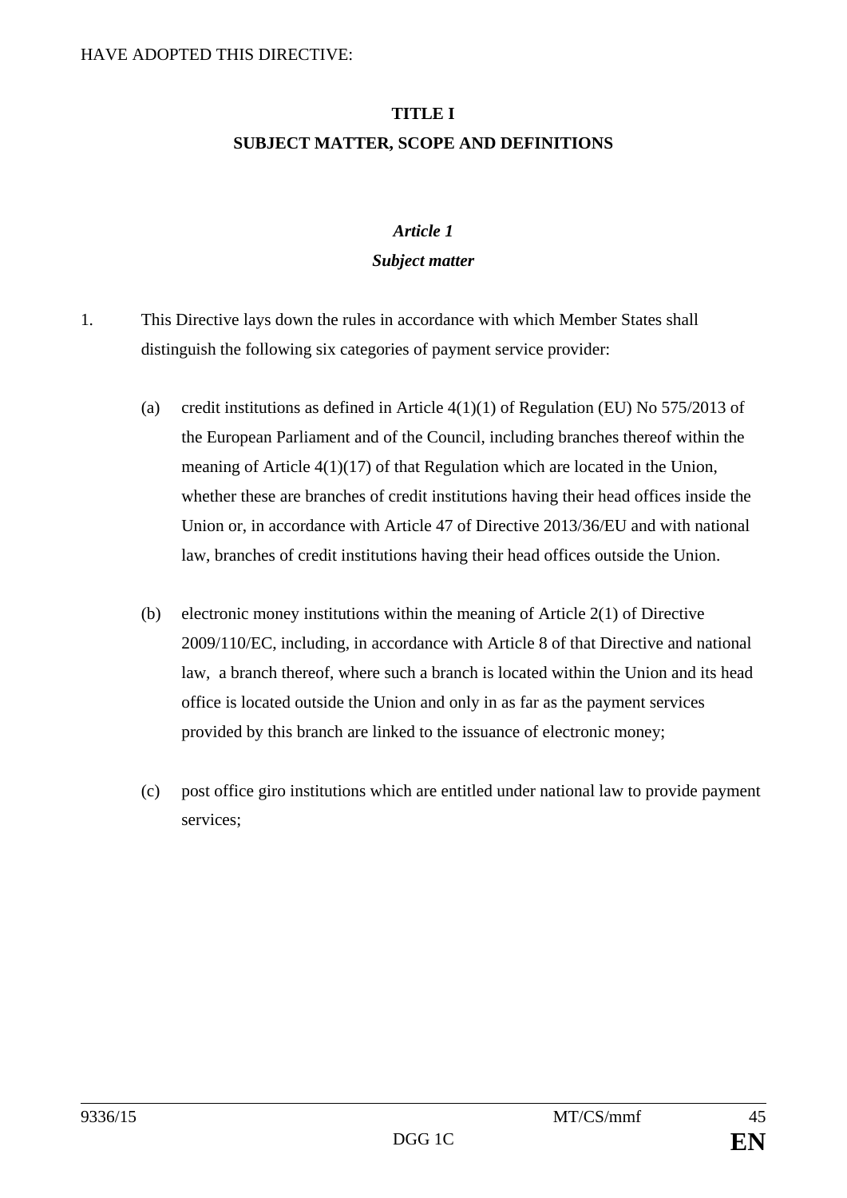HAVE ADOPTED THIS DIRECTIVE:

## TITLE I
## SUBJECT MATTER, SCOPE AND DEFINITIONS

### *Article 1*
### *Subject matter*

1. This Directive lays down the rules in accordance with which Member States shall distinguish the following six categories of payment service provider:

   (a) credit institutions as defined in Article 4(1)(1) of Regulation (EU) No 575/2013 of the European Parliament and of the Council, including branches thereof within the meaning of Article 4(1)(17) of that Regulation which are located in the Union, whether these are branches of credit institutions having their head offices inside the Union or, in accordance with Article 47 of Directive 2013/36/EU and with national law, branches of credit institutions having their head offices outside the Union.

   (b) electronic money institutions within the meaning of Article 2(1) of Directive 2009/110/EC, including, in accordance with Article 8 of that Directive and national law, a branch thereof, where such a branch is located within the Union and its head office is located outside the Union and only in as far as the payment services provided by this branch are linked to the issuance of electronic money;

   (c) post office giro institutions which are entitled under national law to provide payment services;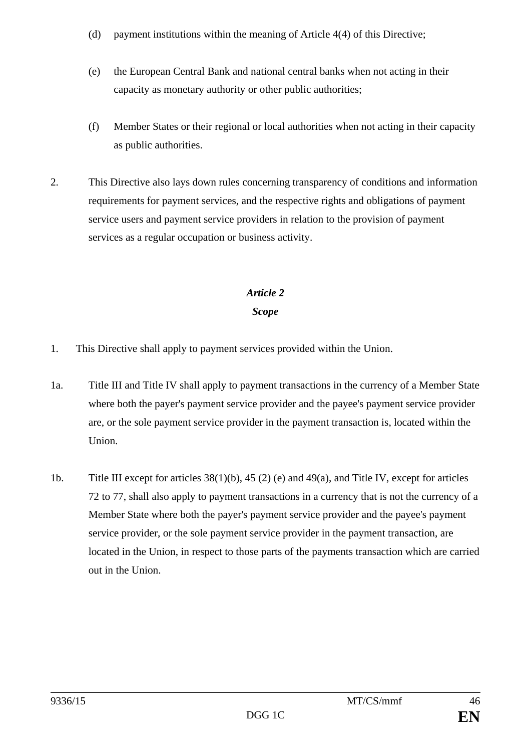(d) payment institutions within the meaning of Article 4(4) of this Directive;

(e) the European Central Bank and national central banks when not acting in their capacity as monetary authority or other public authorities;

(f) Member States or their regional or local authorities when not acting in their capacity as public authorities.

2. This Directive also lays down rules concerning transparency of conditions and information requirements for payment services, and the respective rights and obligations of payment service users and payment service providers in relation to the provision of payment services as a regular occupation or business activity.

### *Article 2*
### *Scope*

1. This Directive shall apply to payment services provided within the Union.

1a. Title III and Title IV shall apply to payment transactions in the currency of a Member State where both the payer's payment service provider and the payee's payment service provider are, or the sole payment service provider in the payment transaction is, located within the Union.

1b. Title III except for articles 38(1)(b), 45 (2) (e) and 49(a), and Title IV, except for articles 72 to 77, shall also apply to payment transactions in a currency that is not the currency of a Member State where both the payer's payment service provider and the payee's payment service provider, or the sole payment service provider in the payment transaction, are located in the Union, in respect to those parts of the payments transaction which are carried out in the Union.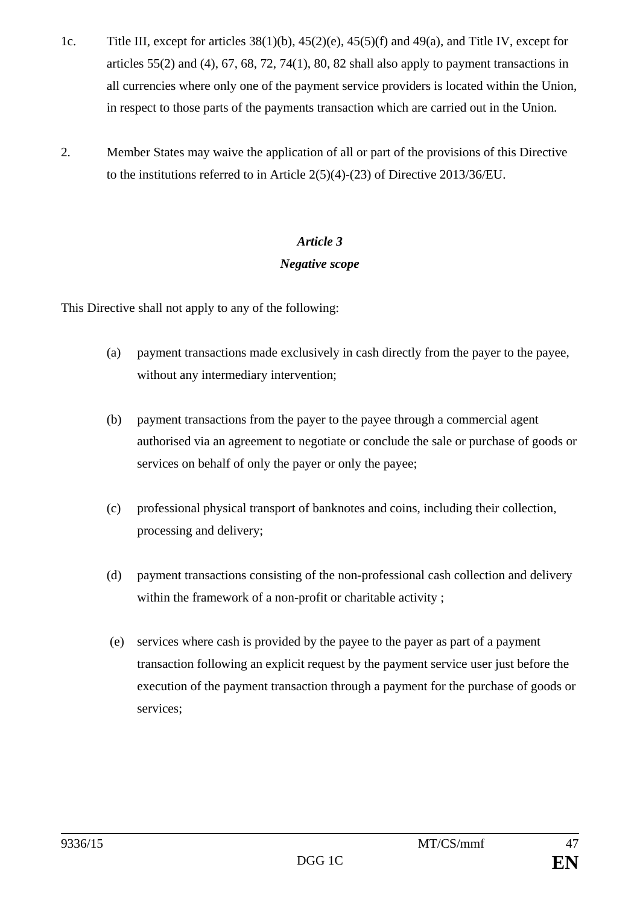1c. Title III, except for articles 38(1)(b), 45(2)(e), 45(5)(f) and 49(a), and Title IV, except for articles 55(2) and (4), 67, 68, 72, 74(1), 80, 82 shall also apply to payment transactions in all currencies where only one of the payment service providers is located within the Union, in respect to those parts of the payments transaction which are carried out in the Union.

2. Member States may waive the application of all or part of the provisions of this Directive to the institutions referred to in Article 2(5)(4)-(23) of Directive 2013/36/EU.

### *Article 3*
### *Negative scope*

This Directive shall not apply to any of the following:

(a) payment transactions made exclusively in cash directly from the payer to the payee, without any intermediary intervention;

(b) payment transactions from the payer to the payee through a commercial agent authorised via an agreement to negotiate or conclude the sale or purchase of goods or services on behalf of only the payer or only the payee;

(c) professional physical transport of banknotes and coins, including their collection, processing and delivery;

(d) payment transactions consisting of the non-professional cash collection and delivery within the framework of a non-profit or charitable activity ;

(e) services where cash is provided by the payee to the payer as part of a payment transaction following an explicit request by the payment service user just before the execution of the payment transaction through a payment for the purchase of goods or services;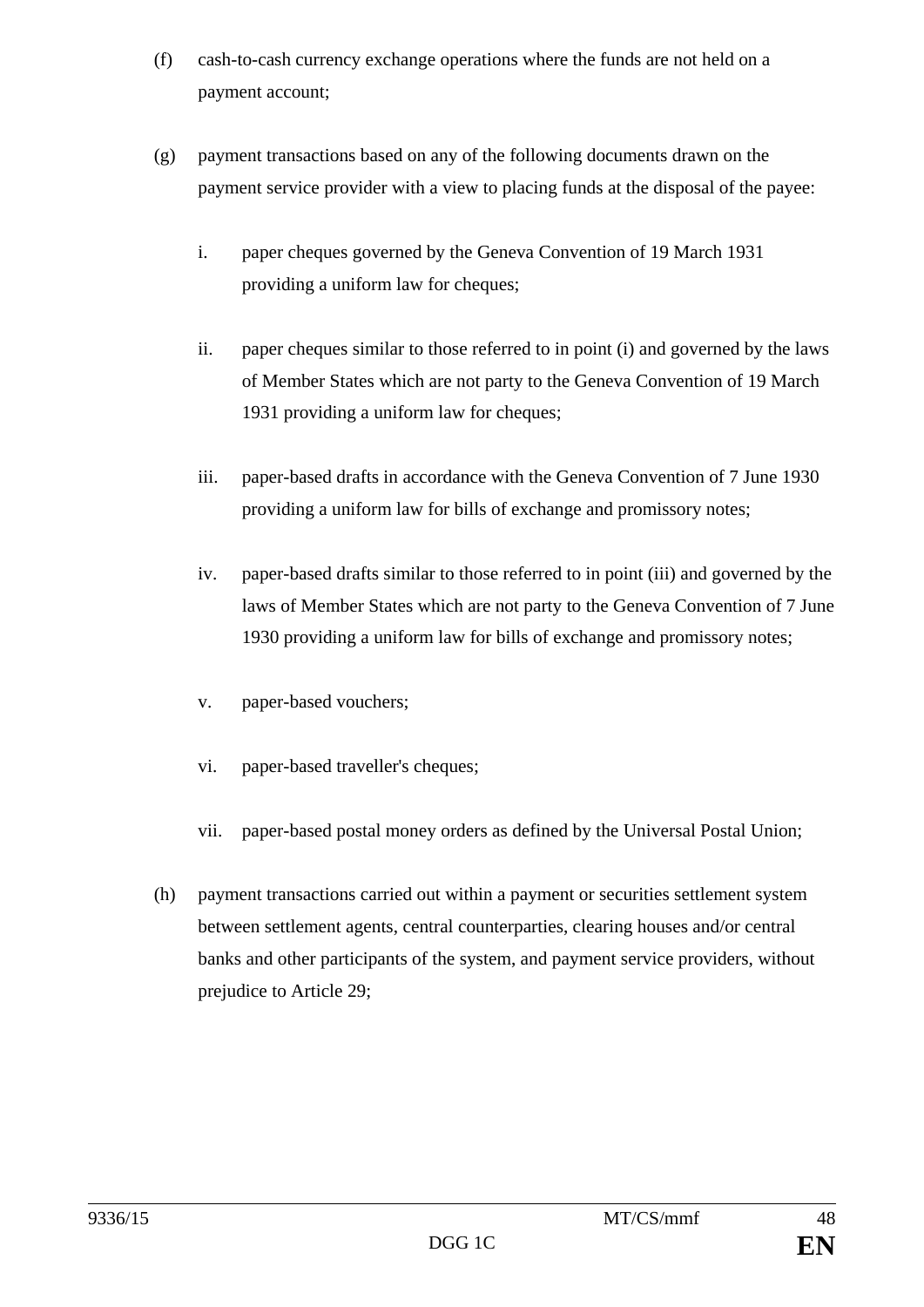(f) cash-to-cash currency exchange operations where the funds are not held on a payment account;

(g) payment transactions based on any of the following documents drawn on the payment service provider with a view to placing funds at the disposal of the payee:

   i. paper cheques governed by the Geneva Convention of 19 March 1931 providing a uniform law for cheques;

   ii. paper cheques similar to those referred to in point (i) and governed by the laws of Member States which are not party to the Geneva Convention of 19 March 1931 providing a uniform law for cheques;

   iii. paper-based drafts in accordance with the Geneva Convention of 7 June 1930 providing a uniform law for bills of exchange and promissory notes;

   iv. paper-based drafts similar to those referred to in point (iii) and governed by the laws of Member States which are not party to the Geneva Convention of 7 June 1930 providing a uniform law for bills of exchange and promissory notes;

   v. paper-based vouchers;

   vi. paper-based traveller's cheques;

   vii. paper-based postal money orders as defined by the Universal Postal Union;

(h) payment transactions carried out within a payment or securities settlement system between settlement agents, central counterparties, clearing houses and/or central banks and other participants of the system, and payment service providers, without prejudice to Article 29;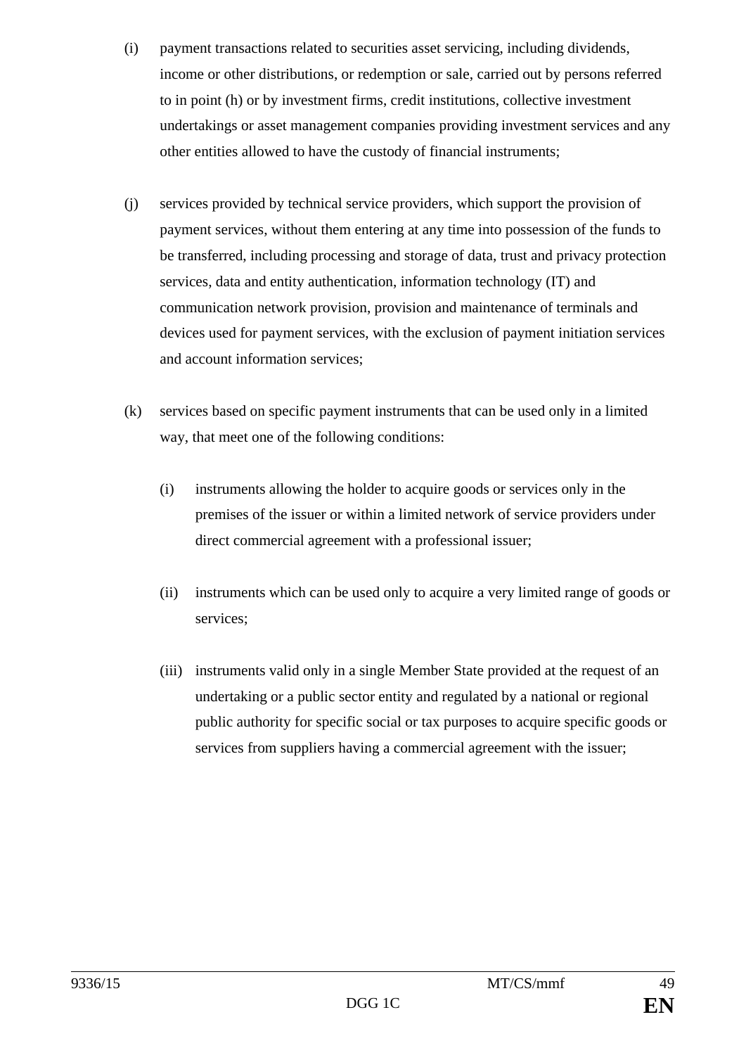(i) payment transactions related to securities asset servicing, including dividends, income or other distributions, or redemption or sale, carried out by persons referred to in point (h) or by investment firms, credit institutions, collective investment undertakings or asset management companies providing investment services and any other entities allowed to have the custody of financial instruments;

(j) services provided by technical service providers, which support the provision of payment services, without them entering at any time into possession of the funds to be transferred, including processing and storage of data, trust and privacy protection services, data and entity authentication, information technology (IT) and communication network provision, provision and maintenance of terminals and devices used for payment services, with the exclusion of payment initiation services and account information services;

(k) services based on specific payment instruments that can be used only in a limited way, that meet one of the following conditions:

  (i) instruments allowing the holder to acquire goods or services only in the premises of the issuer or within a limited network of service providers under direct commercial agreement with a professional issuer;

  (ii) instruments which can be used only to acquire a very limited range of goods or services;

  (iii) instruments valid only in a single Member State provided at the request of an undertaking or a public sector entity and regulated by a national or regional public authority for specific social or tax purposes to acquire specific goods or services from suppliers having a commercial agreement with the issuer;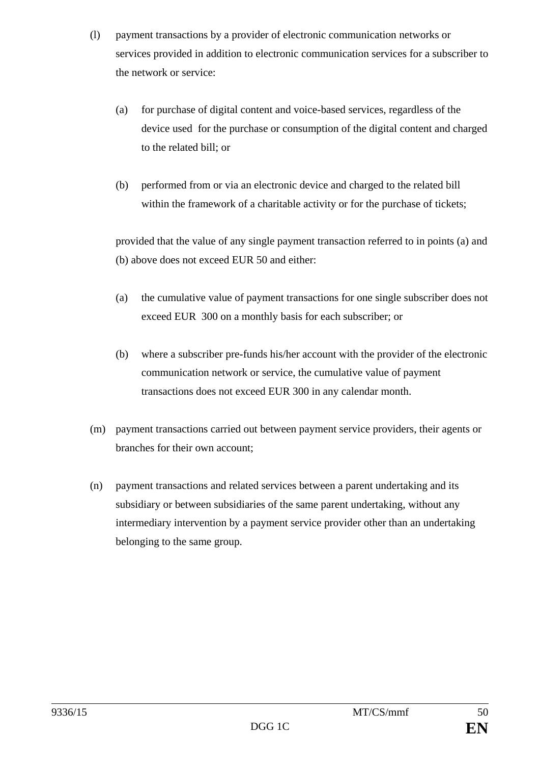(l) payment transactions by a provider of electronic communication networks or services provided in addition to electronic communication services for a subscriber to the network or service:

  (a) for purchase of digital content and voice-based services, regardless of the device used for the purchase or consumption of the digital content and charged to the related bill; or

  (b) performed from or via an electronic device and charged to the related bill within the framework of a charitable activity or for the purchase of tickets;

  provided that the value of any single payment transaction referred to in points (a) and (b) above does not exceed EUR 50 and either:

  (a) the cumulative value of payment transactions for one single subscriber does not exceed EUR 300 on a monthly basis for each subscriber; or

  (b) where a subscriber pre-funds his/her account with the provider of the electronic communication network or service, the cumulative value of payment transactions does not exceed EUR 300 in any calendar month.

(m) payment transactions carried out between payment service providers, their agents or branches for their own account;

(n) payment transactions and related services between a parent undertaking and its subsidiary or between subsidiaries of the same parent undertaking, without any intermediary intervention by a payment service provider other than an undertaking belonging to the same group.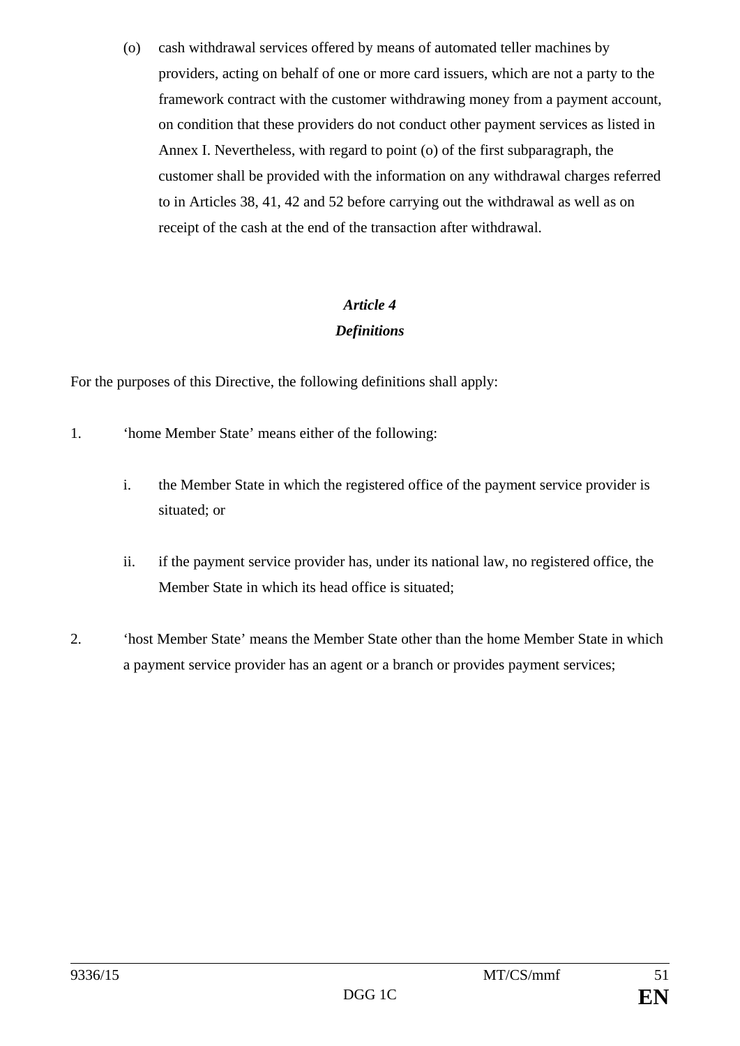(o) cash withdrawal services offered by means of automated teller machines by providers, acting on behalf of one or more card issuers, which are not a party to the framework contract with the customer withdrawing money from a payment account, on condition that these providers do not conduct other payment services as listed in Annex I. Nevertheless, with regard to point (o) of the first subparagraph, the customer shall be provided with the information on any withdrawal charges referred to in Articles 38, 41, 42 and 52 before carrying out the withdrawal as well as on receipt of the cash at the end of the transaction after withdrawal.

### *Article 4*
### *Definitions*

For the purposes of this Directive, the following definitions shall apply:

1. 'home Member State' means either of the following:

   i. the Member State in which the registered office of the payment service provider is situated; or

   ii. if the payment service provider has, under its national law, no registered office, the Member State in which its head office is situated;

2. 'host Member State' means the Member State other than the home Member State in which a payment service provider has an agent or a branch or provides payment services;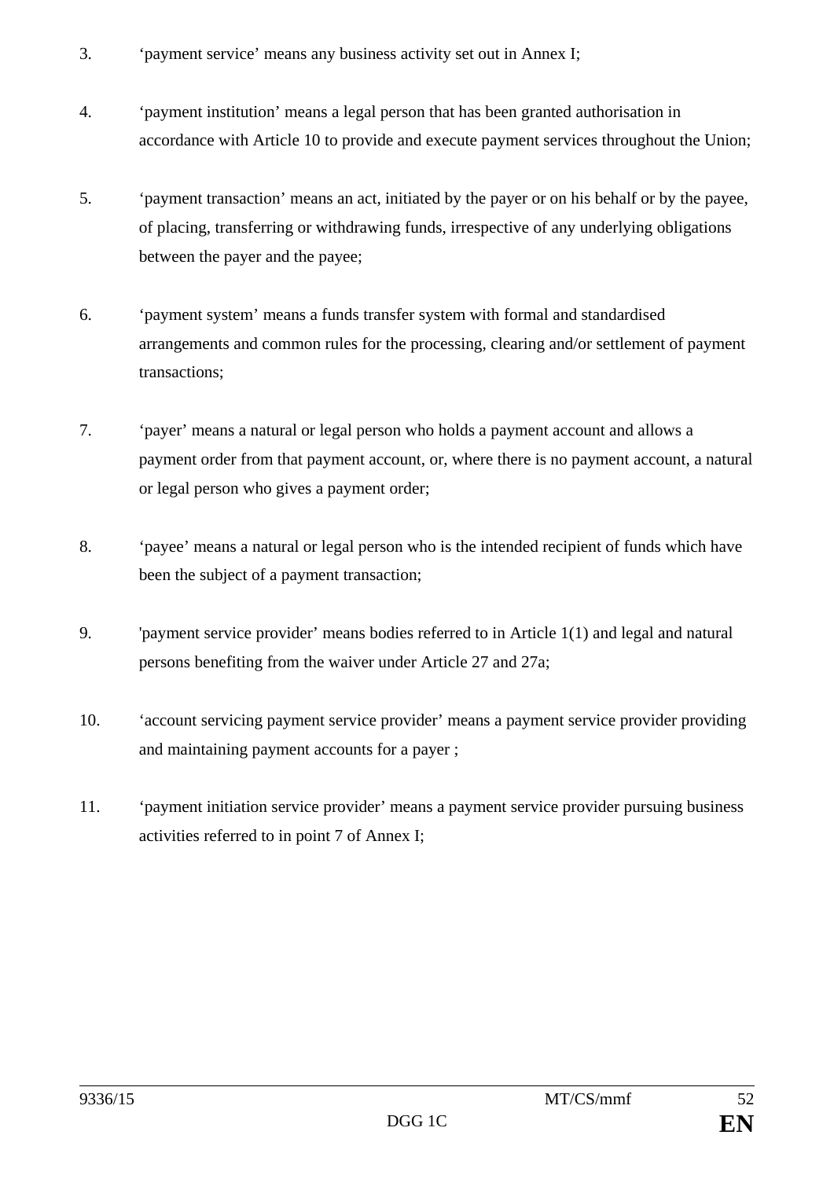3. ‘payment service’ means any business activity set out in Annex I;

4. ‘payment institution’ means a legal person that has been granted authorisation in accordance with Article 10 to provide and execute payment services throughout the Union;

5. ‘payment transaction’ means an act, initiated by the payer or on his behalf or by the payee, of placing, transferring or withdrawing funds, irrespective of any underlying obligations between the payer and the payee;

6. ‘payment system’ means a funds transfer system with formal and standardised arrangements and common rules for the processing, clearing and/or settlement of payment transactions;

7. ‘payer’ means a natural or legal person who holds a payment account and allows a payment order from that payment account, or, where there is no payment account, a natural or legal person who gives a payment order;

8. ‘payee’ means a natural or legal person who is the intended recipient of funds which have been the subject of a payment transaction;

9. 'payment service provider’ means bodies referred to in Article 1(1) and legal and natural persons benefiting from the waiver under Article 27 and 27a;

10. ‘account servicing payment service provider’ means a payment service provider providing and maintaining payment accounts for a payer ;

11. ‘payment initiation service provider’ means a payment service provider pursuing business activities referred to in point 7 of Annex I;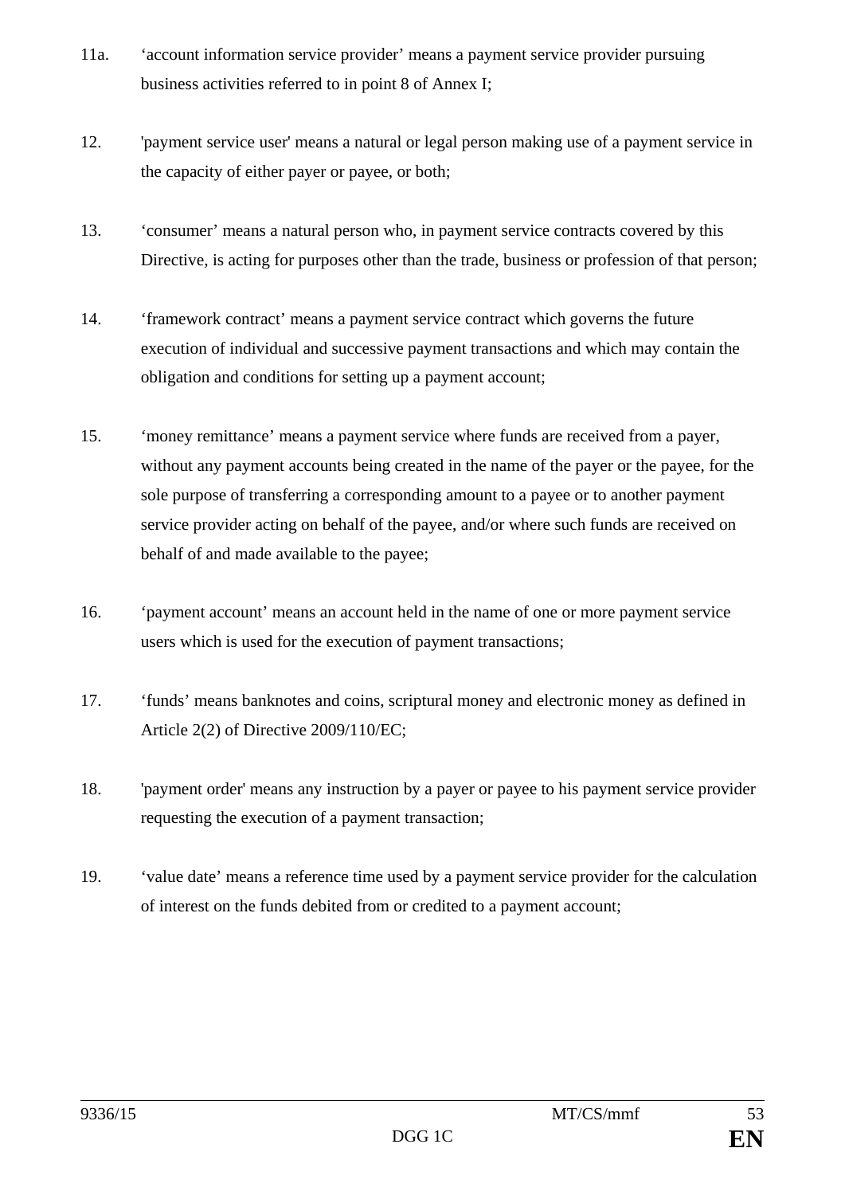11a. ‘account information service provider’ means a payment service provider pursuing business activities referred to in point 8 of Annex I;

12. 'payment service user' means a natural or legal person making use of a payment service in the capacity of either payer or payee, or both;

13. ‘consumer’ means a natural person who, in payment service contracts covered by this Directive, is acting for purposes other than the trade, business or profession of that person;

14. ‘framework contract’ means a payment service contract which governs the future execution of individual and successive payment transactions and which may contain the obligation and conditions for setting up a payment account;

15. ‘money remittance’ means a payment service where funds are received from a payer, without any payment accounts being created in the name of the payer or the payee, for the sole purpose of transferring a corresponding amount to a payee or to another payment service provider acting on behalf of the payee, and/or where such funds are received on behalf of and made available to the payee;

16. ‘payment account’ means an account held in the name of one or more payment service users which is used for the execution of payment transactions;

17. ‘funds’ means banknotes and coins, scriptural money and electronic money as defined in Article 2(2) of Directive 2009/110/EC;

18. 'payment order' means any instruction by a payer or payee to his payment service provider requesting the execution of a payment transaction;

19. ‘value date’ means a reference time used by a payment service provider for the calculation of interest on the funds debited from or credited to a payment account;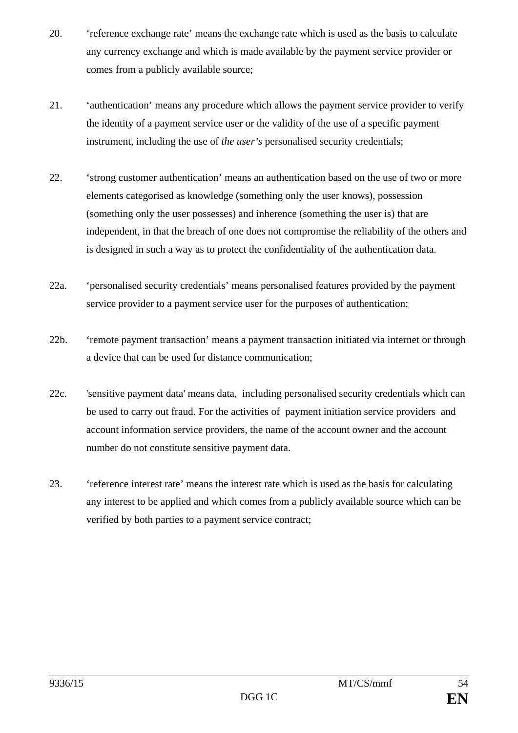20. ‘reference exchange rate’ means the exchange rate which is used as the basis to calculate any currency exchange and which is made available by the payment service provider or comes from a publicly available source;

21. ‘authentication’ means any procedure which allows the payment service provider to verify the identity of a payment service user or the validity of the use of a specific payment instrument, including the use of *the user’s* personalised security credentials;

22. ‘strong customer authentication’ means an authentication based on the use of two or more elements categorised as knowledge (something only the user knows), possession (something only the user possesses) and inherence (something the user is) that are independent, in that the breach of one does not compromise the reliability of the others and is designed in such a way as to protect the confidentiality of the authentication data.

22a. ‘personalised security credentials’ means personalised features provided by the payment service provider to a payment service user for the purposes of authentication;

22b. ‘remote payment transaction’ means a payment transaction initiated via internet or through a device that can be used for distance communication;

22c. 'sensitive payment data' means data, including personalised security credentials which can be used to carry out fraud. For the activities of payment initiation service providers and account information service providers, the name of the account owner and the account number do not constitute sensitive payment data.

23. ‘reference interest rate’ means the interest rate which is used as the basis for calculating any interest to be applied and which comes from a publicly available source which can be verified by both parties to a payment service contract;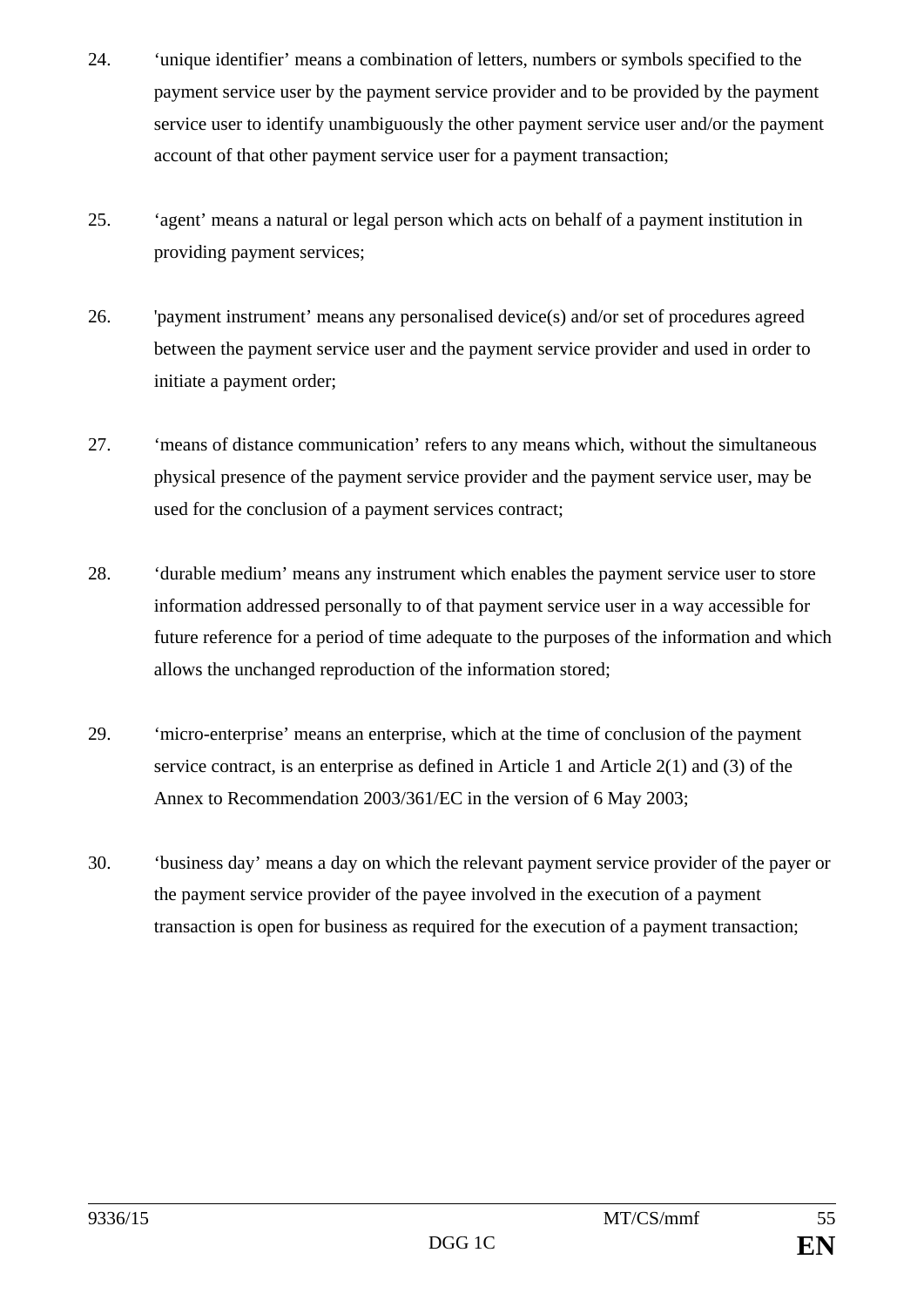24. ‘unique identifier’ means a combination of letters, numbers or symbols specified to the payment service user by the payment service provider and to be provided by the payment service user to identify unambiguously the other payment service user and/or the payment account of that other payment service user for a payment transaction;

25. ‘agent’ means a natural or legal person which acts on behalf of a payment institution in providing payment services;

26. 'payment instrument’ means any personalised device(s) and/or set of procedures agreed between the payment service user and the payment service provider and used in order to initiate a payment order;

27. ‘means of distance communication’ refers to any means which, without the simultaneous physical presence of the payment service provider and the payment service user, may be used for the conclusion of a payment services contract;

28. ‘durable medium’ means any instrument which enables the payment service user to store information addressed personally to of that payment service user in a way accessible for future reference for a period of time adequate to the purposes of the information and which allows the unchanged reproduction of the information stored;

29. ‘micro-enterprise’ means an enterprise, which at the time of conclusion of the payment service contract, is an enterprise as defined in Article 1 and Article 2(1) and (3) of the Annex to Recommendation 2003/361/EC in the version of 6 May 2003;

30. ‘business day’ means a day on which the relevant payment service provider of the payer or the payment service provider of the payee involved in the execution of a payment transaction is open for business as required for the execution of a payment transaction;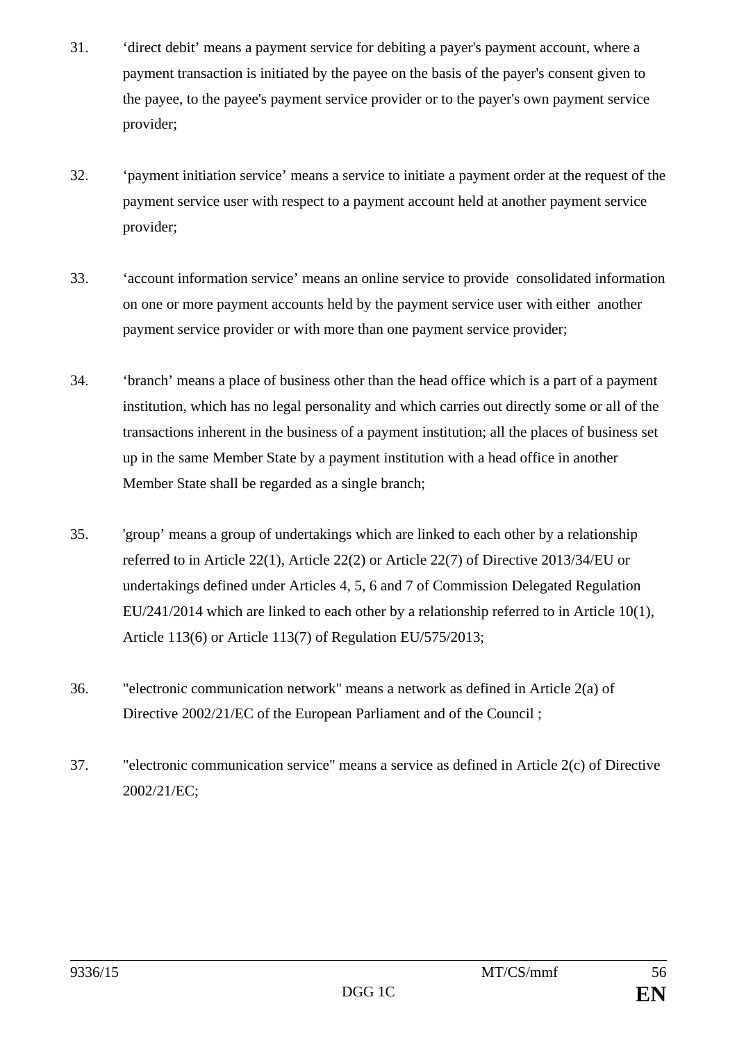31. 'direct debit' means a payment service for debiting a payer's payment account, where a payment transaction is initiated by the payee on the basis of the payer's consent given to the payee, to the payee's payment service provider or to the payer's own payment service provider;

32. 'payment initiation service' means a service to initiate a payment order at the request of the payment service user with respect to a payment account held at another payment service provider;

33. 'account information service' means an online service to provide consolidated information on one or more payment accounts held by the payment service user with either another payment service provider or with more than one payment service provider;

34. 'branch' means a place of business other than the head office which is a part of a payment institution, which has no legal personality and which carries out directly some or all of the transactions inherent in the business of a payment institution; all the places of business set up in the same Member State by a payment institution with a head office in another Member State shall be regarded as a single branch;

35. 'group' means a group of undertakings which are linked to each other by a relationship referred to in Article 22(1), Article 22(2) or Article 22(7) of Directive 2013/34/EU or undertakings defined under Articles 4, 5, 6 and 7 of Commission Delegated Regulation EU/241/2014 which are linked to each other by a relationship referred to in Article 10(1), Article 113(6) or Article 113(7) of Regulation EU/575/2013;

36. "electronic communication network" means a network as defined in Article 2(a) of Directive 2002/21/EC of the European Parliament and of the Council ;

37. "electronic communication service" means a service as defined in Article 2(c) of Directive 2002/21/EC;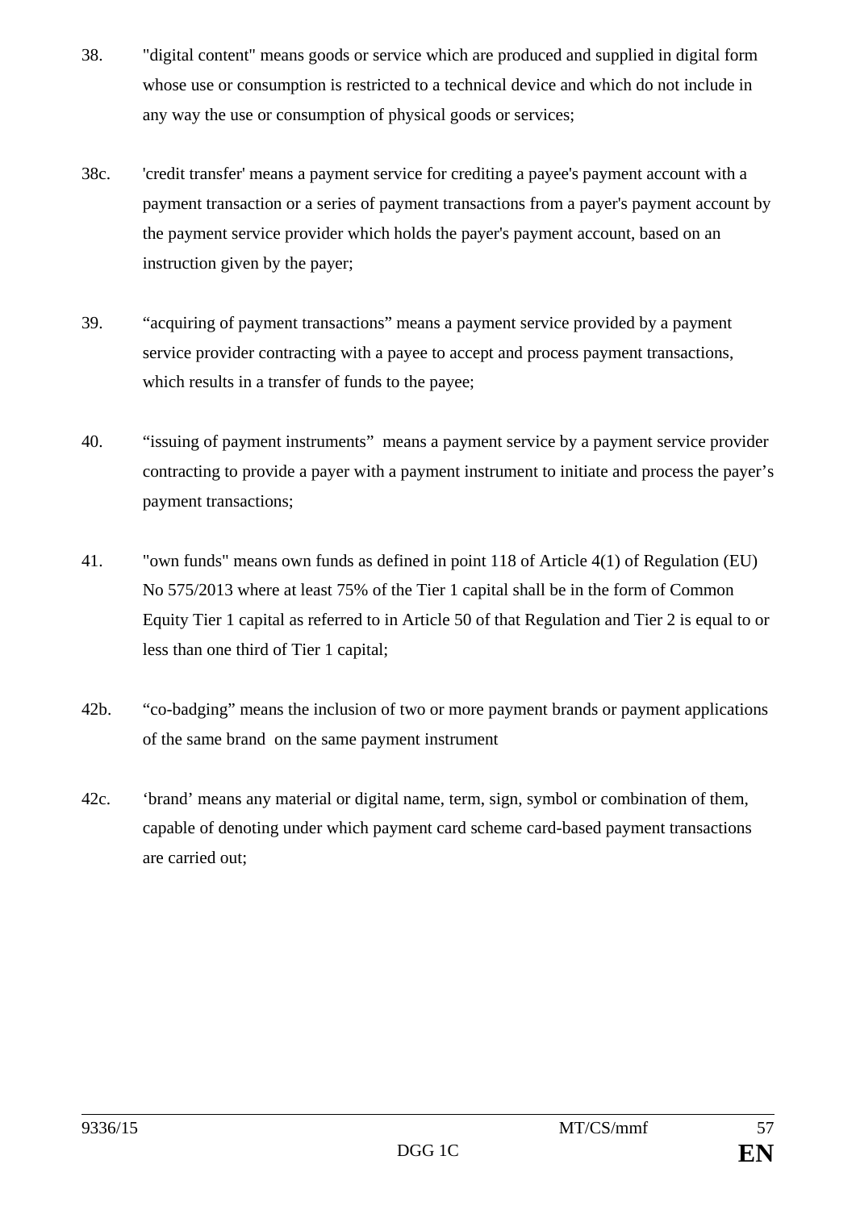38. "digital content" means goods or service which are produced and supplied in digital form whose use or consumption is restricted to a technical device and which do not include in any way the use or consumption of physical goods or services;

38c. 'credit transfer' means a payment service for crediting a payee's payment account with a payment transaction or a series of payment transactions from a payer's payment account by the payment service provider which holds the payer's payment account, based on an instruction given by the payer;

39. "acquiring of payment transactions" means a payment service provided by a payment service provider contracting with a payee to accept and process payment transactions, which results in a transfer of funds to the payee;

40. "issuing of payment instruments" means a payment service by a payment service provider contracting to provide a payer with a payment instrument to initiate and process the payer's payment transactions;

41. "own funds" means own funds as defined in point 118 of Article 4(1) of Regulation (EU) No 575/2013 where at least 75% of the Tier 1 capital shall be in the form of Common Equity Tier 1 capital as referred to in Article 50 of that Regulation and Tier 2 is equal to or less than one third of Tier 1 capital;

42b. "co-badging" means the inclusion of two or more payment brands or payment applications of the same brand on the same payment instrument

42c. 'brand' means any material or digital name, term, sign, symbol or combination of them, capable of denoting under which payment card scheme card-based payment transactions are carried out;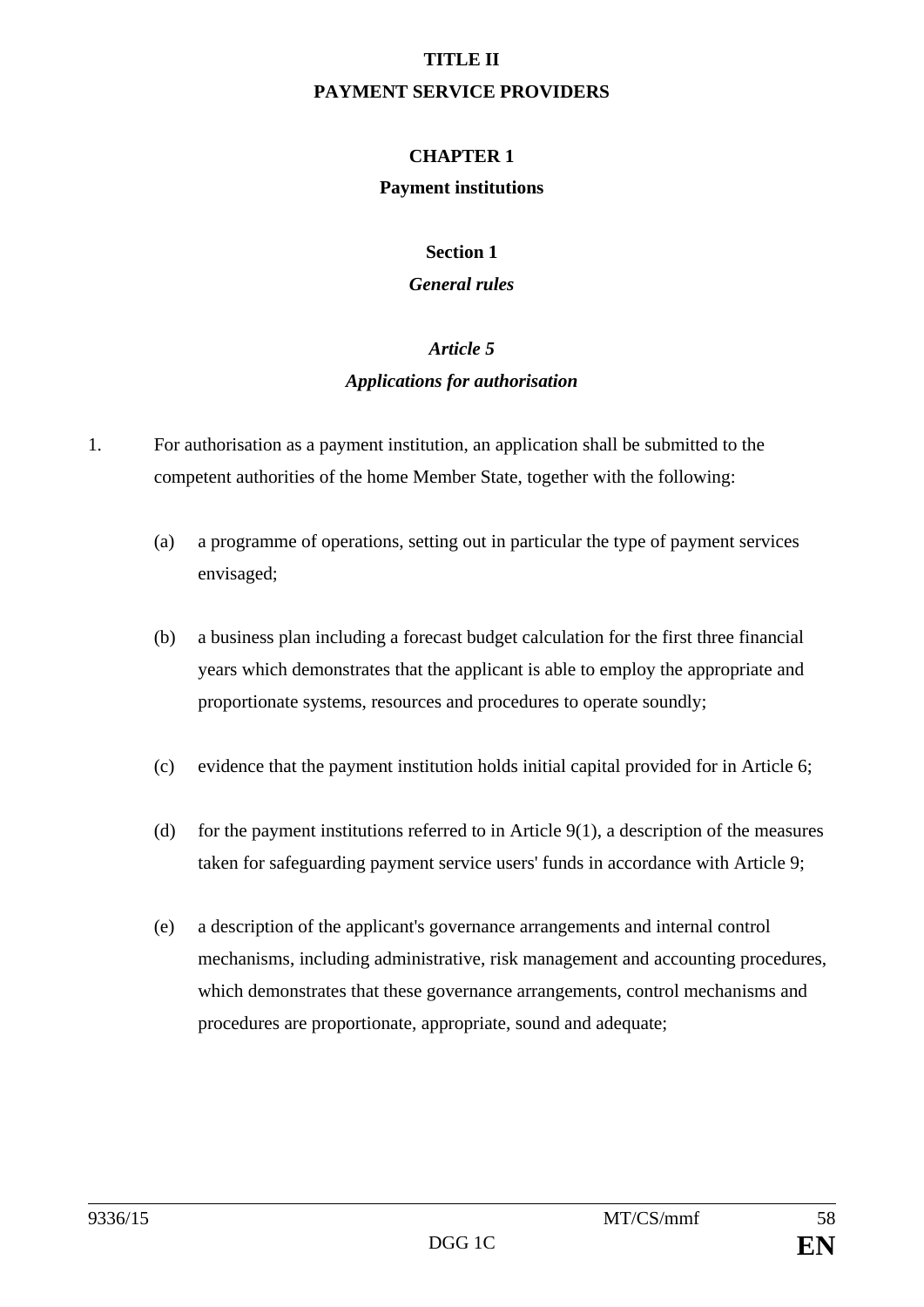# TITLE II

# PAYMENT SERVICE PROVIDERS

## CHAPTER 1

## Payment institutions

### Section 1

### *General rules*

#### *Article 5*

#### *Applications for authorisation*

1. For authorisation as a payment institution, an application shall be submitted to the competent authorities of the home Member State, together with the following:

   (a) a programme of operations, setting out in particular the type of payment services envisaged;

   (b) a business plan including a forecast budget calculation for the first three financial years which demonstrates that the applicant is able to employ the appropriate and proportionate systems, resources and procedures to operate soundly;

   (c) evidence that the payment institution holds initial capital provided for in Article 6;

   (d) for the payment institutions referred to in Article 9(1), a description of the measures taken for safeguarding payment service users' funds in accordance with Article 9;

   (e) a description of the applicant's governance arrangements and internal control mechanisms, including administrative, risk management and accounting procedures, which demonstrates that these governance arrangements, control mechanisms and procedures are proportionate, appropriate, sound and adequate;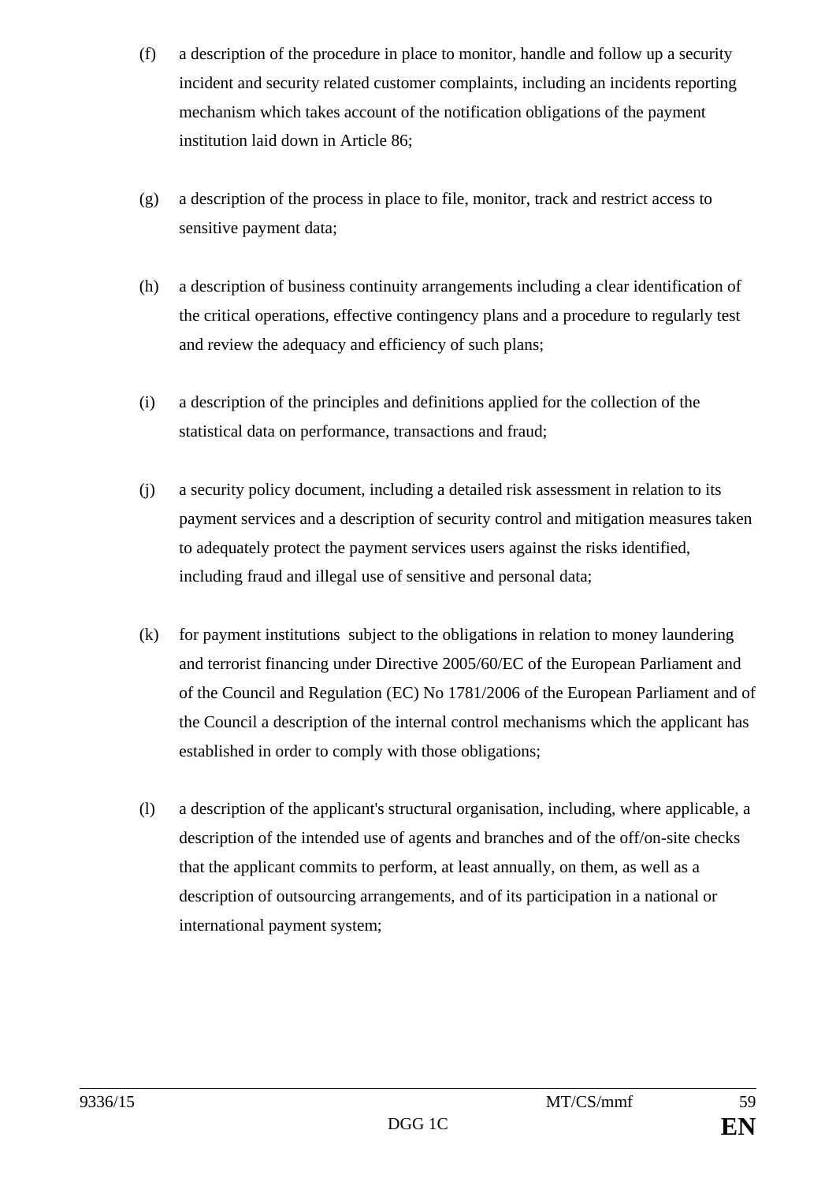(f) a description of the procedure in place to monitor, handle and follow up a security incident and security related customer complaints, including an incidents reporting mechanism which takes account of the notification obligations of the payment institution laid down in Article 86;

(g) a description of the process in place to file, monitor, track and restrict access to sensitive payment data;

(h) a description of business continuity arrangements including a clear identification of the critical operations, effective contingency plans and a procedure to regularly test and review the adequacy and efficiency of such plans;

(i) a description of the principles and definitions applied for the collection of the statistical data on performance, transactions and fraud;

(j) a security policy document, including a detailed risk assessment in relation to its payment services and a description of security control and mitigation measures taken to adequately protect the payment services users against the risks identified, including fraud and illegal use of sensitive and personal data;

(k) for payment institutions subject to the obligations in relation to money laundering and terrorist financing under Directive 2005/60/EC of the European Parliament and of the Council and Regulation (EC) No 1781/2006 of the European Parliament and of the Council a description of the internal control mechanisms which the applicant has established in order to comply with those obligations;

(l) a description of the applicant's structural organisation, including, where applicable, a description of the intended use of agents and branches and of the off/on-site checks that the applicant commits to perform, at least annually, on them, as well as a description of outsourcing arrangements, and of its participation in a national or international payment system;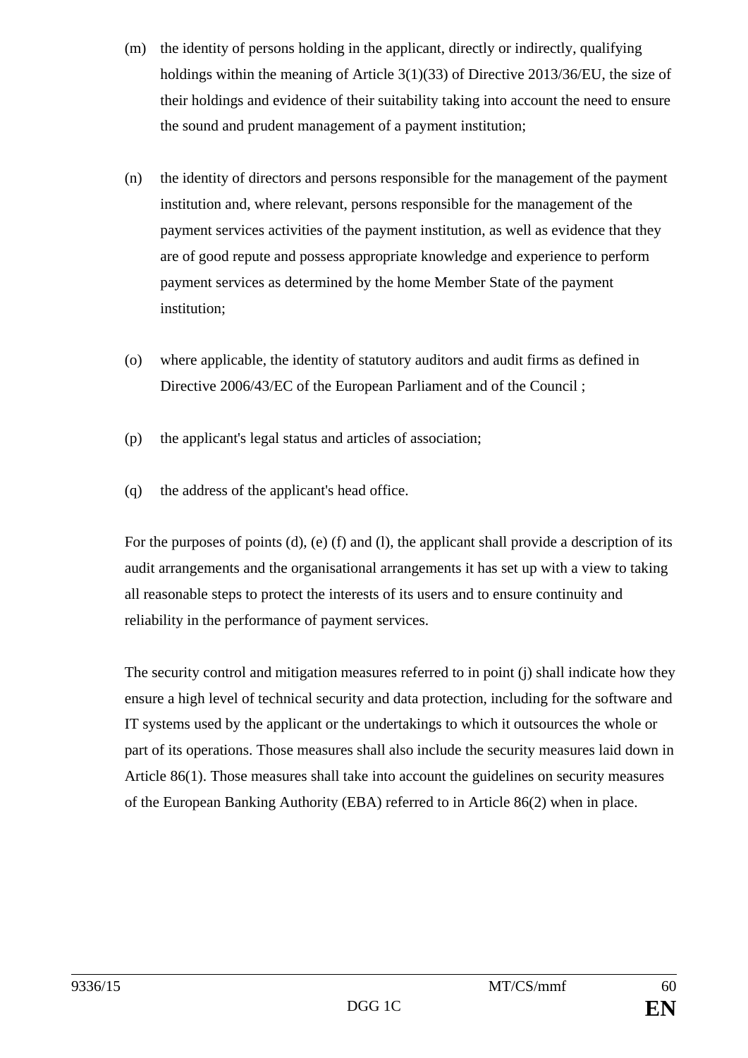(m) the identity of persons holding in the applicant, directly or indirectly, qualifying holdings within the meaning of Article 3(1)(33) of Directive 2013/36/EU, the size of their holdings and evidence of their suitability taking into account the need to ensure the sound and prudent management of a payment institution;

(n) the identity of directors and persons responsible for the management of the payment institution and, where relevant, persons responsible for the management of the payment services activities of the payment institution, as well as evidence that they are of good repute and possess appropriate knowledge and experience to perform payment services as determined by the home Member State of the payment institution;

(o) where applicable, the identity of statutory auditors and audit firms as defined in Directive 2006/43/EC of the European Parliament and of the Council ;

(p) the applicant's legal status and articles of association;

(q) the address of the applicant's head office.

For the purposes of points (d), (e) (f) and (l), the applicant shall provide a description of its audit arrangements and the organisational arrangements it has set up with a view to taking all reasonable steps to protect the interests of its users and to ensure continuity and reliability in the performance of payment services.

The security control and mitigation measures referred to in point (j) shall indicate how they ensure a high level of technical security and data protection, including for the software and IT systems used by the applicant or the undertakings to which it outsources the whole or part of its operations. Those measures shall also include the security measures laid down in Article 86(1). Those measures shall take into account the guidelines on security measures of the European Banking Authority (EBA) referred to in Article 86(2) when in place.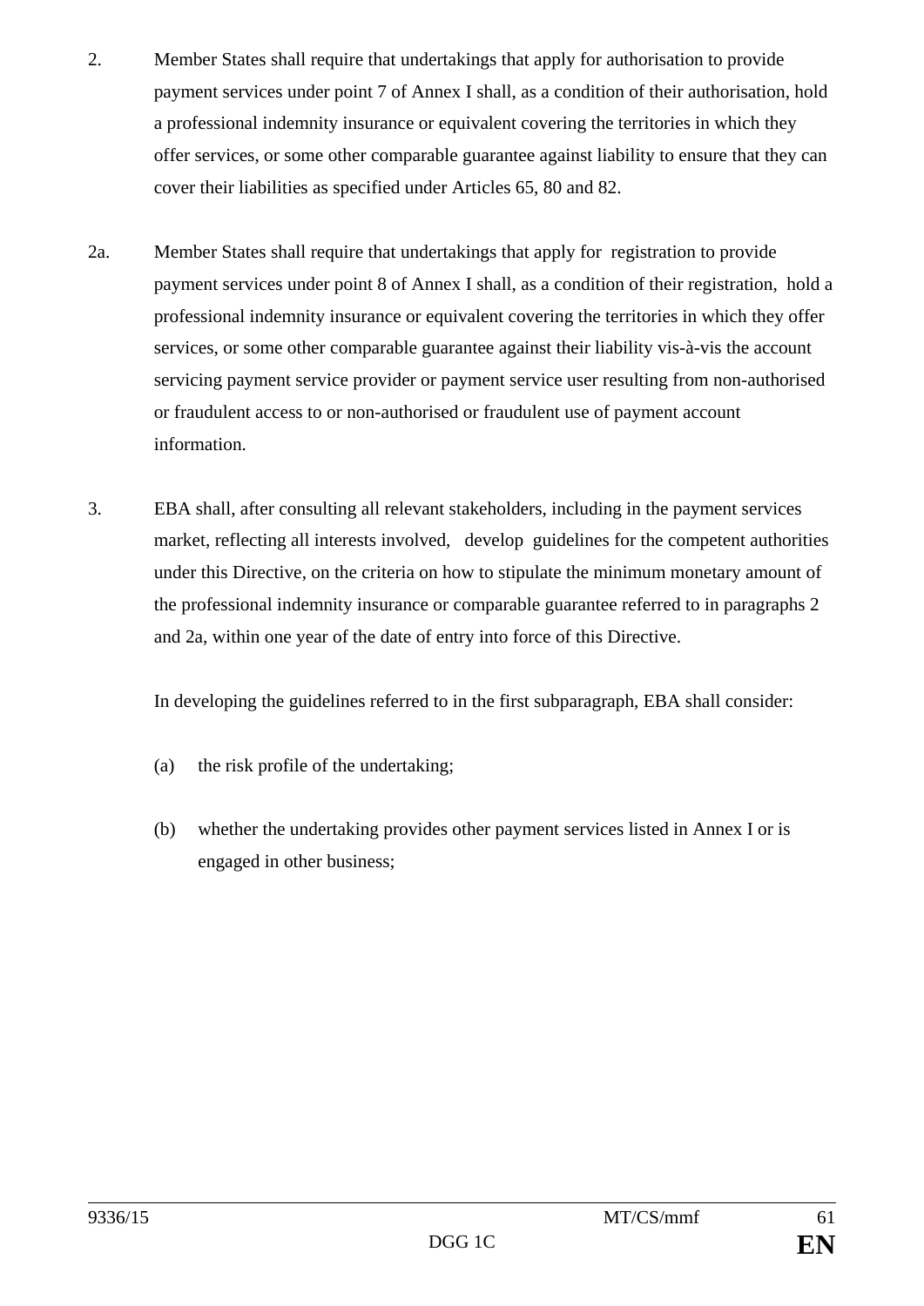2. Member States shall require that undertakings that apply for authorisation to provide payment services under point 7 of Annex I shall, as a condition of their authorisation, hold a professional indemnity insurance or equivalent covering the territories in which they offer services, or some other comparable guarantee against liability to ensure that they can cover their liabilities as specified under Articles 65, 80 and 82.

2a. Member States shall require that undertakings that apply for registration to provide payment services under point 8 of Annex I shall, as a condition of their registration, hold a professional indemnity insurance or equivalent covering the territories in which they offer services, or some other comparable guarantee against their liability vis-à-vis the account servicing payment service provider or payment service user resulting from non-authorised or fraudulent access to or non-authorised or fraudulent use of payment account information.

3. EBA shall, after consulting all relevant stakeholders, including in the payment services market, reflecting all interests involved, develop guidelines for the competent authorities under this Directive, on the criteria on how to stipulate the minimum monetary amount of the professional indemnity insurance or comparable guarantee referred to in paragraphs 2 and 2a, within one year of the date of entry into force of this Directive.

In developing the guidelines referred to in the first subparagraph, EBA shall consider:

(a) the risk profile of the undertaking;

(b) whether the undertaking provides other payment services listed in Annex I or is engaged in other business;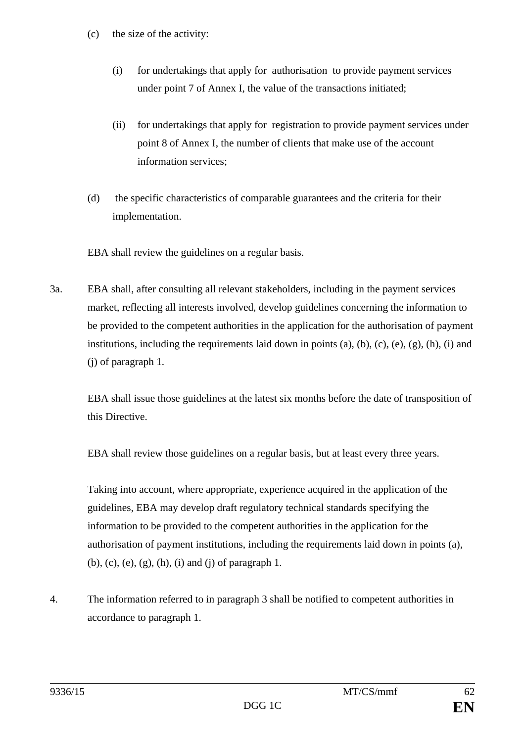(c) the size of the activity:

   (i) for undertakings that apply for authorisation to provide payment services under point 7 of Annex I, the value of the transactions initiated;

   (ii) for undertakings that apply for registration to provide payment services under point 8 of Annex I, the number of clients that make use of the account information services;

(d) the specific characteristics of comparable guarantees and the criteria for their implementation.

EBA shall review the guidelines on a regular basis.

3a. EBA shall, after consulting all relevant stakeholders, including in the payment services market, reflecting all interests involved, develop guidelines concerning the information to be provided to the competent authorities in the application for the authorisation of payment institutions, including the requirements laid down in points (a), (b), (c), (e), (g), (h), (i) and (j) of paragraph 1.

EBA shall issue those guidelines at the latest six months before the date of transposition of this Directive.

EBA shall review those guidelines on a regular basis, but at least every three years.

Taking into account, where appropriate, experience acquired in the application of the guidelines, EBA may develop draft regulatory technical standards specifying the information to be provided to the competent authorities in the application for the authorisation of payment institutions, including the requirements laid down in points (a), (b), (c), (e), (g), (h), (i) and (j) of paragraph 1.

4. The information referred to in paragraph 3 shall be notified to competent authorities in accordance to paragraph 1.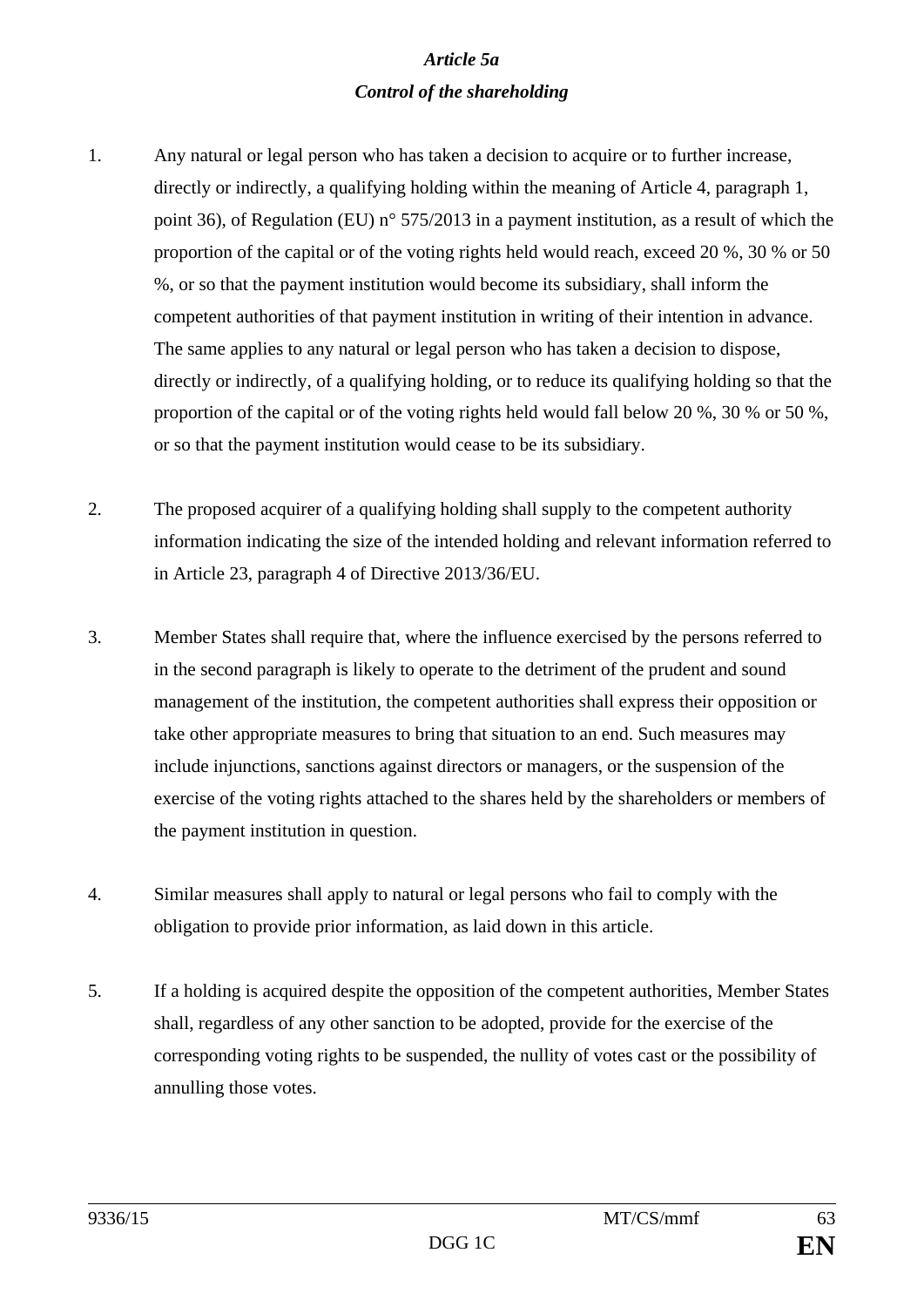### *Article 5a*

### *Control of the shareholding*

1. Any natural or legal person who has taken a decision to acquire or to further increase, directly or indirectly, a qualifying holding within the meaning of Article 4, paragraph 1, point 36), of Regulation (EU) n° 575/2013 in a payment institution, as a result of which the proportion of the capital or of the voting rights held would reach, exceed 20 %, 30 % or 50 %, or so that the payment institution would become its subsidiary, shall inform the competent authorities of that payment institution in writing of their intention in advance. The same applies to any natural or legal person who has taken a decision to dispose, directly or indirectly, of a qualifying holding, or to reduce its qualifying holding so that the proportion of the capital or of the voting rights held would fall below 20 %, 30 % or 50 %, or so that the payment institution would cease to be its subsidiary.

2. The proposed acquirer of a qualifying holding shall supply to the competent authority information indicating the size of the intended holding and relevant information referred to in Article 23, paragraph 4 of Directive 2013/36/EU.

3. Member States shall require that, where the influence exercised by the persons referred to in the second paragraph is likely to operate to the detriment of the prudent and sound management of the institution, the competent authorities shall express their opposition or take other appropriate measures to bring that situation to an end. Such measures may include injunctions, sanctions against directors or managers, or the suspension of the exercise of the voting rights attached to the shares held by the shareholders or members of the payment institution in question.

4. Similar measures shall apply to natural or legal persons who fail to comply with the obligation to provide prior information, as laid down in this article.

5. If a holding is acquired despite the opposition of the competent authorities, Member States shall, regardless of any other sanction to be adopted, provide for the exercise of the corresponding voting rights to be suspended, the nullity of votes cast or the possibility of annulling those votes.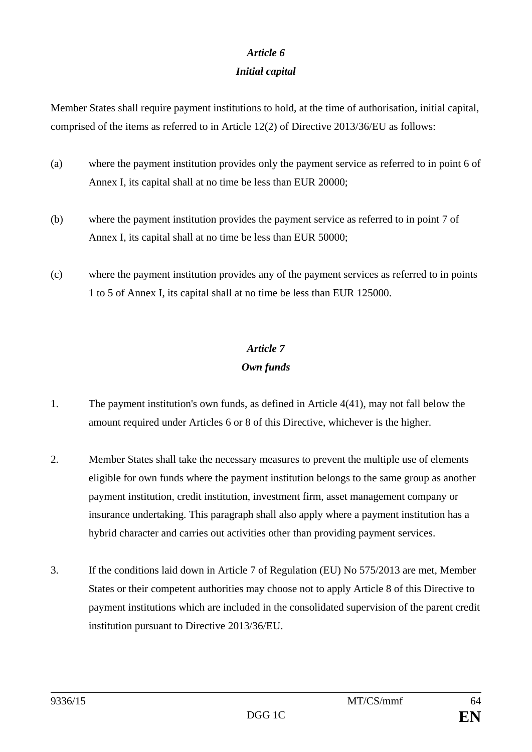## *Article 6*
## *Initial capital*

Member States shall require payment institutions to hold, at the time of authorisation, initial capital, comprised of the items as referred to in Article 12(2) of Directive 2013/36/EU as follows:

(a) where the payment institution provides only the payment service as referred to in point 6 of Annex I, its capital shall at no time be less than EUR 20000;

(b) where the payment institution provides the payment service as referred to in point 7 of Annex I, its capital shall at no time be less than EUR 50000;

(c) where the payment institution provides any of the payment services as referred to in points 1 to 5 of Annex I, its capital shall at no time be less than EUR 125000.

## *Article 7*
## *Own funds*

1. The payment institution's own funds, as defined in Article 4(41), may not fall below the amount required under Articles 6 or 8 of this Directive, whichever is the higher.

2. Member States shall take the necessary measures to prevent the multiple use of elements eligible for own funds where the payment institution belongs to the same group as another payment institution, credit institution, investment firm, asset management company or insurance undertaking. This paragraph shall also apply where a payment institution has a hybrid character and carries out activities other than providing payment services.

3. If the conditions laid down in Article 7 of Regulation (EU) No 575/2013 are met, Member States or their competent authorities may choose not to apply Article 8 of this Directive to payment institutions which are included in the consolidated supervision of the parent credit institution pursuant to Directive 2013/36/EU.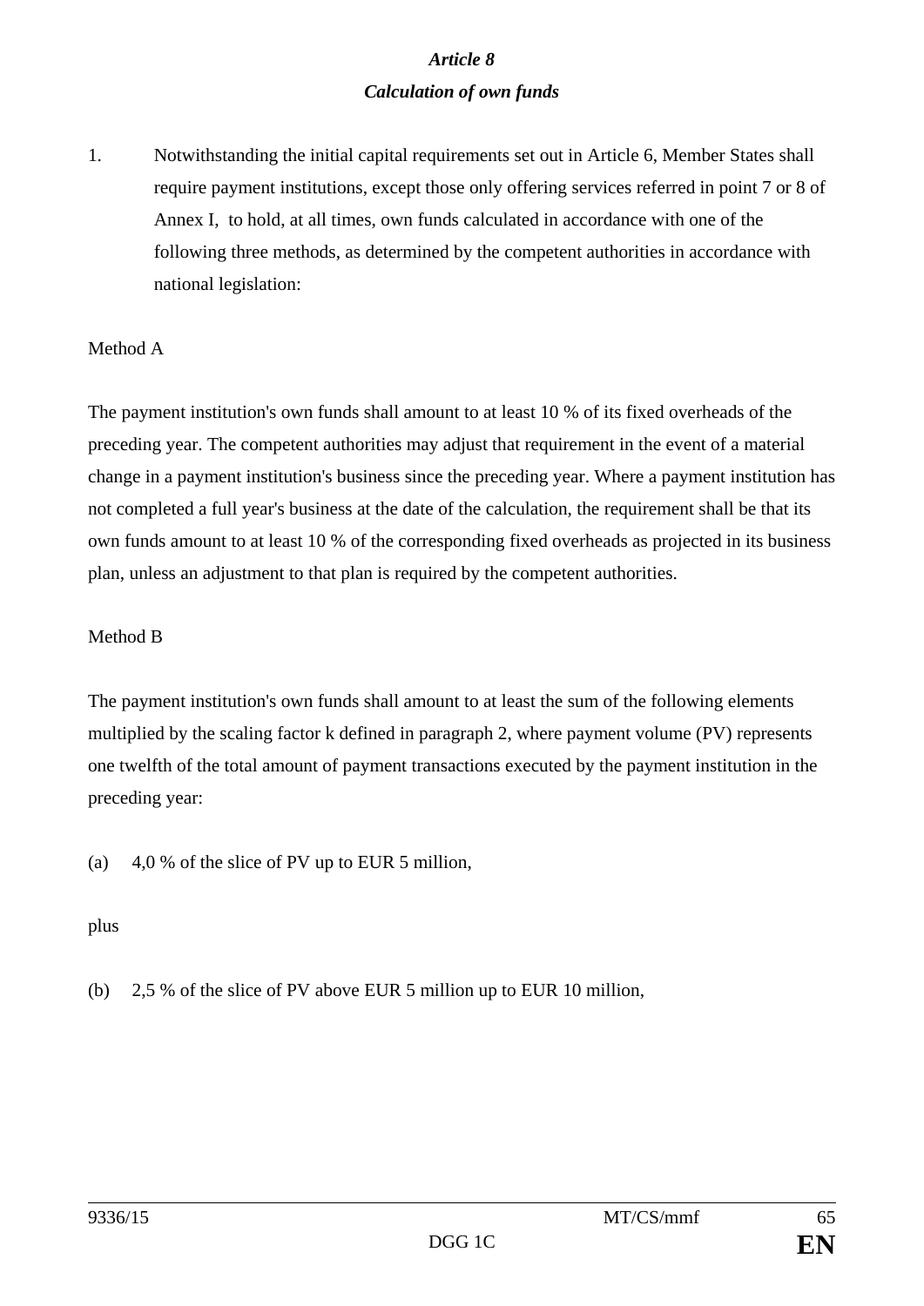***Article 8***

***Calculation of own funds***

1. Notwithstanding the initial capital requirements set out in Article 6, Member States shall require payment institutions, except those only offering services referred in point 7 or 8 of Annex I, to hold, at all times, own funds calculated in accordance with one of the following three methods, as determined by the competent authorities in accordance with national legislation:

Method A

The payment institution's own funds shall amount to at least 10 % of its fixed overheads of the preceding year. The competent authorities may adjust that requirement in the event of a material change in a payment institution's business since the preceding year. Where a payment institution has not completed a full year's business at the date of the calculation, the requirement shall be that its own funds amount to at least 10 % of the corresponding fixed overheads as projected in its business plan, unless an adjustment to that plan is required by the competent authorities.

Method B

The payment institution's own funds shall amount to at least the sum of the following elements multiplied by the scaling factor k defined in paragraph 2, where payment volume (PV) represents one twelfth of the total amount of payment transactions executed by the payment institution in the preceding year:

(a) 4,0 % of the slice of PV up to EUR 5 million,

plus

(b) 2,5 % of the slice of PV above EUR 5 million up to EUR 10 million,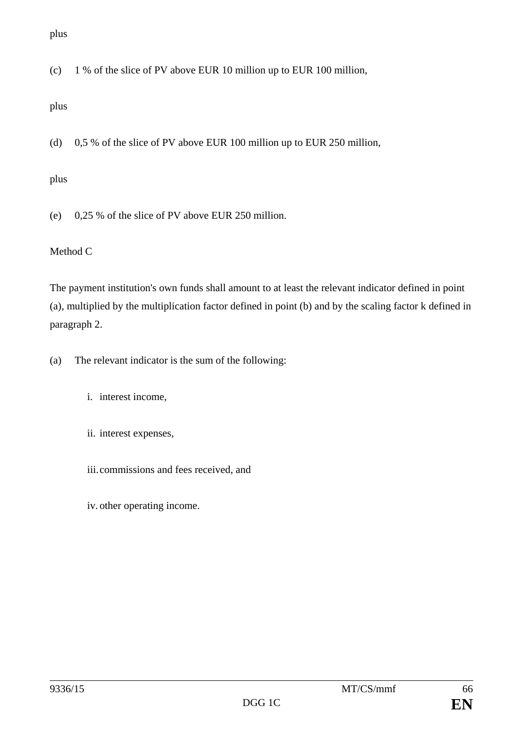plus

(c) 1 % of the slice of PV above EUR 10 million up to EUR 100 million,

plus

(d) 0,5 % of the slice of PV above EUR 100 million up to EUR 250 million,

plus

(e) 0,25 % of the slice of PV above EUR 250 million.

Method C

The payment institution's own funds shall amount to at least the relevant indicator defined in point (a), multiplied by the multiplication factor defined in point (b) and by the scaling factor k defined in paragraph 2.

(a) The relevant indicator is the sum of the following:

   i. interest income,

   ii. interest expenses,

   iii. commissions and fees received, and

   iv. other operating income.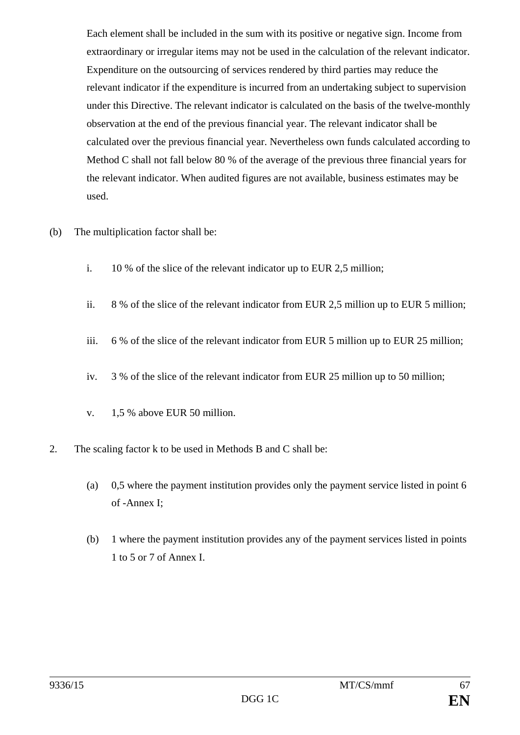Each element shall be included in the sum with its positive or negative sign. Income from extraordinary or irregular items may not be used in the calculation of the relevant indicator. Expenditure on the outsourcing of services rendered by third parties may reduce the relevant indicator if the expenditure is incurred from an undertaking subject to supervision under this Directive. The relevant indicator is calculated on the basis of the twelve-monthly observation at the end of the previous financial year. The relevant indicator shall be calculated over the previous financial year. Nevertheless own funds calculated according to Method C shall not fall below 80 % of the average of the previous three financial years for the relevant indicator. When audited figures are not available, business estimates may be used.

(b) The multiplication factor shall be:

i. 10 % of the slice of the relevant indicator up to EUR 2,5 million;

ii. 8 % of the slice of the relevant indicator from EUR 2,5 million up to EUR 5 million;

iii. 6 % of the slice of the relevant indicator from EUR 5 million up to EUR 25 million;

iv. 3 % of the slice of the relevant indicator from EUR 25 million up to 50 million;

v. 1,5 % above EUR 50 million.

2. The scaling factor k to be used in Methods B and C shall be:

(a) 0,5 where the payment institution provides only the payment service listed in point 6 of -Annex I;

(b) 1 where the payment institution provides any of the payment services listed in points 1 to 5 or 7 of Annex I.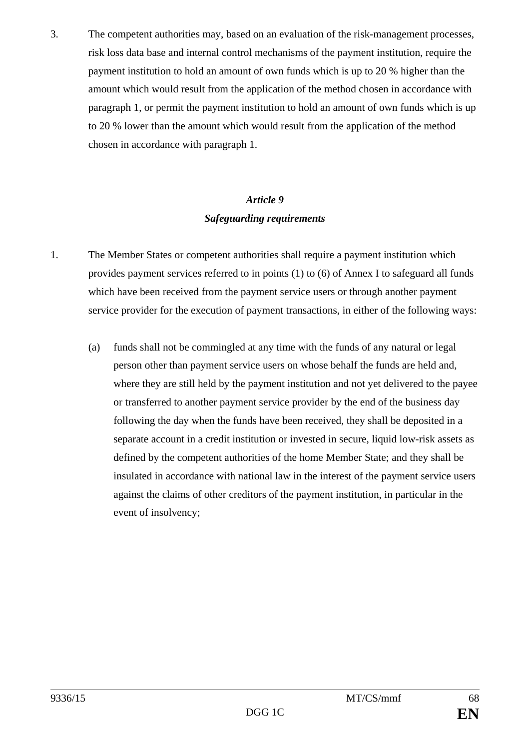3. The competent authorities may, based on an evaluation of the risk-management processes, risk loss data base and internal control mechanisms of the payment institution, require the payment institution to hold an amount of own funds which is up to 20 % higher than the amount which would result from the application of the method chosen in accordance with paragraph 1, or permit the payment institution to hold an amount of own funds which is up to 20 % lower than the amount which would result from the application of the method chosen in accordance with paragraph 1.

### *Article 9*
### *Safeguarding requirements*

1. The Member States or competent authorities shall require a payment institution which provides payment services referred to in points (1) to (6) of Annex I to safeguard all funds which have been received from the payment service users or through another payment service provider for the execution of payment transactions, in either of the following ways:

   (a) funds shall not be commingled at any time with the funds of any natural or legal person other than payment service users on whose behalf the funds are held and, where they are still held by the payment institution and not yet delivered to the payee or transferred to another payment service provider by the end of the business day following the day when the funds have been received, they shall be deposited in a separate account in a credit institution or invested in secure, liquid low-risk assets as defined by the competent authorities of the home Member State; and they shall be insulated in accordance with national law in the interest of the payment service users against the claims of other creditors of the payment institution, in particular in the event of insolvency;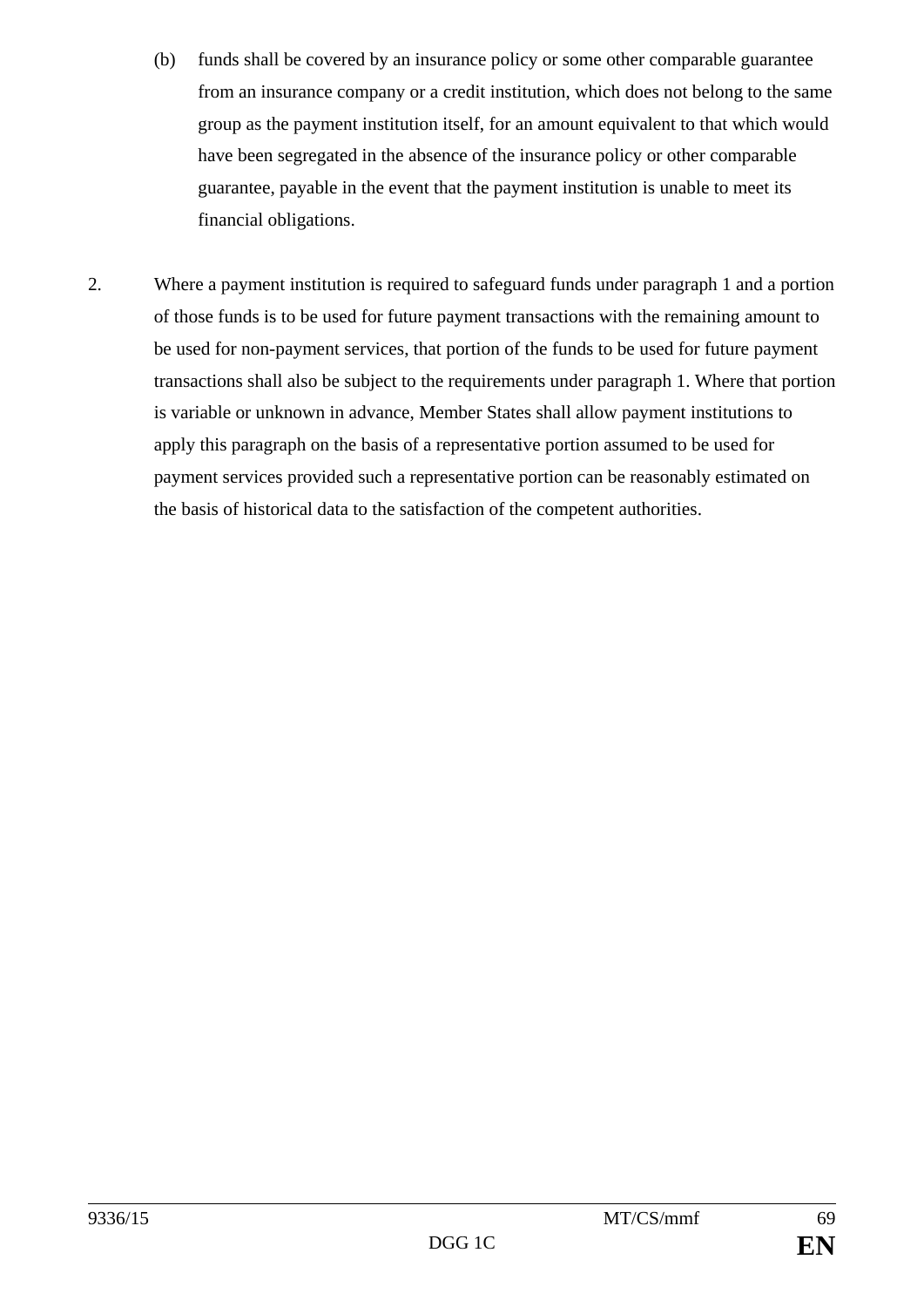(b) funds shall be covered by an insurance policy or some other comparable guarantee from an insurance company or a credit institution, which does not belong to the same group as the payment institution itself, for an amount equivalent to that which would have been segregated in the absence of the insurance policy or other comparable guarantee, payable in the event that the payment institution is unable to meet its financial obligations.

2. Where a payment institution is required to safeguard funds under paragraph 1 and a portion of those funds is to be used for future payment transactions with the remaining amount to be used for non-payment services, that portion of the funds to be used for future payment transactions shall also be subject to the requirements under paragraph 1. Where that portion is variable or unknown in advance, Member States shall allow payment institutions to apply this paragraph on the basis of a representative portion assumed to be used for payment services provided such a representative portion can be reasonably estimated on the basis of historical data to the satisfaction of the competent authorities.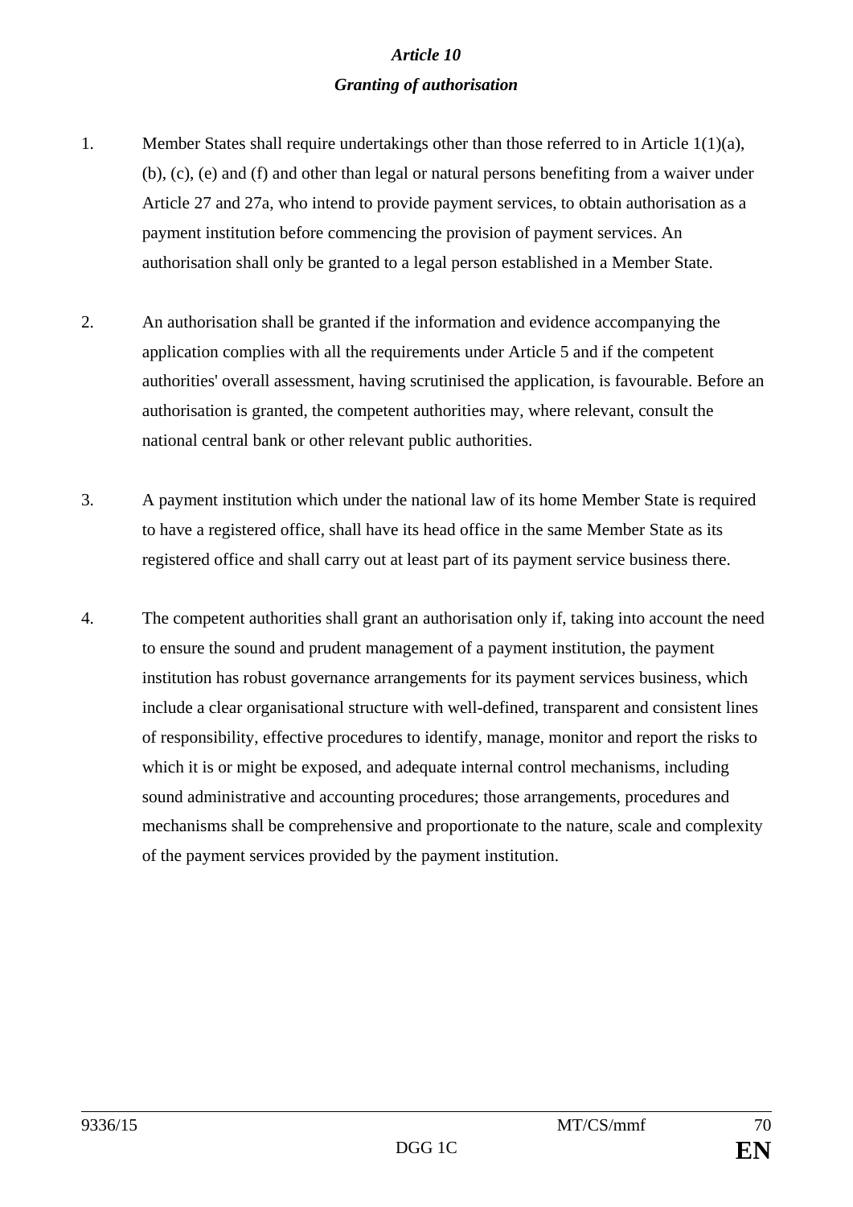### *Article 10*

### *Granting of authorisation*

1. Member States shall require undertakings other than those referred to in Article 1(1)(a), (b), (c), (e) and (f) and other than legal or natural persons benefiting from a waiver under Article 27 and 27a, who intend to provide payment services, to obtain authorisation as a payment institution before commencing the provision of payment services. An authorisation shall only be granted to a legal person established in a Member State.

2. An authorisation shall be granted if the information and evidence accompanying the application complies with all the requirements under Article 5 and if the competent authorities' overall assessment, having scrutinised the application, is favourable. Before an authorisation is granted, the competent authorities may, where relevant, consult the national central bank or other relevant public authorities.

3. A payment institution which under the national law of its home Member State is required to have a registered office, shall have its head office in the same Member State as its registered office and shall carry out at least part of its payment service business there.

4. The competent authorities shall grant an authorisation only if, taking into account the need to ensure the sound and prudent management of a payment institution, the payment institution has robust governance arrangements for its payment services business, which include a clear organisational structure with well-defined, transparent and consistent lines of responsibility, effective procedures to identify, manage, monitor and report the risks to which it is or might be exposed, and adequate internal control mechanisms, including sound administrative and accounting procedures; those arrangements, procedures and mechanisms shall be comprehensive and proportionate to the nature, scale and complexity of the payment services provided by the payment institution.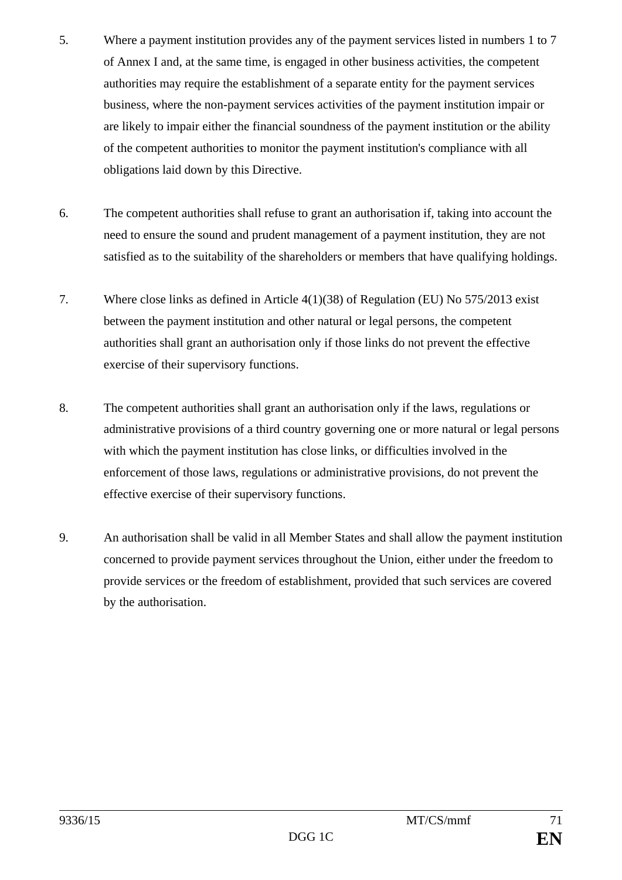5. Where a payment institution provides any of the payment services listed in numbers 1 to 7 of Annex I and, at the same time, is engaged in other business activities, the competent authorities may require the establishment of a separate entity for the payment services business, where the non-payment services activities of the payment institution impair or are likely to impair either the financial soundness of the payment institution or the ability of the competent authorities to monitor the payment institution's compliance with all obligations laid down by this Directive.

6. The competent authorities shall refuse to grant an authorisation if, taking into account the need to ensure the sound and prudent management of a payment institution, they are not satisfied as to the suitability of the shareholders or members that have qualifying holdings.

7. Where close links as defined in Article 4(1)(38) of Regulation (EU) No 575/2013 exist between the payment institution and other natural or legal persons, the competent authorities shall grant an authorisation only if those links do not prevent the effective exercise of their supervisory functions.

8. The competent authorities shall grant an authorisation only if the laws, regulations or administrative provisions of a third country governing one or more natural or legal persons with which the payment institution has close links, or difficulties involved in the enforcement of those laws, regulations or administrative provisions, do not prevent the effective exercise of their supervisory functions.

9. An authorisation shall be valid in all Member States and shall allow the payment institution concerned to provide payment services throughout the Union, either under the freedom to provide services or the freedom of establishment, provided that such services are covered by the authorisation.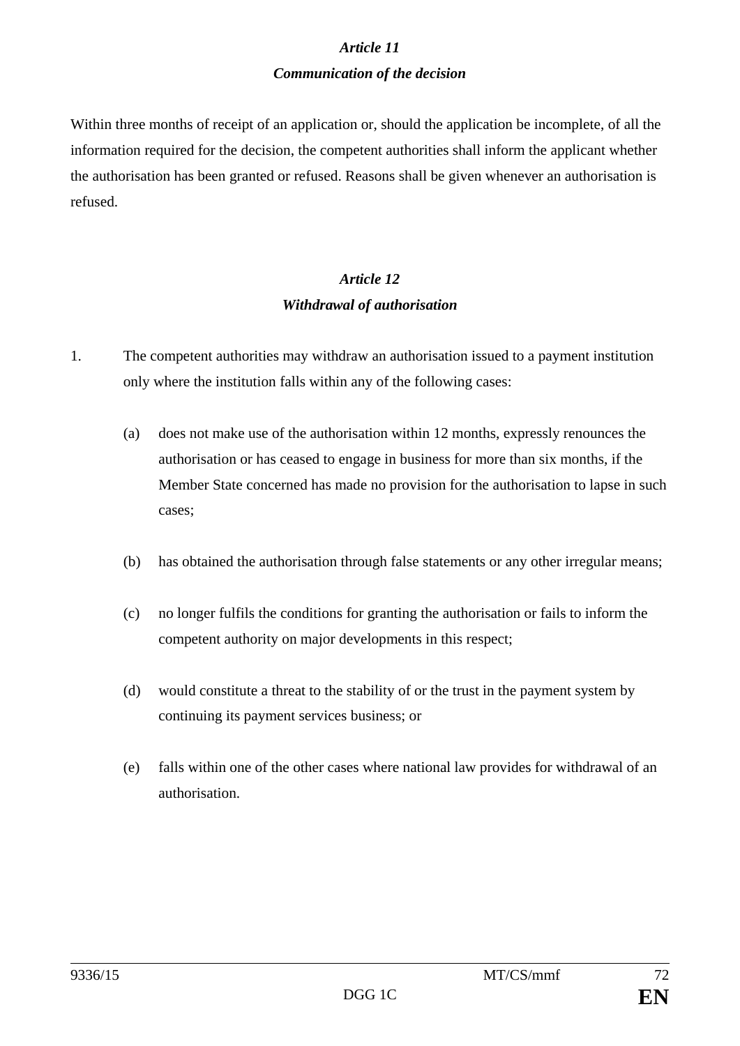### *Article 11*
### *Communication of the decision*

Within three months of receipt of an application or, should the application be incomplete, of all the information required for the decision, the competent authorities shall inform the applicant whether the authorisation has been granted or refused. Reasons shall be given whenever an authorisation is refused.

### *Article 12*
### *Withdrawal of authorisation*

1. The competent authorities may withdraw an authorisation issued to a payment institution only where the institution falls within any of the following cases:

   (a) does not make use of the authorisation within 12 months, expressly renounces the authorisation or has ceased to engage in business for more than six months, if the Member State concerned has made no provision for the authorisation to lapse in such cases;

   (b) has obtained the authorisation through false statements or any other irregular means;

   (c) no longer fulfils the conditions for granting the authorisation or fails to inform the competent authority on major developments in this respect;

   (d) would constitute a threat to the stability of or the trust in the payment system by continuing its payment services business; or

   (e) falls within one of the other cases where national law provides for withdrawal of an authorisation.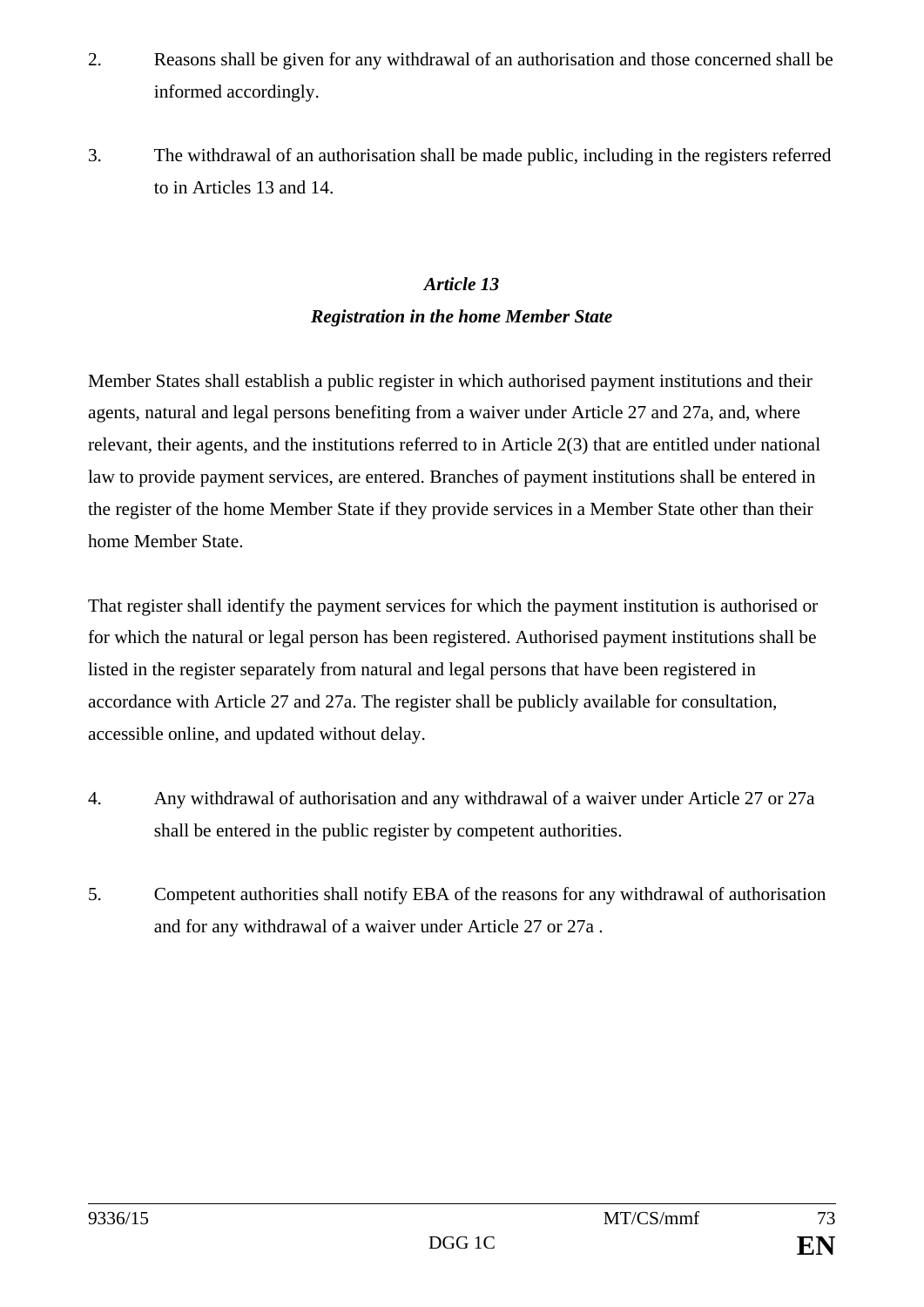2. Reasons shall be given for any withdrawal of an authorisation and those concerned shall be informed accordingly.

3. The withdrawal of an authorisation shall be made public, including in the registers referred to in Articles 13 and 14.

### *Article 13*
### *Registration in the home Member State*

Member States shall establish a public register in which authorised payment institutions and their agents, natural and legal persons benefiting from a waiver under Article 27 and 27a, and, where relevant, their agents, and the institutions referred to in Article 2(3) that are entitled under national law to provide payment services, are entered. Branches of payment institutions shall be entered in the register of the home Member State if they provide services in a Member State other than their home Member State.

That register shall identify the payment services for which the payment institution is authorised or for which the natural or legal person has been registered. Authorised payment institutions shall be listed in the register separately from natural and legal persons that have been registered in accordance with Article 27 and 27a. The register shall be publicly available for consultation, accessible online, and updated without delay.

4. Any withdrawal of authorisation and any withdrawal of a waiver under Article 27 or 27a shall be entered in the public register by competent authorities.

5. Competent authorities shall notify EBA of the reasons for any withdrawal of authorisation and for any withdrawal of a waiver under Article 27 or 27a .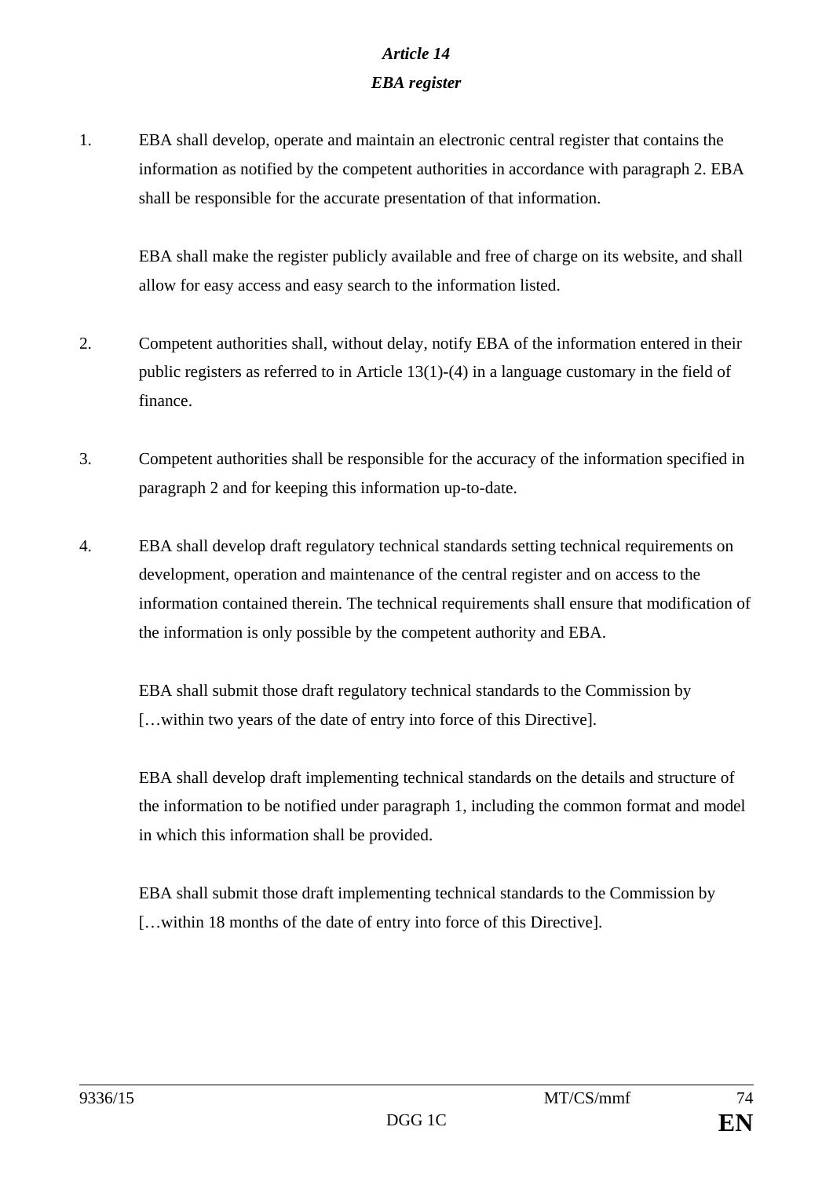### *Article 14*

### *EBA register*

1. EBA shall develop, operate and maintain an electronic central register that contains the information as notified by the competent authorities in accordance with paragraph 2. EBA shall be responsible for the accurate presentation of that information.

   EBA shall make the register publicly available and free of charge on its website, and shall allow for easy access and easy search to the information listed.

2. Competent authorities shall, without delay, notify EBA of the information entered in their public registers as referred to in Article 13(1)-(4) in a language customary in the field of finance.

3. Competent authorities shall be responsible for the accuracy of the information specified in paragraph 2 and for keeping this information up-to-date.

4. EBA shall develop draft regulatory technical standards setting technical requirements on development, operation and maintenance of the central register and on access to the information contained therein. The technical requirements shall ensure that modification of the information is only possible by the competent authority and EBA.

   EBA shall submit those draft regulatory technical standards to the Commission by […within two years of the date of entry into force of this Directive].

   EBA shall develop draft implementing technical standards on the details and structure of the information to be notified under paragraph 1, including the common format and model in which this information shall be provided.

   EBA shall submit those draft implementing technical standards to the Commission by […within 18 months of the date of entry into force of this Directive].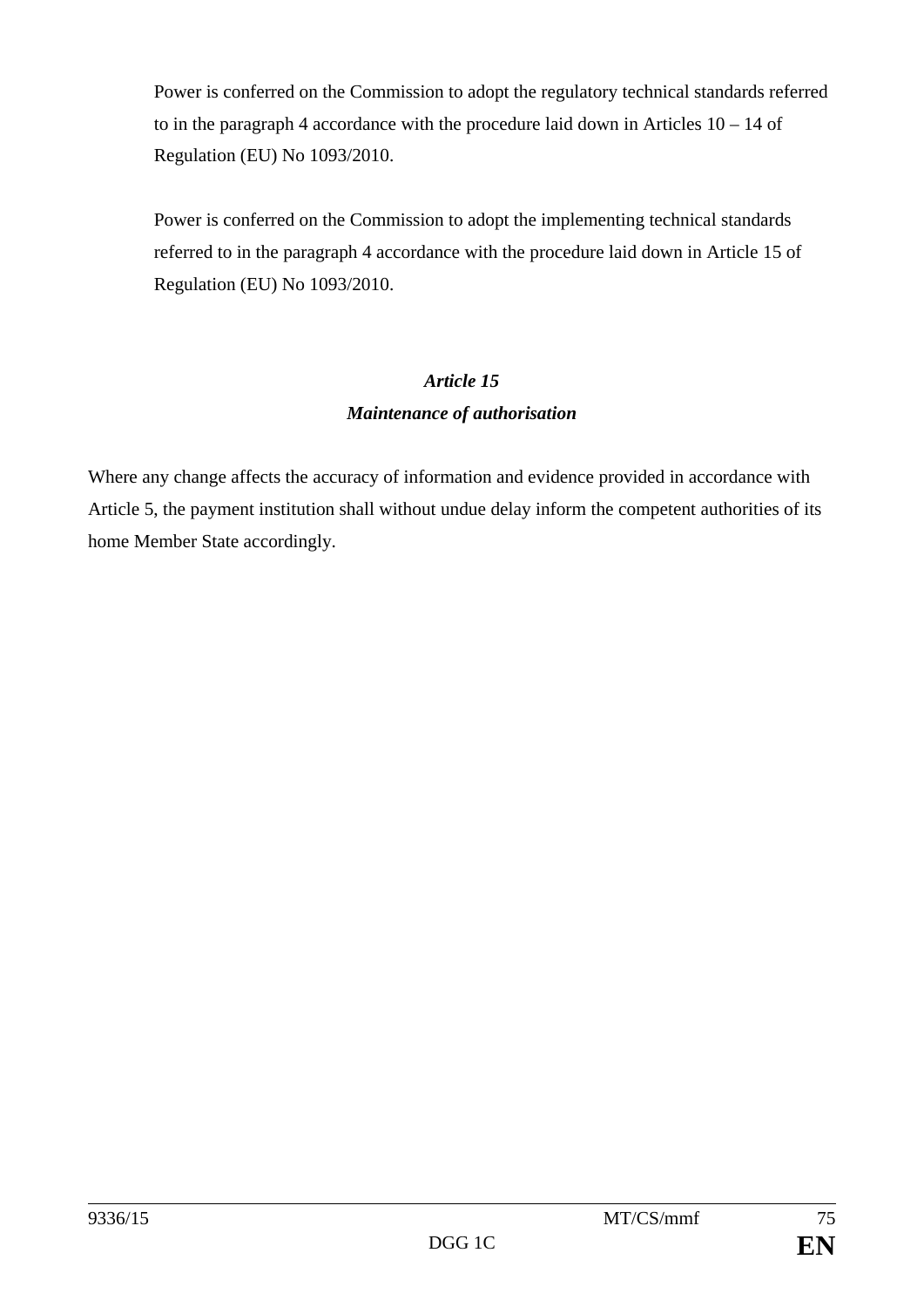Power is conferred on the Commission to adopt the regulatory technical standards referred to in the paragraph 4 accordance with the procedure laid down in Articles 10 – 14 of Regulation (EU) No 1093/2010.

Power is conferred on the Commission to adopt the implementing technical standards referred to in the paragraph 4 accordance with the procedure laid down in Article 15 of Regulation (EU) No 1093/2010.

### *Article 15*
### *Maintenance of authorisation*

Where any change affects the accuracy of information and evidence provided in accordance with Article 5, the payment institution shall without undue delay inform the competent authorities of its home Member State accordingly.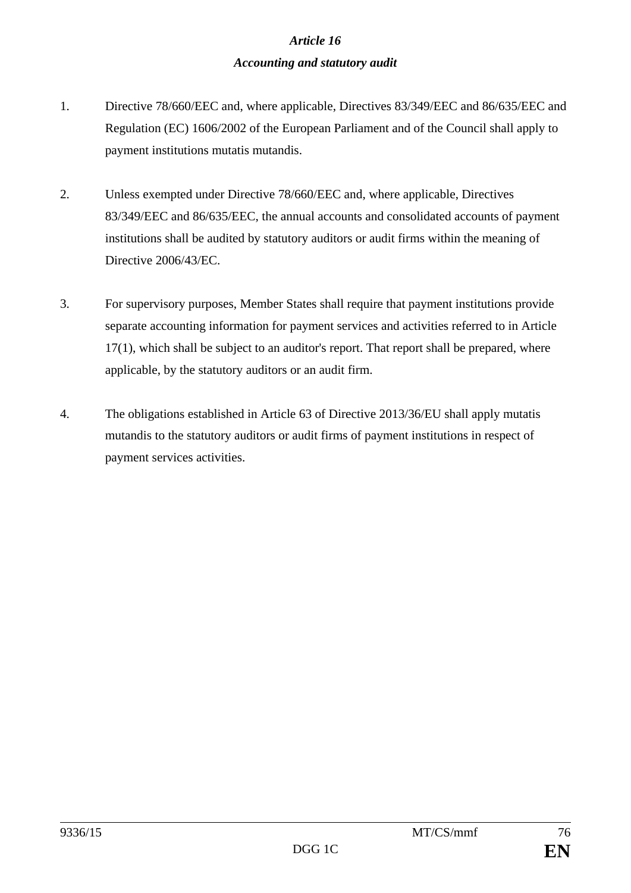### *Article 16*
### *Accounting and statutory audit*

1. Directive 78/660/EEC and, where applicable, Directives 83/349/EEC and 86/635/EEC and Regulation (EC) 1606/2002 of the European Parliament and of the Council shall apply to payment institutions mutatis mutandis.

2. Unless exempted under Directive 78/660/EEC and, where applicable, Directives 83/349/EEC and 86/635/EEC, the annual accounts and consolidated accounts of payment institutions shall be audited by statutory auditors or audit firms within the meaning of Directive 2006/43/EC.

3. For supervisory purposes, Member States shall require that payment institutions provide separate accounting information for payment services and activities referred to in Article 17(1), which shall be subject to an auditor's report. That report shall be prepared, where applicable, by the statutory auditors or an audit firm.

4. The obligations established in Article 63 of Directive 2013/36/EU shall apply mutatis mutandis to the statutory auditors or audit firms of payment institutions in respect of payment services activities.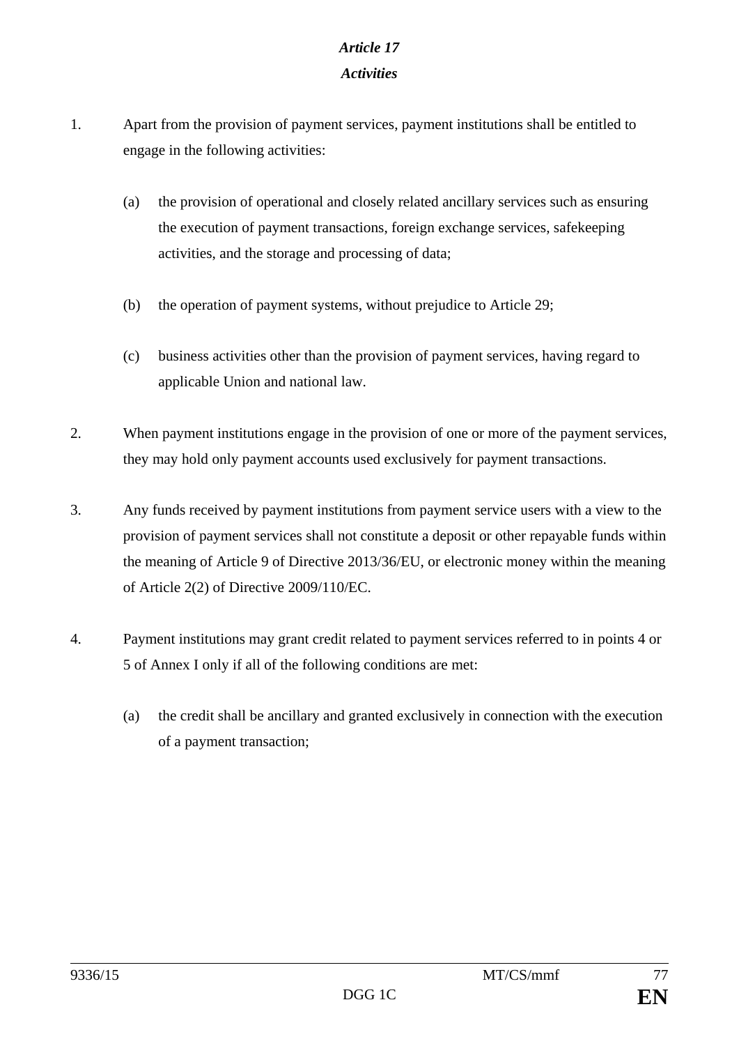### *Article 17*

### *Activities*

1. Apart from the provision of payment services, payment institutions shall be entitled to engage in the following activities:

   (a) the provision of operational and closely related ancillary services such as ensuring the execution of payment transactions, foreign exchange services, safekeeping activities, and the storage and processing of data;

   (b) the operation of payment systems, without prejudice to Article 29;

   (c) business activities other than the provision of payment services, having regard to applicable Union and national law.

2. When payment institutions engage in the provision of one or more of the payment services, they may hold only payment accounts used exclusively for payment transactions.

3. Any funds received by payment institutions from payment service users with a view to the provision of payment services shall not constitute a deposit or other repayable funds within the meaning of Article 9 of Directive 2013/36/EU, or electronic money within the meaning of Article 2(2) of Directive 2009/110/EC.

4. Payment institutions may grant credit related to payment services referred to in points 4 or 5 of Annex I only if all of the following conditions are met:

   (a) the credit shall be ancillary and granted exclusively in connection with the execution of a payment transaction;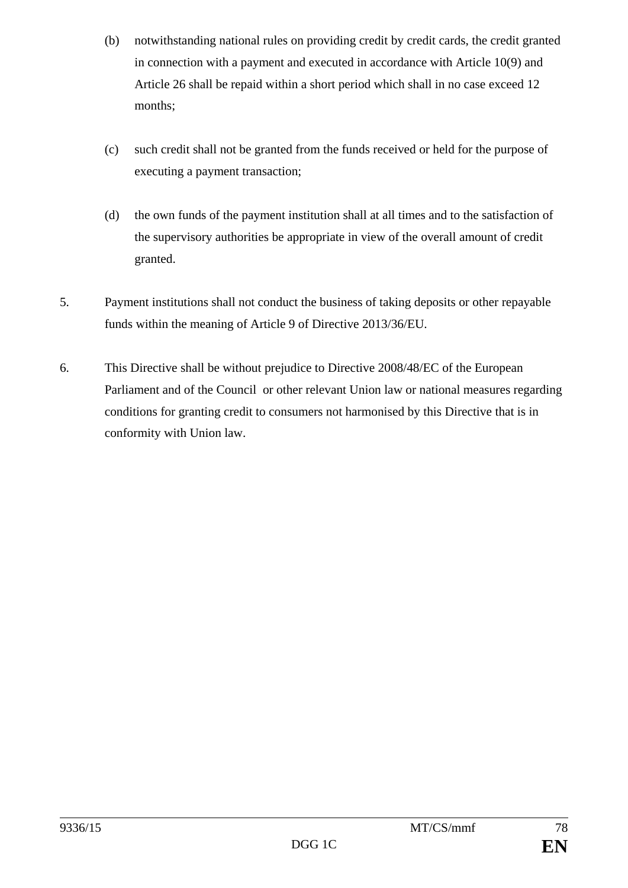(b) notwithstanding national rules on providing credit by credit cards, the credit granted in connection with a payment and executed in accordance with Article 10(9) and Article 26 shall be repaid within a short period which shall in no case exceed 12 months;

(c) such credit shall not be granted from the funds received or held for the purpose of executing a payment transaction;

(d) the own funds of the payment institution shall at all times and to the satisfaction of the supervisory authorities be appropriate in view of the overall amount of credit granted.

5. Payment institutions shall not conduct the business of taking deposits or other repayable funds within the meaning of Article 9 of Directive 2013/36/EU.

6. This Directive shall be without prejudice to Directive 2008/48/EC of the European Parliament and of the Council or other relevant Union law or national measures regarding conditions for granting credit to consumers not harmonised by this Directive that is in conformity with Union law.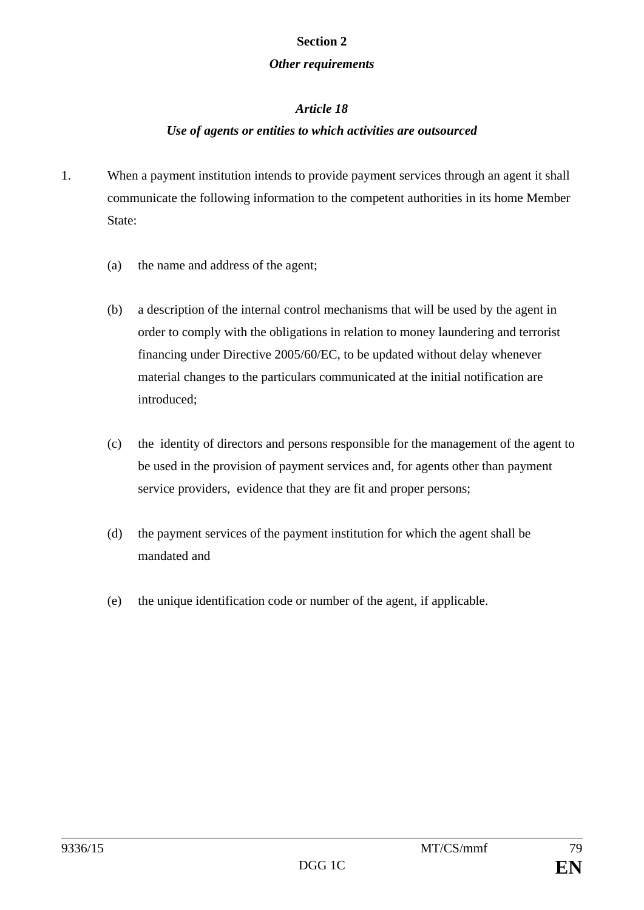**Section 2**

***Other requirements***

***Article 18***

***Use of agents or entities to which activities are outsourced***

1. When a payment institution intends to provide payment services through an agent it shall communicate the following information to the competent authorities in its home Member State:

   (a) the name and address of the agent;

   (b) a description of the internal control mechanisms that will be used by the agent in order to comply with the obligations in relation to money laundering and terrorist financing under Directive 2005/60/EC, to be updated without delay whenever material changes to the particulars communicated at the initial notification are introduced;

   (c) the identity of directors and persons responsible for the management of the agent to be used in the provision of payment services and, for agents other than payment service providers, evidence that they are fit and proper persons;

   (d) the payment services of the payment institution for which the agent shall be mandated and

   (e) the unique identification code or number of the agent, if applicable.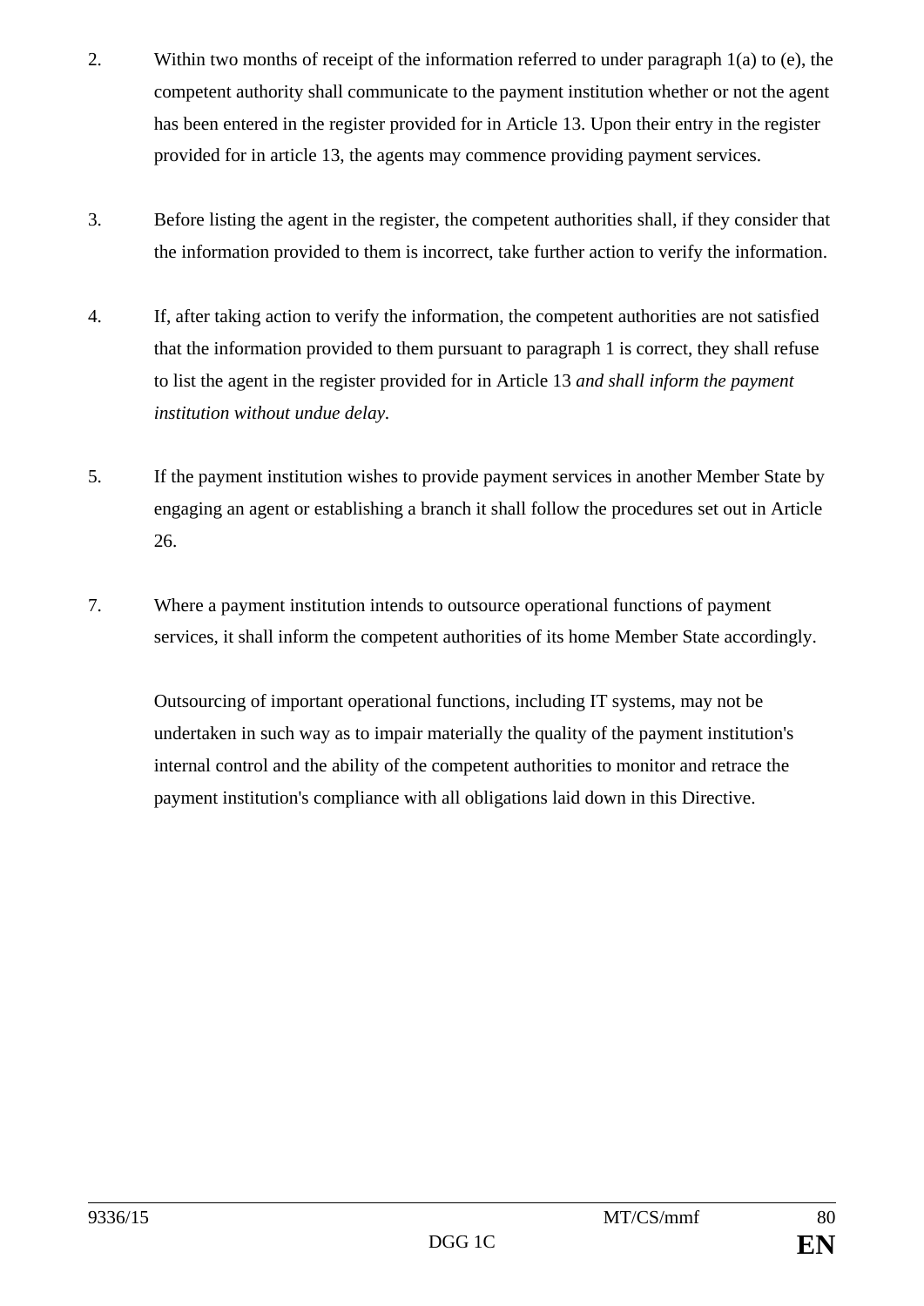2. Within two months of receipt of the information referred to under paragraph 1(a) to (e), the competent authority shall communicate to the payment institution whether or not the agent has been entered in the register provided for in Article 13. Upon their entry in the register provided for in article 13, the agents may commence providing payment services.

3. Before listing the agent in the register, the competent authorities shall, if they consider that the information provided to them is incorrect, take further action to verify the information.

4. If, after taking action to verify the information, the competent authorities are not satisfied that the information provided to them pursuant to paragraph 1 is correct, they shall refuse to list the agent in the register provided for in Article 13 *and shall inform the payment institution without undue delay*.

5. If the payment institution wishes to provide payment services in another Member State by engaging an agent or establishing a branch it shall follow the procedures set out in Article 26.

7. Where a payment institution intends to outsource operational functions of payment services, it shall inform the competent authorities of its home Member State accordingly.

   Outsourcing of important operational functions, including IT systems, may not be undertaken in such way as to impair materially the quality of the payment institution's internal control and the ability of the competent authorities to monitor and retrace the payment institution's compliance with all obligations laid down in this Directive.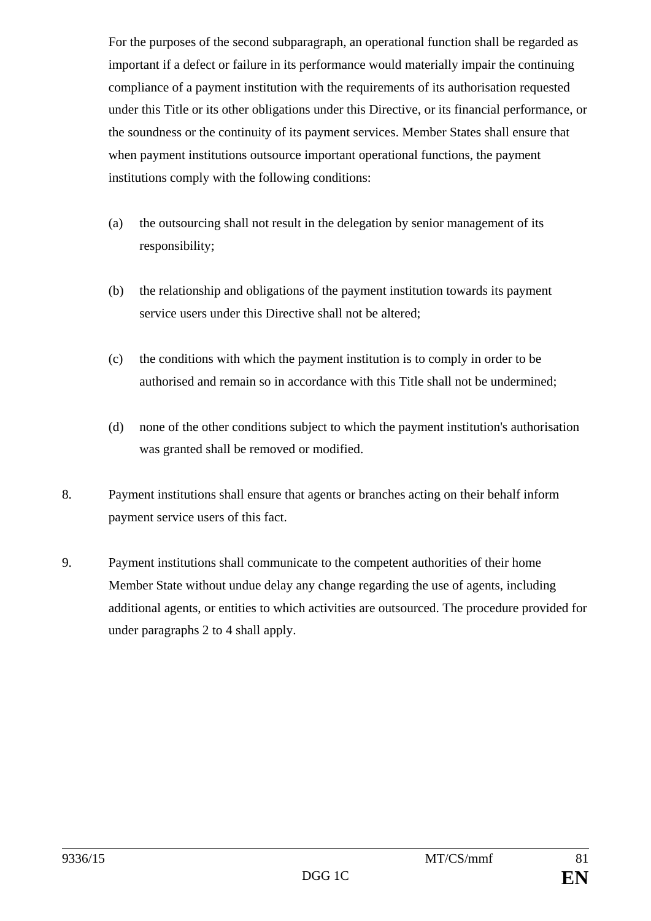For the purposes of the second subparagraph, an operational function shall be regarded as important if a defect or failure in its performance would materially impair the continuing compliance of a payment institution with the requirements of its authorisation requested under this Title or its other obligations under this Directive, or its financial performance, or the soundness or the continuity of its payment services. Member States shall ensure that when payment institutions outsource important operational functions, the payment institutions comply with the following conditions:

(a) the outsourcing shall not result in the delegation by senior management of its responsibility;

(b) the relationship and obligations of the payment institution towards its payment service users under this Directive shall not be altered;

(c) the conditions with which the payment institution is to comply in order to be authorised and remain so in accordance with this Title shall not be undermined;

(d) none of the other conditions subject to which the payment institution's authorisation was granted shall be removed or modified.

8. Payment institutions shall ensure that agents or branches acting on their behalf inform payment service users of this fact.

9. Payment institutions shall communicate to the competent authorities of their home Member State without undue delay any change regarding the use of agents, including additional agents, or entities to which activities are outsourced. The procedure provided for under paragraphs 2 to 4 shall apply.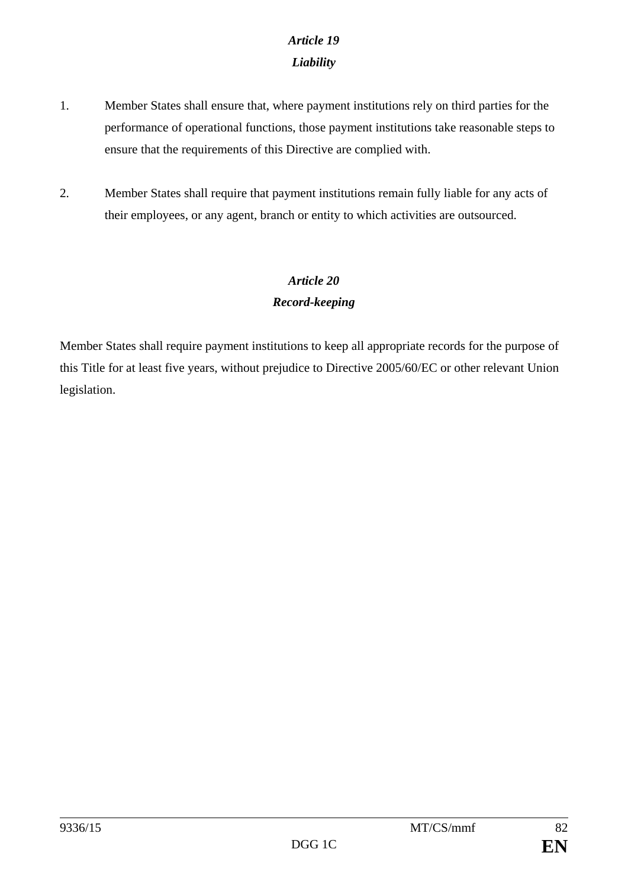### *Article 19*
### *Liability*

1. Member States shall ensure that, where payment institutions rely on third parties for the performance of operational functions, those payment institutions take reasonable steps to ensure that the requirements of this Directive are complied with.

2. Member States shall require that payment institutions remain fully liable for any acts of their employees, or any agent, branch or entity to which activities are outsourced.

### *Article 20*
### *Record-keeping*

Member States shall require payment institutions to keep all appropriate records for the purpose of this Title for at least five years, without prejudice to Directive 2005/60/EC or other relevant Union legislation.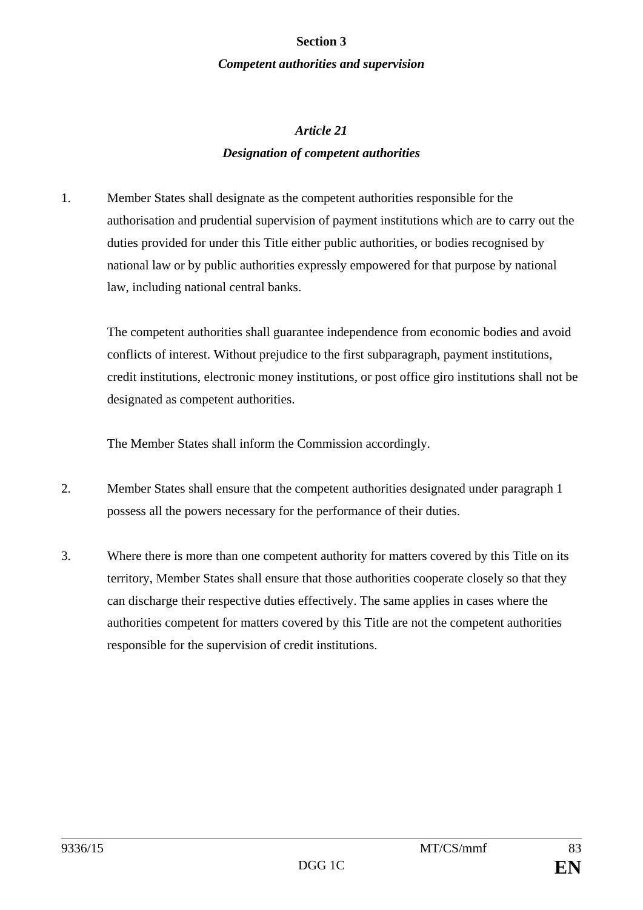## Section 3

### *Competent authorities and supervision*

### *Article 21*

### *Designation of competent authorities*

1. Member States shall designate as the competent authorities responsible for the authorisation and prudential supervision of payment institutions which are to carry out the duties provided for under this Title either public authorities, or bodies recognised by national law or by public authorities expressly empowered for that purpose by national law, including national central banks.

   The competent authorities shall guarantee independence from economic bodies and avoid conflicts of interest. Without prejudice to the first subparagraph, payment institutions, credit institutions, electronic money institutions, or post office giro institutions shall not be designated as competent authorities.

   The Member States shall inform the Commission accordingly.

2. Member States shall ensure that the competent authorities designated under paragraph 1 possess all the powers necessary for the performance of their duties.

3. Where there is more than one competent authority for matters covered by this Title on its territory, Member States shall ensure that those authorities cooperate closely so that they can discharge their respective duties effectively. The same applies in cases where the authorities competent for matters covered by this Title are not the competent authorities responsible for the supervision of credit institutions.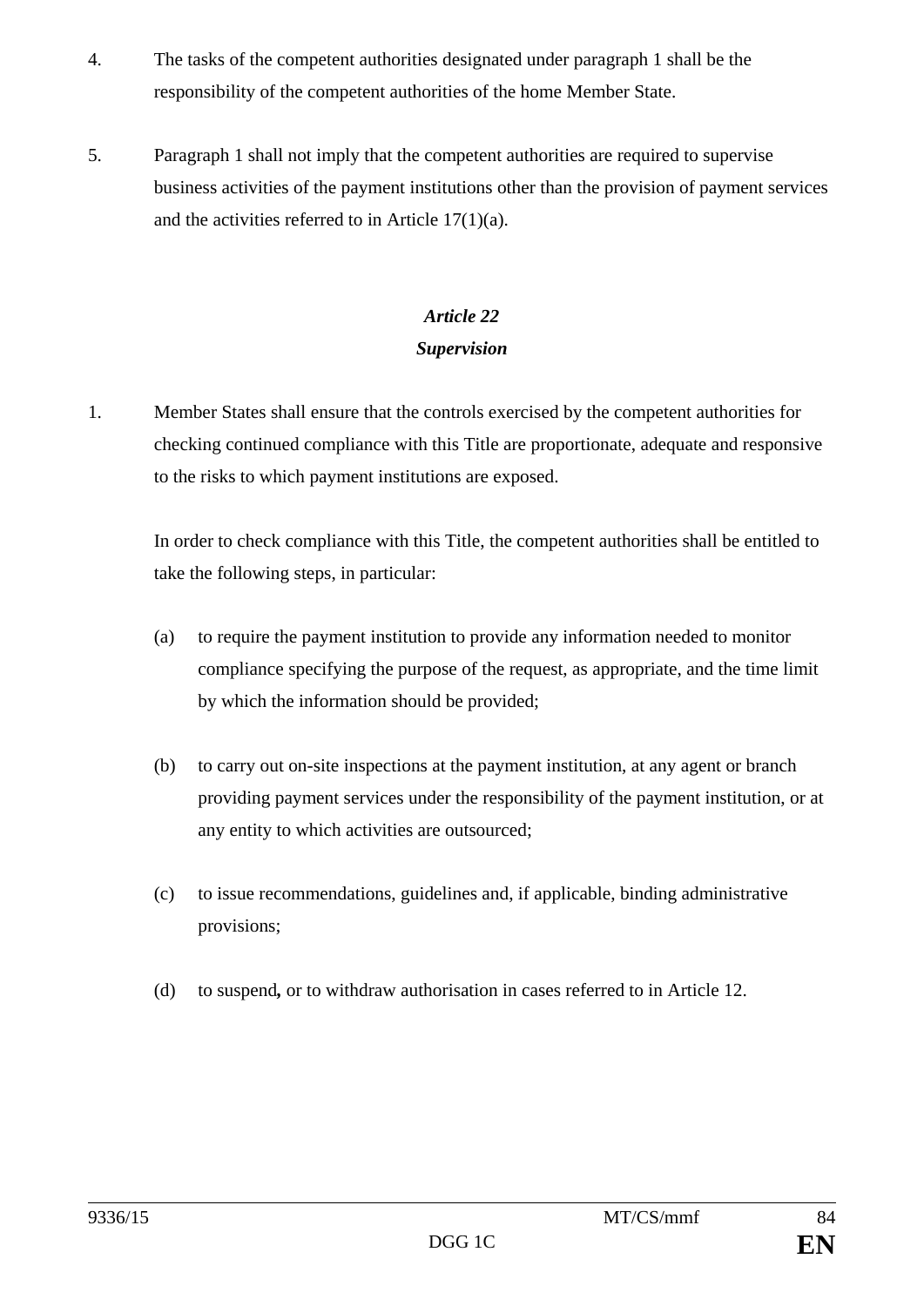4. The tasks of the competent authorities designated under paragraph 1 shall be the responsibility of the competent authorities of the home Member State.

5. Paragraph 1 shall not imply that the competent authorities are required to supervise business activities of the payment institutions other than the provision of payment services and the activities referred to in Article 17(1)(a).

### *Article 22*
### *Supervision*

1. Member States shall ensure that the controls exercised by the competent authorities for checking continued compliance with this Title are proportionate, adequate and responsive to the risks to which payment institutions are exposed.

   In order to check compliance with this Title, the competent authorities shall be entitled to take the following steps, in particular:

   (a) to require the payment institution to provide any information needed to monitor compliance specifying the purpose of the request, as appropriate, and the time limit by which the information should be provided;

   (b) to carry out on-site inspections at the payment institution, at any agent or branch providing payment services under the responsibility of the payment institution, or at any entity to which activities are outsourced;

   (c) to issue recommendations, guidelines and, if applicable, binding administrative provisions;

   (d) to suspend**,** or to withdraw authorisation in cases referred to in Article 12.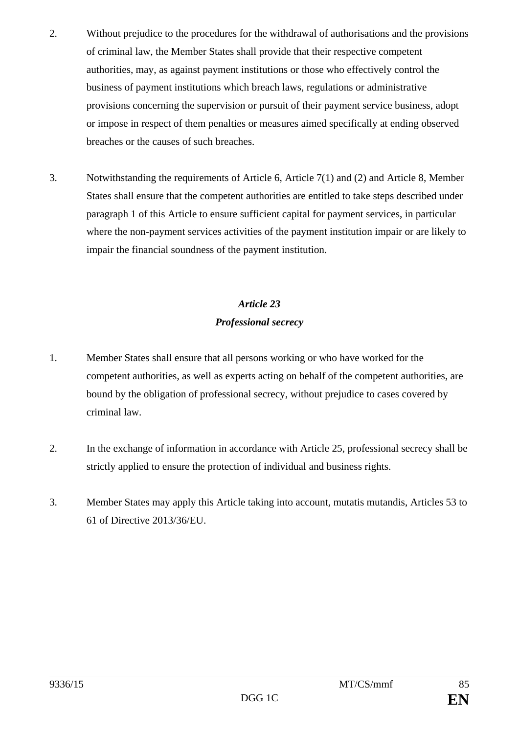2. Without prejudice to the procedures for the withdrawal of authorisations and the provisions of criminal law, the Member States shall provide that their respective competent authorities, may, as against payment institutions or those who effectively control the business of payment institutions which breach laws, regulations or administrative provisions concerning the supervision or pursuit of their payment service business, adopt or impose in respect of them penalties or measures aimed specifically at ending observed breaches or the causes of such breaches.

3. Notwithstanding the requirements of Article 6, Article 7(1) and (2) and Article 8, Member States shall ensure that the competent authorities are entitled to take steps described under paragraph 1 of this Article to ensure sufficient capital for payment services, in particular where the non-payment services activities of the payment institution impair or are likely to impair the financial soundness of the payment institution.

### *Article 23*
### *Professional secrecy*

1. Member States shall ensure that all persons working or who have worked for the competent authorities, as well as experts acting on behalf of the competent authorities, are bound by the obligation of professional secrecy, without prejudice to cases covered by criminal law.

2. In the exchange of information in accordance with Article 25, professional secrecy shall be strictly applied to ensure the protection of individual and business rights.

3. Member States may apply this Article taking into account, mutatis mutandis, Articles 53 to 61 of Directive 2013/36/EU.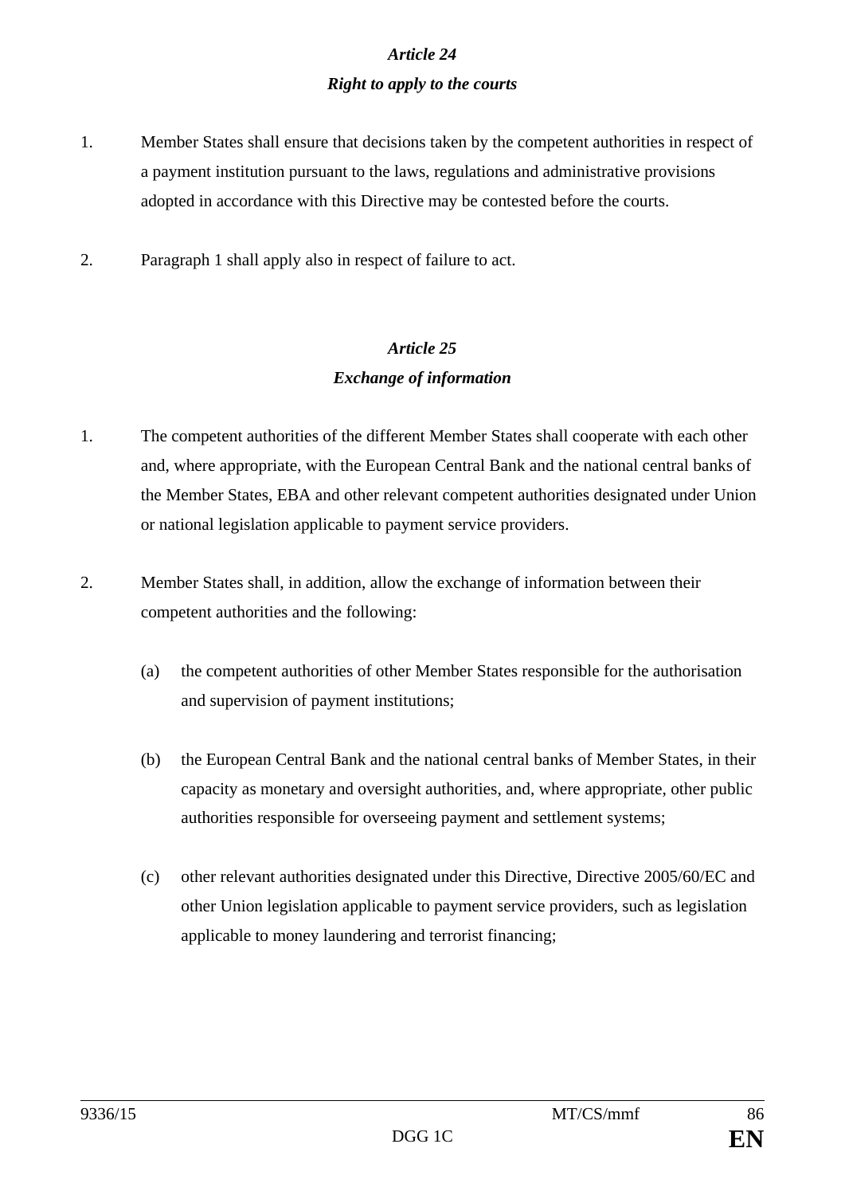### *Article 24*
### *Right to apply to the courts*

1. Member States shall ensure that decisions taken by the competent authorities in respect of a payment institution pursuant to the laws, regulations and administrative provisions adopted in accordance with this Directive may be contested before the courts.

2. Paragraph 1 shall apply also in respect of failure to act.

### *Article 25*
### *Exchange of information*

1. The competent authorities of the different Member States shall cooperate with each other and, where appropriate, with the European Central Bank and the national central banks of the Member States, EBA and other relevant competent authorities designated under Union or national legislation applicable to payment service providers.

2. Member States shall, in addition, allow the exchange of information between their competent authorities and the following:

   (a) the competent authorities of other Member States responsible for the authorisation and supervision of payment institutions;

   (b) the European Central Bank and the national central banks of Member States, in their capacity as monetary and oversight authorities, and, where appropriate, other public authorities responsible for overseeing payment and settlement systems;

   (c) other relevant authorities designated under this Directive, Directive 2005/60/EC and other Union legislation applicable to payment service providers, such as legislation applicable to money laundering and terrorist financing;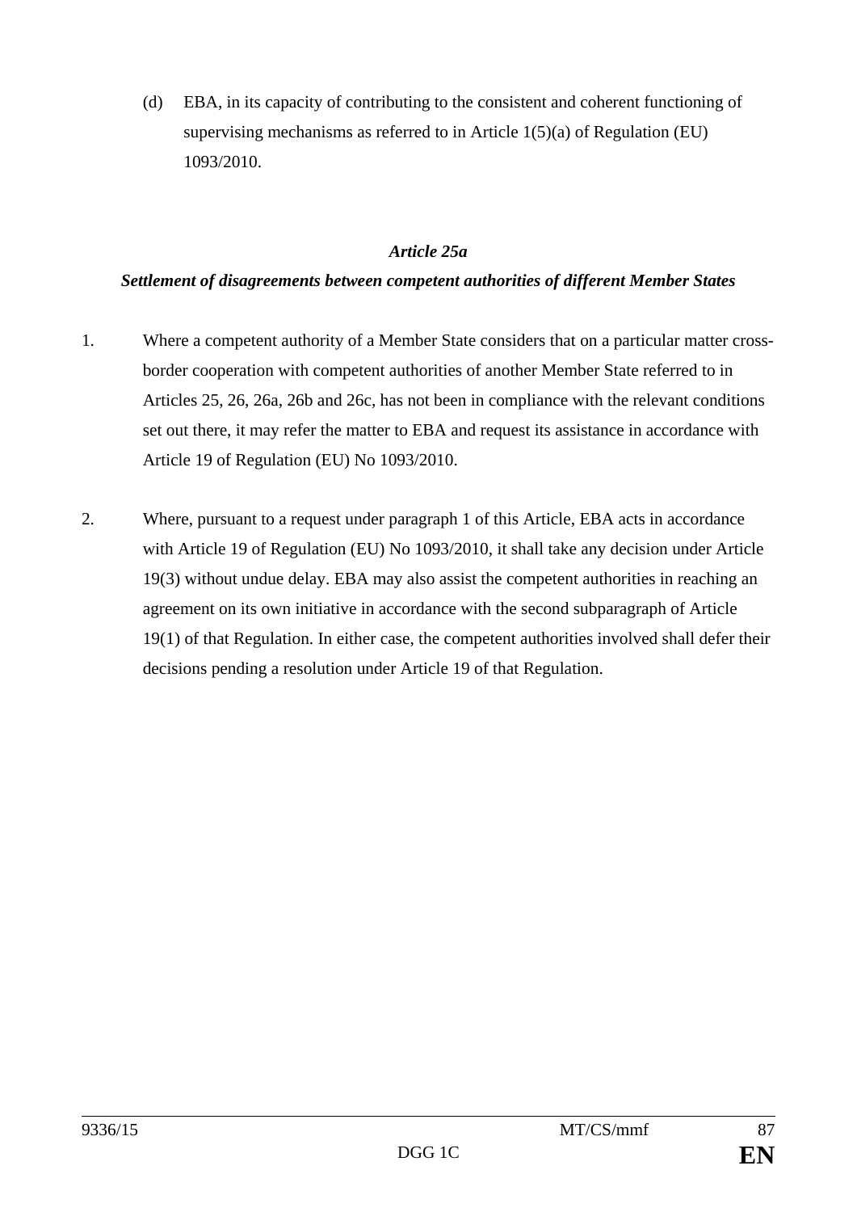(d) EBA, in its capacity of contributing to the consistent and coherent functioning of supervising mechanisms as referred to in Article 1(5)(a) of Regulation (EU) 1093/2010.

### *Article 25a*

### *Settlement of disagreements between competent authorities of different Member States*

1. Where a competent authority of a Member State considers that on a particular matter cross-border cooperation with competent authorities of another Member State referred to in Articles 25, 26, 26a, 26b and 26c, has not been in compliance with the relevant conditions set out there, it may refer the matter to EBA and request its assistance in accordance with Article 19 of Regulation (EU) No 1093/2010.

2. Where, pursuant to a request under paragraph 1 of this Article, EBA acts in accordance with Article 19 of Regulation (EU) No 1093/2010, it shall take any decision under Article 19(3) without undue delay. EBA may also assist the competent authorities in reaching an agreement on its own initiative in accordance with the second subparagraph of Article 19(1) of that Regulation. In either case, the competent authorities involved shall defer their decisions pending a resolution under Article 19 of that Regulation.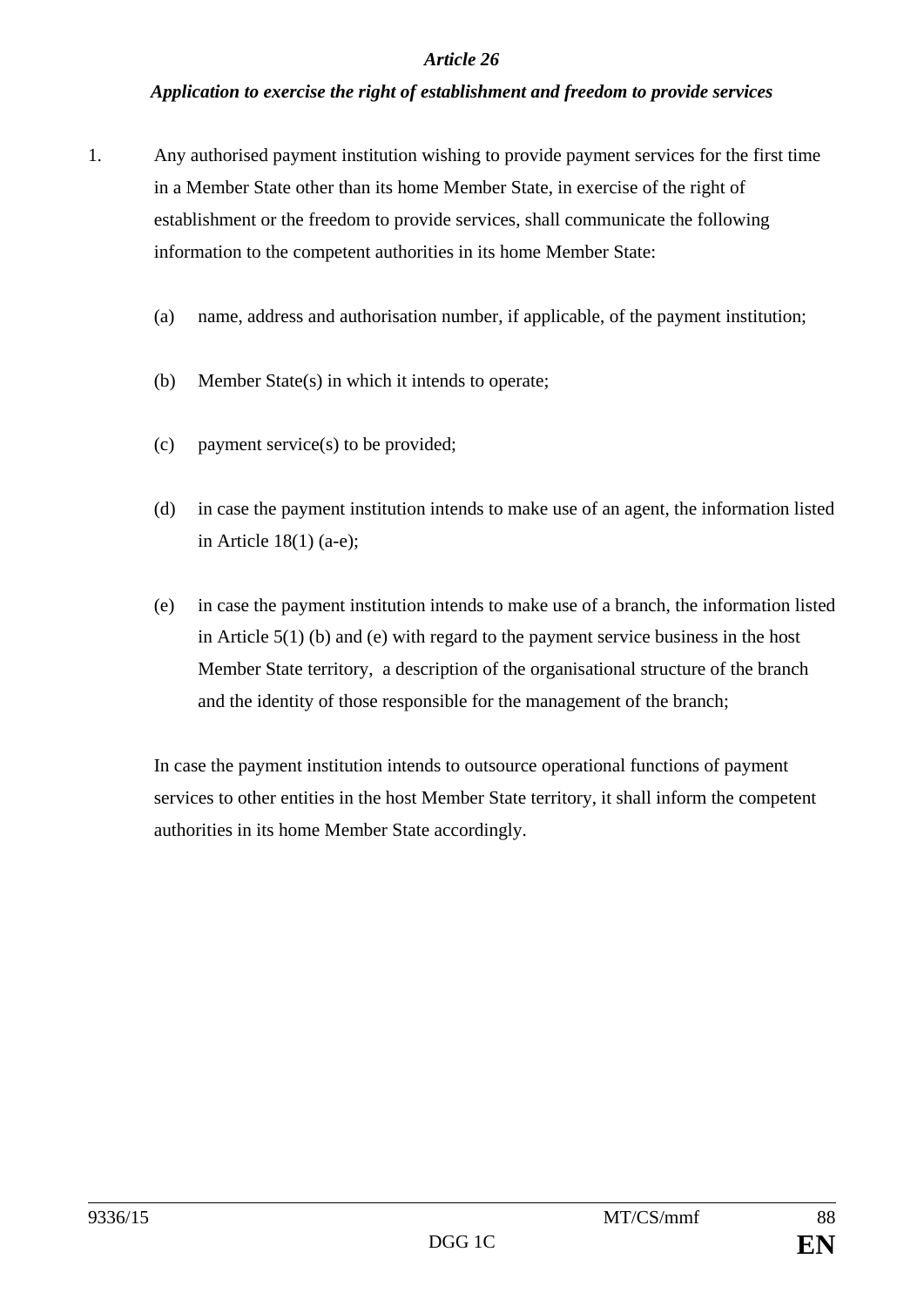*Article 26*

***Application to exercise the right of establishment and freedom to provide services***

1. Any authorised payment institution wishing to provide payment services for the first time in a Member State other than its home Member State, in exercise of the right of establishment or the freedom to provide services, shall communicate the following information to the competent authorities in its home Member State:

   (a) name, address and authorisation number, if applicable, of the payment institution;

   (b) Member State(s) in which it intends to operate;

   (c) payment service(s) to be provided;

   (d) in case the payment institution intends to make use of an agent, the information listed in Article 18(1) (a-e);

   (e) in case the payment institution intends to make use of a branch, the information listed in Article 5(1) (b) and (e) with regard to the payment service business in the host Member State territory, a description of the organisational structure of the branch and the identity of those responsible for the management of the branch;

   In case the payment institution intends to outsource operational functions of payment services to other entities in the host Member State territory, it shall inform the competent authorities in its home Member State accordingly.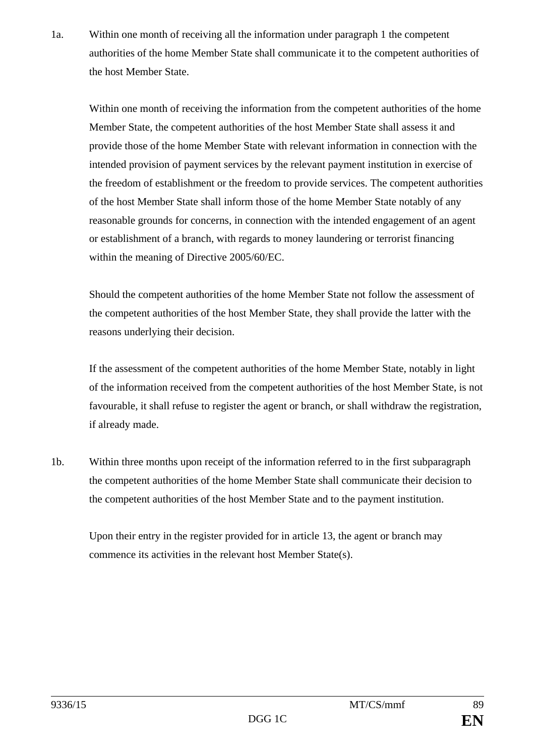1a. Within one month of receiving all the information under paragraph 1 the competent authorities of the home Member State shall communicate it to the competent authorities of the host Member State.

Within one month of receiving the information from the competent authorities of the home Member State, the competent authorities of the host Member State shall assess it and provide those of the home Member State with relevant information in connection with the intended provision of payment services by the relevant payment institution in exercise of the freedom of establishment or the freedom to provide services. The competent authorities of the host Member State shall inform those of the home Member State notably of any reasonable grounds for concerns, in connection with the intended engagement of an agent or establishment of a branch, with regards to money laundering or terrorist financing within the meaning of Directive 2005/60/EC.

Should the competent authorities of the home Member State not follow the assessment of the competent authorities of the host Member State, they shall provide the latter with the reasons underlying their decision.

If the assessment of the competent authorities of the home Member State, notably in light of the information received from the competent authorities of the host Member State, is not favourable, it shall refuse to register the agent or branch, or shall withdraw the registration, if already made.

1b. Within three months upon receipt of the information referred to in the first subparagraph the competent authorities of the home Member State shall communicate their decision to the competent authorities of the host Member State and to the payment institution.

Upon their entry in the register provided for in article 13, the agent or branch may commence its activities in the relevant host Member State(s).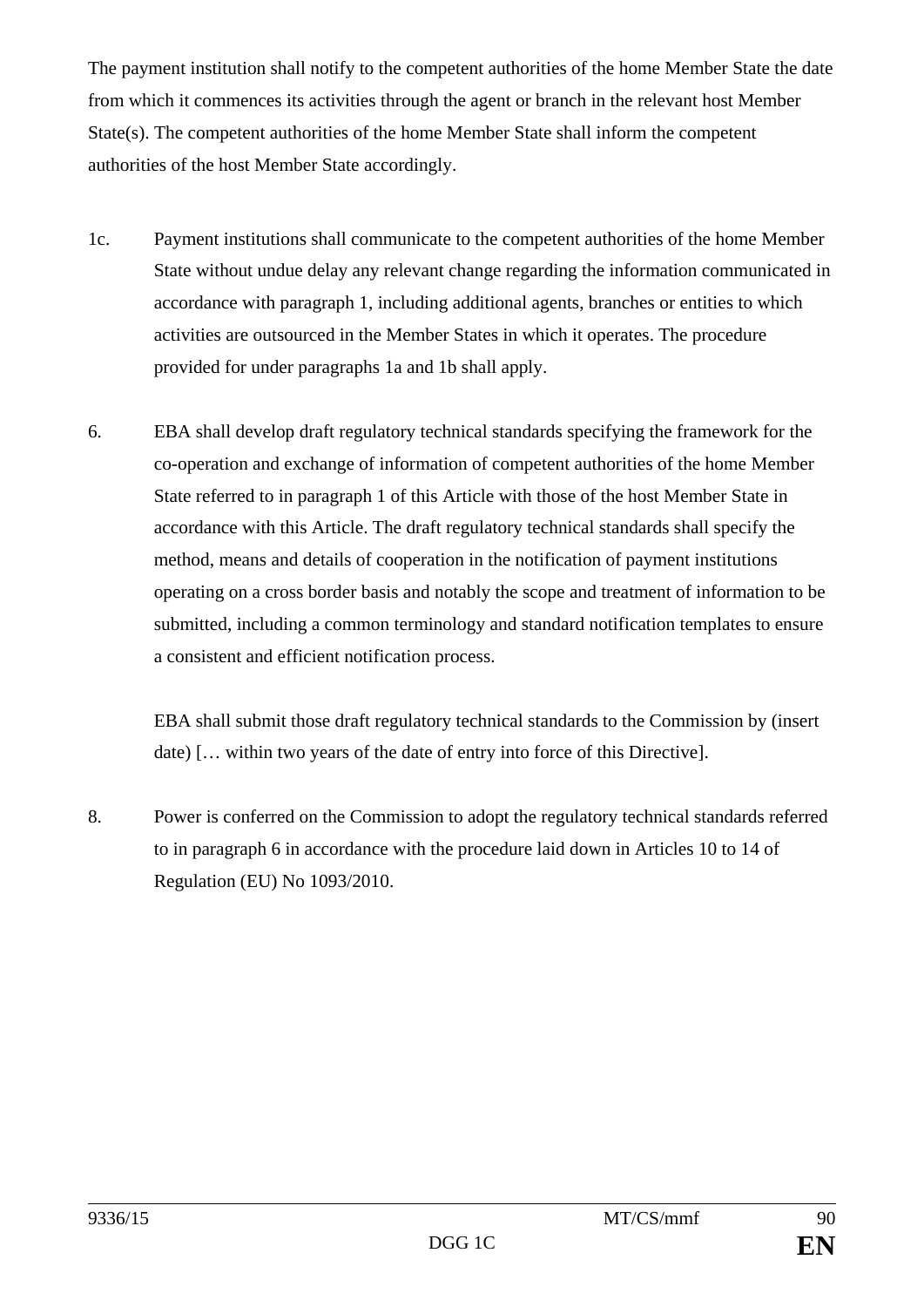The payment institution shall notify to the competent authorities of the home Member State the date from which it commences its activities through the agent or branch in the relevant host Member State(s). The competent authorities of the home Member State shall inform the competent authorities of the host Member State accordingly.

1c. Payment institutions shall communicate to the competent authorities of the home Member State without undue delay any relevant change regarding the information communicated in accordance with paragraph 1, including additional agents, branches or entities to which activities are outsourced in the Member States in which it operates. The procedure provided for under paragraphs 1a and 1b shall apply.

6. EBA shall develop draft regulatory technical standards specifying the framework for the co-operation and exchange of information of competent authorities of the home Member State referred to in paragraph 1 of this Article with those of the host Member State in accordance with this Article. The draft regulatory technical standards shall specify the method, means and details of cooperation in the notification of payment institutions operating on a cross border basis and notably the scope and treatment of information to be submitted, including a common terminology and standard notification templates to ensure a consistent and efficient notification process.

   EBA shall submit those draft regulatory technical standards to the Commission by (insert date) [… within two years of the date of entry into force of this Directive].

8. Power is conferred on the Commission to adopt the regulatory technical standards referred to in paragraph 6 in accordance with the procedure laid down in Articles 10 to 14 of Regulation (EU) No 1093/2010.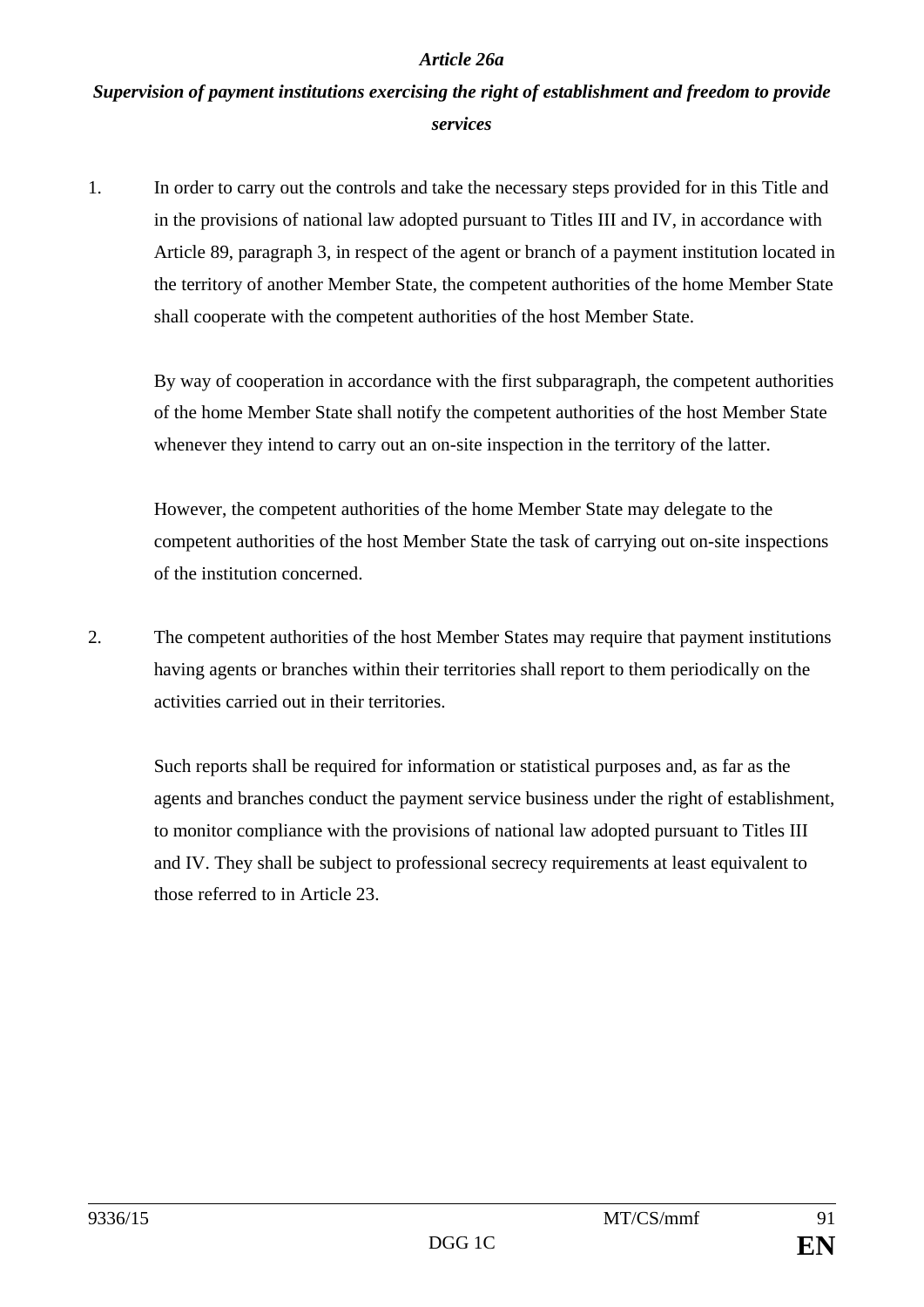### *Article 26a*

### *Supervision of payment institutions exercising the right of establishment and freedom to provide services*

1. In order to carry out the controls and take the necessary steps provided for in this Title and in the provisions of national law adopted pursuant to Titles III and IV, in accordance with Article 89, paragraph 3, in respect of the agent or branch of a payment institution located in the territory of another Member State, the competent authorities of the home Member State shall cooperate with the competent authorities of the host Member State.

   By way of cooperation in accordance with the first subparagraph, the competent authorities of the home Member State shall notify the competent authorities of the host Member State whenever they intend to carry out an on-site inspection in the territory of the latter.

   However, the competent authorities of the home Member State may delegate to the competent authorities of the host Member State the task of carrying out on-site inspections of the institution concerned.

2. The competent authorities of the host Member States may require that payment institutions having agents or branches within their territories shall report to them periodically on the activities carried out in their territories.

   Such reports shall be required for information or statistical purposes and, as far as the agents and branches conduct the payment service business under the right of establishment, to monitor compliance with the provisions of national law adopted pursuant to Titles III and IV. They shall be subject to professional secrecy requirements at least equivalent to those referred to in Article 23.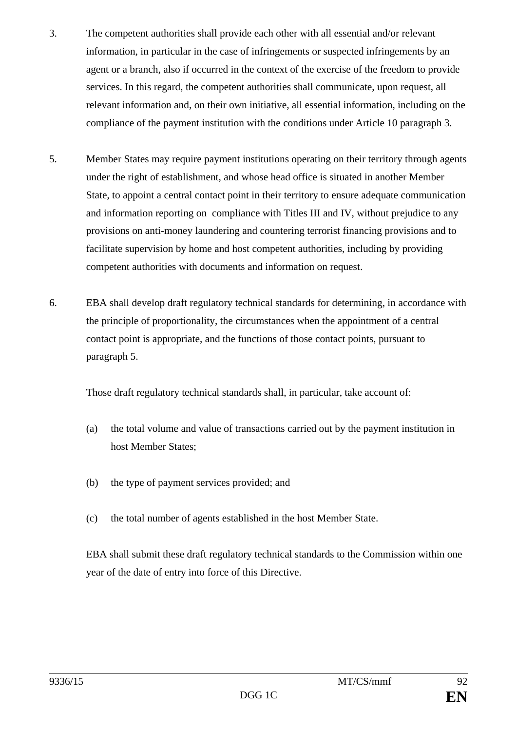3. The competent authorities shall provide each other with all essential and/or relevant information, in particular in the case of infringements or suspected infringements by an agent or a branch, also if occurred in the context of the exercise of the freedom to provide services. In this regard, the competent authorities shall communicate, upon request, all relevant information and, on their own initiative, all essential information, including on the compliance of the payment institution with the conditions under Article 10 paragraph 3.

5. Member States may require payment institutions operating on their territory through agents under the right of establishment, and whose head office is situated in another Member State, to appoint a central contact point in their territory to ensure adequate communication and information reporting on compliance with Titles III and IV, without prejudice to any provisions on anti-money laundering and countering terrorist financing provisions and to facilitate supervision by home and host competent authorities, including by providing competent authorities with documents and information on request.

6. EBA shall develop draft regulatory technical standards for determining, in accordance with the principle of proportionality, the circumstances when the appointment of a central contact point is appropriate, and the functions of those contact points, pursuant to paragraph 5.

   Those draft regulatory technical standards shall, in particular, take account of:

   (a) the total volume and value of transactions carried out by the payment institution in host Member States;

   (b) the type of payment services provided; and

   (c) the total number of agents established in the host Member State.

   EBA shall submit these draft regulatory technical standards to the Commission within one year of the date of entry into force of this Directive.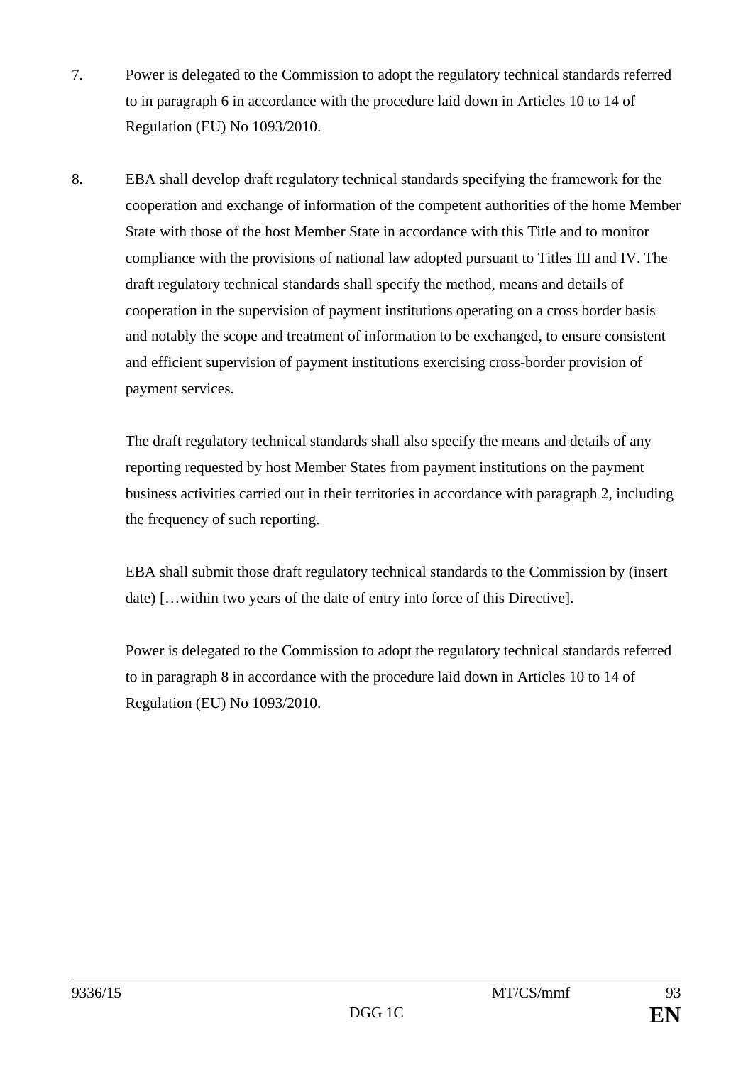7. Power is delegated to the Commission to adopt the regulatory technical standards referred to in paragraph 6 in accordance with the procedure laid down in Articles 10 to 14 of Regulation (EU) No 1093/2010.

8. EBA shall develop draft regulatory technical standards specifying the framework for the cooperation and exchange of information of the competent authorities of the home Member State with those of the host Member State in accordance with this Title and to monitor compliance with the provisions of national law adopted pursuant to Titles III and IV. The draft regulatory technical standards shall specify the method, means and details of cooperation in the supervision of payment institutions operating on a cross border basis and notably the scope and treatment of information to be exchanged, to ensure consistent and efficient supervision of payment institutions exercising cross-border provision of payment services.

   The draft regulatory technical standards shall also specify the means and details of any reporting requested by host Member States from payment institutions on the payment business activities carried out in their territories in accordance with paragraph 2, including the frequency of such reporting.

   EBA shall submit those draft regulatory technical standards to the Commission by (insert date) […within two years of the date of entry into force of this Directive].

   Power is delegated to the Commission to adopt the regulatory technical standards referred to in paragraph 8 in accordance with the procedure laid down in Articles 10 to 14 of Regulation (EU) No 1093/2010.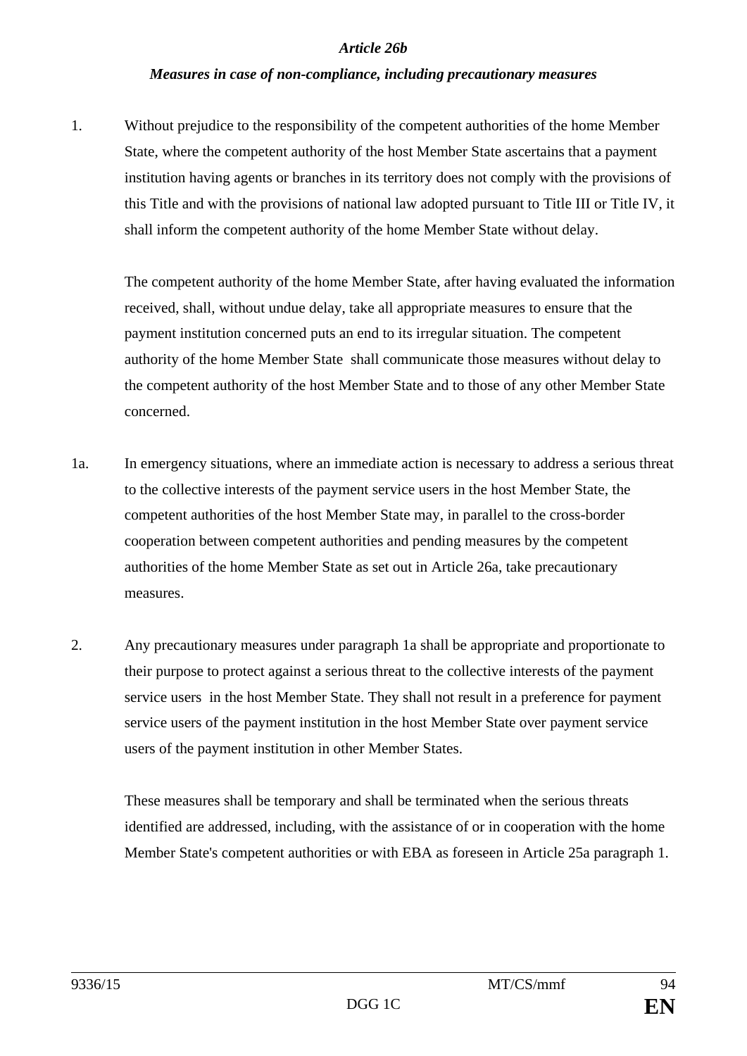*Article 26b*

***Measures in case of non-compliance, including precautionary measures***

1. Without prejudice to the responsibility of the competent authorities of the home Member State, where the competent authority of the host Member State ascertains that a payment institution having agents or branches in its territory does not comply with the provisions of this Title and with the provisions of national law adopted pursuant to Title III or Title IV, it shall inform the competent authority of the home Member State without delay.

   The competent authority of the home Member State, after having evaluated the information received, shall, without undue delay, take all appropriate measures to ensure that the payment institution concerned puts an end to its irregular situation. The competent authority of the home Member State shall communicate those measures without delay to the competent authority of the host Member State and to those of any other Member State concerned.

1a. In emergency situations, where an immediate action is necessary to address a serious threat to the collective interests of the payment service users in the host Member State, the competent authorities of the host Member State may, in parallel to the cross-border cooperation between competent authorities and pending measures by the competent authorities of the home Member State as set out in Article 26a, take precautionary measures.

2. Any precautionary measures under paragraph 1a shall be appropriate and proportionate to their purpose to protect against a serious threat to the collective interests of the payment service users in the host Member State. They shall not result in a preference for payment service users of the payment institution in the host Member State over payment service users of the payment institution in other Member States.

   These measures shall be temporary and shall be terminated when the serious threats identified are addressed, including, with the assistance of or in cooperation with the home Member State's competent authorities or with EBA as foreseen in Article 25a paragraph 1.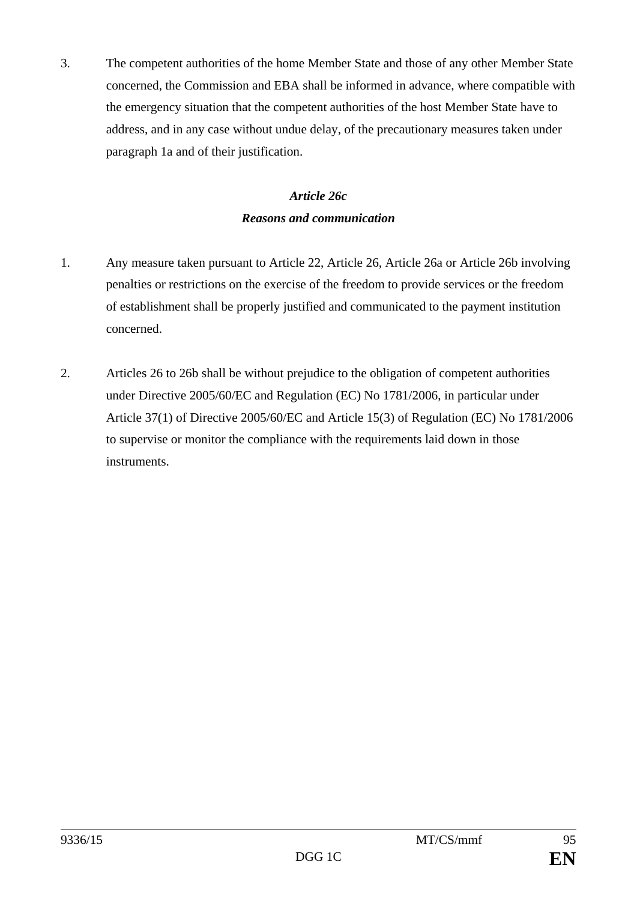3. The competent authorities of the home Member State and those of any other Member State concerned, the Commission and EBA shall be informed in advance, where compatible with the emergency situation that the competent authorities of the host Member State have to address, and in any case without undue delay, of the precautionary measures taken under paragraph 1a and of their justification.

***Article 26c***

***Reasons and communication***

1. Any measure taken pursuant to Article 22, Article 26, Article 26a or Article 26b involving penalties or restrictions on the exercise of the freedom to provide services or the freedom of establishment shall be properly justified and communicated to the payment institution concerned.

2. Articles 26 to 26b shall be without prejudice to the obligation of competent authorities under Directive 2005/60/EC and Regulation (EC) No 1781/2006, in particular under Article 37(1) of Directive 2005/60/EC and Article 15(3) of Regulation (EC) No 1781/2006 to supervise or monitor the compliance with the requirements laid down in those instruments.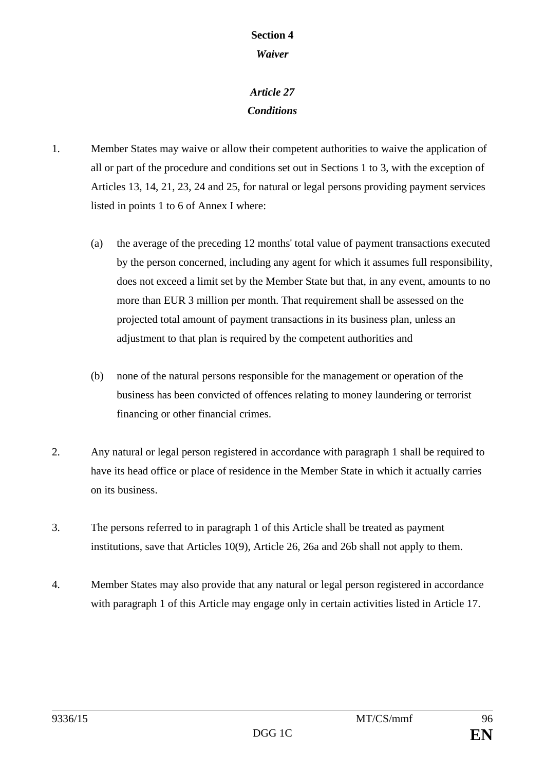## Section 4

### *Waiver*

### *Article 27*

### *Conditions*

1. Member States may waive or allow their competent authorities to waive the application of all or part of the procedure and conditions set out in Sections 1 to 3, with the exception of Articles 13, 14, 21, 23, 24 and 25, for natural or legal persons providing payment services listed in points 1 to 6 of Annex I where:

   (a) the average of the preceding 12 months' total value of payment transactions executed by the person concerned, including any agent for which it assumes full responsibility, does not exceed a limit set by the Member State but that, in any event, amounts to no more than EUR 3 million per month. That requirement shall be assessed on the projected total amount of payment transactions in its business plan, unless an adjustment to that plan is required by the competent authorities and

   (b) none of the natural persons responsible for the management or operation of the business has been convicted of offences relating to money laundering or terrorist financing or other financial crimes.

2. Any natural or legal person registered in accordance with paragraph 1 shall be required to have its head office or place of residence in the Member State in which it actually carries on its business.

3. The persons referred to in paragraph 1 of this Article shall be treated as payment institutions, save that Articles 10(9), Article 26, 26a and 26b shall not apply to them.

4. Member States may also provide that any natural or legal person registered in accordance with paragraph 1 of this Article may engage only in certain activities listed in Article 17.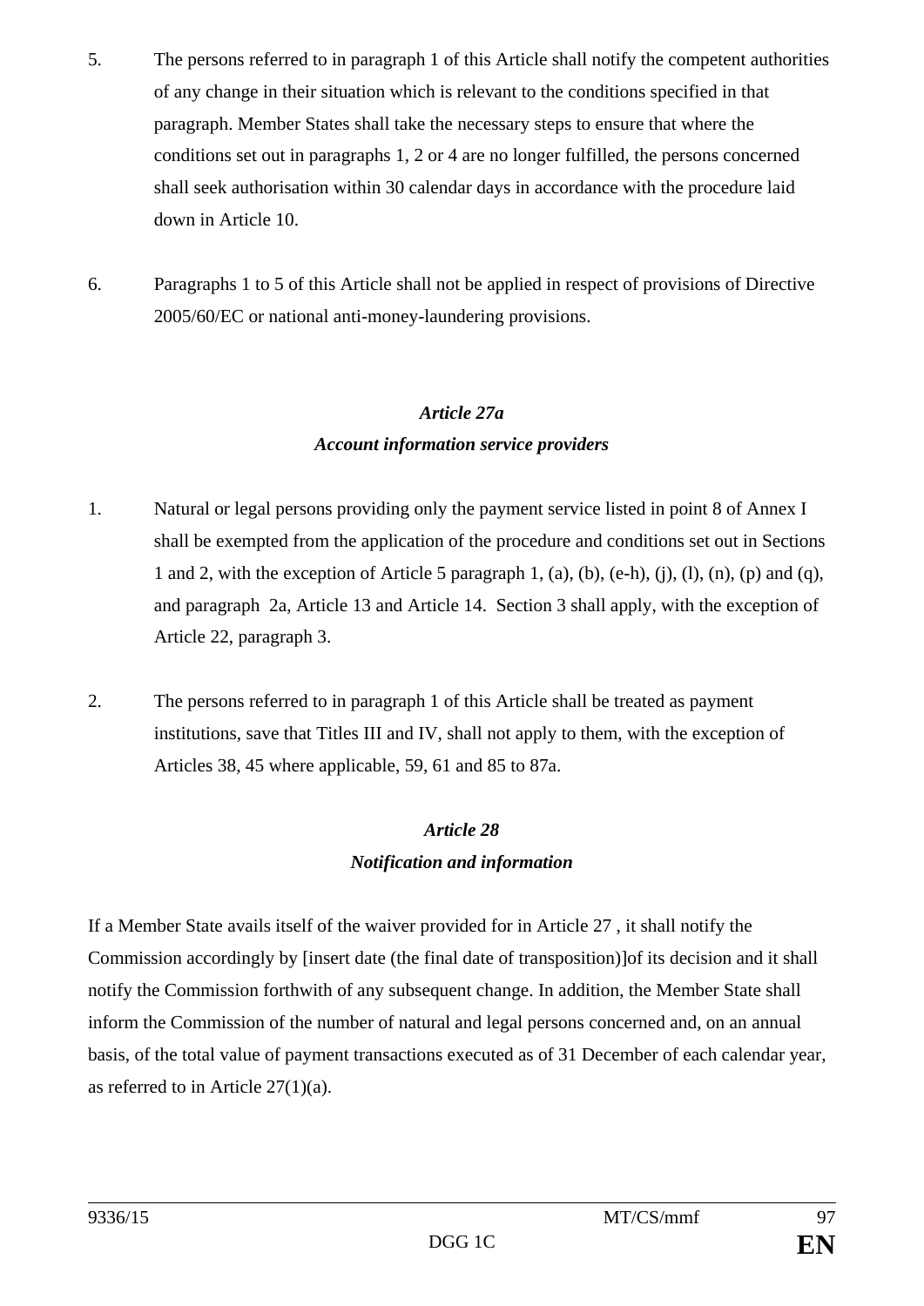5. The persons referred to in paragraph 1 of this Article shall notify the competent authorities of any change in their situation which is relevant to the conditions specified in that paragraph. Member States shall take the necessary steps to ensure that where the conditions set out in paragraphs 1, 2 or 4 are no longer fulfilled, the persons concerned shall seek authorisation within 30 calendar days in accordance with the procedure laid down in Article 10.

6. Paragraphs 1 to 5 of this Article shall not be applied in respect of provisions of Directive 2005/60/EC or national anti-money-laundering provisions.

### *Article 27a*
### *Account information service providers*

1. Natural or legal persons providing only the payment service listed in point 8 of Annex I shall be exempted from the application of the procedure and conditions set out in Sections 1 and 2, with the exception of Article 5 paragraph 1, (a), (b), (e-h), (j), (l), (n), (p) and (q), and paragraph 2a, Article 13 and Article 14. Section 3 shall apply, with the exception of Article 22, paragraph 3.

2. The persons referred to in paragraph 1 of this Article shall be treated as payment institutions, save that Titles III and IV, shall not apply to them, with the exception of Articles 38, 45 where applicable, 59, 61 and 85 to 87a.

### *Article 28*
### *Notification and information*

If a Member State avails itself of the waiver provided for in Article 27 , it shall notify the Commission accordingly by [insert date (the final date of transposition)]of its decision and it shall notify the Commission forthwith of any subsequent change. In addition, the Member State shall inform the Commission of the number of natural and legal persons concerned and, on an annual basis, of the total value of payment transactions executed as of 31 December of each calendar year, as referred to in Article 27(1)(a).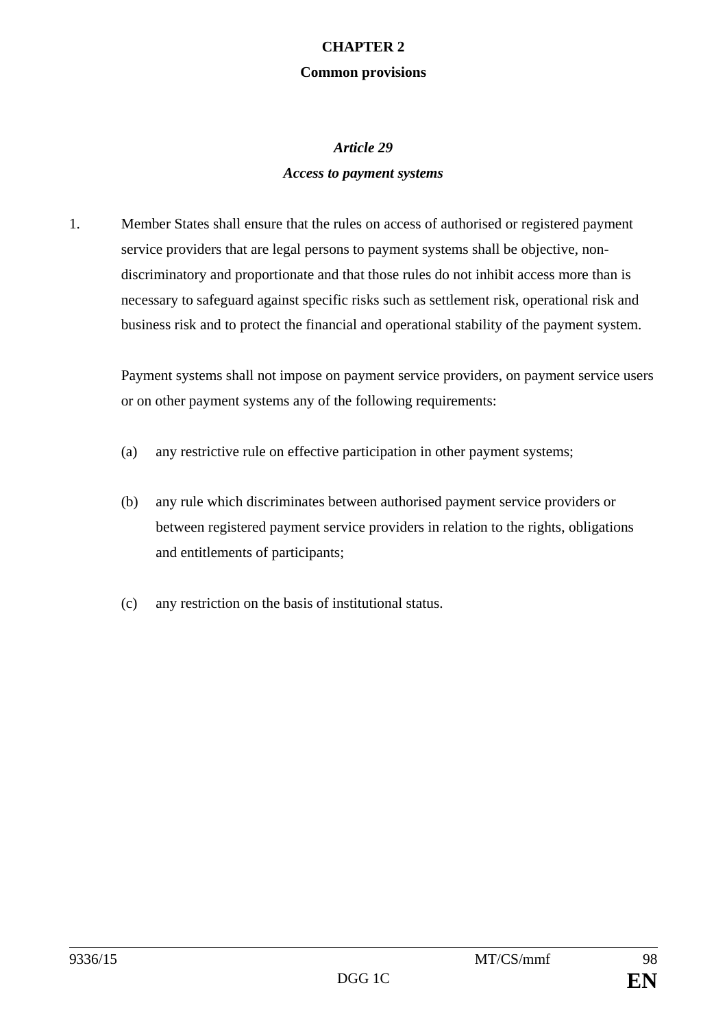## CHAPTER 2

## Common provisions

### *Article 29*

### *Access to payment systems*

1. Member States shall ensure that the rules on access of authorised or registered payment service providers that are legal persons to payment systems shall be objective, non-discriminatory and proportionate and that those rules do not inhibit access more than is necessary to safeguard against specific risks such as settlement risk, operational risk and business risk and to protect the financial and operational stability of the payment system.

   Payment systems shall not impose on payment service providers, on payment service users or on other payment systems any of the following requirements:

   (a) any restrictive rule on effective participation in other payment systems;

   (b) any rule which discriminates between authorised payment service providers or between registered payment service providers in relation to the rights, obligations and entitlements of participants;

   (c) any restriction on the basis of institutional status.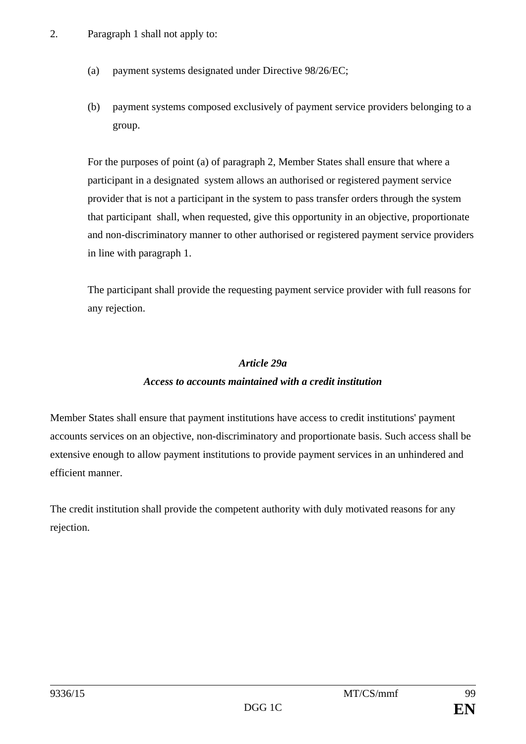2. Paragraph 1 shall not apply to:

   (a) payment systems designated under Directive 98/26/EC;

   (b) payment systems composed exclusively of payment service providers belonging to a group.

   For the purposes of point (a) of paragraph 2, Member States shall ensure that where a participant in a designated system allows an authorised or registered payment service provider that is not a participant in the system to pass transfer orders through the system that participant shall, when requested, give this opportunity in an objective, proportionate and non-discriminatory manner to other authorised or registered payment service providers in line with paragraph 1.

   The participant shall provide the requesting payment service provider with full reasons for any rejection.

### *Article 29a*
### *Access to accounts maintained with a credit institution*

Member States shall ensure that payment institutions have access to credit institutions' payment accounts services on an objective, non-discriminatory and proportionate basis. Such access shall be extensive enough to allow payment institutions to provide payment services in an unhindered and efficient manner.

The credit institution shall provide the competent authority with duly motivated reasons for any rejection.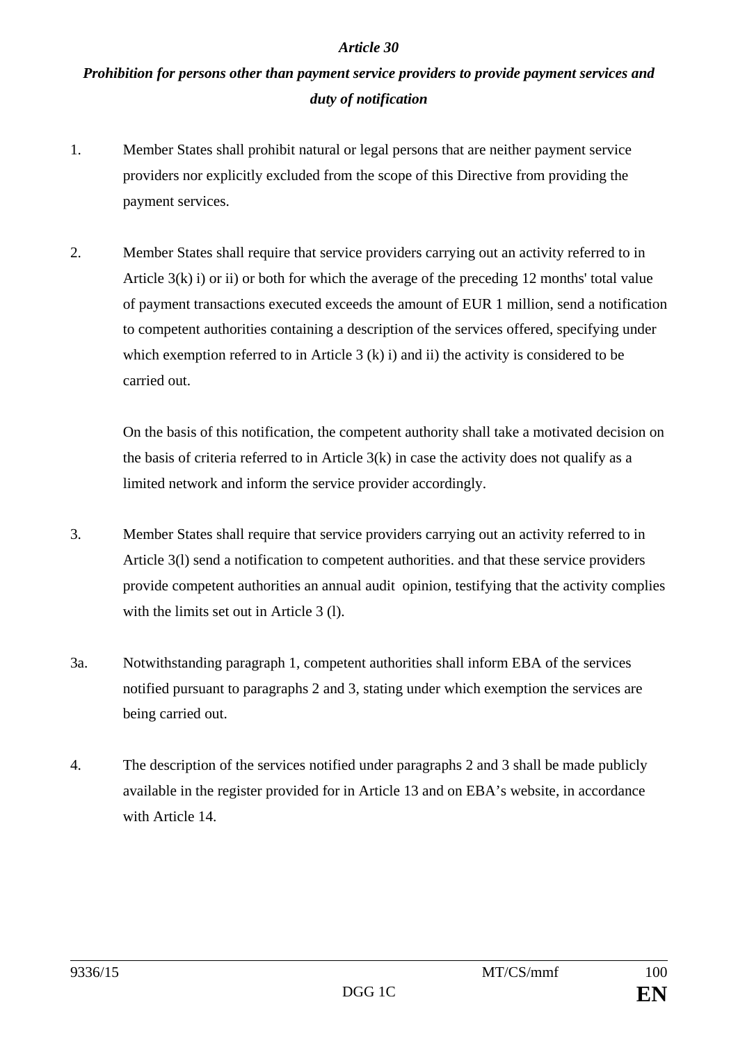*Article 30*

***Prohibition for persons other than payment service providers to provide payment services and duty of notification***

1. Member States shall prohibit natural or legal persons that are neither payment service providers nor explicitly excluded from the scope of this Directive from providing the payment services.

2. Member States shall require that service providers carrying out an activity referred to in Article 3(k) i) or ii) or both for which the average of the preceding 12 months' total value of payment transactions executed exceeds the amount of EUR 1 million, send a notification to competent authorities containing a description of the services offered, specifying under which exemption referred to in Article 3 (k) i) and ii) the activity is considered to be carried out.

   On the basis of this notification, the competent authority shall take a motivated decision on the basis of criteria referred to in Article 3(k) in case the activity does not qualify as a limited network and inform the service provider accordingly.

3. Member States shall require that service providers carrying out an activity referred to in Article 3(l) send a notification to competent authorities. and that these service providers provide competent authorities an annual audit opinion, testifying that the activity complies with the limits set out in Article 3 (l).

3a. Notwithstanding paragraph 1, competent authorities shall inform EBA of the services notified pursuant to paragraphs 2 and 3, stating under which exemption the services are being carried out.

4. The description of the services notified under paragraphs 2 and 3 shall be made publicly available in the register provided for in Article 13 and on EBA's website, in accordance with Article 14.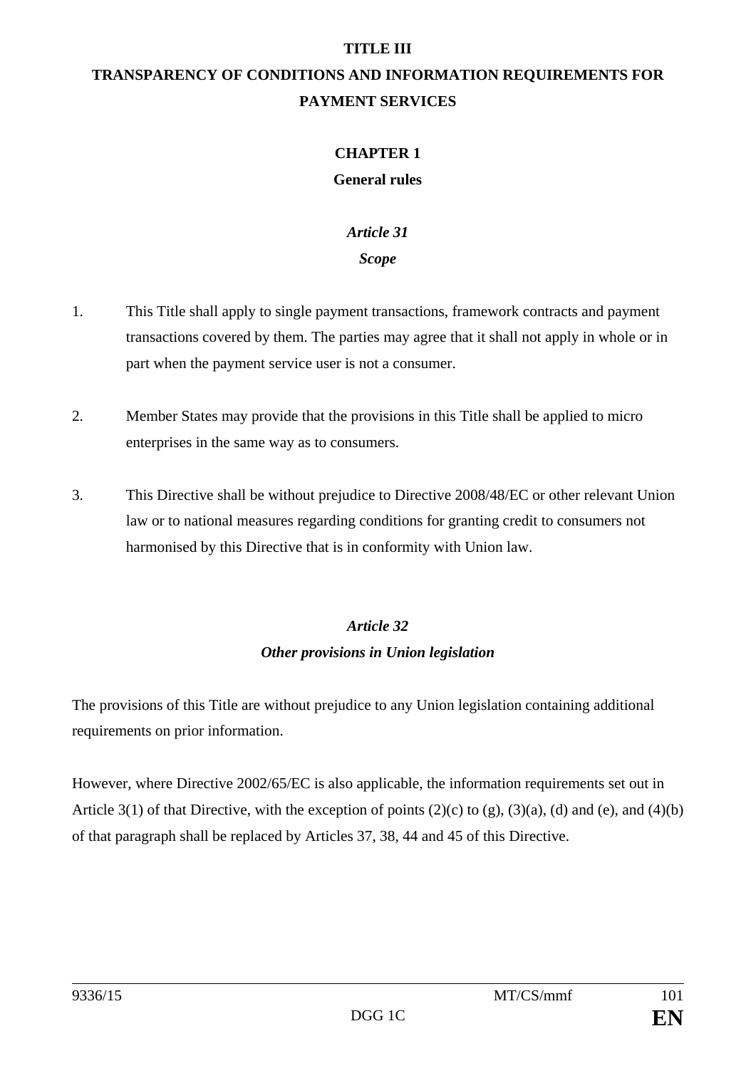# TITLE III

# TRANSPARENCY OF CONDITIONS AND INFORMATION REQUIREMENTS FOR PAYMENT SERVICES

## CHAPTER 1

## General rules

### *Article 31*

### *Scope*

1. This Title shall apply to single payment transactions, framework contracts and payment transactions covered by them. The parties may agree that it shall not apply in whole or in part when the payment service user is not a consumer.

2. Member States may provide that the provisions in this Title shall be applied to micro enterprises in the same way as to consumers.

3. This Directive shall be without prejudice to Directive 2008/48/EC or other relevant Union law or to national measures regarding conditions for granting credit to consumers not harmonised by this Directive that is in conformity with Union law.

### *Article 32*

### *Other provisions in Union legislation*

The provisions of this Title are without prejudice to any Union legislation containing additional requirements on prior information.

However, where Directive 2002/65/EC is also applicable, the information requirements set out in Article 3(1) of that Directive, with the exception of points (2)(c) to (g), (3)(a), (d) and (e), and (4)(b) of that paragraph shall be replaced by Articles 37, 38, 44 and 45 of this Directive.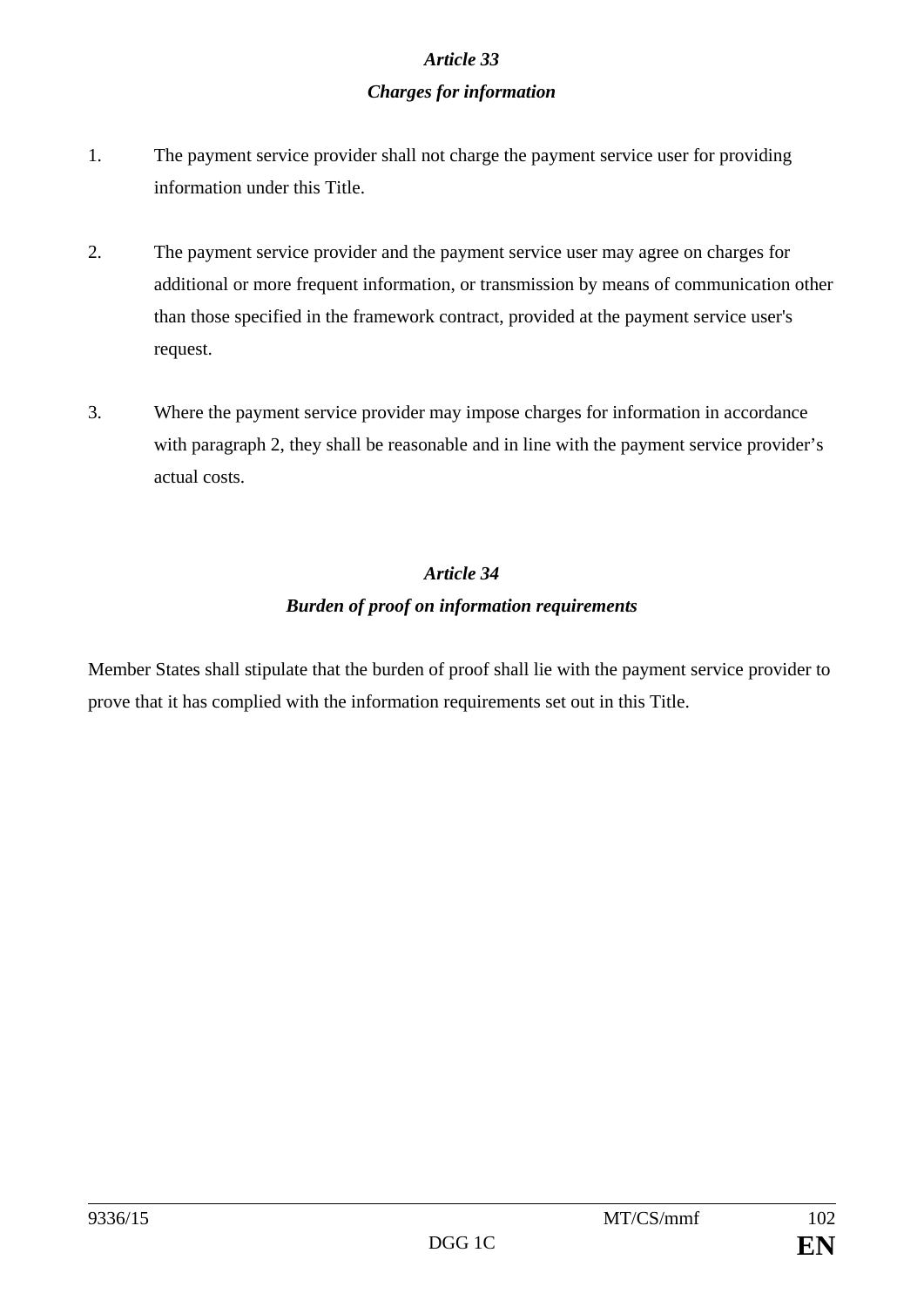*Article 33*

***Charges for information***

1. The payment service provider shall not charge the payment service user for providing information under this Title.

2. The payment service provider and the payment service user may agree on charges for additional or more frequent information, or transmission by means of communication other than those specified in the framework contract, provided at the payment service user's request.

3. Where the payment service provider may impose charges for information in accordance with paragraph 2, they shall be reasonable and in line with the payment service provider's actual costs.

*Article 34*

***Burden of proof on information requirements***

Member States shall stipulate that the burden of proof shall lie with the payment service provider to prove that it has complied with the information requirements set out in this Title.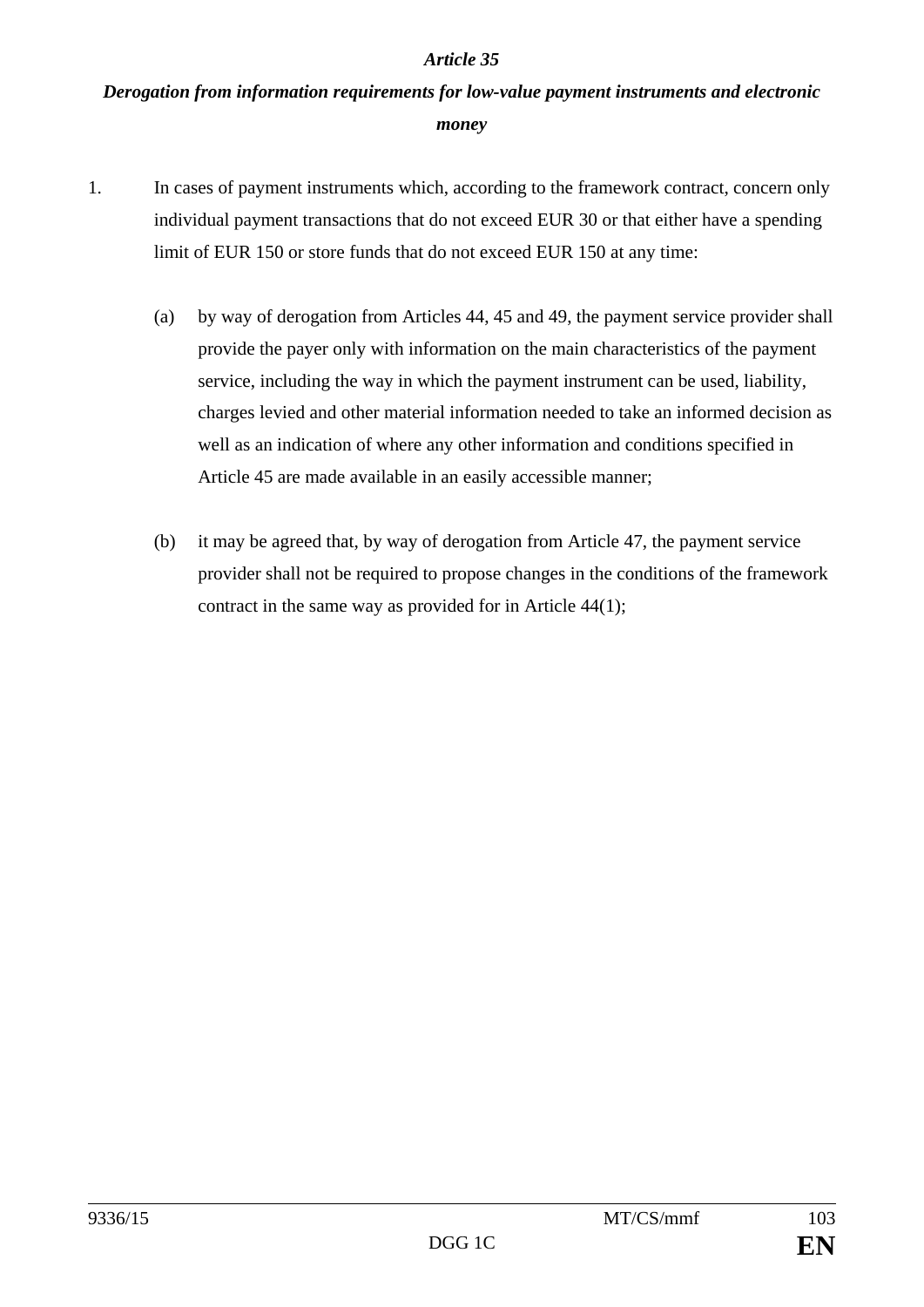*Article 35*

***Derogation from information requirements for low-value payment instruments and electronic money***

1. In cases of payment instruments which, according to the framework contract, concern only individual payment transactions that do not exceed EUR 30 or that either have a spending limit of EUR 150 or store funds that do not exceed EUR 150 at any time:

   (a) by way of derogation from Articles 44, 45 and 49, the payment service provider shall provide the payer only with information on the main characteristics of the payment service, including the way in which the payment instrument can be used, liability, charges levied and other material information needed to take an informed decision as well as an indication of where any other information and conditions specified in Article 45 are made available in an easily accessible manner;

   (b) it may be agreed that, by way of derogation from Article 47, the payment service provider shall not be required to propose changes in the conditions of the framework contract in the same way as provided for in Article 44(1);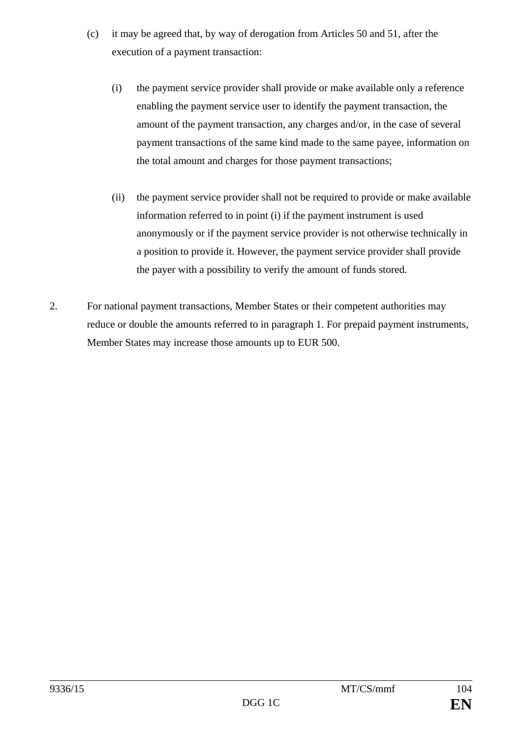(c) it may be agreed that, by way of derogation from Articles 50 and 51, after the execution of a payment transaction:

   (i) the payment service provider shall provide or make available only a reference enabling the payment service user to identify the payment transaction, the amount of the payment transaction, any charges and/or, in the case of several payment transactions of the same kind made to the same payee, information on the total amount and charges for those payment transactions;

   (ii) the payment service provider shall not be required to provide or make available information referred to in point (i) if the payment instrument is used anonymously or if the payment service provider is not otherwise technically in a position to provide it. However, the payment service provider shall provide the payer with a possibility to verify the amount of funds stored.

2. For national payment transactions, Member States or their competent authorities may reduce or double the amounts referred to in paragraph 1. For prepaid payment instruments, Member States may increase those amounts up to EUR 500.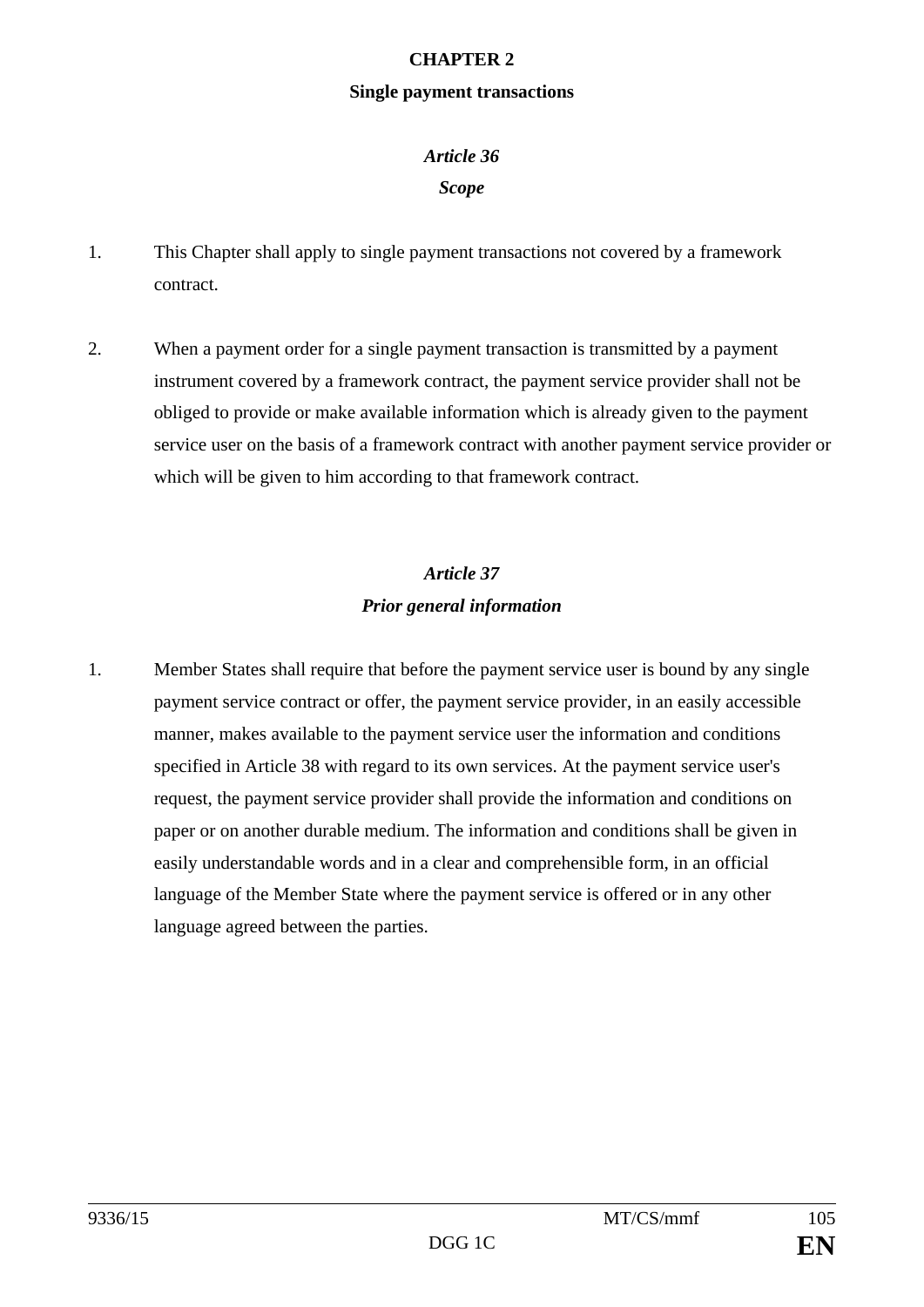## CHAPTER 2

### Single payment transactions

#### *Article 36*

#### *Scope*

1. This Chapter shall apply to single payment transactions not covered by a framework contract.

2. When a payment order for a single payment transaction is transmitted by a payment instrument covered by a framework contract, the payment service provider shall not be obliged to provide or make available information which is already given to the payment service user on the basis of a framework contract with another payment service provider or which will be given to him according to that framework contract.

#### *Article 37*

#### *Prior general information*

1. Member States shall require that before the payment service user is bound by any single payment service contract or offer, the payment service provider, in an easily accessible manner, makes available to the payment service user the information and conditions specified in Article 38 with regard to its own services. At the payment service user's request, the payment service provider shall provide the information and conditions on paper or on another durable medium. The information and conditions shall be given in easily understandable words and in a clear and comprehensible form, in an official language of the Member State where the payment service is offered or in any other language agreed between the parties.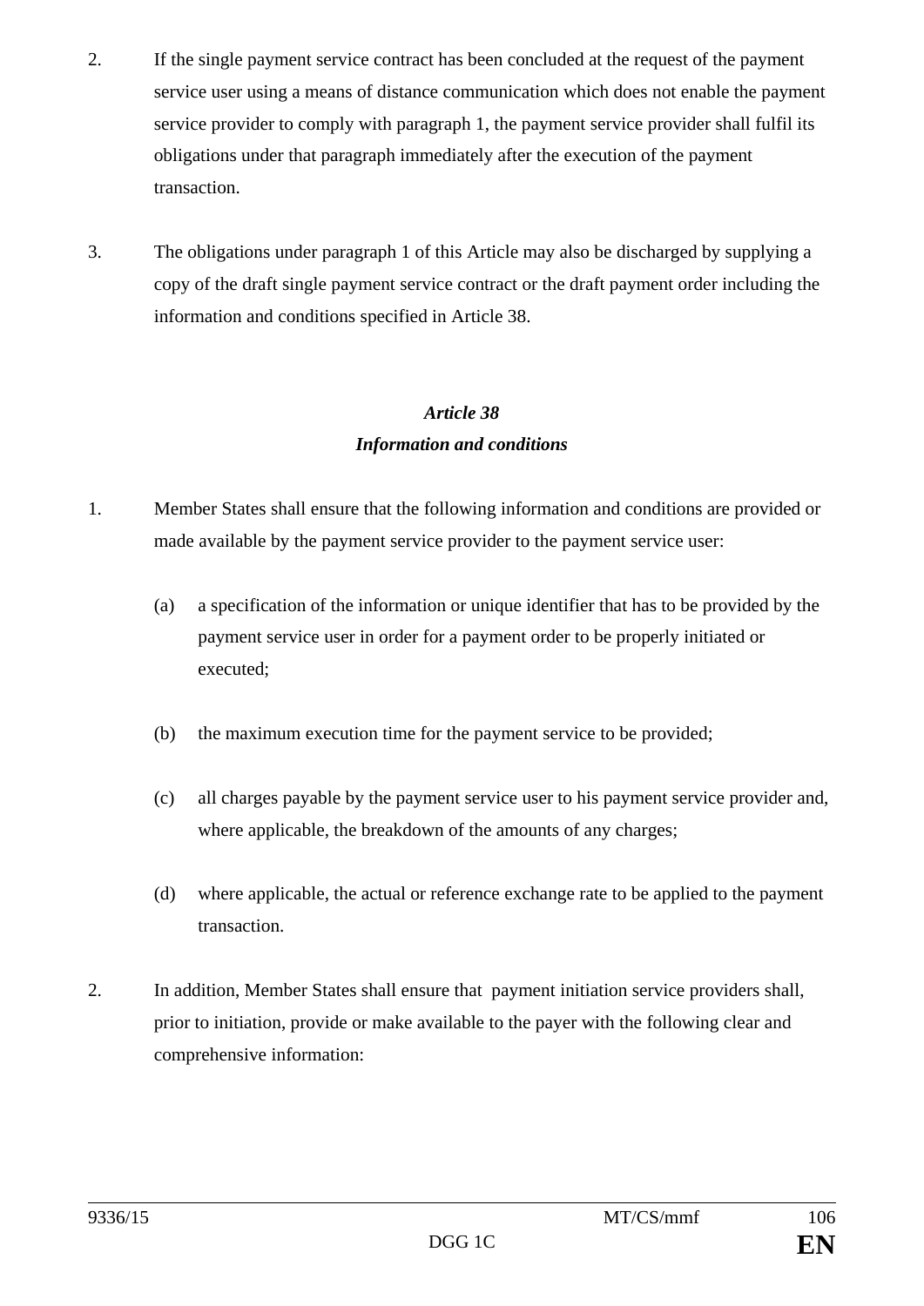2. If the single payment service contract has been concluded at the request of the payment service user using a means of distance communication which does not enable the payment service provider to comply with paragraph 1, the payment service provider shall fulfil its obligations under that paragraph immediately after the execution of the payment transaction.

3. The obligations under paragraph 1 of this Article may also be discharged by supplying a copy of the draft single payment service contract or the draft payment order including the information and conditions specified in Article 38.

### *Article 38*
### *Information and conditions*

1. Member States shall ensure that the following information and conditions are provided or made available by the payment service provider to the payment service user:

   (a) a specification of the information or unique identifier that has to be provided by the payment service user in order for a payment order to be properly initiated or executed;

   (b) the maximum execution time for the payment service to be provided;

   (c) all charges payable by the payment service user to his payment service provider and, where applicable, the breakdown of the amounts of any charges;

   (d) where applicable, the actual or reference exchange rate to be applied to the payment transaction.

2. In addition, Member States shall ensure that payment initiation service providers shall, prior to initiation, provide or make available to the payer with the following clear and comprehensive information: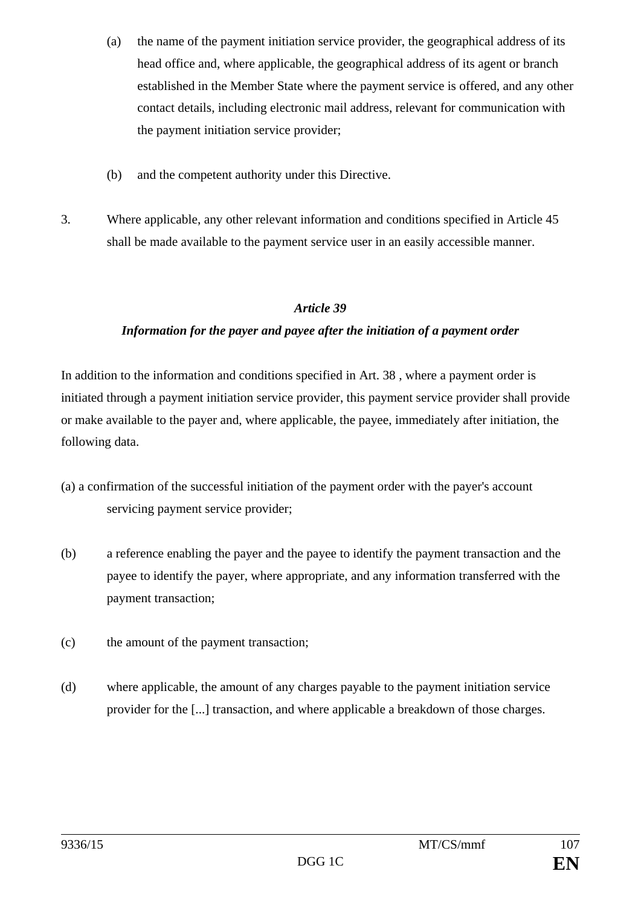(a) the name of the payment initiation service provider, the geographical address of its head office and, where applicable, the geographical address of its agent or branch established in the Member State where the payment service is offered, and any other contact details, including electronic mail address, relevant for communication with the payment initiation service provider;

(b) and the competent authority under this Directive.

3. Where applicable, any other relevant information and conditions specified in Article 45 shall be made available to the payment service user in an easily accessible manner.

### *Article 39*

### *Information for the payer and payee after the initiation of a payment order*

In addition to the information and conditions specified in Art. 38 , where a payment order is initiated through a payment initiation service provider, this payment service provider shall provide or make available to the payer and, where applicable, the payee, immediately after initiation, the following data.

(a) a confirmation of the successful initiation of the payment order with the payer's account servicing payment service provider;

(b) a reference enabling the payer and the payee to identify the payment transaction and the payee to identify the payer, where appropriate, and any information transferred with the payment transaction;

(c) the amount of the payment transaction;

(d) where applicable, the amount of any charges payable to the payment initiation service provider for the [...] transaction, and where applicable a breakdown of those charges.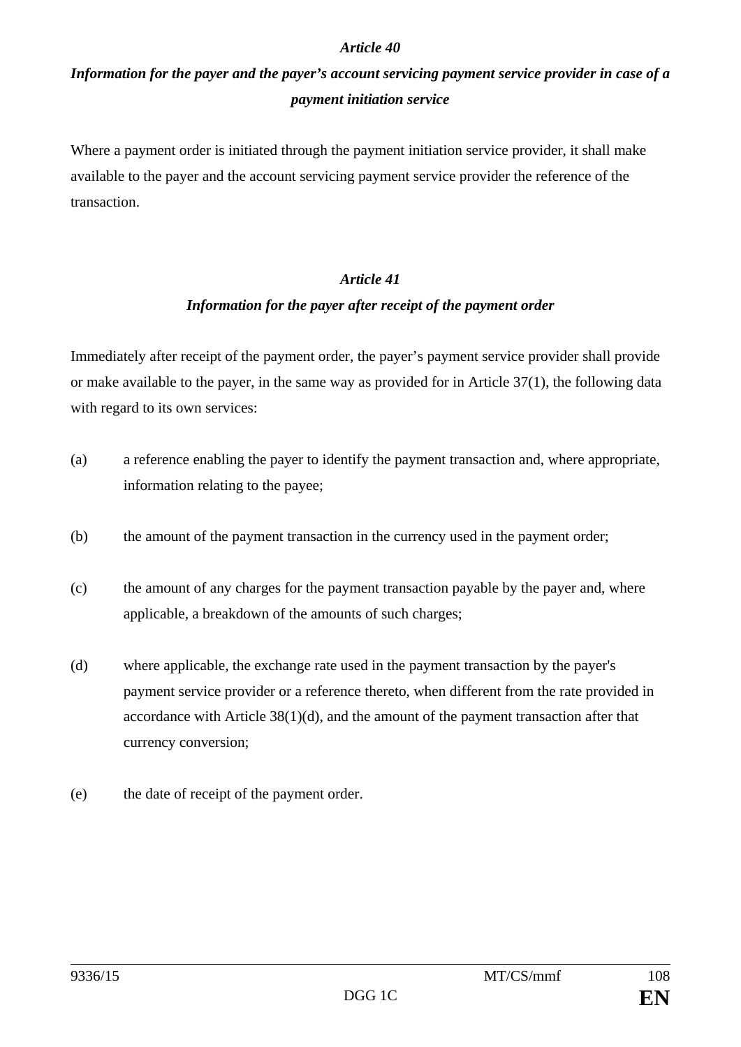*Article 40*

***Information for the payer and the payer's account servicing payment service provider in case of a payment initiation service***

Where a payment order is initiated through the payment initiation service provider, it shall make available to the payer and the account servicing payment service provider the reference of the transaction.

*Article 41*

***Information for the payer after receipt of the payment order***

Immediately after receipt of the payment order, the payer's payment service provider shall provide or make available to the payer, in the same way as provided for in Article 37(1), the following data with regard to its own services:

(a) a reference enabling the payer to identify the payment transaction and, where appropriate, information relating to the payee;

(b) the amount of the payment transaction in the currency used in the payment order;

(c) the amount of any charges for the payment transaction payable by the payer and, where applicable, a breakdown of the amounts of such charges;

(d) where applicable, the exchange rate used in the payment transaction by the payer's payment service provider or a reference thereto, when different from the rate provided in accordance with Article 38(1)(d), and the amount of the payment transaction after that currency conversion;

(e) the date of receipt of the payment order.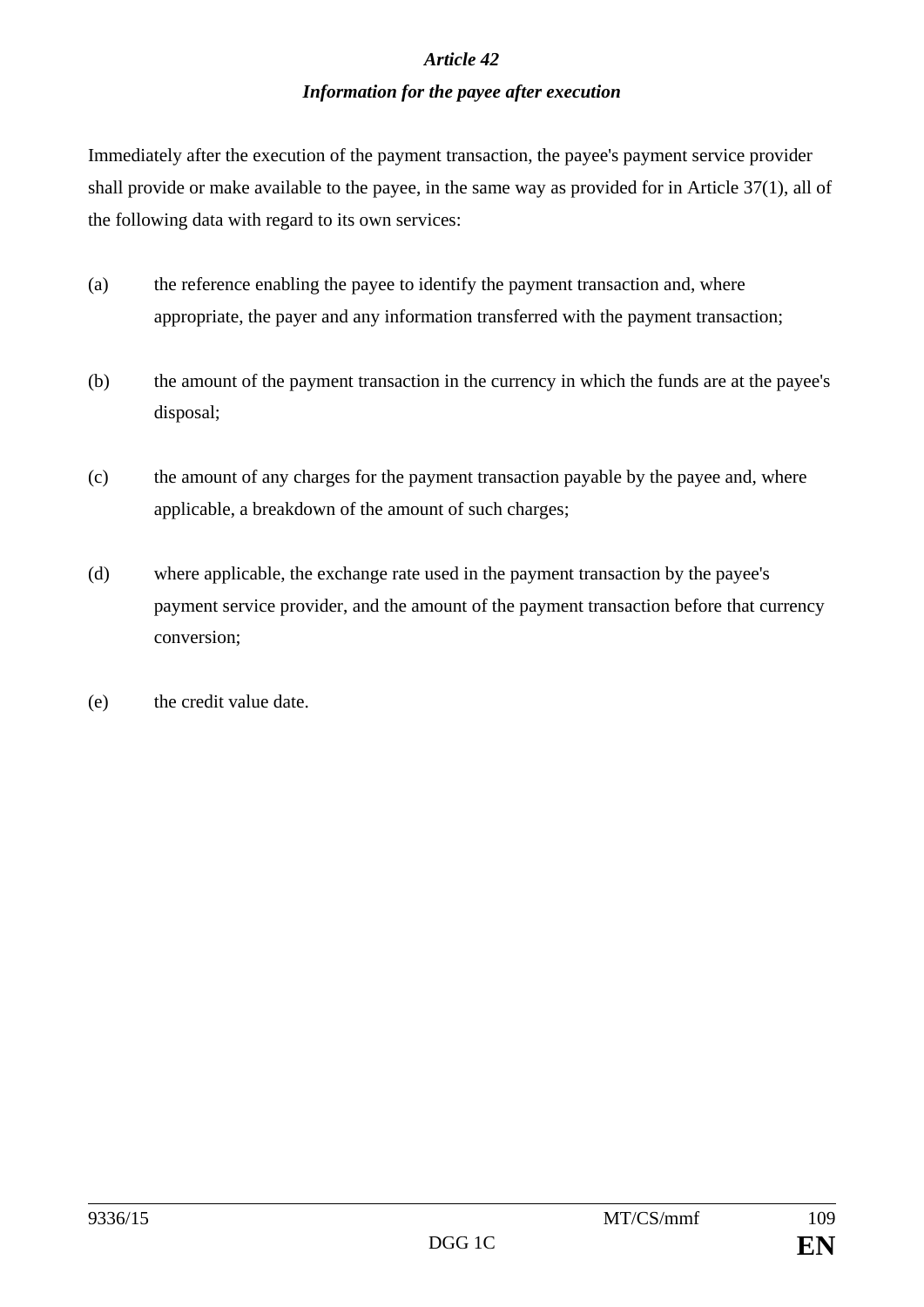### *Article 42*

### *Information for the payee after execution*

Immediately after the execution of the payment transaction, the payee's payment service provider shall provide or make available to the payee, in the same way as provided for in Article 37(1), all of the following data with regard to its own services:

(a) the reference enabling the payee to identify the payment transaction and, where appropriate, the payer and any information transferred with the payment transaction;

(b) the amount of the payment transaction in the currency in which the funds are at the payee's disposal;

(c) the amount of any charges for the payment transaction payable by the payee and, where applicable, a breakdown of the amount of such charges;

(d) where applicable, the exchange rate used in the payment transaction by the payee's payment service provider, and the amount of the payment transaction before that currency conversion;

(e) the credit value date.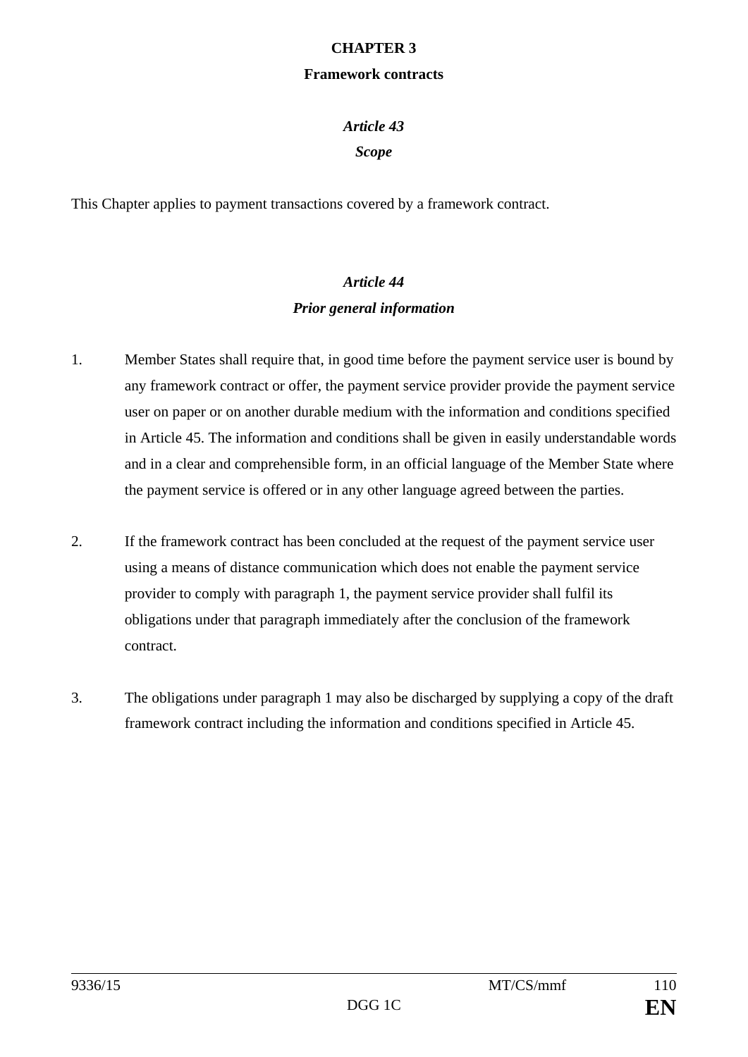## CHAPTER 3

## Framework contracts

### *Article 43*

### *Scope*

This Chapter applies to payment transactions covered by a framework contract.

### *Article 44*

### *Prior general information*

1. Member States shall require that, in good time before the payment service user is bound by any framework contract or offer, the payment service provider provide the payment service user on paper or on another durable medium with the information and conditions specified in Article 45. The information and conditions shall be given in easily understandable words and in a clear and comprehensible form, in an official language of the Member State where the payment service is offered or in any other language agreed between the parties.

2. If the framework contract has been concluded at the request of the payment service user using a means of distance communication which does not enable the payment service provider to comply with paragraph 1, the payment service provider shall fulfil its obligations under that paragraph immediately after the conclusion of the framework contract.

3. The obligations under paragraph 1 may also be discharged by supplying a copy of the draft framework contract including the information and conditions specified in Article 45.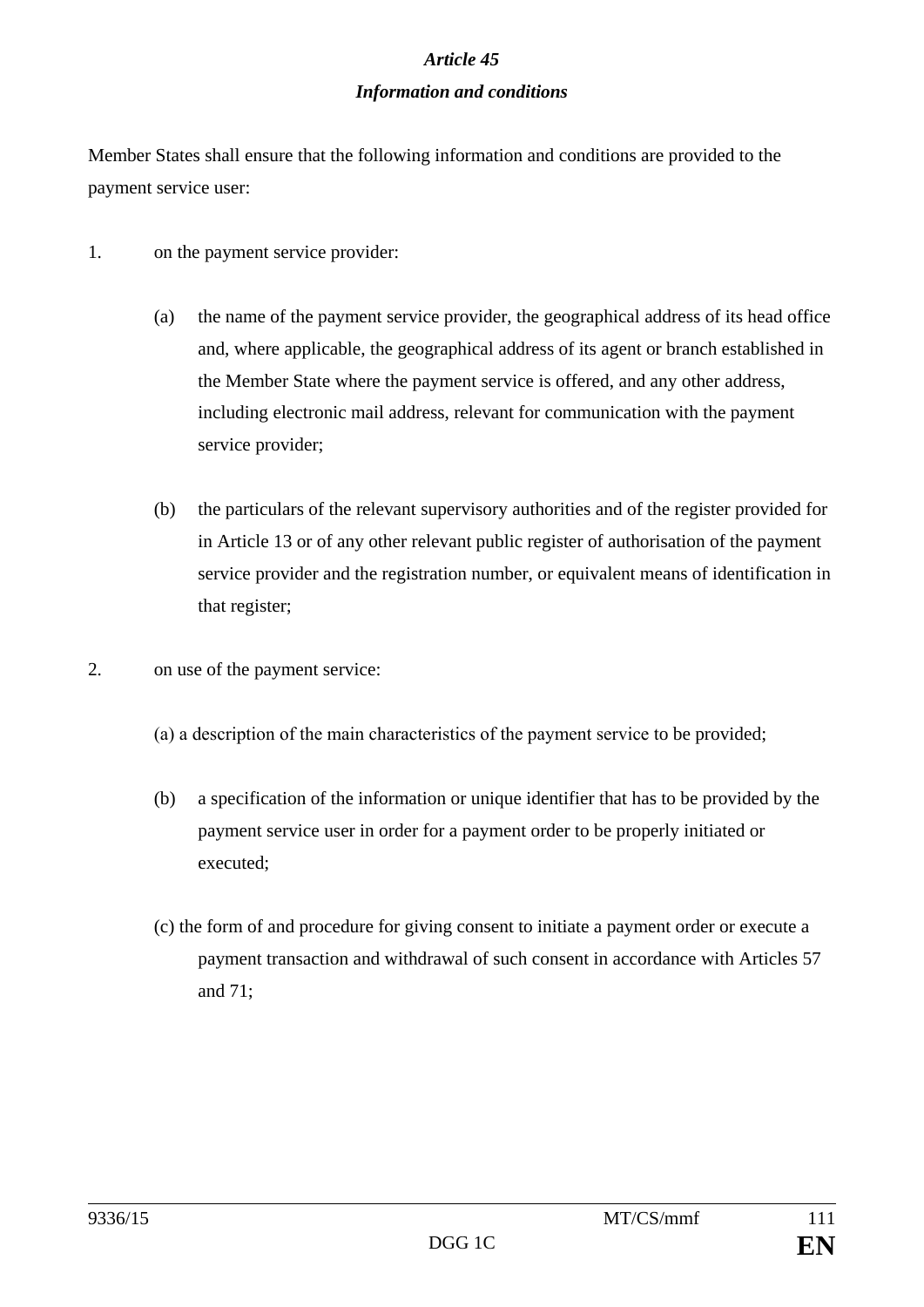### *Article 45*

### *Information and conditions*

Member States shall ensure that the following information and conditions are provided to the payment service user:

1. on the payment service provider:

   (a) the name of the payment service provider, the geographical address of its head office and, where applicable, the geographical address of its agent or branch established in the Member State where the payment service is offered, and any other address, including electronic mail address, relevant for communication with the payment service provider;

   (b) the particulars of the relevant supervisory authorities and of the register provided for in Article 13 or of any other relevant public register of authorisation of the payment service provider and the registration number, or equivalent means of identification in that register;

2. on use of the payment service:

   (a) a description of the main characteristics of the payment service to be provided;

   (b) a specification of the information or unique identifier that has to be provided by the payment service user in order for a payment order to be properly initiated or executed;

   (c) the form of and procedure for giving consent to initiate a payment order or execute a payment transaction and withdrawal of such consent in accordance with Articles 57 and 71;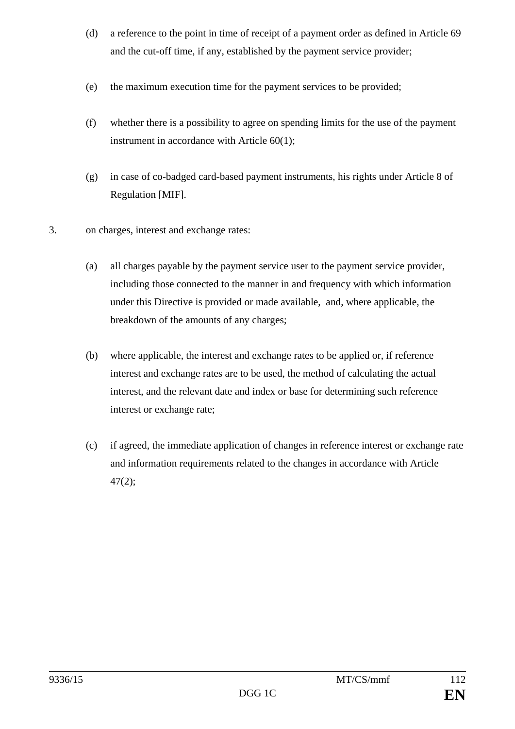(d) a reference to the point in time of receipt of a payment order as defined in Article 69 and the cut-off time, if any, established by the payment service provider;

(e) the maximum execution time for the payment services to be provided;

(f) whether there is a possibility to agree on spending limits for the use of the payment instrument in accordance with Article 60(1);

(g) in case of co-badged card-based payment instruments, his rights under Article 8 of Regulation [MIF].

3. on charges, interest and exchange rates:

(a) all charges payable by the payment service user to the payment service provider, including those connected to the manner in and frequency with which information under this Directive is provided or made available, and, where applicable, the breakdown of the amounts of any charges;

(b) where applicable, the interest and exchange rates to be applied or, if reference interest and exchange rates are to be used, the method of calculating the actual interest, and the relevant date and index or base for determining such reference interest or exchange rate;

(c) if agreed, the immediate application of changes in reference interest or exchange rate and information requirements related to the changes in accordance with Article 47(2);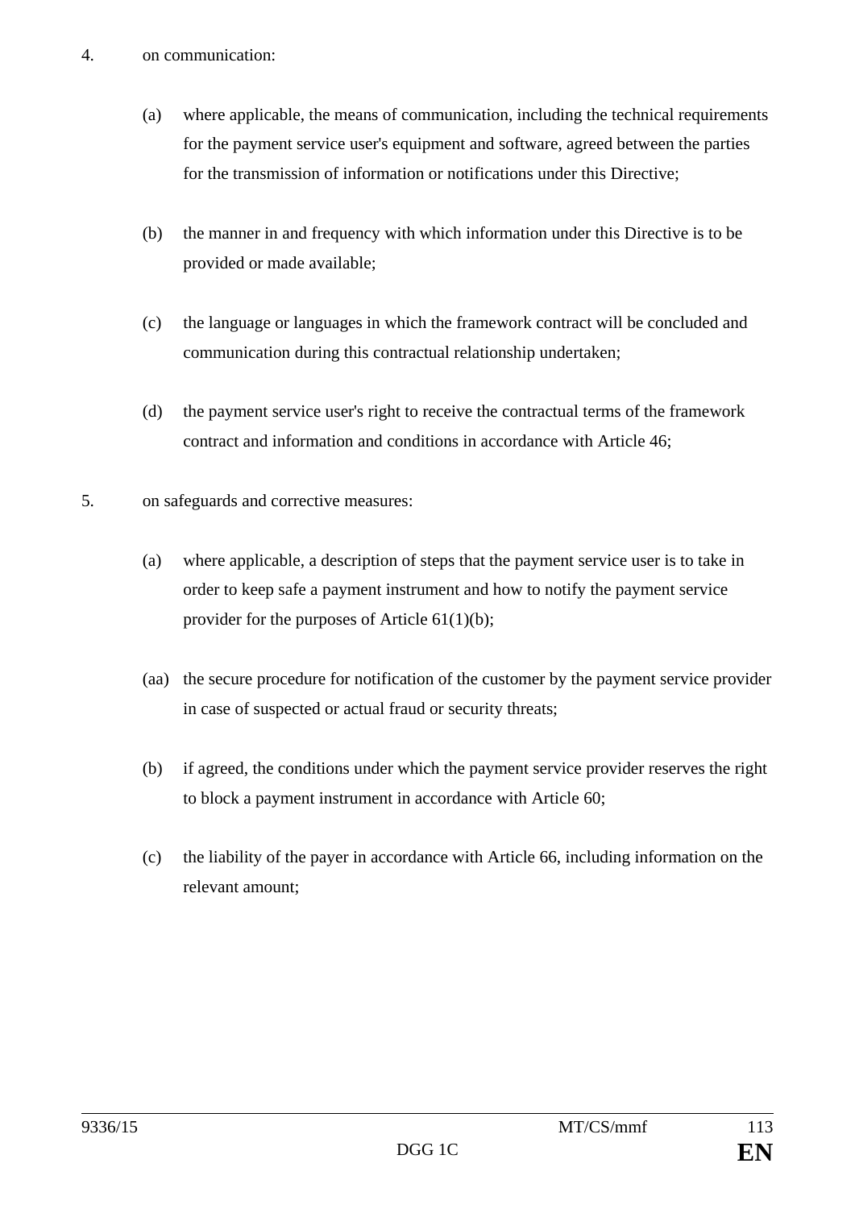4. on communication:

   (a) where applicable, the means of communication, including the technical requirements for the payment service user's equipment and software, agreed between the parties for the transmission of information or notifications under this Directive;

   (b) the manner in and frequency with which information under this Directive is to be provided or made available;

   (c) the language or languages in which the framework contract will be concluded and communication during this contractual relationship undertaken;

   (d) the payment service user's right to receive the contractual terms of the framework contract and information and conditions in accordance with Article 46;

5. on safeguards and corrective measures:

   (a) where applicable, a description of steps that the payment service user is to take in order to keep safe a payment instrument and how to notify the payment service provider for the purposes of Article 61(1)(b);

   (aa) the secure procedure for notification of the customer by the payment service provider in case of suspected or actual fraud or security threats;

   (b) if agreed, the conditions under which the payment service provider reserves the right to block a payment instrument in accordance with Article 60;

   (c) the liability of the payer in accordance with Article 66, including information on the relevant amount;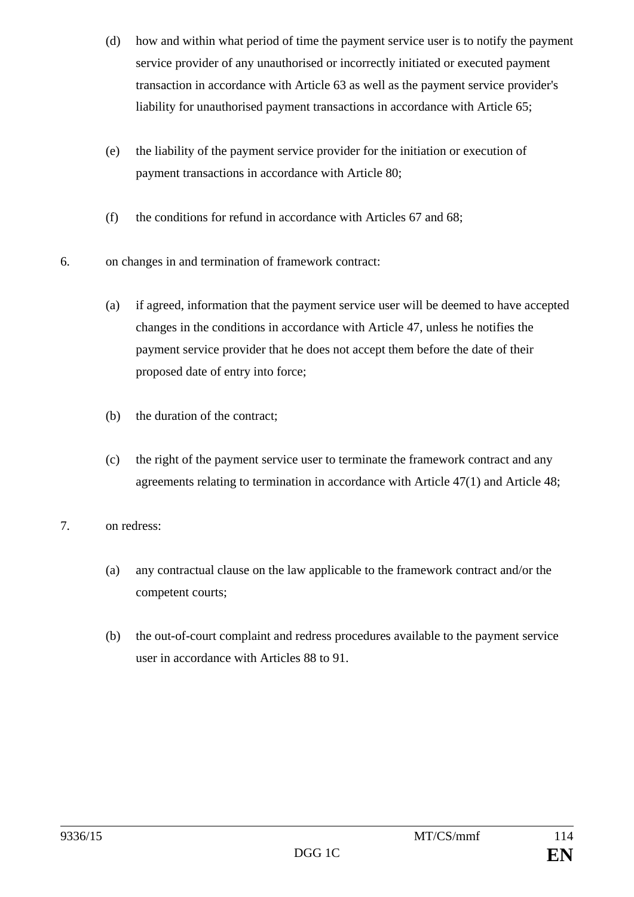(d) how and within what period of time the payment service user is to notify the payment service provider of any unauthorised or incorrectly initiated or executed payment transaction in accordance with Article 63 as well as the payment service provider's liability for unauthorised payment transactions in accordance with Article 65;

(e) the liability of the payment service provider for the initiation or execution of payment transactions in accordance with Article 80;

(f) the conditions for refund in accordance with Articles 67 and 68;

6. on changes in and termination of framework contract:

(a) if agreed, information that the payment service user will be deemed to have accepted changes in the conditions in accordance with Article 47, unless he notifies the payment service provider that he does not accept them before the date of their proposed date of entry into force;

(b) the duration of the contract;

(c) the right of the payment service user to terminate the framework contract and any agreements relating to termination in accordance with Article 47(1) and Article 48;

7. on redress:

(a) any contractual clause on the law applicable to the framework contract and/or the competent courts;

(b) the out-of-court complaint and redress procedures available to the payment service user in accordance with Articles 88 to 91.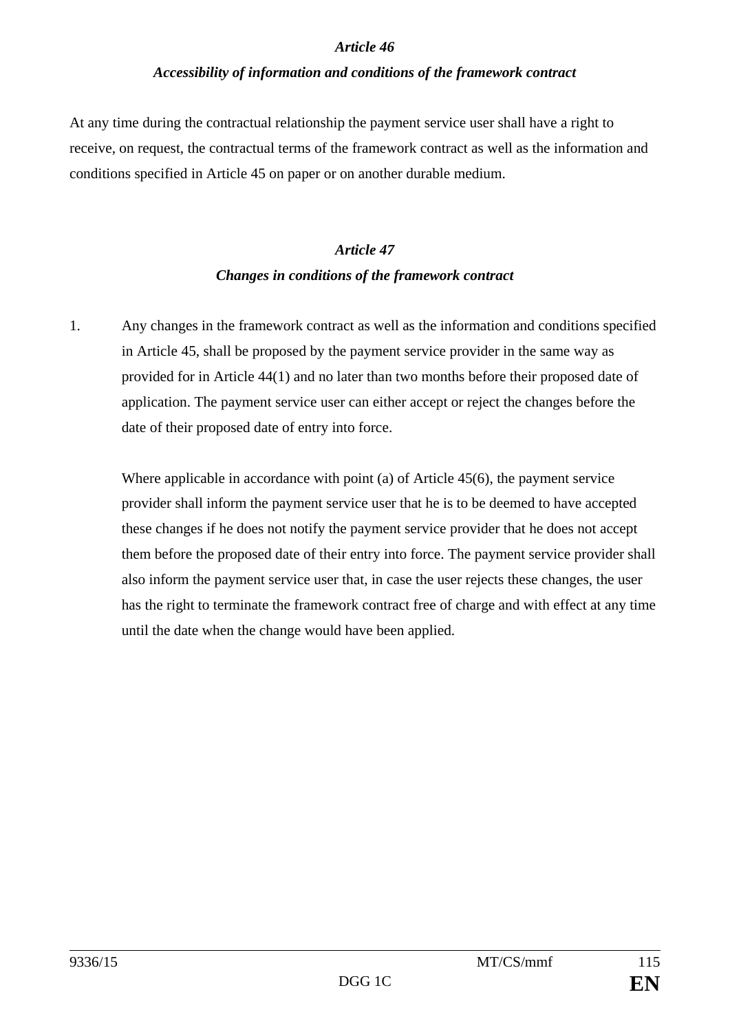### *Article 46*

### *Accessibility of information and conditions of the framework contract*

At any time during the contractual relationship the payment service user shall have a right to receive, on request, the contractual terms of the framework contract as well as the information and conditions specified in Article 45 on paper or on another durable medium.

### *Article 47*

### *Changes in conditions of the framework contract*

1. Any changes in the framework contract as well as the information and conditions specified in Article 45, shall be proposed by the payment service provider in the same way as provided for in Article 44(1) and no later than two months before their proposed date of application. The payment service user can either accept or reject the changes before the date of their proposed date of entry into force.

   Where applicable in accordance with point (a) of Article 45(6), the payment service provider shall inform the payment service user that he is to be deemed to have accepted these changes if he does not notify the payment service provider that he does not accept them before the proposed date of their entry into force. The payment service provider shall also inform the payment service user that, in case the user rejects these changes, the user has the right to terminate the framework contract free of charge and with effect at any time until the date when the change would have been applied.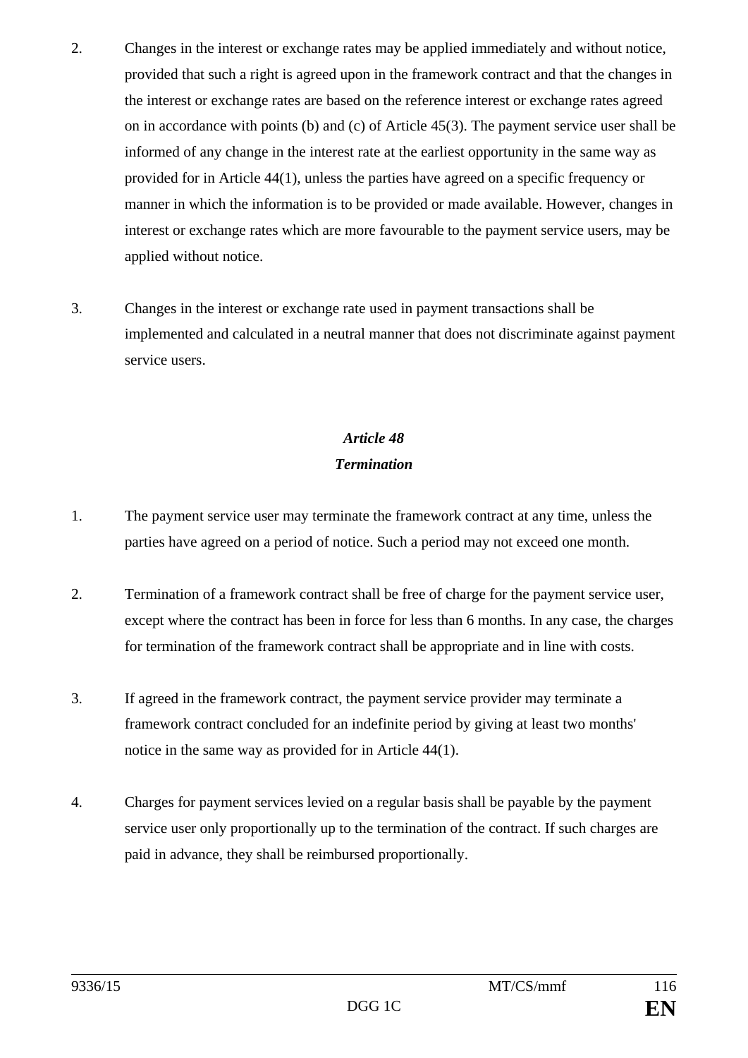2. Changes in the interest or exchange rates may be applied immediately and without notice, provided that such a right is agreed upon in the framework contract and that the changes in the interest or exchange rates are based on the reference interest or exchange rates agreed on in accordance with points (b) and (c) of Article 45(3). The payment service user shall be informed of any change in the interest rate at the earliest opportunity in the same way as provided for in Article 44(1), unless the parties have agreed on a specific frequency or manner in which the information is to be provided or made available. However, changes in interest or exchange rates which are more favourable to the payment service users, may be applied without notice.

3. Changes in the interest or exchange rate used in payment transactions shall be implemented and calculated in a neutral manner that does not discriminate against payment service users.

### *Article 48*
### *Termination*

1. The payment service user may terminate the framework contract at any time, unless the parties have agreed on a period of notice. Such a period may not exceed one month.

2. Termination of a framework contract shall be free of charge for the payment service user, except where the contract has been in force for less than 6 months. In any case, the charges for termination of the framework contract shall be appropriate and in line with costs.

3. If agreed in the framework contract, the payment service provider may terminate a framework contract concluded for an indefinite period by giving at least two months' notice in the same way as provided for in Article 44(1).

4. Charges for payment services levied on a regular basis shall be payable by the payment service user only proportionally up to the termination of the contract. If such charges are paid in advance, they shall be reimbursed proportionally.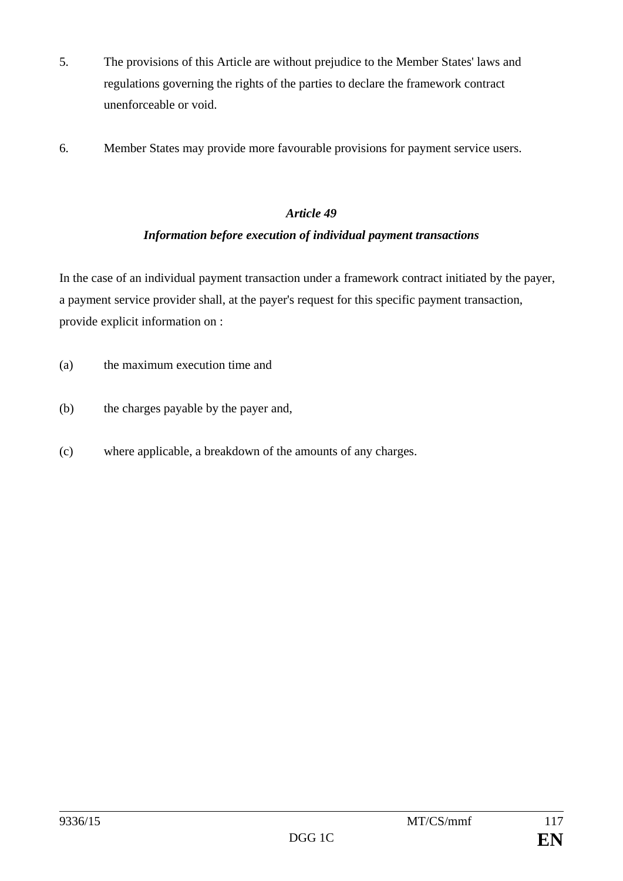5. The provisions of this Article are without prejudice to the Member States' laws and regulations governing the rights of the parties to declare the framework contract unenforceable or void.

6. Member States may provide more favourable provisions for payment service users.

### *Article 49*

### *Information before execution of individual payment transactions*

In the case of an individual payment transaction under a framework contract initiated by the payer, a payment service provider shall, at the payer's request for this specific payment transaction, provide explicit information on :

(a) the maximum execution time and

(b) the charges payable by the payer and,

(c) where applicable, a breakdown of the amounts of any charges.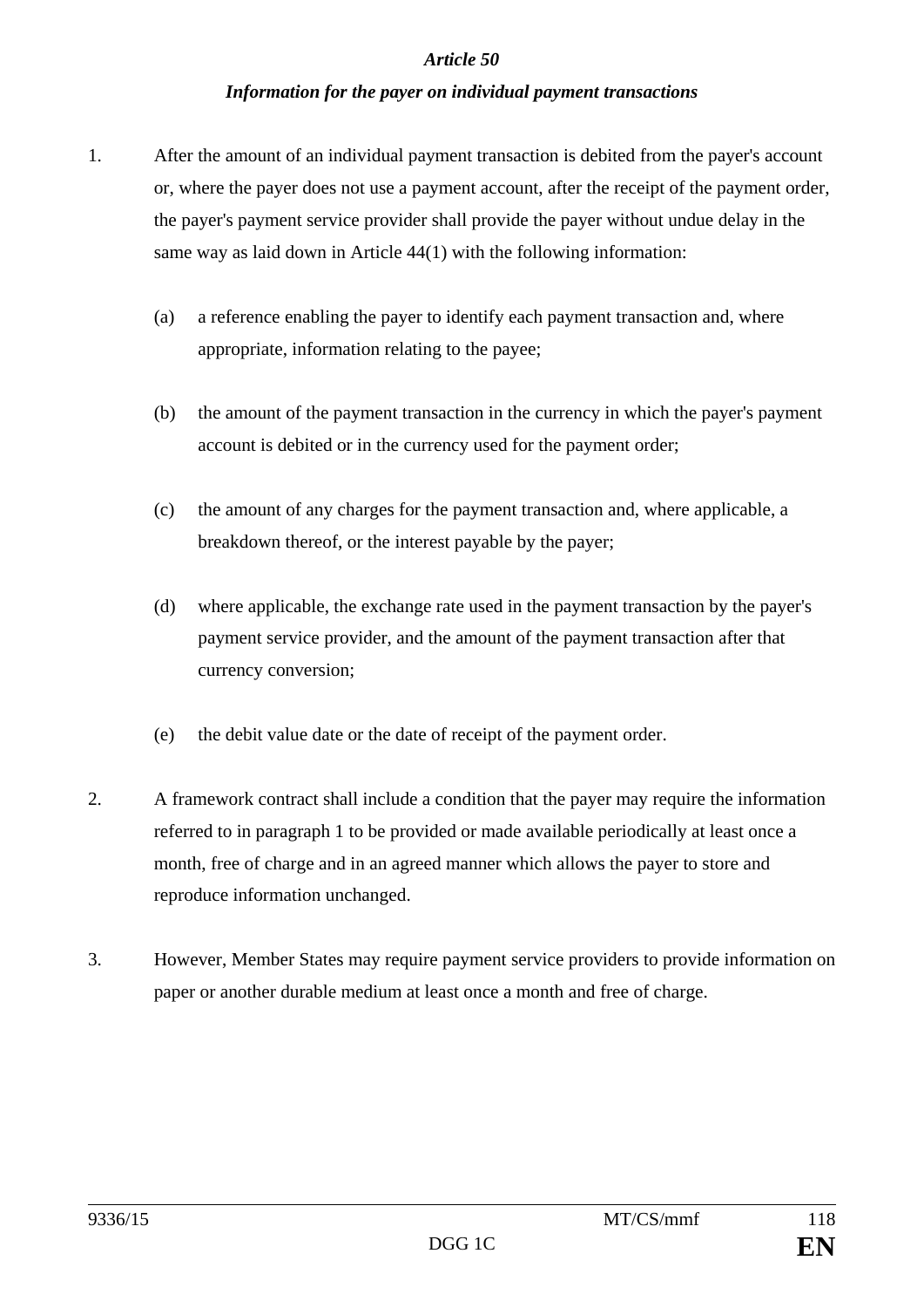### *Article 50*

### *Information for the payer on individual payment transactions*

1. After the amount of an individual payment transaction is debited from the payer's account or, where the payer does not use a payment account, after the receipt of the payment order, the payer's payment service provider shall provide the payer without undue delay in the same way as laid down in Article 44(1) with the following information:

   (a) a reference enabling the payer to identify each payment transaction and, where appropriate, information relating to the payee;

   (b) the amount of the payment transaction in the currency in which the payer's payment account is debited or in the currency used for the payment order;

   (c) the amount of any charges for the payment transaction and, where applicable, a breakdown thereof, or the interest payable by the payer;

   (d) where applicable, the exchange rate used in the payment transaction by the payer's payment service provider, and the amount of the payment transaction after that currency conversion;

   (e) the debit value date or the date of receipt of the payment order.

2. A framework contract shall include a condition that the payer may require the information referred to in paragraph 1 to be provided or made available periodically at least once a month, free of charge and in an agreed manner which allows the payer to store and reproduce information unchanged.

3. However, Member States may require payment service providers to provide information on paper or another durable medium at least once a month and free of charge.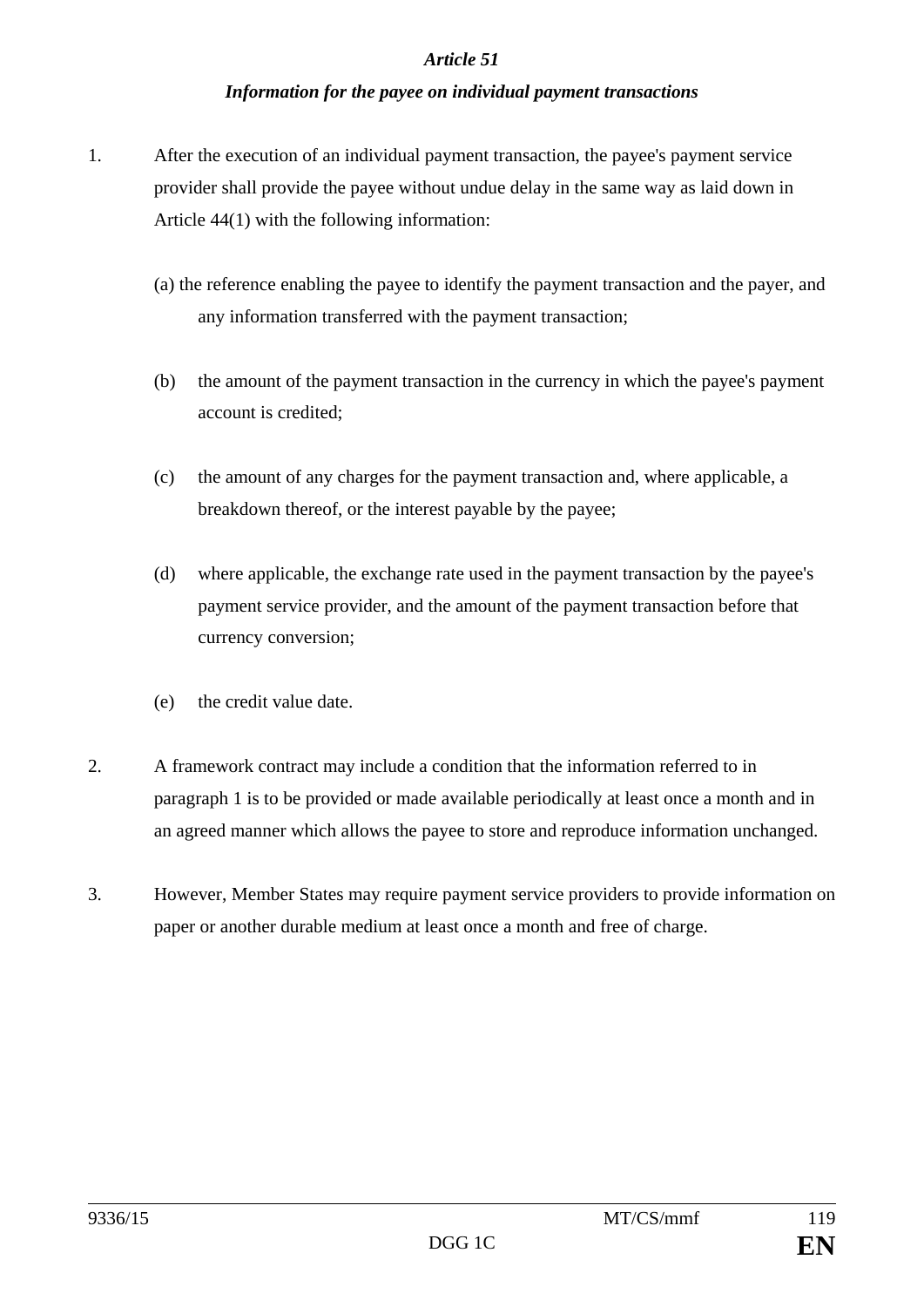*Article 51*

***Information for the payee on individual payment transactions***

1. After the execution of an individual payment transaction, the payee's payment service provider shall provide the payee without undue delay in the same way as laid down in Article 44(1) with the following information:

   (a) the reference enabling the payee to identify the payment transaction and the payer, and any information transferred with the payment transaction;

   (b) the amount of the payment transaction in the currency in which the payee's payment account is credited;

   (c) the amount of any charges for the payment transaction and, where applicable, a breakdown thereof, or the interest payable by the payee;

   (d) where applicable, the exchange rate used in the payment transaction by the payee's payment service provider, and the amount of the payment transaction before that currency conversion;

   (e) the credit value date.

2. A framework contract may include a condition that the information referred to in paragraph 1 is to be provided or made available periodically at least once a month and in an agreed manner which allows the payee to store and reproduce information unchanged.

3. However, Member States may require payment service providers to provide information on paper or another durable medium at least once a month and free of charge.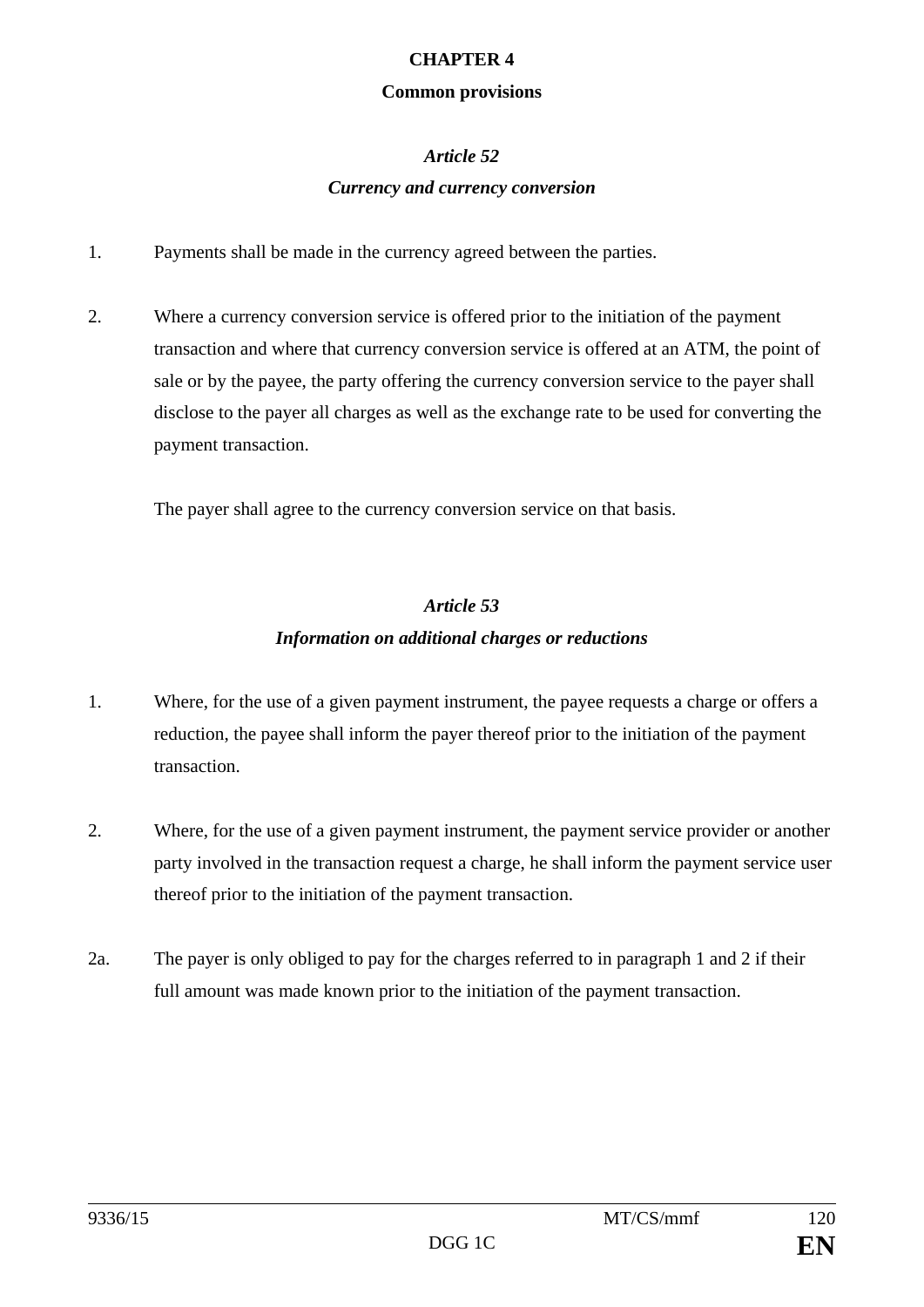## CHAPTER 4

## Common provisions

### *Article 52*

### *Currency and currency conversion*

1. Payments shall be made in the currency agreed between the parties.

2. Where a currency conversion service is offered prior to the initiation of the payment transaction and where that currency conversion service is offered at an ATM, the point of sale or by the payee, the party offering the currency conversion service to the payer shall disclose to the payer all charges as well as the exchange rate to be used for converting the payment transaction.

   The payer shall agree to the currency conversion service on that basis.

### *Article 53*

### *Information on additional charges or reductions*

1. Where, for the use of a given payment instrument, the payee requests a charge or offers a reduction, the payee shall inform the payer thereof prior to the initiation of the payment transaction.

2. Where, for the use of a given payment instrument, the payment service provider or another party involved in the transaction request a charge, he shall inform the payment service user thereof prior to the initiation of the payment transaction.

2a. The payer is only obliged to pay for the charges referred to in paragraph 1 and 2 if their full amount was made known prior to the initiation of the payment transaction.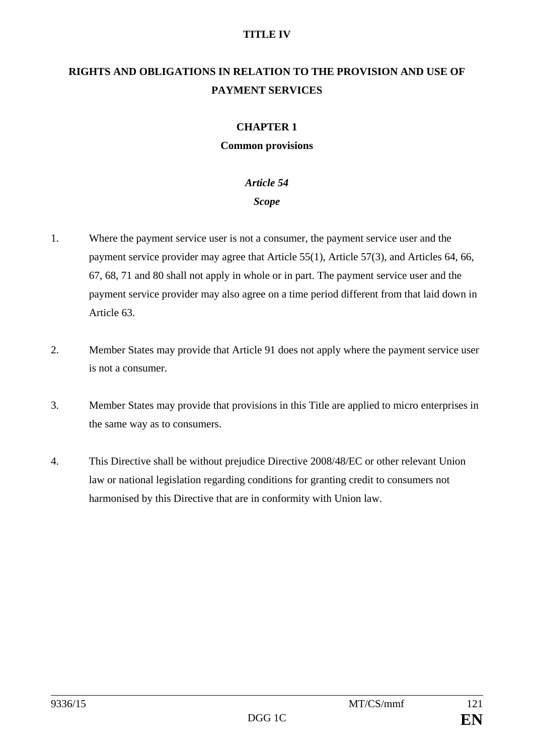# TITLE IV

# RIGHTS AND OBLIGATIONS IN RELATION TO THE PROVISION AND USE OF PAYMENT SERVICES

## CHAPTER 1

## Common provisions

### *Article 54*

### *Scope*

1. Where the payment service user is not a consumer, the payment service user and the payment service provider may agree that Article 55(1), Article 57(3), and Articles 64, 66, 67, 68, 71 and 80 shall not apply in whole or in part. The payment service user and the payment service provider may also agree on a time period different from that laid down in Article 63.

2. Member States may provide that Article 91 does not apply where the payment service user is not a consumer.

3. Member States may provide that provisions in this Title are applied to micro enterprises in the same way as to consumers.

4. This Directive shall be without prejudice Directive 2008/48/EC or other relevant Union law or national legislation regarding conditions for granting credit to consumers not harmonised by this Directive that are in conformity with Union law.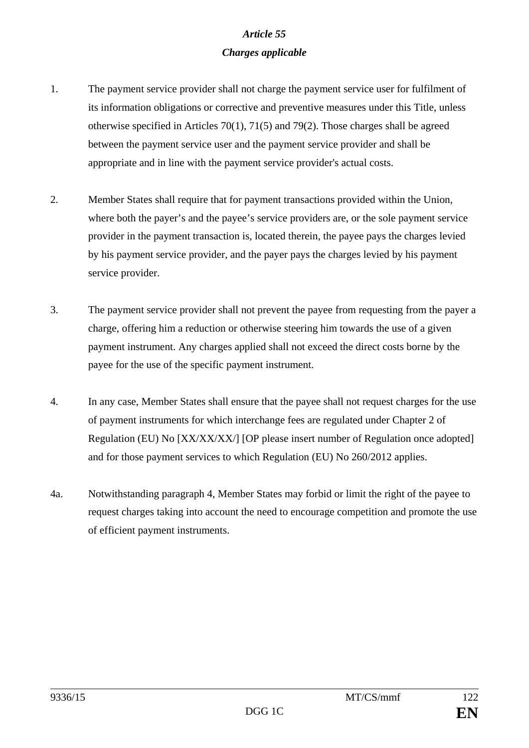***Article 55***

***Charges applicable***

1. The payment service provider shall not charge the payment service user for fulfilment of its information obligations or corrective and preventive measures under this Title, unless otherwise specified in Articles 70(1), 71(5) and 79(2). Those charges shall be agreed between the payment service user and the payment service provider and shall be appropriate and in line with the payment service provider's actual costs.

2. Member States shall require that for payment transactions provided within the Union, where both the payer’s and the payee’s service providers are, or the sole payment service provider in the payment transaction is, located therein, the payee pays the charges levied by his payment service provider, and the payer pays the charges levied by his payment service provider.

3. The payment service provider shall not prevent the payee from requesting from the payer a charge, offering him a reduction or otherwise steering him towards the use of a given payment instrument. Any charges applied shall not exceed the direct costs borne by the payee for the use of the specific payment instrument.

4. In any case, Member States shall ensure that the payee shall not request charges for the use of payment instruments for which interchange fees are regulated under Chapter 2 of Regulation (EU) No [XX/XX/XX/] [OP please insert number of Regulation once adopted] and for those payment services to which Regulation (EU) No 260/2012 applies.

4a. Notwithstanding paragraph 4, Member States may forbid or limit the right of the payee to request charges taking into account the need to encourage competition and promote the use of efficient payment instruments.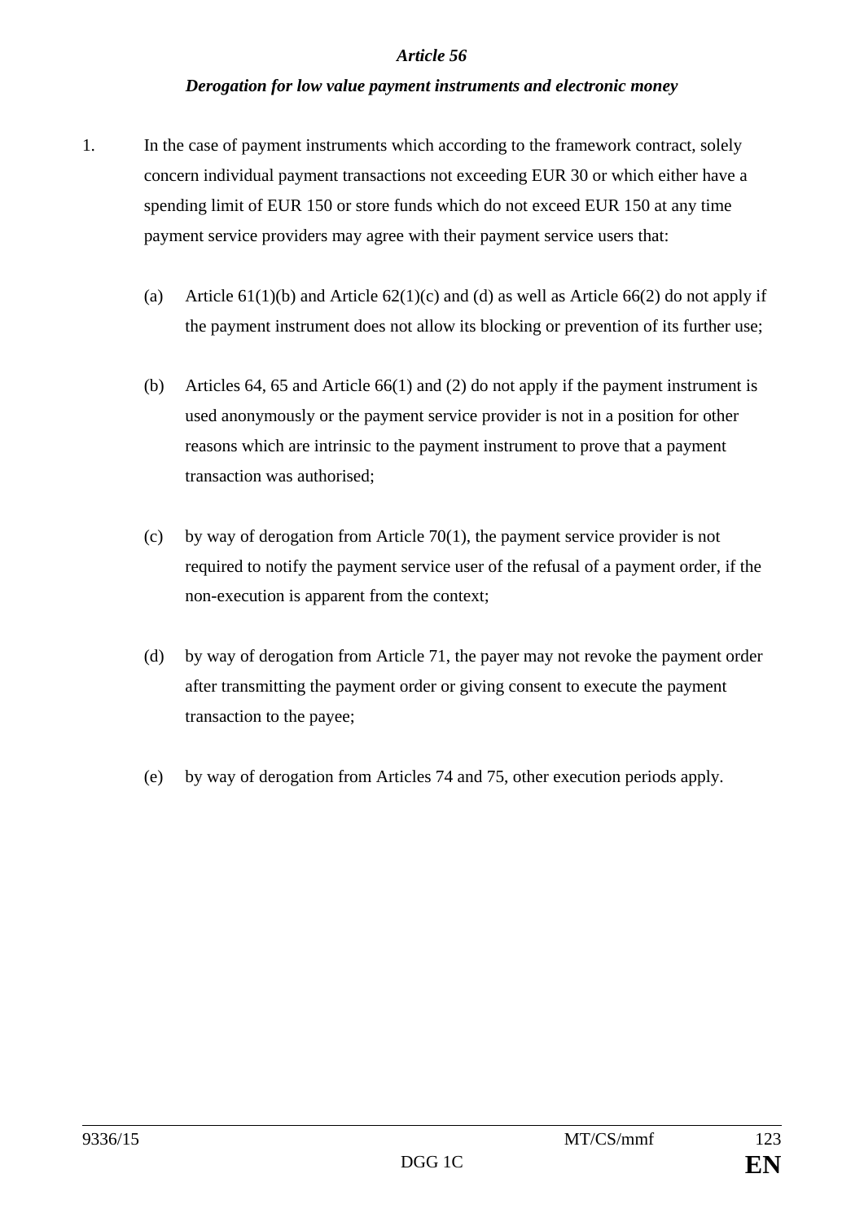*Article 56*

***Derogation for low value payment instruments and electronic money***

1. In the case of payment instruments which according to the framework contract, solely concern individual payment transactions not exceeding EUR 30 or which either have a spending limit of EUR 150 or store funds which do not exceed EUR 150 at any time payment service providers may agree with their payment service users that:

   (a) Article 61(1)(b) and Article 62(1)(c) and (d) as well as Article 66(2) do not apply if the payment instrument does not allow its blocking or prevention of its further use;

   (b) Articles 64, 65 and Article 66(1) and (2) do not apply if the payment instrument is used anonymously or the payment service provider is not in a position for other reasons which are intrinsic to the payment instrument to prove that a payment transaction was authorised;

   (c) by way of derogation from Article 70(1), the payment service provider is not required to notify the payment service user of the refusal of a payment order, if the non-execution is apparent from the context;

   (d) by way of derogation from Article 71, the payer may not revoke the payment order after transmitting the payment order or giving consent to execute the payment transaction to the payee;

   (e) by way of derogation from Articles 74 and 75, other execution periods apply.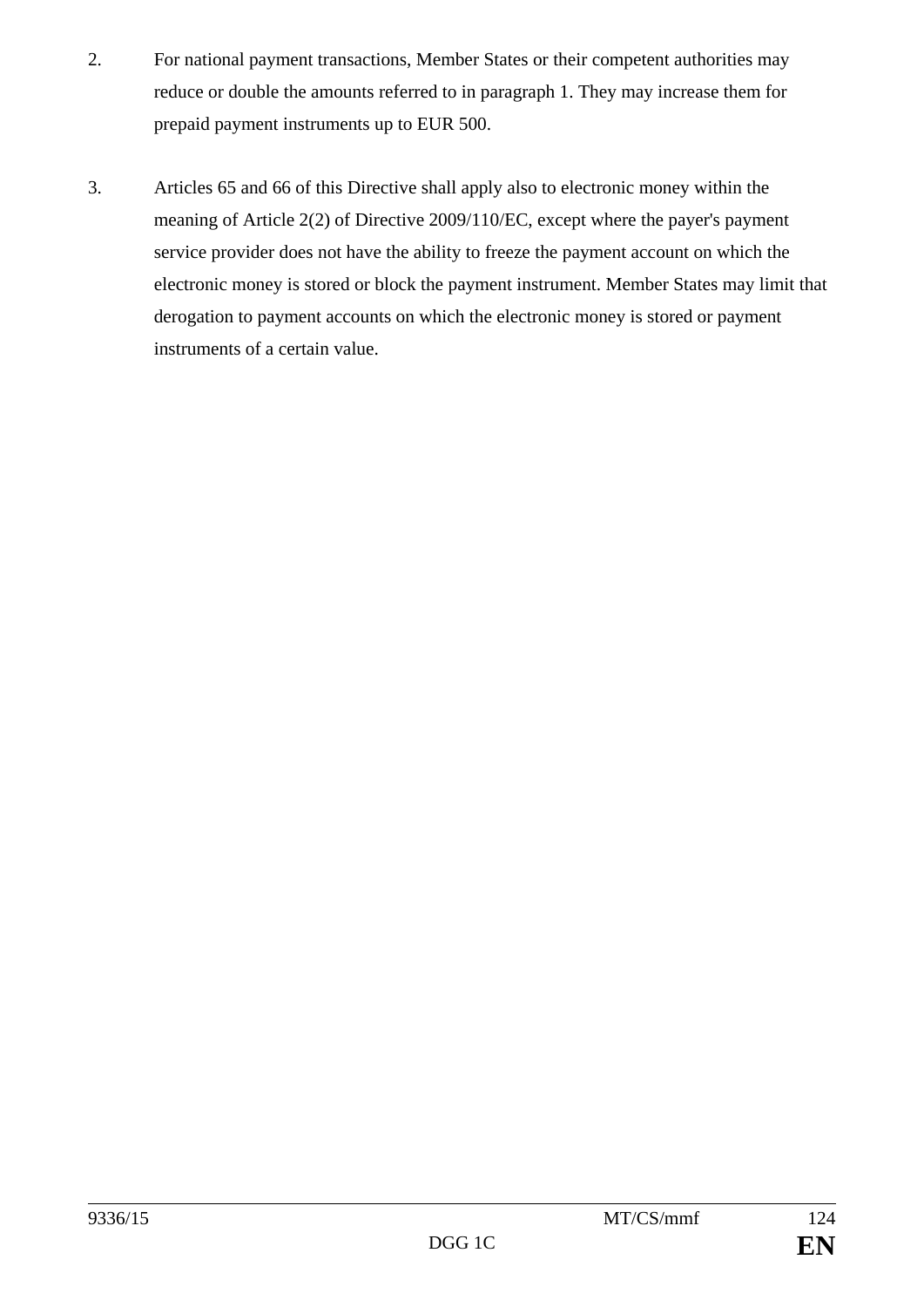2. For national payment transactions, Member States or their competent authorities may reduce or double the amounts referred to in paragraph 1. They may increase them for prepaid payment instruments up to EUR 500.

3. Articles 65 and 66 of this Directive shall apply also to electronic money within the meaning of Article 2(2) of Directive 2009/110/EC, except where the payer's payment service provider does not have the ability to freeze the payment account on which the electronic money is stored or block the payment instrument. Member States may limit that derogation to payment accounts on which the electronic money is stored or payment instruments of a certain value.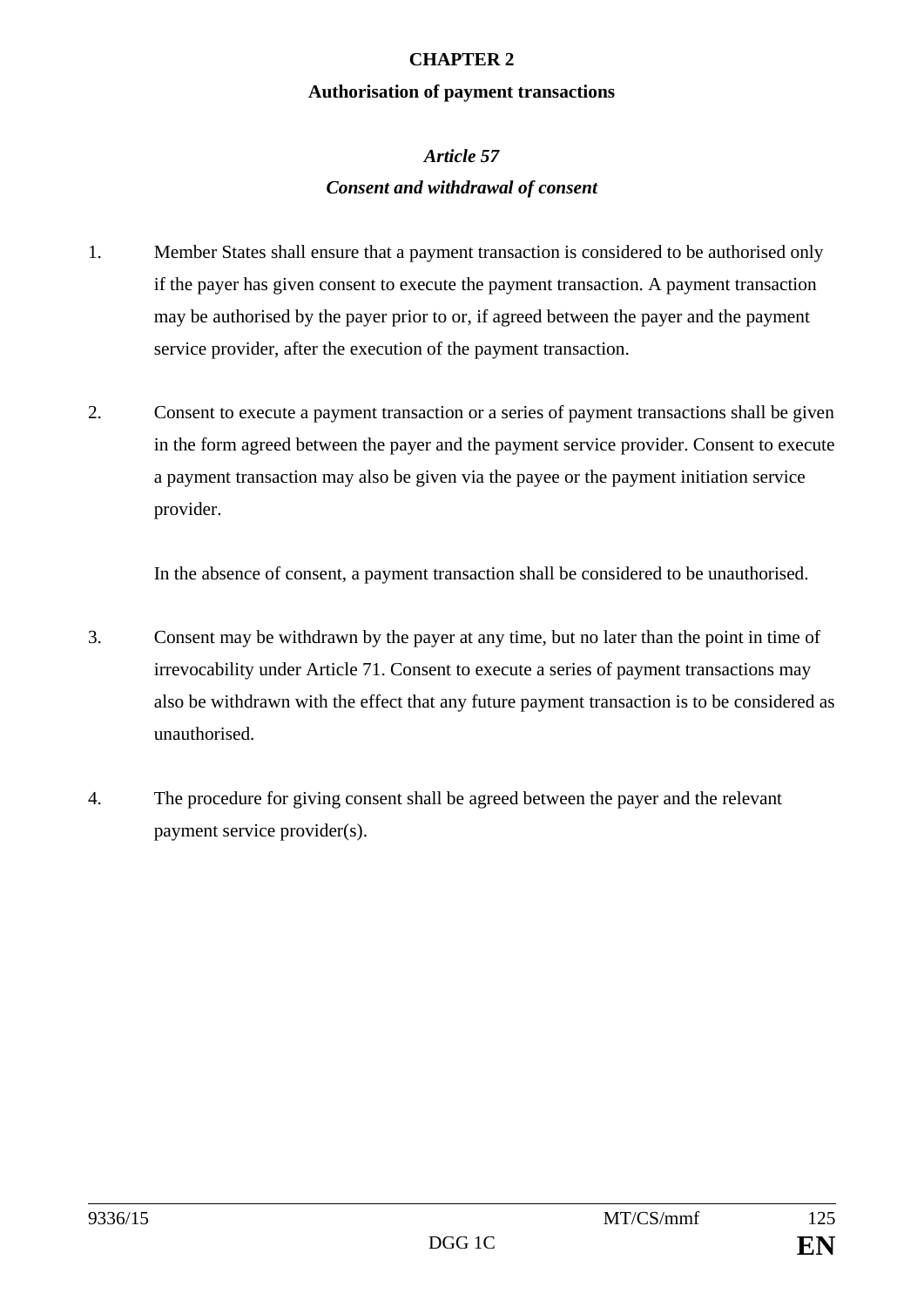## CHAPTER 2

### Authorisation of payment transactions

#### *Article 57*

#### *Consent and withdrawal of consent*

1. Member States shall ensure that a payment transaction is considered to be authorised only if the payer has given consent to execute the payment transaction. A payment transaction may be authorised by the payer prior to or, if agreed between the payer and the payment service provider, after the execution of the payment transaction.

2. Consent to execute a payment transaction or a series of payment transactions shall be given in the form agreed between the payer and the payment service provider. Consent to execute a payment transaction may also be given via the payee or the payment initiation service provider.

   In the absence of consent, a payment transaction shall be considered to be unauthorised.

3. Consent may be withdrawn by the payer at any time, but no later than the point in time of irrevocability under Article 71. Consent to execute a series of payment transactions may also be withdrawn with the effect that any future payment transaction is to be considered as unauthorised.

4. The procedure for giving consent shall be agreed between the payer and the relevant payment service provider(s).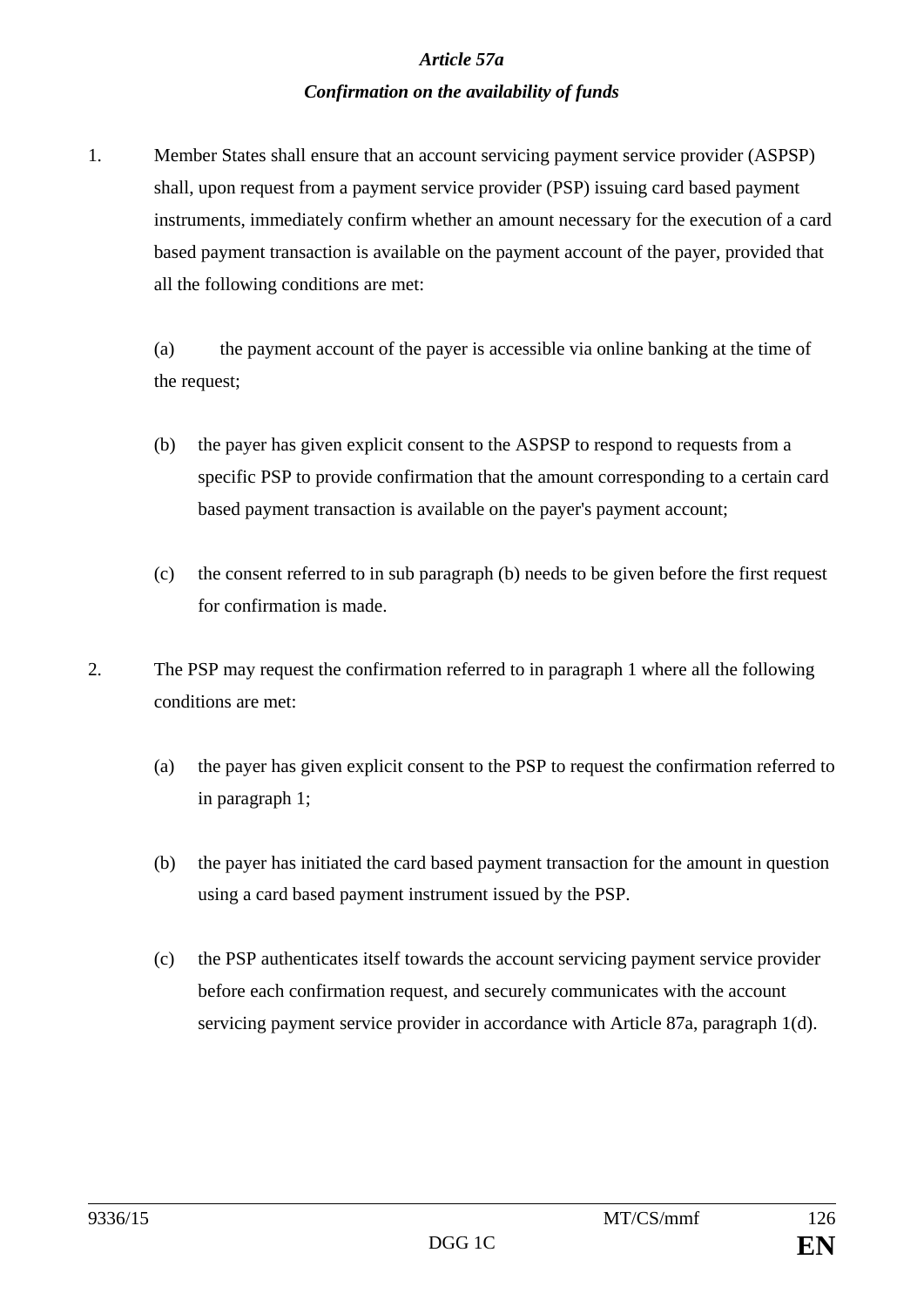***Article 57a***

***Confirmation on the availability of funds***

1. Member States shall ensure that an account servicing payment service provider (ASPSP) shall, upon request from a payment service provider (PSP) issuing card based payment instruments, immediately confirm whether an amount necessary for the execution of a card based payment transaction is available on the payment account of the payer, provided that all the following conditions are met:

   (a) the payment account of the payer is accessible via online banking at the time of the request;

   (b) the payer has given explicit consent to the ASPSP to respond to requests from a specific PSP to provide confirmation that the amount corresponding to a certain card based payment transaction is available on the payer's payment account;

   (c) the consent referred to in sub paragraph (b) needs to be given before the first request for confirmation is made.

2. The PSP may request the confirmation referred to in paragraph 1 where all the following conditions are met:

   (a) the payer has given explicit consent to the PSP to request the confirmation referred to in paragraph 1;

   (b) the payer has initiated the card based payment transaction for the amount in question using a card based payment instrument issued by the PSP.

   (c) the PSP authenticates itself towards the account servicing payment service provider before each confirmation request, and securely communicates with the account servicing payment service provider in accordance with Article 87a, paragraph 1(d).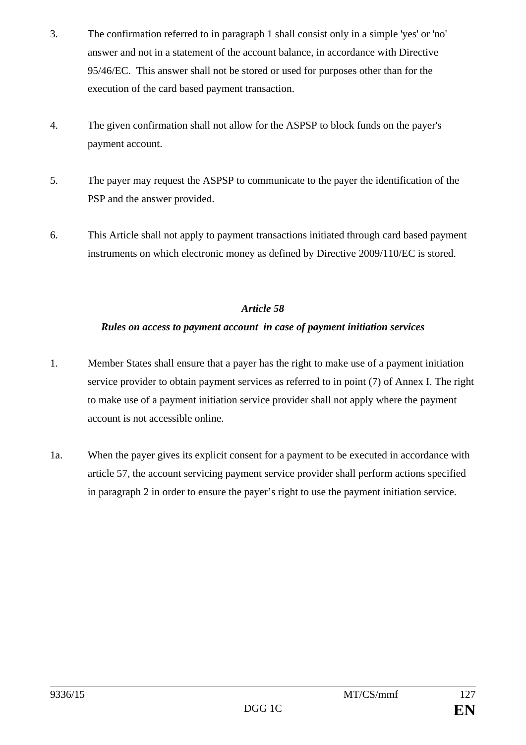3. The confirmation referred to in paragraph 1 shall consist only in a simple 'yes' or 'no' answer and not in a statement of the account balance, in accordance with Directive 95/46/EC. This answer shall not be stored or used for purposes other than for the execution of the card based payment transaction.

4. The given confirmation shall not allow for the ASPSP to block funds on the payer's payment account.

5. The payer may request the ASPSP to communicate to the payer the identification of the PSP and the answer provided.

6. This Article shall not apply to payment transactions initiated through card based payment instruments on which electronic money as defined by Directive 2009/110/EC is stored.

### *Article 58*

### *Rules on access to payment account in case of payment initiation services*

1. Member States shall ensure that a payer has the right to make use of a payment initiation service provider to obtain payment services as referred to in point (7) of Annex I. The right to make use of a payment initiation service provider shall not apply where the payment account is not accessible online.

1a. When the payer gives its explicit consent for a payment to be executed in accordance with article 57, the account servicing payment service provider shall perform actions specified in paragraph 2 in order to ensure the payer's right to use the payment initiation service.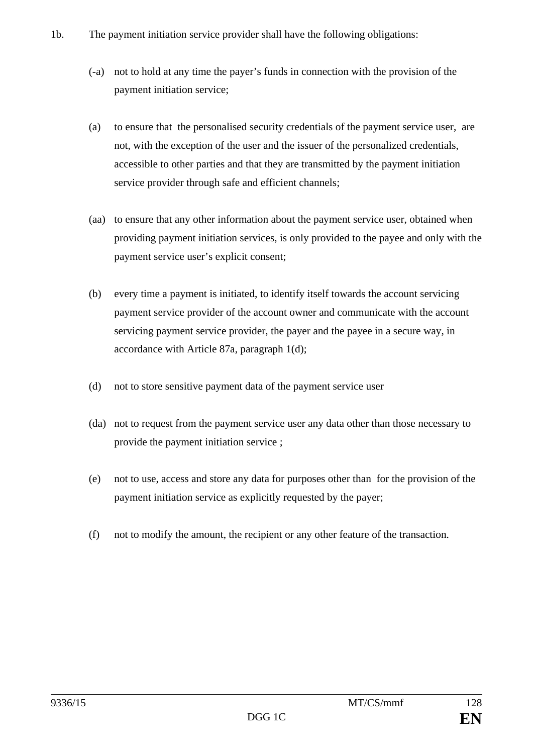1b. The payment initiation service provider shall have the following obligations:

(-a) not to hold at any time the payer's funds in connection with the provision of the payment initiation service;

(a) to ensure that the personalised security credentials of the payment service user, are not, with the exception of the user and the issuer of the personalized credentials, accessible to other parties and that they are transmitted by the payment initiation service provider through safe and efficient channels;

(aa) to ensure that any other information about the payment service user, obtained when providing payment initiation services, is only provided to the payee and only with the payment service user's explicit consent;

(b) every time a payment is initiated, to identify itself towards the account servicing payment service provider of the account owner and communicate with the account servicing payment service provider, the payer and the payee in a secure way, in accordance with Article 87a, paragraph 1(d);

(d) not to store sensitive payment data of the payment service user

(da) not to request from the payment service user any data other than those necessary to provide the payment initiation service ;

(e) not to use, access and store any data for purposes other than for the provision of the payment initiation service as explicitly requested by the payer;

(f) not to modify the amount, the recipient or any other feature of the transaction.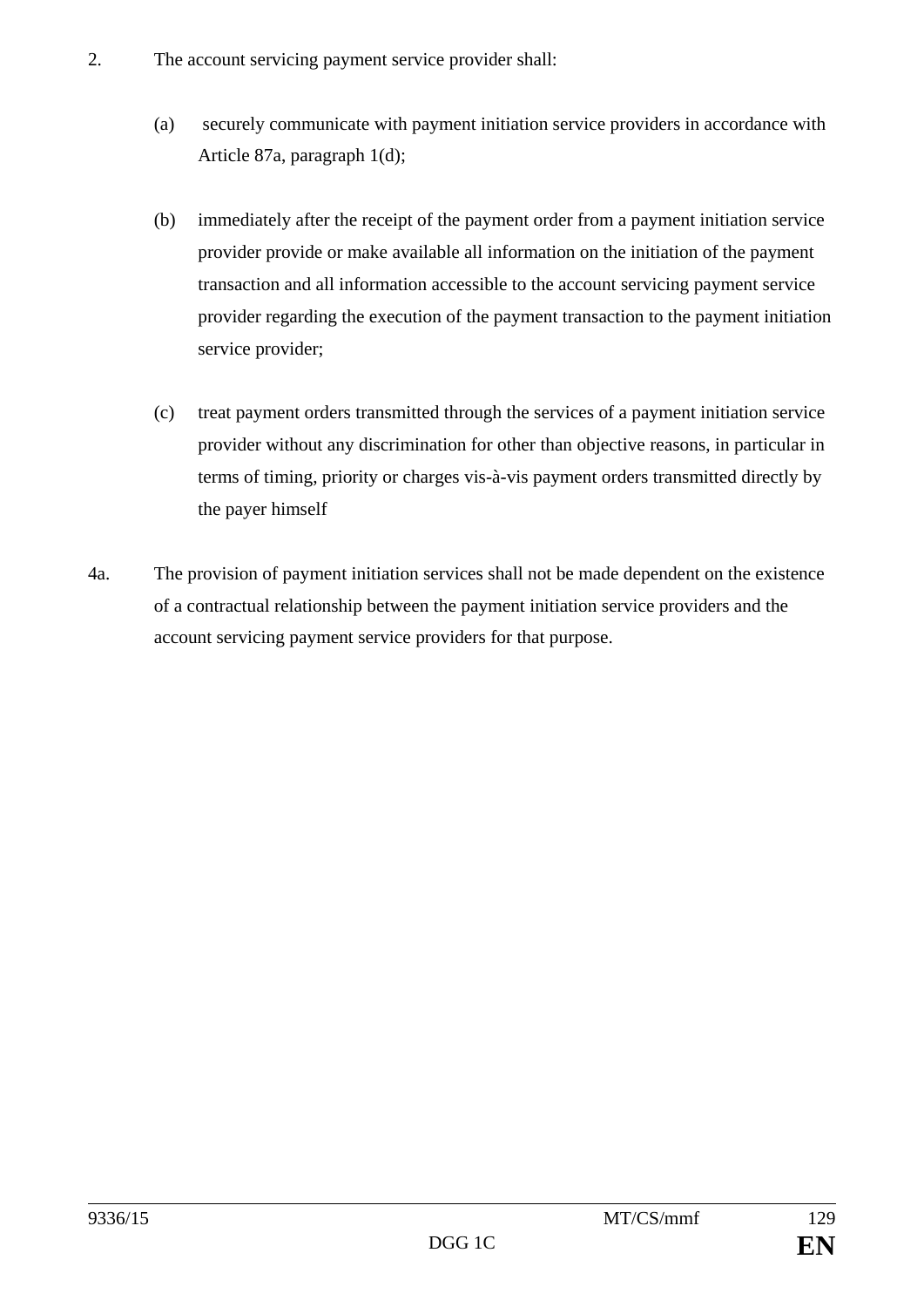2. The account servicing payment service provider shall:

   (a) securely communicate with payment initiation service providers in accordance with Article 87a, paragraph 1(d);

   (b) immediately after the receipt of the payment order from a payment initiation service provider provide or make available all information on the initiation of the payment transaction and all information accessible to the account servicing payment service provider regarding the execution of the payment transaction to the payment initiation service provider;

   (c) treat payment orders transmitted through the services of a payment initiation service provider without any discrimination for other than objective reasons, in particular in terms of timing, priority or charges vis-à-vis payment orders transmitted directly by the payer himself

4a. The provision of payment initiation services shall not be made dependent on the existence of a contractual relationship between the payment initiation service providers and the account servicing payment service providers for that purpose.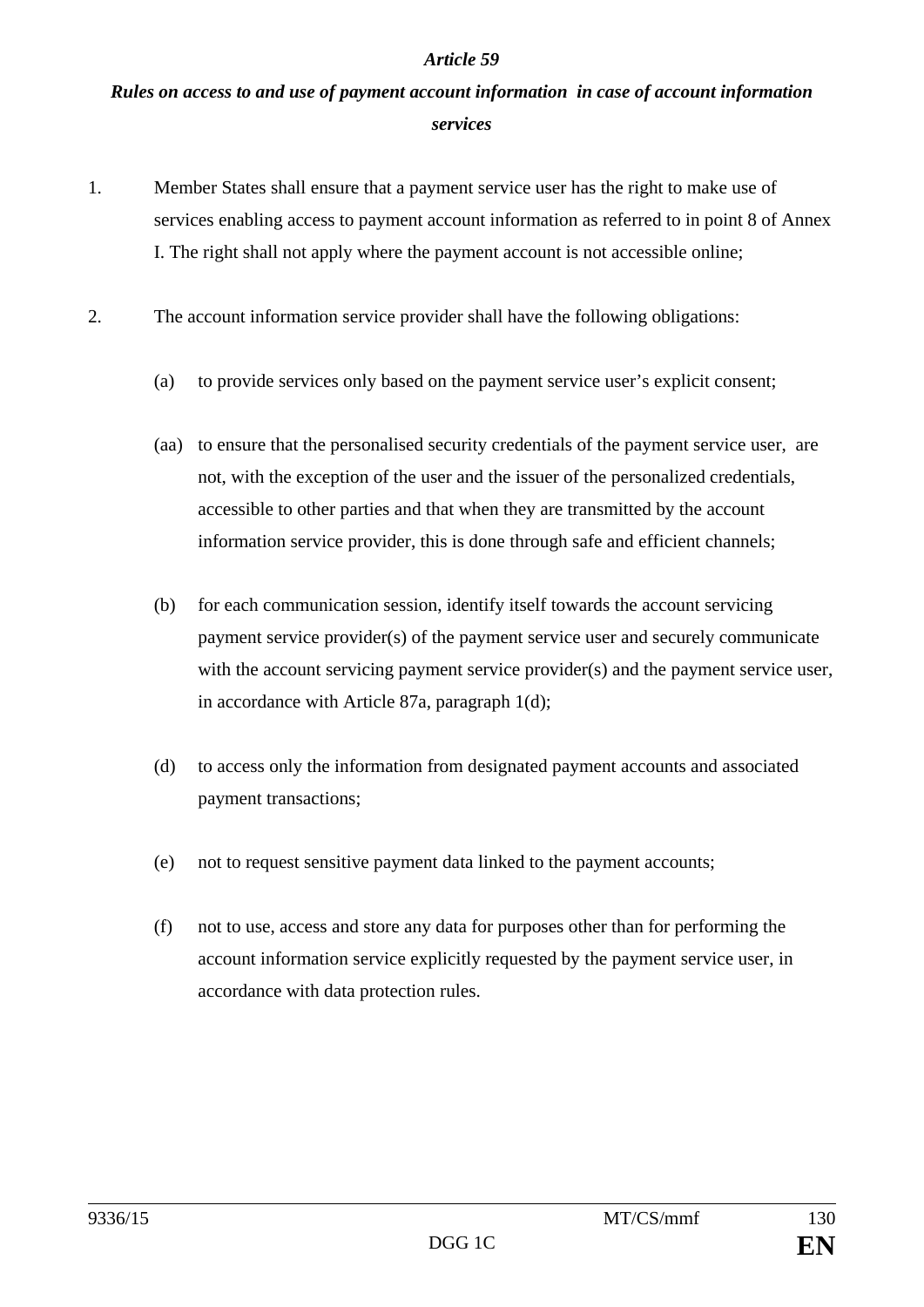*Article 59*

***Rules on access to and use of payment account information in case of account information services***

1. Member States shall ensure that a payment service user has the right to make use of services enabling access to payment account information as referred to in point 8 of Annex I. The right shall not apply where the payment account is not accessible online;

2. The account information service provider shall have the following obligations:

   (a) to provide services only based on the payment service user's explicit consent;

   (aa) to ensure that the personalised security credentials of the payment service user, are not, with the exception of the user and the issuer of the personalized credentials, accessible to other parties and that when they are transmitted by the account information service provider, this is done through safe and efficient channels;

   (b) for each communication session, identify itself towards the account servicing payment service provider(s) of the payment service user and securely communicate with the account servicing payment service provider(s) and the payment service user, in accordance with Article 87a, paragraph 1(d);

   (d) to access only the information from designated payment accounts and associated payment transactions;

   (e) not to request sensitive payment data linked to the payment accounts;

   (f) not to use, access and store any data for purposes other than for performing the account information service explicitly requested by the payment service user, in accordance with data protection rules.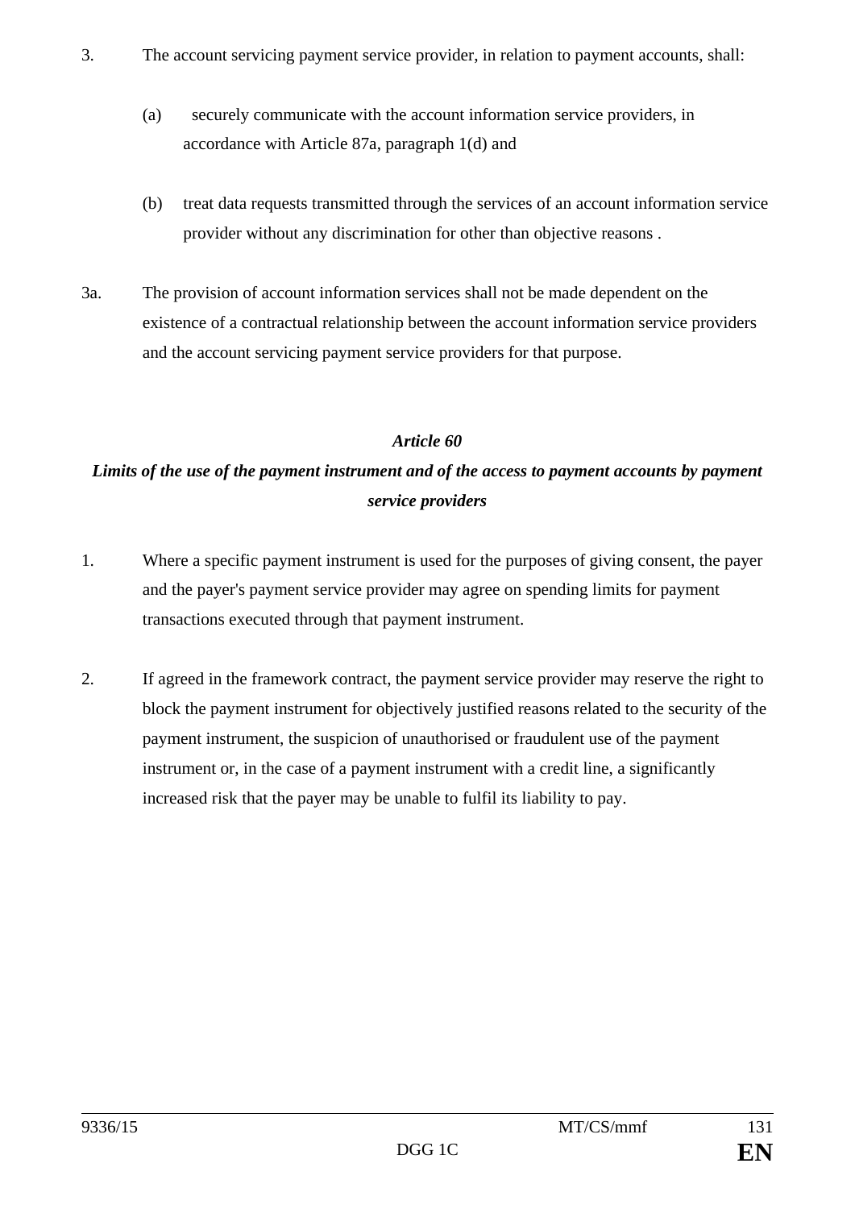3. The account servicing payment service provider, in relation to payment accounts, shall:

   (a) securely communicate with the account information service providers, in accordance with Article 87a, paragraph 1(d) and

   (b) treat data requests transmitted through the services of an account information service provider without any discrimination for other than objective reasons .

3a. The provision of account information services shall not be made dependent on the existence of a contractual relationship between the account information service providers and the account servicing payment service providers for that purpose.

### *Article 60*

### *Limits of the use of the payment instrument and of the access to payment accounts by payment service providers*

1. Where a specific payment instrument is used for the purposes of giving consent, the payer and the payer's payment service provider may agree on spending limits for payment transactions executed through that payment instrument.

2. If agreed in the framework contract, the payment service provider may reserve the right to block the payment instrument for objectively justified reasons related to the security of the payment instrument, the suspicion of unauthorised or fraudulent use of the payment instrument or, in the case of a payment instrument with a credit line, a significantly increased risk that the payer may be unable to fulfil its liability to pay.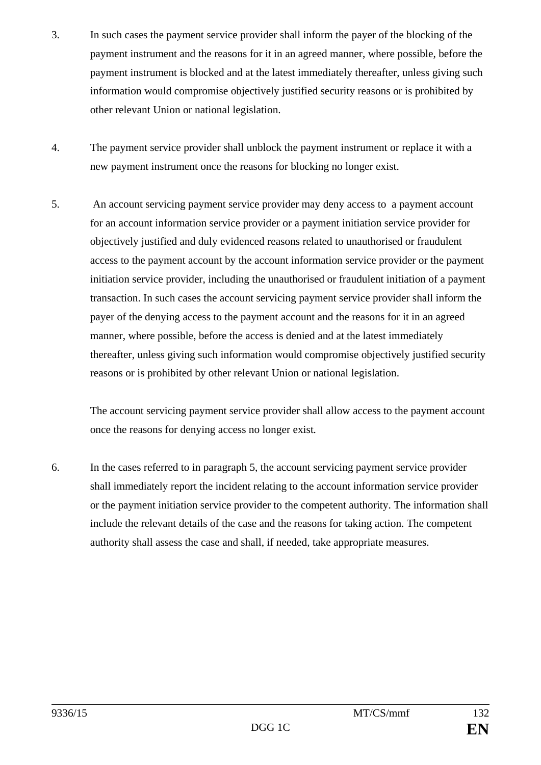3. In such cases the payment service provider shall inform the payer of the blocking of the payment instrument and the reasons for it in an agreed manner, where possible, before the payment instrument is blocked and at the latest immediately thereafter, unless giving such information would compromise objectively justified security reasons or is prohibited by other relevant Union or national legislation.

4. The payment service provider shall unblock the payment instrument or replace it with a new payment instrument once the reasons for blocking no longer exist.

5. An account servicing payment service provider may deny access to a payment account for an account information service provider or a payment initiation service provider for objectively justified and duly evidenced reasons related to unauthorised or fraudulent access to the payment account by the account information service provider or the payment initiation service provider, including the unauthorised or fraudulent initiation of a payment transaction. In such cases the account servicing payment service provider shall inform the payer of the denying access to the payment account and the reasons for it in an agreed manner, where possible, before the access is denied and at the latest immediately thereafter, unless giving such information would compromise objectively justified security reasons or is prohibited by other relevant Union or national legislation.

   The account servicing payment service provider shall allow access to the payment account once the reasons for denying access no longer exist.

6. In the cases referred to in paragraph 5, the account servicing payment service provider shall immediately report the incident relating to the account information service provider or the payment initiation service provider to the competent authority. The information shall include the relevant details of the case and the reasons for taking action. The competent authority shall assess the case and shall, if needed, take appropriate measures.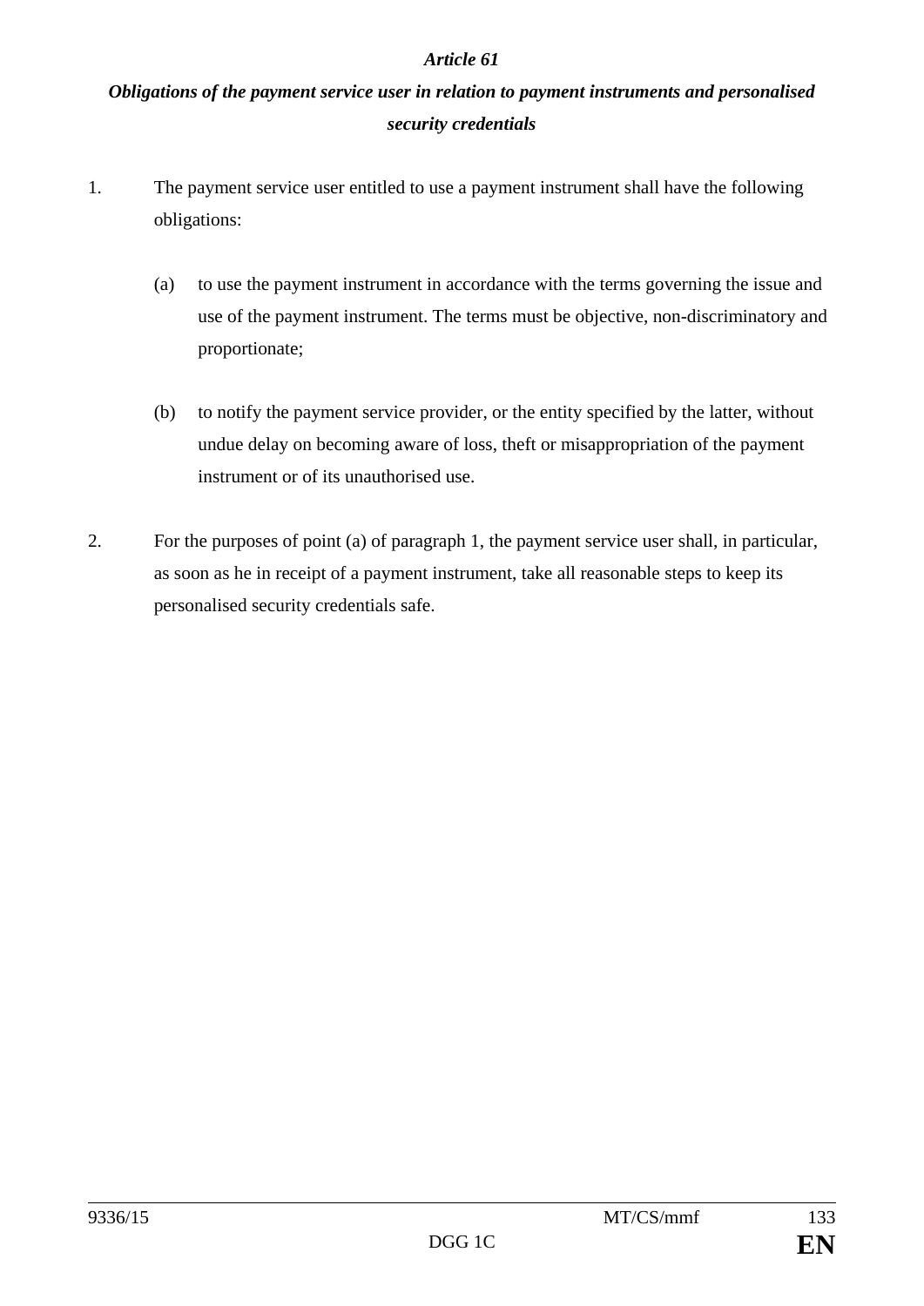*Article 61*

***Obligations of the payment service user in relation to payment instruments and personalised security credentials***

1. The payment service user entitled to use a payment instrument shall have the following obligations:

   (a) to use the payment instrument in accordance with the terms governing the issue and use of the payment instrument. The terms must be objective, non-discriminatory and proportionate;

   (b) to notify the payment service provider, or the entity specified by the latter, without undue delay on becoming aware of loss, theft or misappropriation of the payment instrument or of its unauthorised use.

2. For the purposes of point (a) of paragraph 1, the payment service user shall, in particular, as soon as he in receipt of a payment instrument, take all reasonable steps to keep its personalised security credentials safe.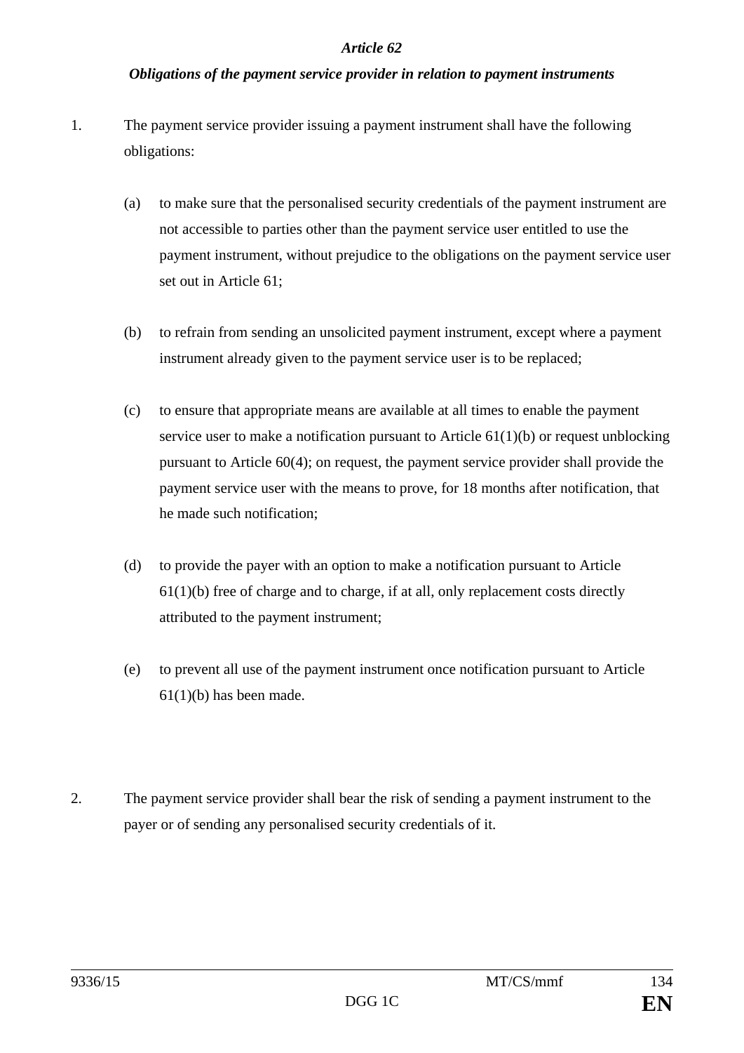*Article 62*

***Obligations of the payment service provider in relation to payment instruments***

1. The payment service provider issuing a payment instrument shall have the following obligations:

   (a) to make sure that the personalised security credentials of the payment instrument are not accessible to parties other than the payment service user entitled to use the payment instrument, without prejudice to the obligations on the payment service user set out in Article 61;

   (b) to refrain from sending an unsolicited payment instrument, except where a payment instrument already given to the payment service user is to be replaced;

   (c) to ensure that appropriate means are available at all times to enable the payment service user to make a notification pursuant to Article 61(1)(b) or request unblocking pursuant to Article 60(4); on request, the payment service provider shall provide the payment service user with the means to prove, for 18 months after notification, that he made such notification;

   (d) to provide the payer with an option to make a notification pursuant to Article 61(1)(b) free of charge and to charge, if at all, only replacement costs directly attributed to the payment instrument;

   (e) to prevent all use of the payment instrument once notification pursuant to Article 61(1)(b) has been made.

2. The payment service provider shall bear the risk of sending a payment instrument to the payer or of sending any personalised security credentials of it.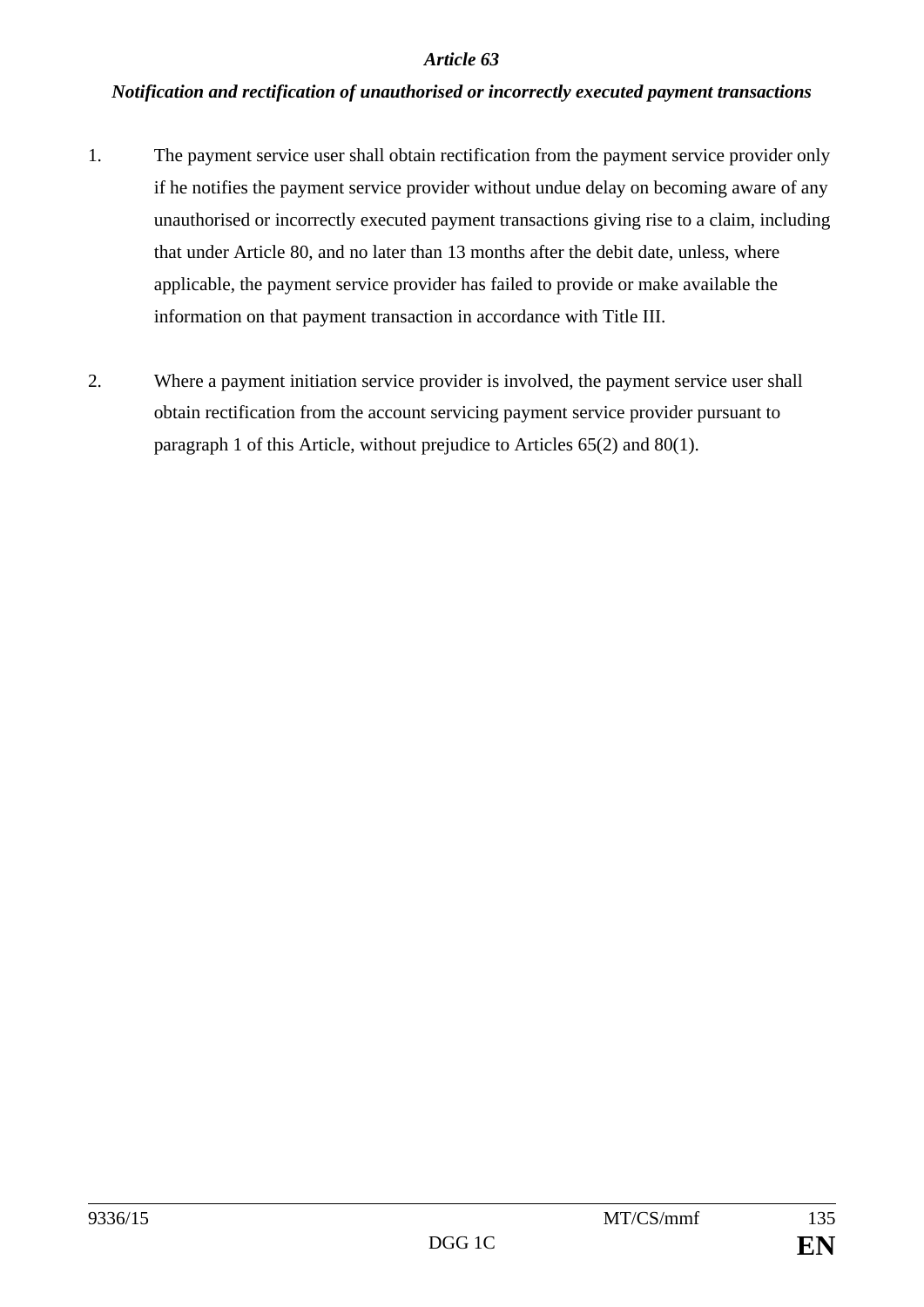*Article 63*

***Notification and rectification of unauthorised or incorrectly executed payment transactions***

1. The payment service user shall obtain rectification from the payment service provider only if he notifies the payment service provider without undue delay on becoming aware of any unauthorised or incorrectly executed payment transactions giving rise to a claim, including that under Article 80, and no later than 13 months after the debit date, unless, where applicable, the payment service provider has failed to provide or make available the information on that payment transaction in accordance with Title III.

2. Where a payment initiation service provider is involved, the payment service user shall obtain rectification from the account servicing payment service provider pursuant to paragraph 1 of this Article, without prejudice to Articles 65(2) and 80(1).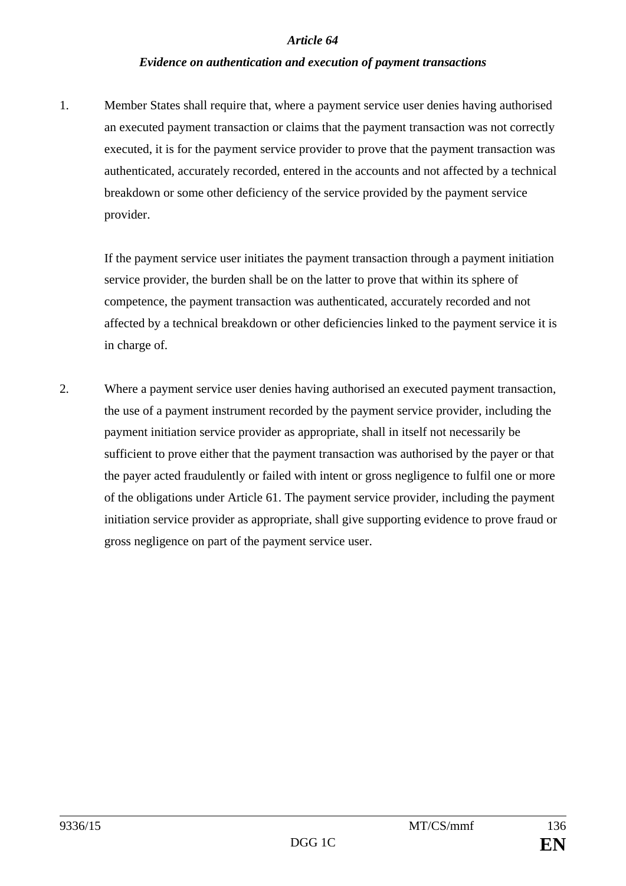*Article 64*

***Evidence on authentication and execution of payment transactions***

1. Member States shall require that, where a payment service user denies having authorised an executed payment transaction or claims that the payment transaction was not correctly executed, it is for the payment service provider to prove that the payment transaction was authenticated, accurately recorded, entered in the accounts and not affected by a technical breakdown or some other deficiency of the service provided by the payment service provider.

   If the payment service user initiates the payment transaction through a payment initiation service provider, the burden shall be on the latter to prove that within its sphere of competence, the payment transaction was authenticated, accurately recorded and not affected by a technical breakdown or other deficiencies linked to the payment service it is in charge of.

2. Where a payment service user denies having authorised an executed payment transaction, the use of a payment instrument recorded by the payment service provider, including the payment initiation service provider as appropriate, shall in itself not necessarily be sufficient to prove either that the payment transaction was authorised by the payer or that the payer acted fraudulently or failed with intent or gross negligence to fulfil one or more of the obligations under Article 61. The payment service provider, including the payment initiation service provider as appropriate, shall give supporting evidence to prove fraud or gross negligence on part of the payment service user.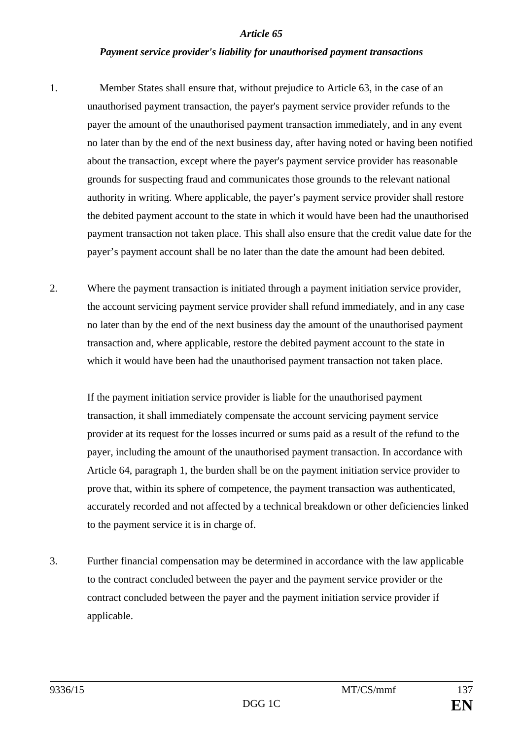*Article 65*

***Payment service provider's liability for unauthorised payment transactions***

1. Member States shall ensure that, without prejudice to Article 63, in the case of an unauthorised payment transaction, the payer's payment service provider refunds to the payer the amount of the unauthorised payment transaction immediately, and in any event no later than by the end of the next business day, after having noted or having been notified about the transaction, except where the payer's payment service provider has reasonable grounds for suspecting fraud and communicates those grounds to the relevant national authority in writing. Where applicable, the payer's payment service provider shall restore the debited payment account to the state in which it would have been had the unauthorised payment transaction not taken place. This shall also ensure that the credit value date for the payer's payment account shall be no later than the date the amount had been debited.

2. Where the payment transaction is initiated through a payment initiation service provider, the account servicing payment service provider shall refund immediately, and in any case no later than by the end of the next business day the amount of the unauthorised payment transaction and, where applicable, restore the debited payment account to the state in which it would have been had the unauthorised payment transaction not taken place.

   If the payment initiation service provider is liable for the unauthorised payment transaction, it shall immediately compensate the account servicing payment service provider at its request for the losses incurred or sums paid as a result of the refund to the payer, including the amount of the unauthorised payment transaction. In accordance with Article 64, paragraph 1, the burden shall be on the payment initiation service provider to prove that, within its sphere of competence, the payment transaction was authenticated, accurately recorded and not affected by a technical breakdown or other deficiencies linked to the payment service it is in charge of.

3. Further financial compensation may be determined in accordance with the law applicable to the contract concluded between the payer and the payment service provider or the contract concluded between the payer and the payment initiation service provider if applicable.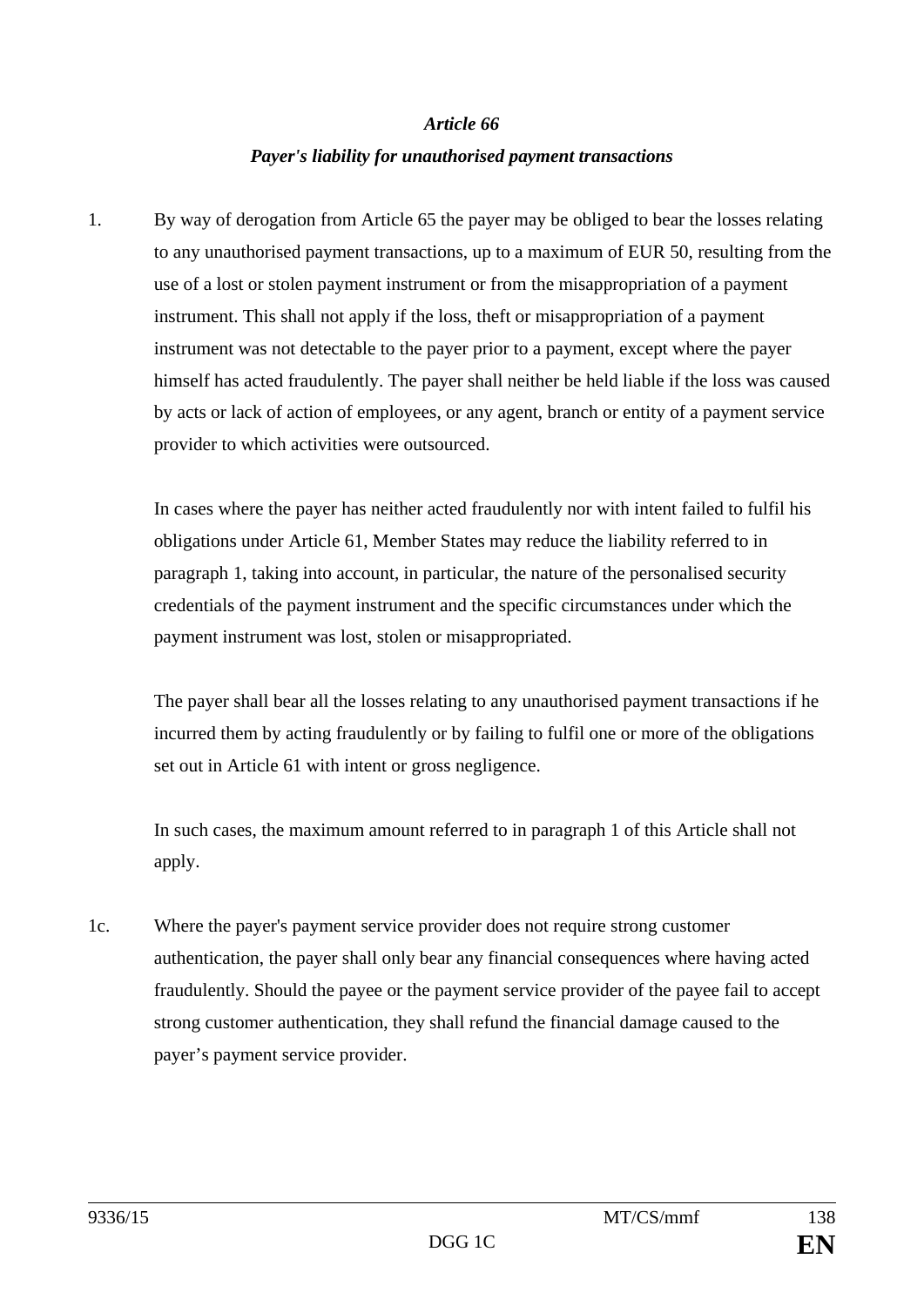*Article 66*

***Payer's liability for unauthorised payment transactions***

1. By way of derogation from Article 65 the payer may be obliged to bear the losses relating to any unauthorised payment transactions, up to a maximum of EUR 50, resulting from the use of a lost or stolen payment instrument or from the misappropriation of a payment instrument. This shall not apply if the loss, theft or misappropriation of a payment instrument was not detectable to the payer prior to a payment, except where the payer himself has acted fraudulently. The payer shall neither be held liable if the loss was caused by acts or lack of action of employees, or any agent, branch or entity of a payment service provider to which activities were outsourced.

   In cases where the payer has neither acted fraudulently nor with intent failed to fulfil his obligations under Article 61, Member States may reduce the liability referred to in paragraph 1, taking into account, in particular, the nature of the personalised security credentials of the payment instrument and the specific circumstances under which the payment instrument was lost, stolen or misappropriated.

   The payer shall bear all the losses relating to any unauthorised payment transactions if he incurred them by acting fraudulently or by failing to fulfil one or more of the obligations set out in Article 61 with intent or gross negligence.

   In such cases, the maximum amount referred to in paragraph 1 of this Article shall not apply.

1c. Where the payer's payment service provider does not require strong customer authentication, the payer shall only bear any financial consequences where having acted fraudulently. Should the payee or the payment service provider of the payee fail to accept strong customer authentication, they shall refund the financial damage caused to the payer’s payment service provider.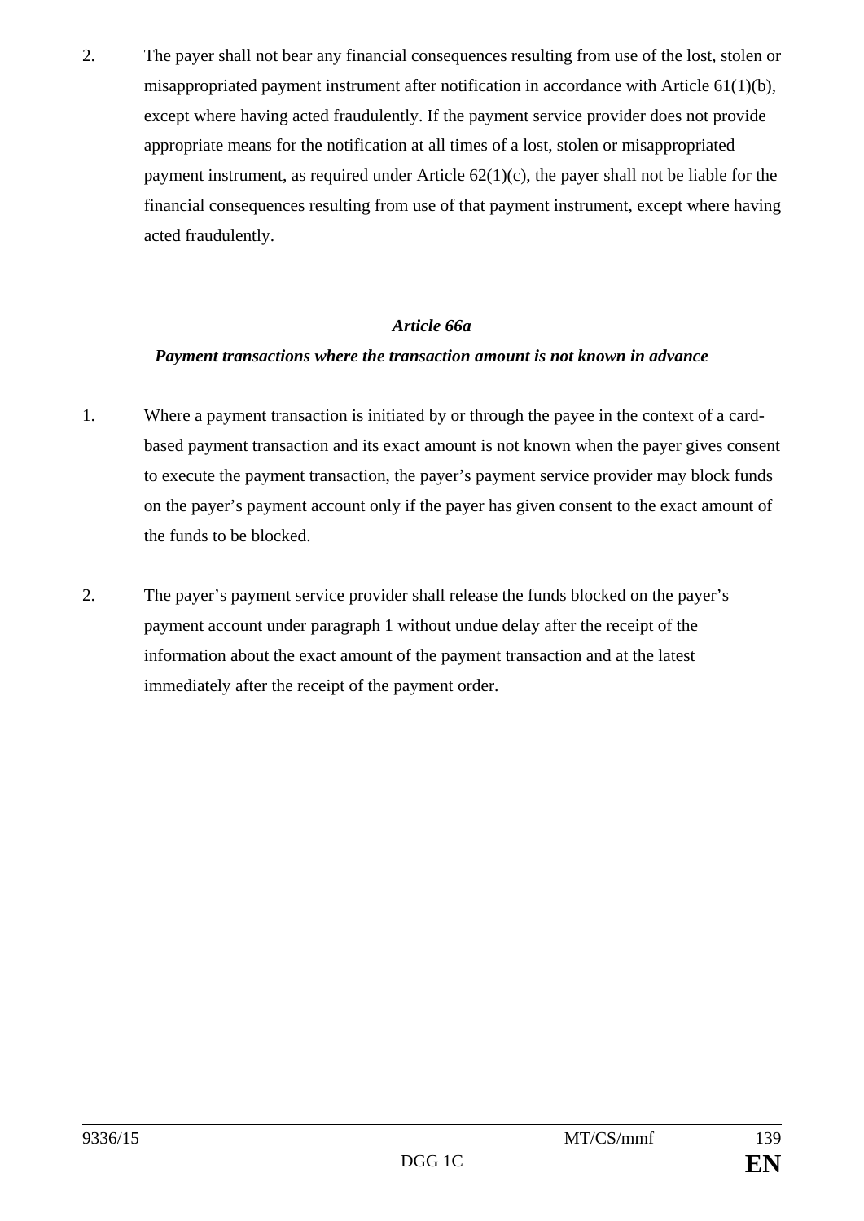2. The payer shall not bear any financial consequences resulting from use of the lost, stolen or misappropriated payment instrument after notification in accordance with Article 61(1)(b), except where having acted fraudulently. If the payment service provider does not provide appropriate means for the notification at all times of a lost, stolen or misappropriated payment instrument, as required under Article 62(1)(c), the payer shall not be liable for the financial consequences resulting from use of that payment instrument, except where having acted fraudulently.

### *Article 66a*

### *Payment transactions where the transaction amount is not known in advance*

1. Where a payment transaction is initiated by or through the payee in the context of a card-based payment transaction and its exact amount is not known when the payer gives consent to execute the payment transaction, the payer's payment service provider may block funds on the payer's payment account only if the payer has given consent to the exact amount of the funds to be blocked.

2. The payer's payment service provider shall release the funds blocked on the payer's payment account under paragraph 1 without undue delay after the receipt of the information about the exact amount of the payment transaction and at the latest immediately after the receipt of the payment order.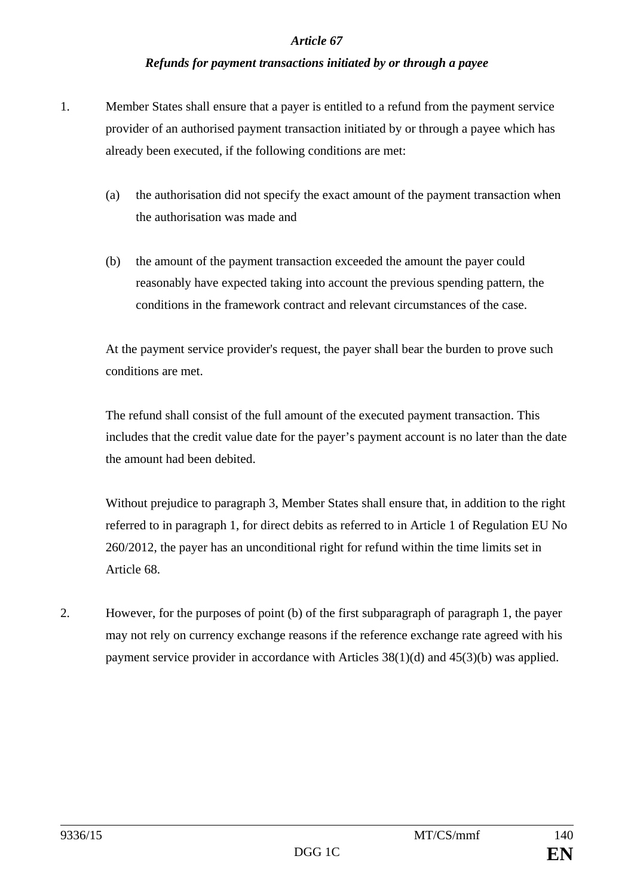*Article 67*

***Refunds for payment transactions initiated by or through a payee***

1. Member States shall ensure that a payer is entitled to a refund from the payment service provider of an authorised payment transaction initiated by or through a payee which has already been executed, if the following conditions are met:

   (a) the authorisation did not specify the exact amount of the payment transaction when the authorisation was made and

   (b) the amount of the payment transaction exceeded the amount the payer could reasonably have expected taking into account the previous spending pattern, the conditions in the framework contract and relevant circumstances of the case.

   At the payment service provider's request, the payer shall bear the burden to prove such conditions are met.

   The refund shall consist of the full amount of the executed payment transaction. This includes that the credit value date for the payer's payment account is no later than the date the amount had been debited.

   Without prejudice to paragraph 3, Member States shall ensure that, in addition to the right referred to in paragraph 1, for direct debits as referred to in Article 1 of Regulation EU No 260/2012, the payer has an unconditional right for refund within the time limits set in Article 68.

2. However, for the purposes of point (b) of the first subparagraph of paragraph 1, the payer may not rely on currency exchange reasons if the reference exchange rate agreed with his payment service provider in accordance with Articles 38(1)(d) and 45(3)(b) was applied.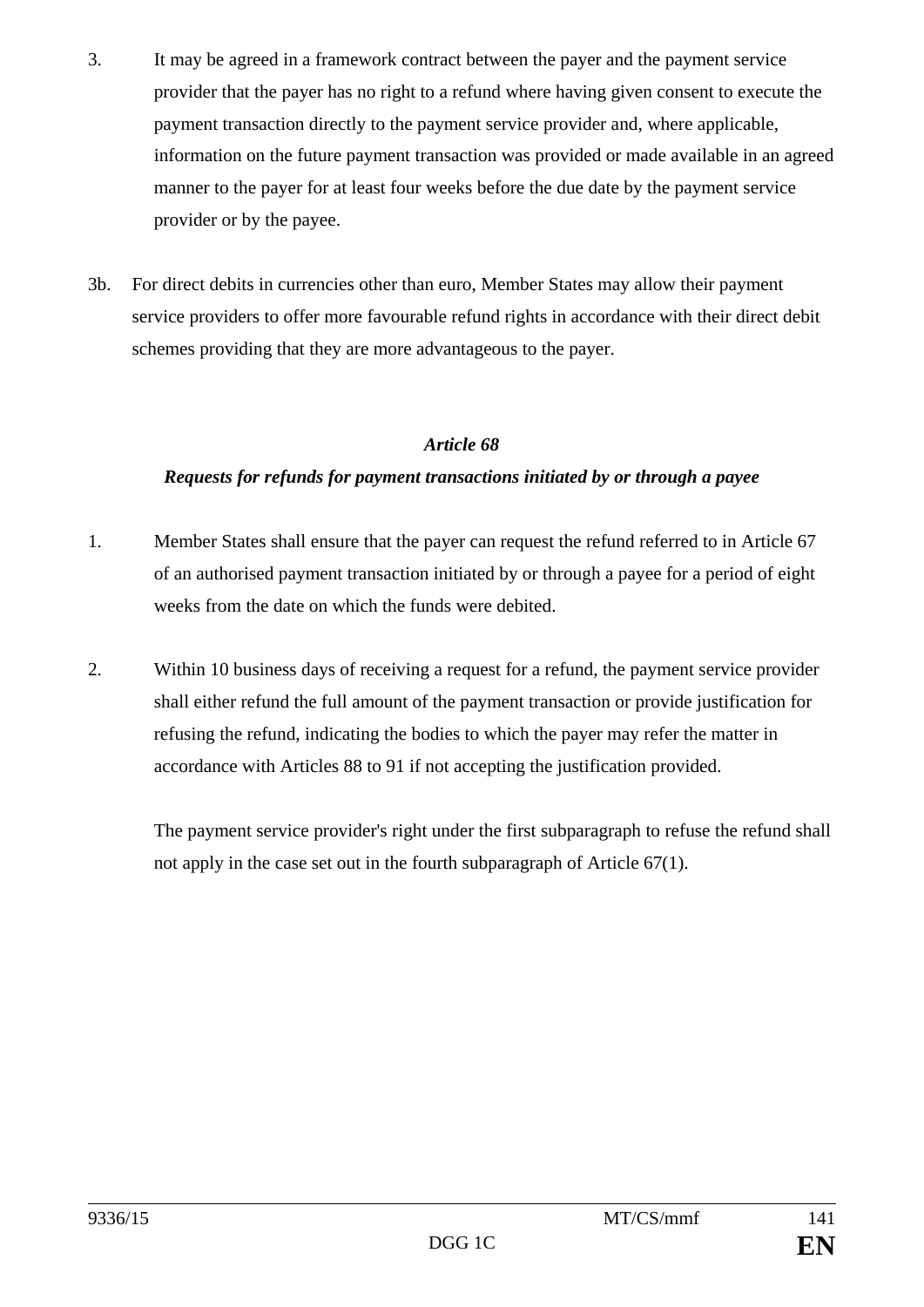3. It may be agreed in a framework contract between the payer and the payment service provider that the payer has no right to a refund where having given consent to execute the payment transaction directly to the payment service provider and, where applicable, information on the future payment transaction was provided or made available in an agreed manner to the payer for at least four weeks before the due date by the payment service provider or by the payee.

3b. For direct debits in currencies other than euro, Member States may allow their payment service providers to offer more favourable refund rights in accordance with their direct debit schemes providing that they are more advantageous to the payer.

### *Article 68*

### *Requests for refunds for payment transactions initiated by or through a payee*

1. Member States shall ensure that the payer can request the refund referred to in Article 67 of an authorised payment transaction initiated by or through a payee for a period of eight weeks from the date on which the funds were debited.

2. Within 10 business days of receiving a request for a refund, the payment service provider shall either refund the full amount of the payment transaction or provide justification for refusing the refund, indicating the bodies to which the payer may refer the matter in accordance with Articles 88 to 91 if not accepting the justification provided.

   The payment service provider's right under the first subparagraph to refuse the refund shall not apply in the case set out in the fourth subparagraph of Article 67(1).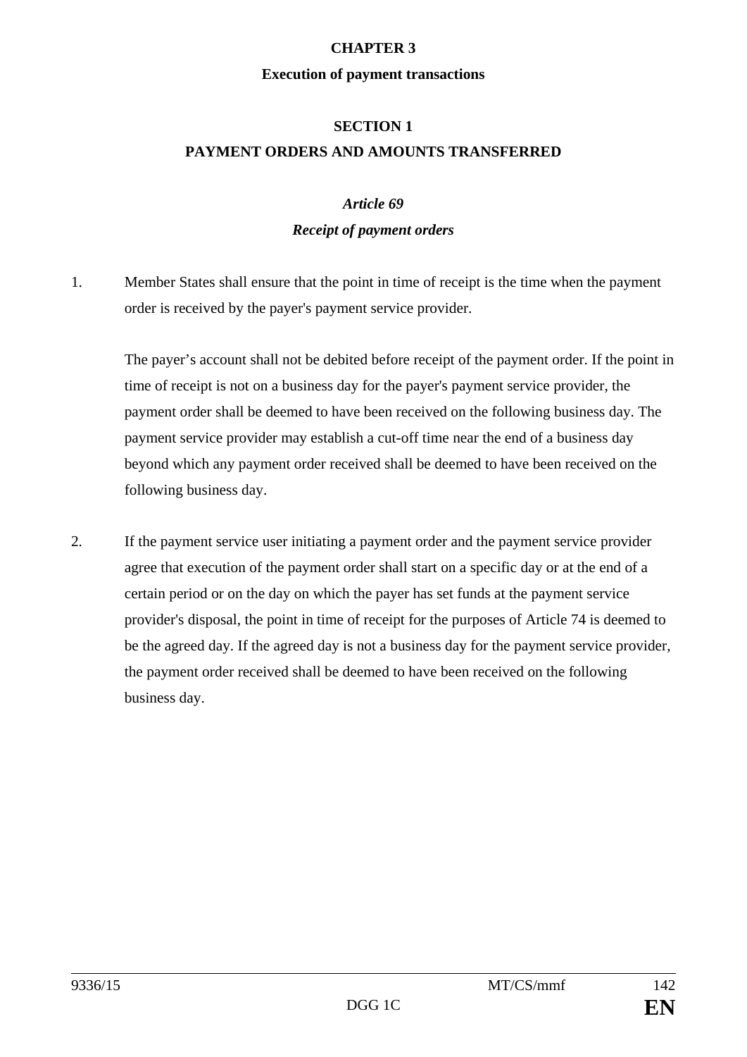## CHAPTER 3

**Execution of payment transactions**

### SECTION 1

### PAYMENT ORDERS AND AMOUNTS TRANSFERRED

*Article 69*

***Receipt of payment orders***

1. Member States shall ensure that the point in time of receipt is the time when the payment order is received by the payer's payment service provider.

   The payer's account shall not be debited before receipt of the payment order. If the point in time of receipt is not on a business day for the payer's payment service provider, the payment order shall be deemed to have been received on the following business day. The payment service provider may establish a cut-off time near the end of a business day beyond which any payment order received shall be deemed to have been received on the following business day.

2. If the payment service user initiating a payment order and the payment service provider agree that execution of the payment order shall start on a specific day or at the end of a certain period or on the day on which the payer has set funds at the payment service provider's disposal, the point in time of receipt for the purposes of Article 74 is deemed to be the agreed day. If the agreed day is not a business day for the payment service provider, the payment order received shall be deemed to have been received on the following business day.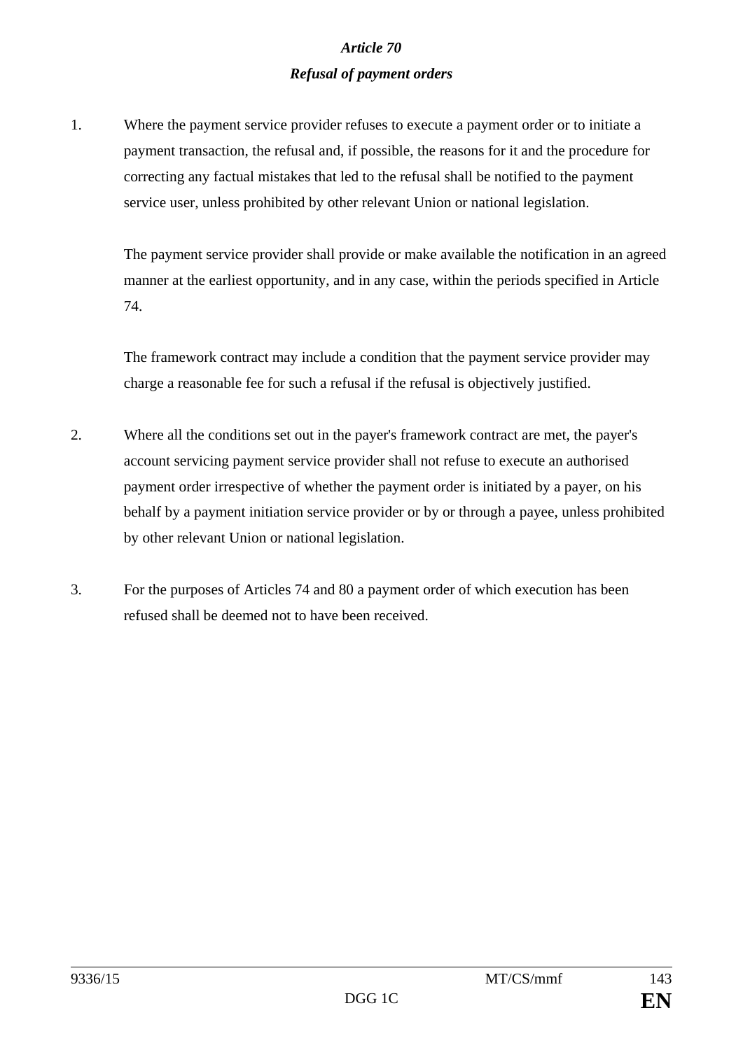### *Article 70*
### *Refusal of payment orders*

1. Where the payment service provider refuses to execute a payment order or to initiate a payment transaction, the refusal and, if possible, the reasons for it and the procedure for correcting any factual mistakes that led to the refusal shall be notified to the payment service user, unless prohibited by other relevant Union or national legislation.

   The payment service provider shall provide or make available the notification in an agreed manner at the earliest opportunity, and in any case, within the periods specified in Article 74.

   The framework contract may include a condition that the payment service provider may charge a reasonable fee for such a refusal if the refusal is objectively justified.

2. Where all the conditions set out in the payer's framework contract are met, the payer's account servicing payment service provider shall not refuse to execute an authorised payment order irrespective of whether the payment order is initiated by a payer, on his behalf by a payment initiation service provider or by or through a payee, unless prohibited by other relevant Union or national legislation.

3. For the purposes of Articles 74 and 80 a payment order of which execution has been refused shall be deemed not to have been received.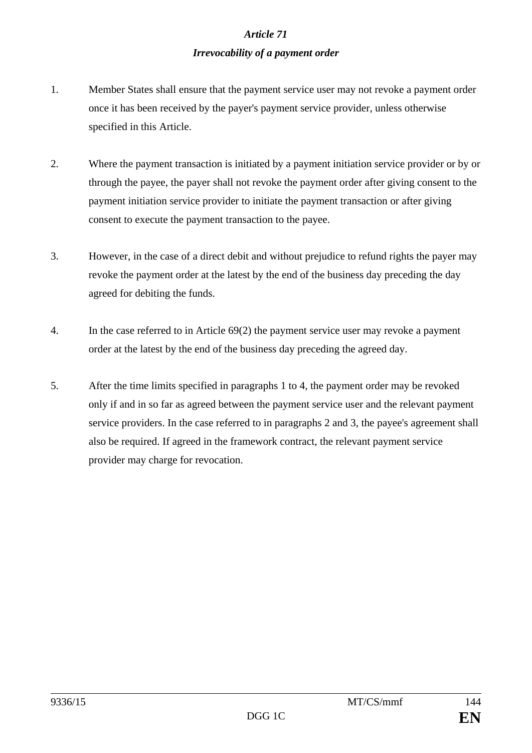## *Article 71*

## *Irrevocability of a payment order*

1. Member States shall ensure that the payment service user may not revoke a payment order once it has been received by the payer's payment service provider, unless otherwise specified in this Article.

2. Where the payment transaction is initiated by a payment initiation service provider or by or through the payee, the payer shall not revoke the payment order after giving consent to the payment initiation service provider to initiate the payment transaction or after giving consent to execute the payment transaction to the payee.

3. However, in the case of a direct debit and without prejudice to refund rights the payer may revoke the payment order at the latest by the end of the business day preceding the day agreed for debiting the funds.

4. In the case referred to in Article 69(2) the payment service user may revoke a payment order at the latest by the end of the business day preceding the agreed day.

5. After the time limits specified in paragraphs 1 to 4, the payment order may be revoked only if and in so far as agreed between the payment service user and the relevant payment service providers. In the case referred to in paragraphs 2 and 3, the payee's agreement shall also be required. If agreed in the framework contract, the relevant payment service provider may charge for revocation.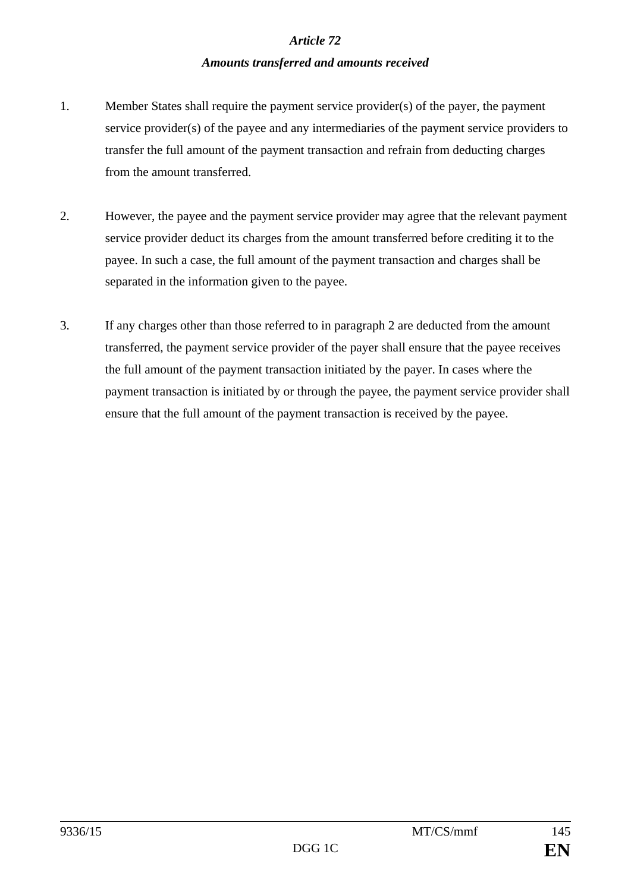### *Article 72*

### *Amounts transferred and amounts received*

1. Member States shall require the payment service provider(s) of the payer, the payment service provider(s) of the payee and any intermediaries of the payment service providers to transfer the full amount of the payment transaction and refrain from deducting charges from the amount transferred.

2. However, the payee and the payment service provider may agree that the relevant payment service provider deduct its charges from the amount transferred before crediting it to the payee. In such a case, the full amount of the payment transaction and charges shall be separated in the information given to the payee.

3. If any charges other than those referred to in paragraph 2 are deducted from the amount transferred, the payment service provider of the payer shall ensure that the payee receives the full amount of the payment transaction initiated by the payer. In cases where the payment transaction is initiated by or through the payee, the payment service provider shall ensure that the full amount of the payment transaction is received by the payee.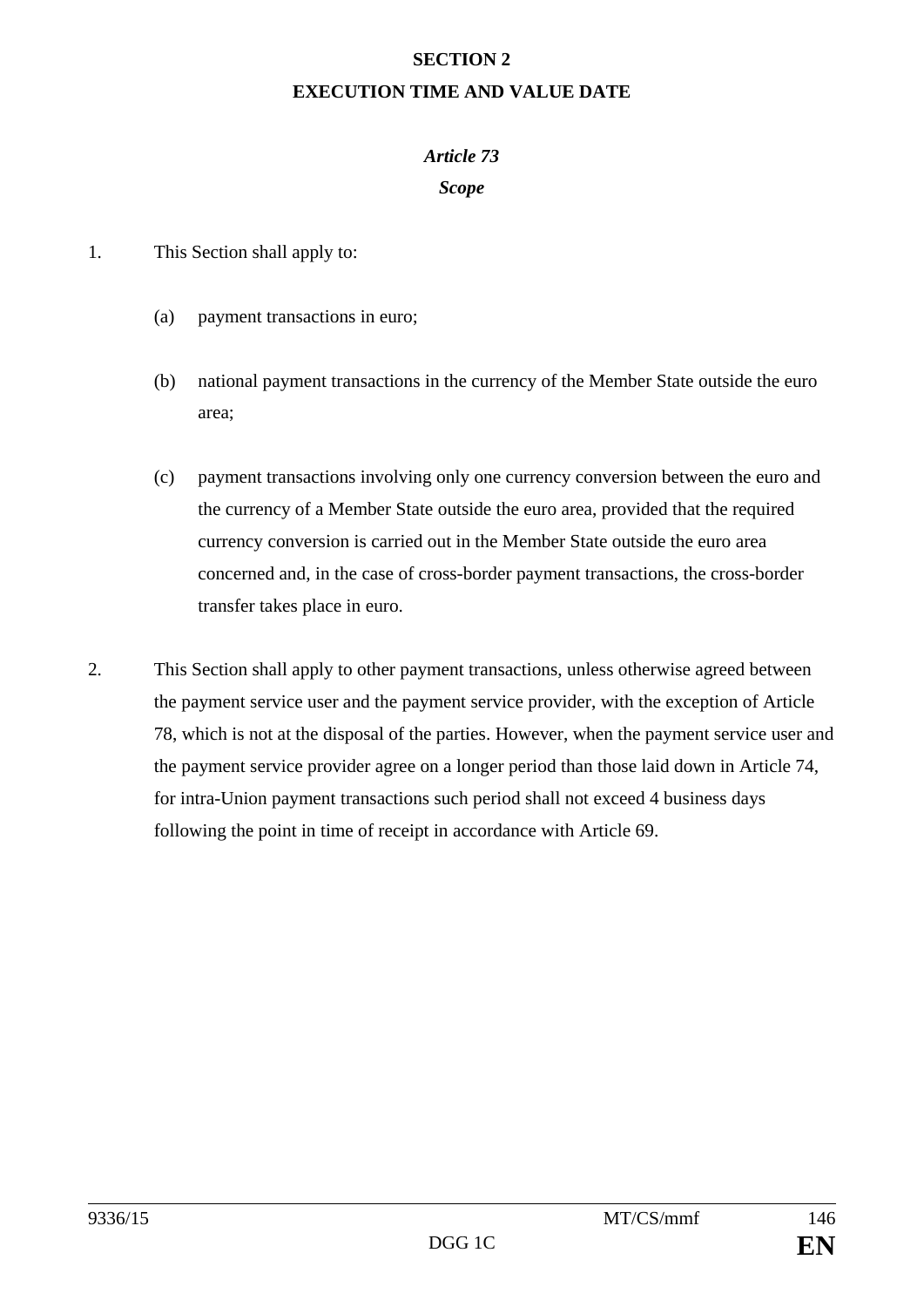## SECTION 2

## EXECUTION TIME AND VALUE DATE

### *Article 73*

### *Scope*

1. This Section shall apply to:

   (a) payment transactions in euro;

   (b) national payment transactions in the currency of the Member State outside the euro area;

   (c) payment transactions involving only one currency conversion between the euro and the currency of a Member State outside the euro area, provided that the required currency conversion is carried out in the Member State outside the euro area concerned and, in the case of cross-border payment transactions, the cross-border transfer takes place in euro.

2. This Section shall apply to other payment transactions, unless otherwise agreed between the payment service user and the payment service provider, with the exception of Article 78, which is not at the disposal of the parties. However, when the payment service user and the payment service provider agree on a longer period than those laid down in Article 74, for intra-Union payment transactions such period shall not exceed 4 business days following the point in time of receipt in accordance with Article 69.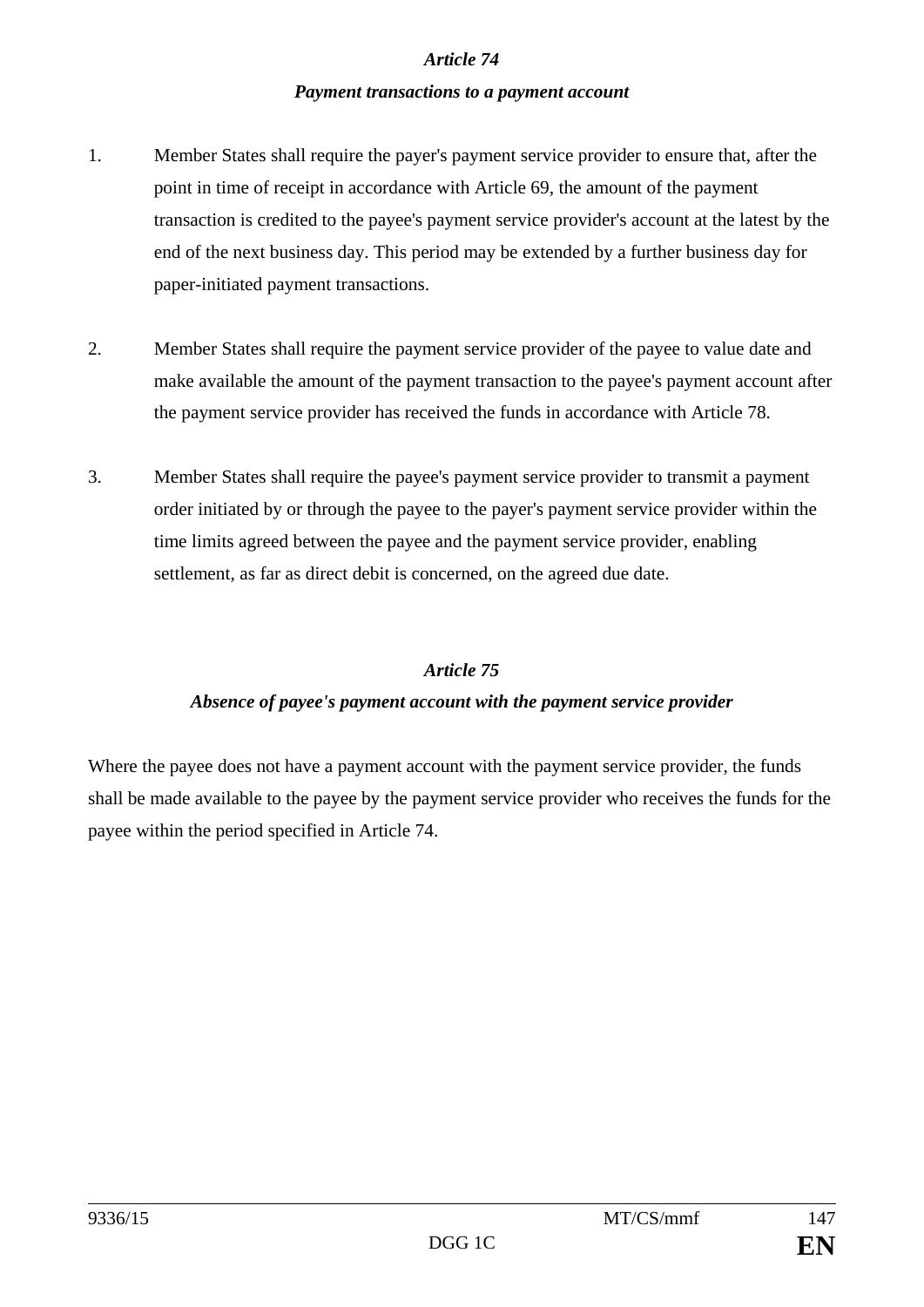### *Article 74*

### *Payment transactions to a payment account*

1. Member States shall require the payer's payment service provider to ensure that, after the point in time of receipt in accordance with Article 69, the amount of the payment transaction is credited to the payee's payment service provider's account at the latest by the end of the next business day. This period may be extended by a further business day for paper-initiated payment transactions.

2. Member States shall require the payment service provider of the payee to value date and make available the amount of the payment transaction to the payee's payment account after the payment service provider has received the funds in accordance with Article 78.

3. Member States shall require the payee's payment service provider to transmit a payment order initiated by or through the payee to the payer's payment service provider within the time limits agreed between the payee and the payment service provider, enabling settlement, as far as direct debit is concerned, on the agreed due date.

### *Article 75*

### *Absence of payee's payment account with the payment service provider*

Where the payee does not have a payment account with the payment service provider, the funds shall be made available to the payee by the payment service provider who receives the funds for the payee within the period specified in Article 74.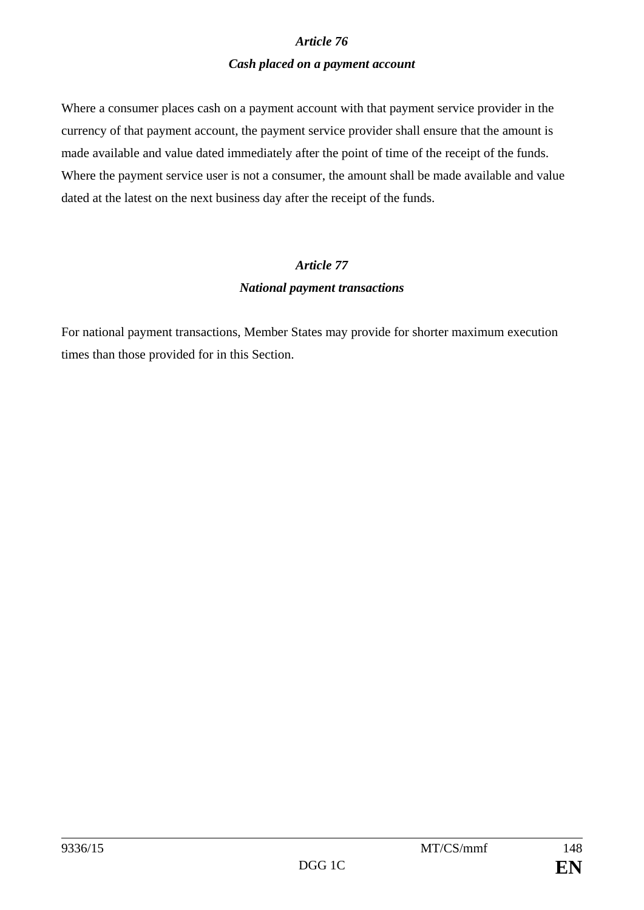### *Article 76*

### *Cash placed on a payment account*

Where a consumer places cash on a payment account with that payment service provider in the currency of that payment account, the payment service provider shall ensure that the amount is made available and value dated immediately after the point of time of the receipt of the funds. Where the payment service user is not a consumer, the amount shall be made available and value dated at the latest on the next business day after the receipt of the funds.

### *Article 77*

### *National payment transactions*

For national payment transactions, Member States may provide for shorter maximum execution times than those provided for in this Section.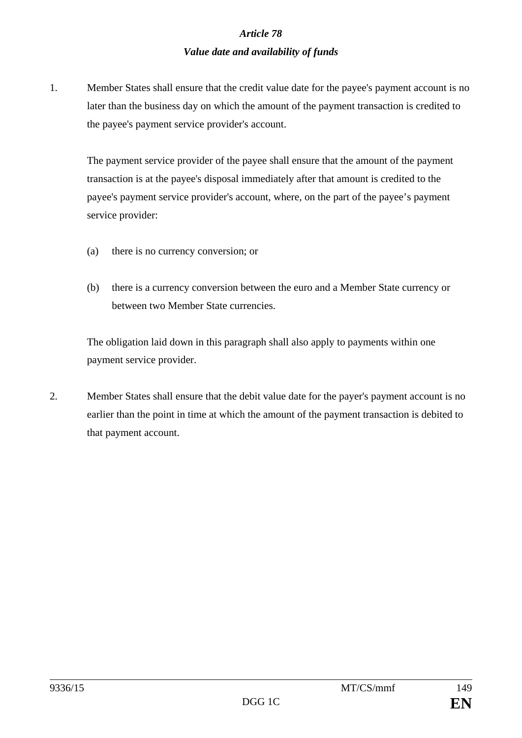### *Article 78*

### *Value date and availability of funds*

1. Member States shall ensure that the credit value date for the payee's payment account is no later than the business day on which the amount of the payment transaction is credited to the payee's payment service provider's account.

   The payment service provider of the payee shall ensure that the amount of the payment transaction is at the payee's disposal immediately after that amount is credited to the payee's payment service provider's account, where, on the part of the payee's payment service provider:

   (a) there is no currency conversion; or

   (b) there is a currency conversion between the euro and a Member State currency or between two Member State currencies.

   The obligation laid down in this paragraph shall also apply to payments within one payment service provider.

2. Member States shall ensure that the debit value date for the payer's payment account is no earlier than the point in time at which the amount of the payment transaction is debited to that payment account.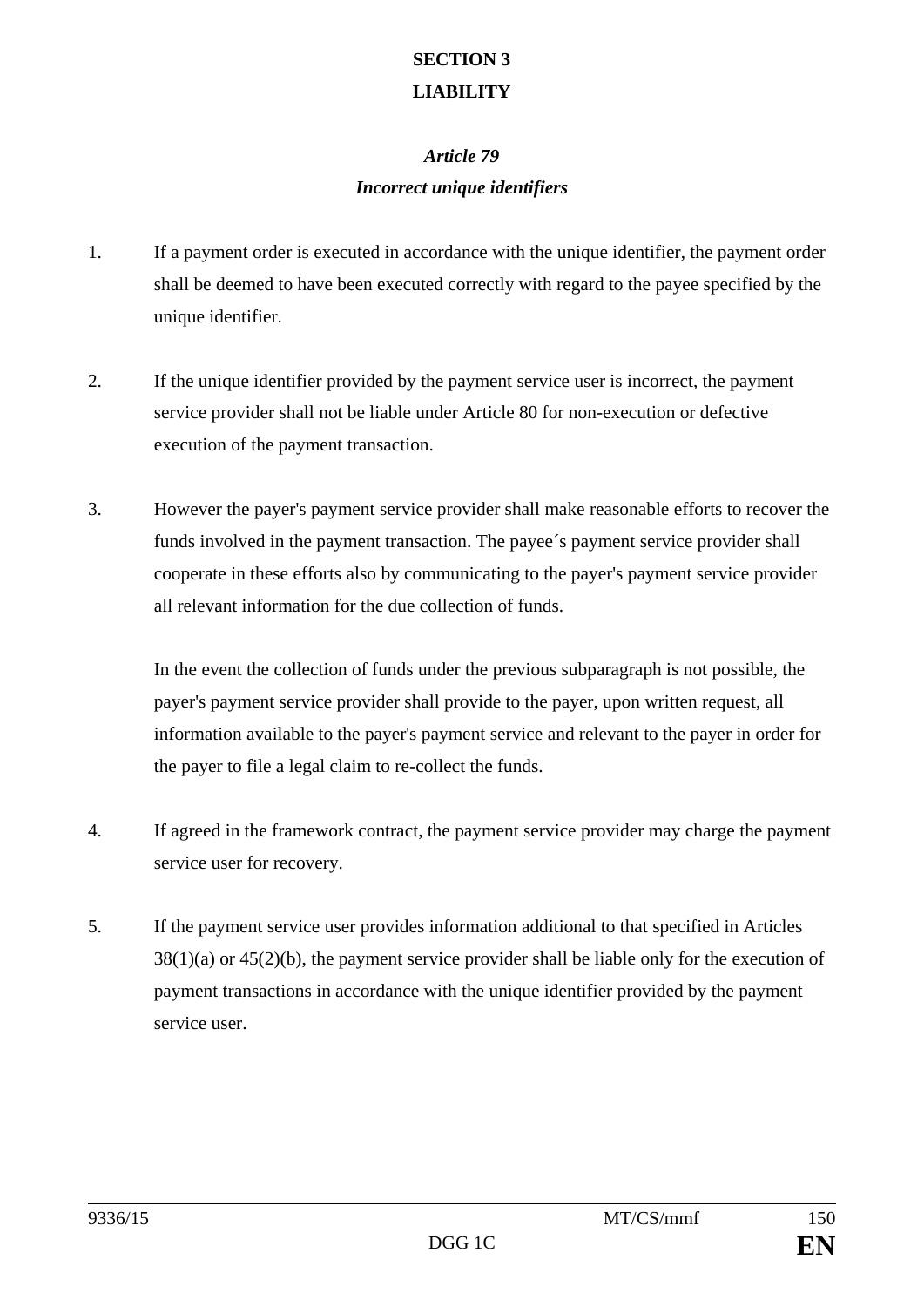## SECTION 3

## LIABILITY

### *Article 79*

### *Incorrect unique identifiers*

1. If a payment order is executed in accordance with the unique identifier, the payment order shall be deemed to have been executed correctly with regard to the payee specified by the unique identifier.

2. If the unique identifier provided by the payment service user is incorrect, the payment service provider shall not be liable under Article 80 for non-execution or defective execution of the payment transaction.

3. However the payer's payment service provider shall make reasonable efforts to recover the funds involved in the payment transaction. The payee´s payment service provider shall cooperate in these efforts also by communicating to the payer's payment service provider all relevant information for the due collection of funds.

   In the event the collection of funds under the previous subparagraph is not possible, the payer's payment service provider shall provide to the payer, upon written request, all information available to the payer's payment service and relevant to the payer in order for the payer to file a legal claim to re-collect the funds.

4. If agreed in the framework contract, the payment service provider may charge the payment service user for recovery.

5. If the payment service user provides information additional to that specified in Articles 38(1)(a) or 45(2)(b), the payment service provider shall be liable only for the execution of payment transactions in accordance with the unique identifier provided by the payment service user.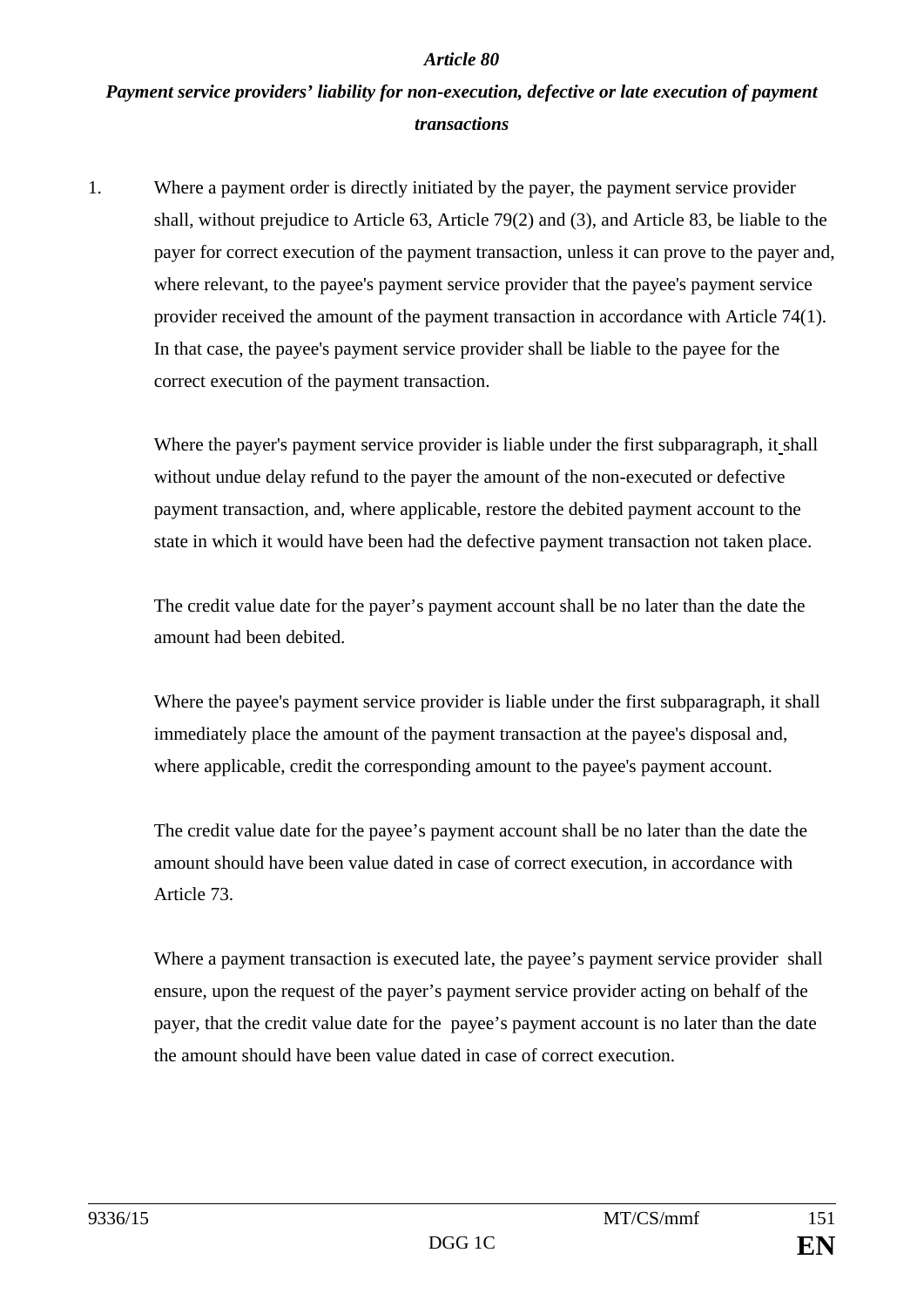*Article 80*

***Payment service providers' liability for non-execution, defective or late execution of payment transactions***

1. Where a payment order is directly initiated by the payer, the payment service provider shall, without prejudice to Article 63, Article 79(2) and (3), and Article 83, be liable to the payer for correct execution of the payment transaction, unless it can prove to the payer and, where relevant, to the payee's payment service provider that the payee's payment service provider received the amount of the payment transaction in accordance with Article 74(1). In that case, the payee's payment service provider shall be liable to the payee for the correct execution of the payment transaction.

   Where the payer's payment service provider is liable under the first subparagraph, it shall without undue delay refund to the payer the amount of the non-executed or defective payment transaction, and, where applicable, restore the debited payment account to the state in which it would have been had the defective payment transaction not taken place.

   The credit value date for the payer's payment account shall be no later than the date the amount had been debited.

   Where the payee's payment service provider is liable under the first subparagraph, it shall immediately place the amount of the payment transaction at the payee's disposal and, where applicable, credit the corresponding amount to the payee's payment account.

   The credit value date for the payee's payment account shall be no later than the date the amount should have been value dated in case of correct execution, in accordance with Article 73.

   Where a payment transaction is executed late, the payee's payment service provider shall ensure, upon the request of the payer's payment service provider acting on behalf of the payer, that the credit value date for the payee's payment account is no later than the date the amount should have been value dated in case of correct execution.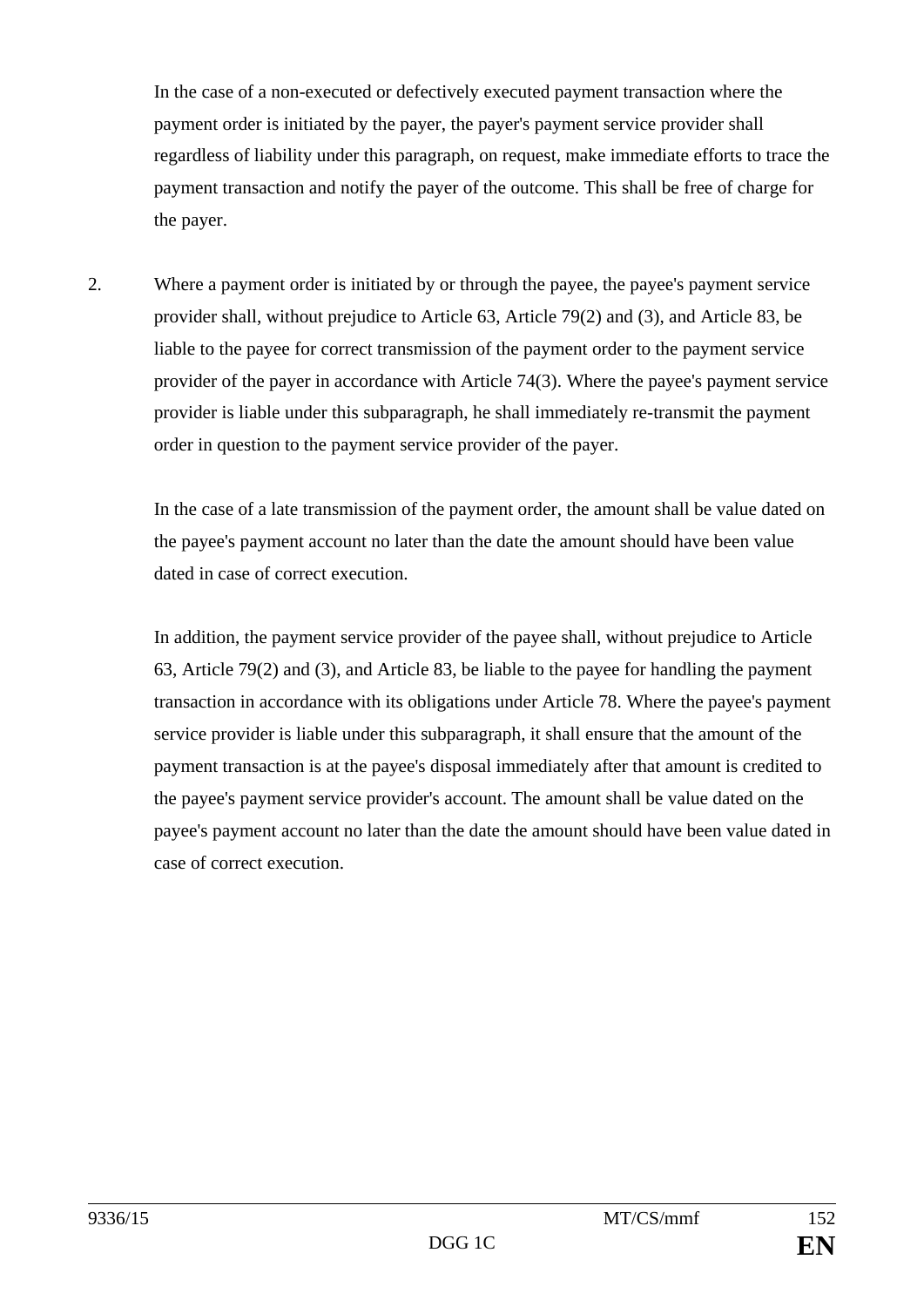In the case of a non-executed or defectively executed payment transaction where the payment order is initiated by the payer, the payer's payment service provider shall regardless of liability under this paragraph, on request, make immediate efforts to trace the payment transaction and notify the payer of the outcome. This shall be free of charge for the payer.

2. Where a payment order is initiated by or through the payee, the payee's payment service provider shall, without prejudice to Article 63, Article 79(2) and (3), and Article 83, be liable to the payee for correct transmission of the payment order to the payment service provider of the payer in accordance with Article 74(3). Where the payee's payment service provider is liable under this subparagraph, he shall immediately re-transmit the payment order in question to the payment service provider of the payer.

   In the case of a late transmission of the payment order, the amount shall be value dated on the payee's payment account no later than the date the amount should have been value dated in case of correct execution.

   In addition, the payment service provider of the payee shall, without prejudice to Article 63, Article 79(2) and (3), and Article 83, be liable to the payee for handling the payment transaction in accordance with its obligations under Article 78. Where the payee's payment service provider is liable under this subparagraph, it shall ensure that the amount of the payment transaction is at the payee's disposal immediately after that amount is credited to the payee's payment service provider's account. The amount shall be value dated on the payee's payment account no later than the date the amount should have been value dated in case of correct execution.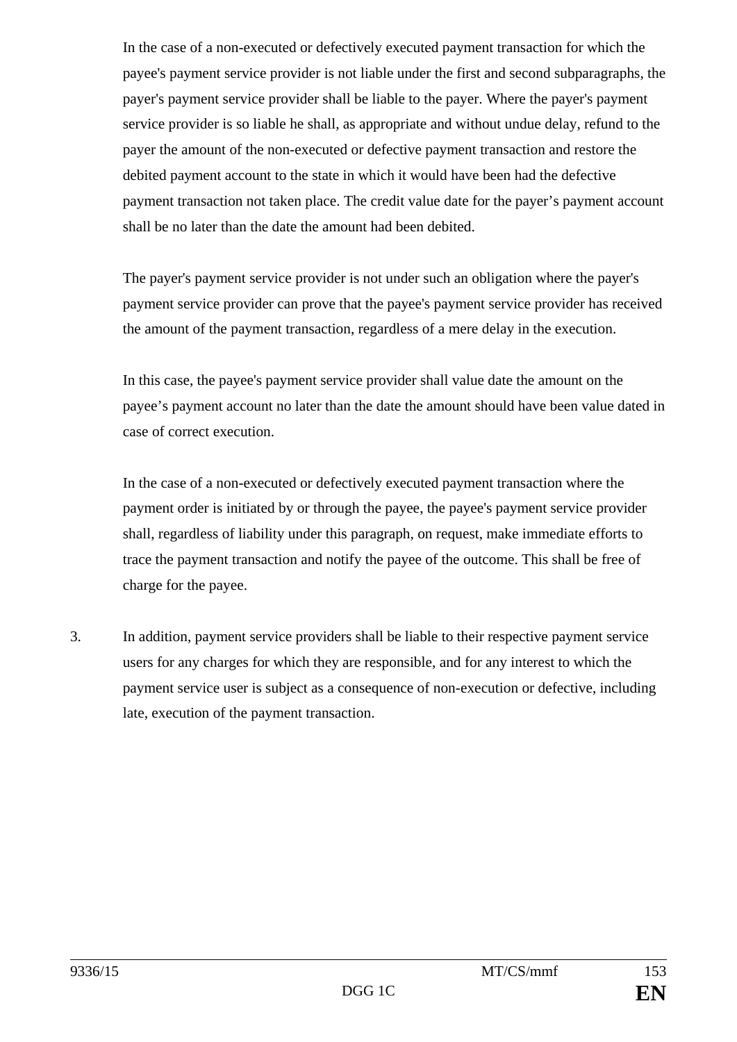In the case of a non-executed or defectively executed payment transaction for which the payee's payment service provider is not liable under the first and second subparagraphs, the payer's payment service provider shall be liable to the payer. Where the payer's payment service provider is so liable he shall, as appropriate and without undue delay, refund to the payer the amount of the non-executed or defective payment transaction and restore the debited payment account to the state in which it would have been had the defective payment transaction not taken place. The credit value date for the payer's payment account shall be no later than the date the amount had been debited.

The payer's payment service provider is not under such an obligation where the payer's payment service provider can prove that the payee's payment service provider has received the amount of the payment transaction, regardless of a mere delay in the execution.

In this case, the payee's payment service provider shall value date the amount on the payee's payment account no later than the date the amount should have been value dated in case of correct execution.

In the case of a non-executed or defectively executed payment transaction where the payment order is initiated by or through the payee, the payee's payment service provider shall, regardless of liability under this paragraph, on request, make immediate efforts to trace the payment transaction and notify the payee of the outcome. This shall be free of charge for the payee.

3. In addition, payment service providers shall be liable to their respective payment service users for any charges for which they are responsible, and for any interest to which the payment service user is subject as a consequence of non-execution or defective, including late, execution of the payment transaction.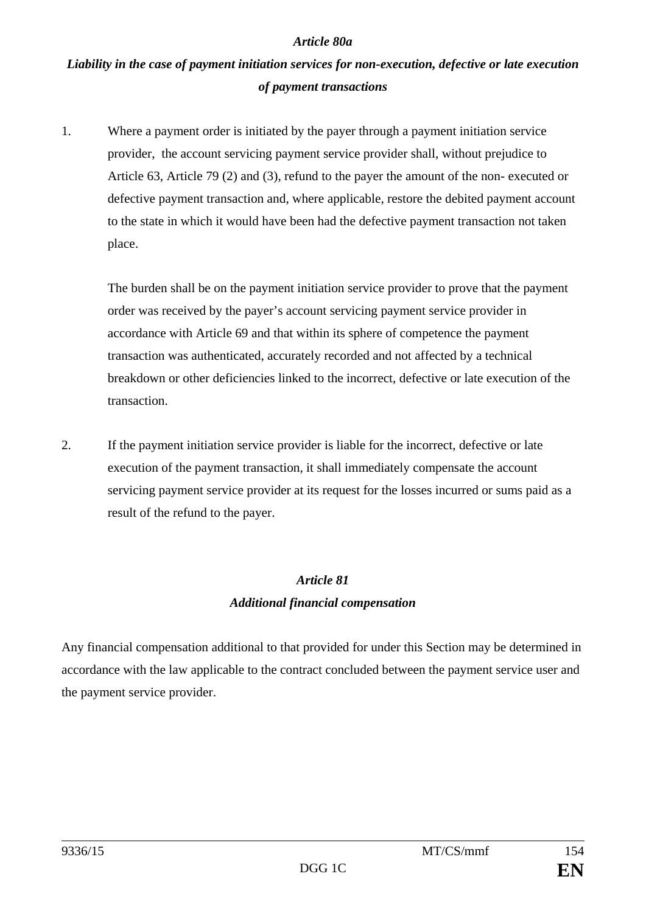*Article 80a*

***Liability in the case of payment initiation services for non-execution, defective or late execution of payment transactions***

1. Where a payment order is initiated by the payer through a payment initiation service provider, the account servicing payment service provider shall, without prejudice to Article 63, Article 79 (2) and (3), refund to the payer the amount of the non- executed or defective payment transaction and, where applicable, restore the debited payment account to the state in which it would have been had the defective payment transaction not taken place.

   The burden shall be on the payment initiation service provider to prove that the payment order was received by the payer's account servicing payment service provider in accordance with Article 69 and that within its sphere of competence the payment transaction was authenticated, accurately recorded and not affected by a technical breakdown or other deficiencies linked to the incorrect, defective or late execution of the transaction.

2. If the payment initiation service provider is liable for the incorrect, defective or late execution of the payment transaction, it shall immediately compensate the account servicing payment service provider at its request for the losses incurred or sums paid as a result of the refund to the payer.

*Article 81*

***Additional financial compensation***

Any financial compensation additional to that provided for under this Section may be determined in accordance with the law applicable to the contract concluded between the payment service user and the payment service provider.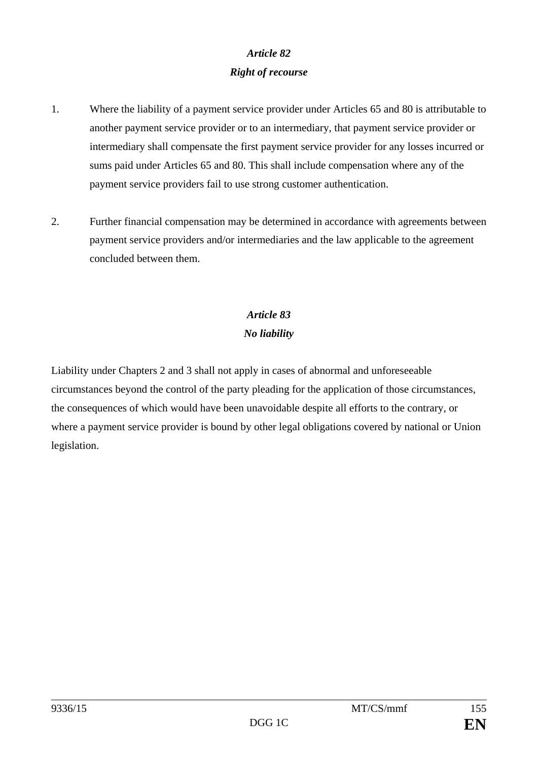### *Article 82*
### *Right of recourse*

1. Where the liability of a payment service provider under Articles 65 and 80 is attributable to another payment service provider or to an intermediary, that payment service provider or intermediary shall compensate the first payment service provider for any losses incurred or sums paid under Articles 65 and 80. This shall include compensation where any of the payment service providers fail to use strong customer authentication.

2. Further financial compensation may be determined in accordance with agreements between payment service providers and/or intermediaries and the law applicable to the agreement concluded between them.

### *Article 83*
### *No liability*

Liability under Chapters 2 and 3 shall not apply in cases of abnormal and unforeseeable circumstances beyond the control of the party pleading for the application of those circumstances, the consequences of which would have been unavoidable despite all efforts to the contrary, or where a payment service provider is bound by other legal obligations covered by national or Union legislation.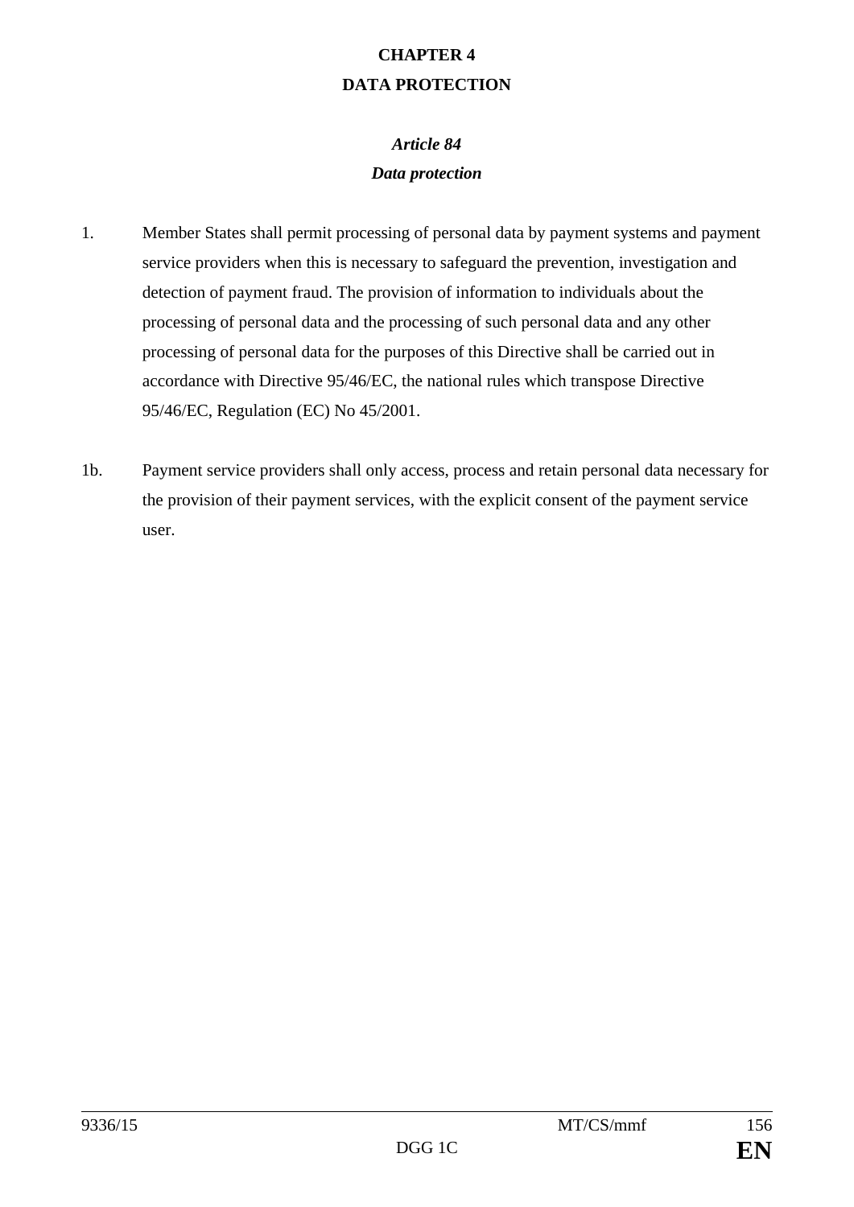## CHAPTER 4
## DATA PROTECTION

### *Article 84*
### *Data protection*

1. Member States shall permit processing of personal data by payment systems and payment service providers when this is necessary to safeguard the prevention, investigation and detection of payment fraud. The provision of information to individuals about the processing of personal data and the processing of such personal data and any other processing of personal data for the purposes of this Directive shall be carried out in accordance with Directive 95/46/EC, the national rules which transpose Directive 95/46/EC, Regulation (EC) No 45/2001.

1b. Payment service providers shall only access, process and retain personal data necessary for the provision of their payment services, with the explicit consent of the payment service user.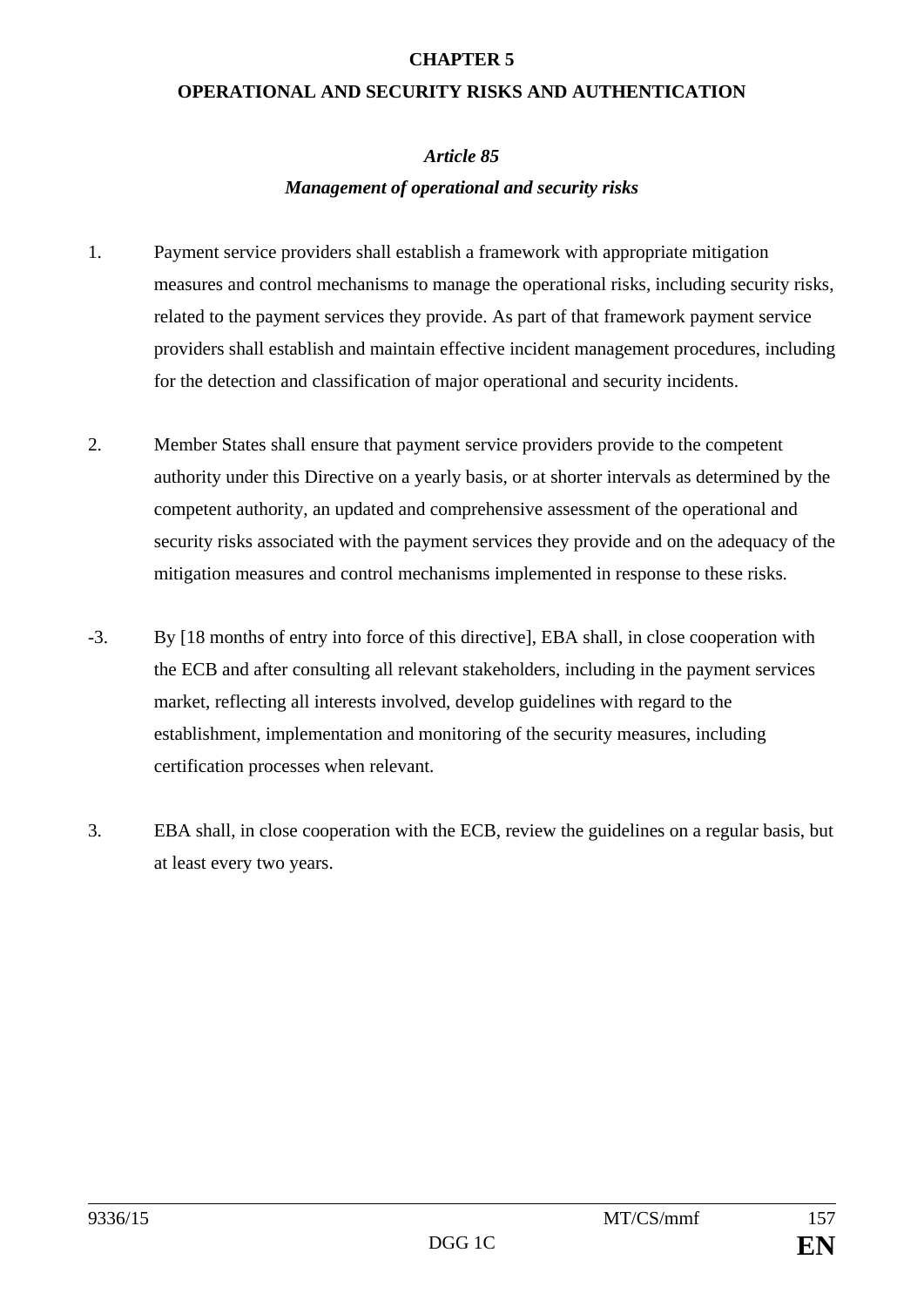# CHAPTER 5

# OPERATIONAL AND SECURITY RISKS AND AUTHENTICATION

### *Article 85*

### *Management of operational and security risks*

1. Payment service providers shall establish a framework with appropriate mitigation measures and control mechanisms to manage the operational risks, including security risks, related to the payment services they provide. As part of that framework payment service providers shall establish and maintain effective incident management procedures, including for the detection and classification of major operational and security incidents.

2. Member States shall ensure that payment service providers provide to the competent authority under this Directive on a yearly basis, or at shorter intervals as determined by the competent authority, an updated and comprehensive assessment of the operational and security risks associated with the payment services they provide and on the adequacy of the mitigation measures and control mechanisms implemented in response to these risks.

-3. By [18 months of entry into force of this directive], EBA shall, in close cooperation with the ECB and after consulting all relevant stakeholders, including in the payment services market, reflecting all interests involved, develop guidelines with regard to the establishment, implementation and monitoring of the security measures, including certification processes when relevant.

3. EBA shall, in close cooperation with the ECB, review the guidelines on a regular basis, but at least every two years.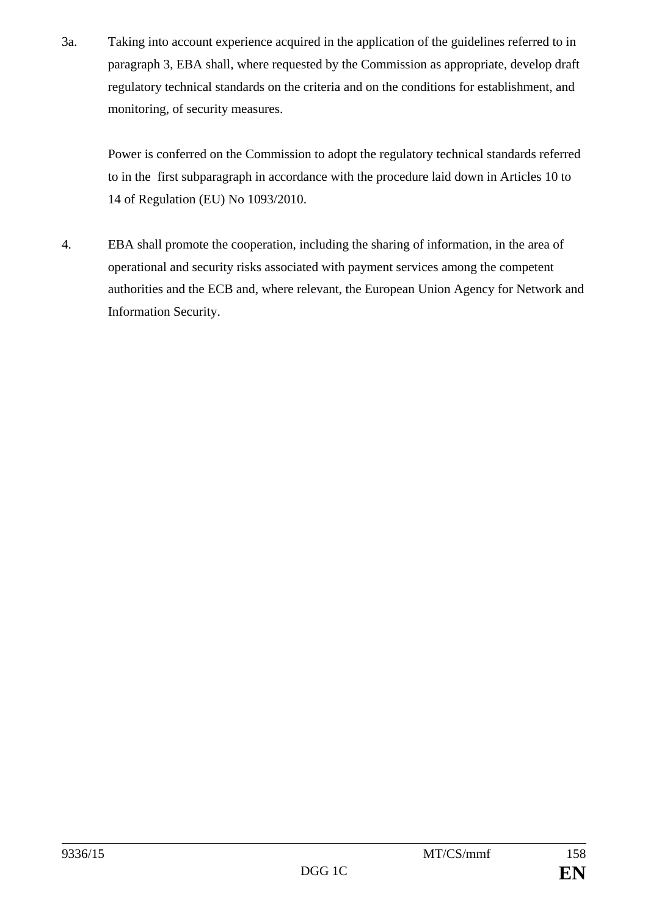3a. Taking into account experience acquired in the application of the guidelines referred to in paragraph 3, EBA shall, where requested by the Commission as appropriate, develop draft regulatory technical standards on the criteria and on the conditions for establishment, and monitoring, of security measures.

Power is conferred on the Commission to adopt the regulatory technical standards referred to in the first subparagraph in accordance with the procedure laid down in Articles 10 to 14 of Regulation (EU) No 1093/2010.

4. EBA shall promote the cooperation, including the sharing of information, in the area of operational and security risks associated with payment services among the competent authorities and the ECB and, where relevant, the European Union Agency for Network and Information Security.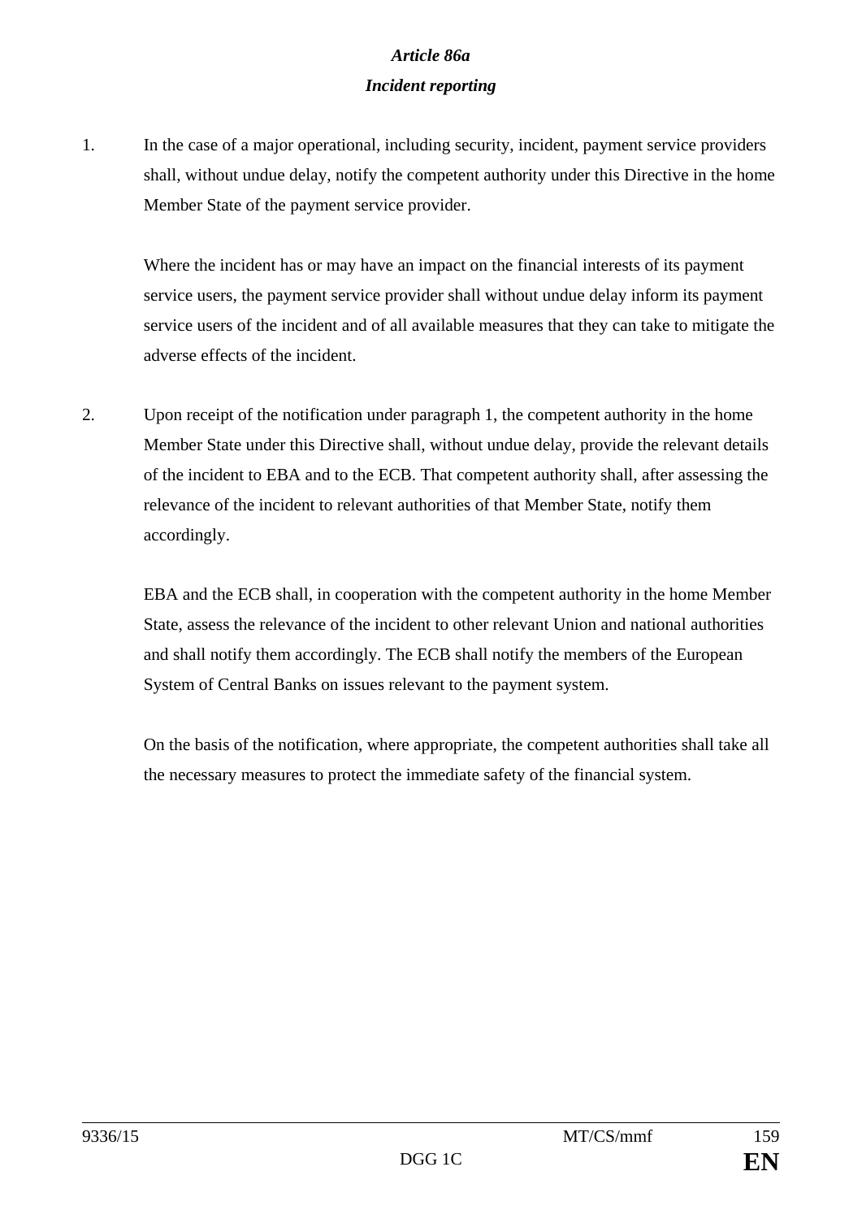*Article 86a*

*Incident reporting*

1. In the case of a major operational, including security, incident, payment service providers shall, without undue delay, notify the competent authority under this Directive in the home Member State of the payment service provider.

   Where the incident has or may have an impact on the financial interests of its payment service users, the payment service provider shall without undue delay inform its payment service users of the incident and of all available measures that they can take to mitigate the adverse effects of the incident.

2. Upon receipt of the notification under paragraph 1, the competent authority in the home Member State under this Directive shall, without undue delay, provide the relevant details of the incident to EBA and to the ECB. That competent authority shall, after assessing the relevance of the incident to relevant authorities of that Member State, notify them accordingly.

   EBA and the ECB shall, in cooperation with the competent authority in the home Member State, assess the relevance of the incident to other relevant Union and national authorities and shall notify them accordingly. The ECB shall notify the members of the European System of Central Banks on issues relevant to the payment system.

   On the basis of the notification, where appropriate, the competent authorities shall take all the necessary measures to protect the immediate safety of the financial system.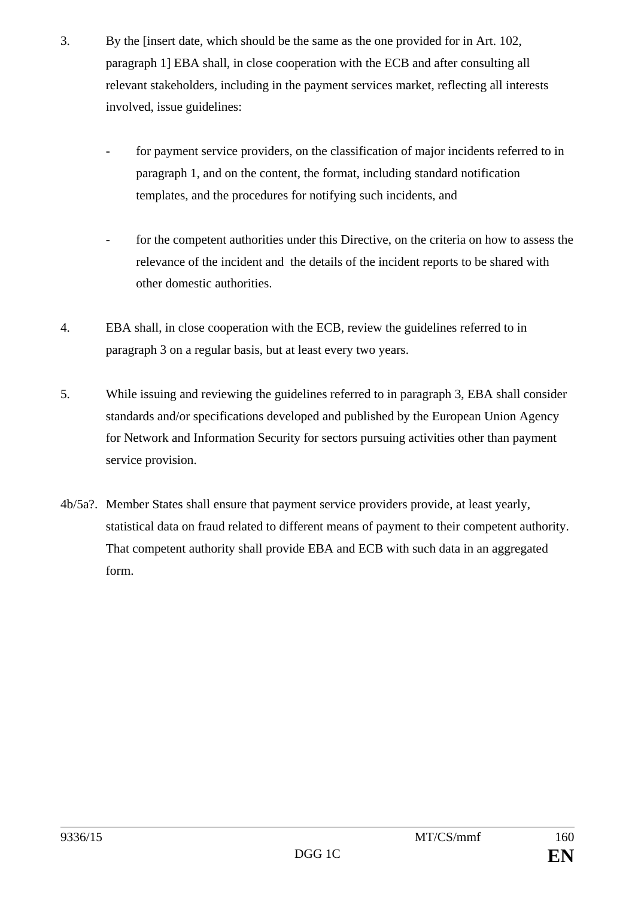3. By the [insert date, which should be the same as the one provided for in Art. 102, paragraph 1] EBA shall, in close cooperation with the ECB and after consulting all relevant stakeholders, including in the payment services market, reflecting all interests involved, issue guidelines:

   - for payment service providers, on the classification of major incidents referred to in paragraph 1, and on the content, the format, including standard notification templates, and the procedures for notifying such incidents, and

   - for the competent authorities under this Directive, on the criteria on how to assess the relevance of the incident and the details of the incident reports to be shared with other domestic authorities.

4. EBA shall, in close cooperation with the ECB, review the guidelines referred to in paragraph 3 on a regular basis, but at least every two years.

5. While issuing and reviewing the guidelines referred to in paragraph 3, EBA shall consider standards and/or specifications developed and published by the European Union Agency for Network and Information Security for sectors pursuing activities other than payment service provision.

4b/5a?. Member States shall ensure that payment service providers provide, at least yearly, statistical data on fraud related to different means of payment to their competent authority. That competent authority shall provide EBA and ECB with such data in an aggregated form.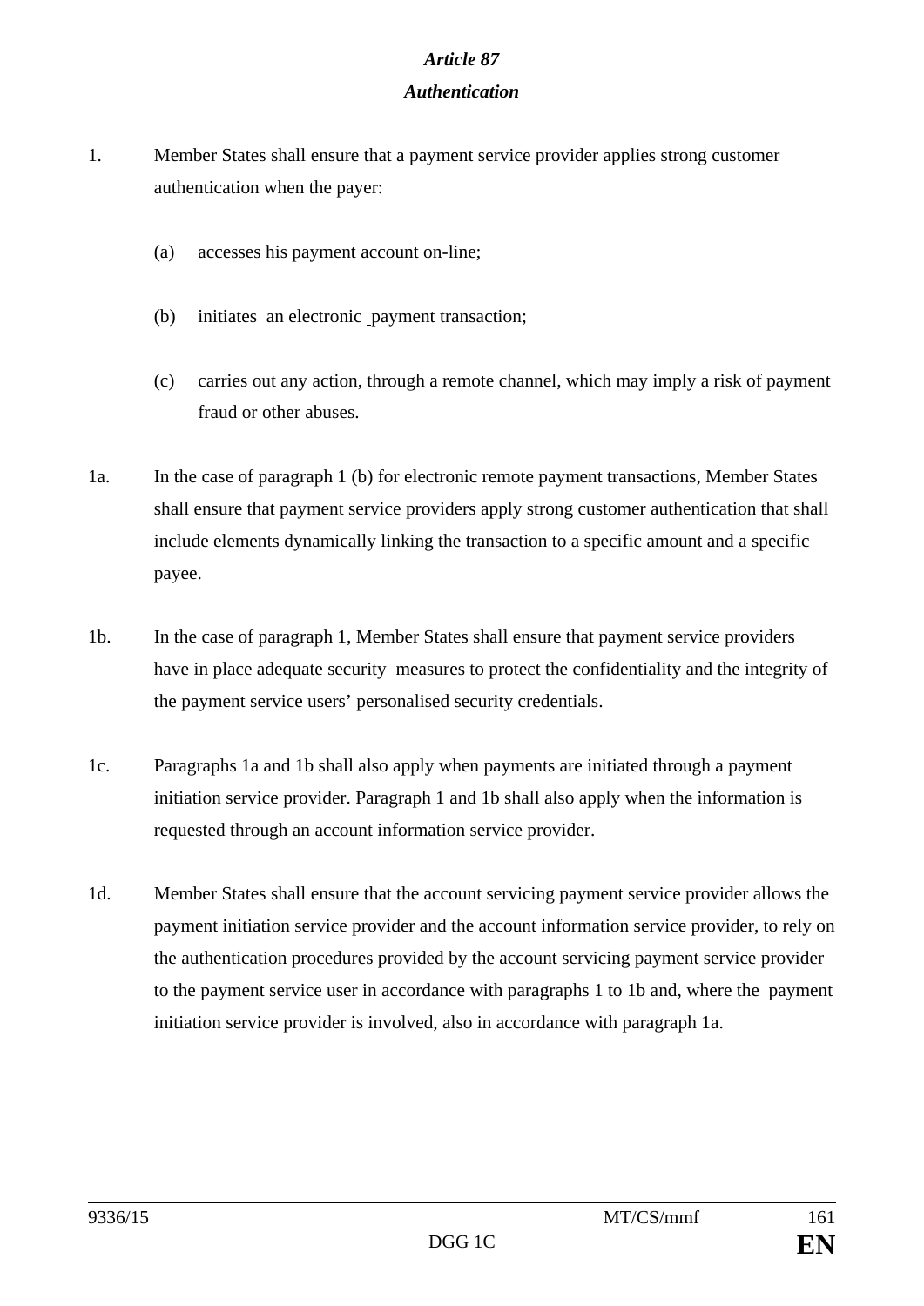*Article 87*

***Authentication***

1. Member States shall ensure that a payment service provider applies strong customer authentication when the payer:

   (a) accesses his payment account on-line;

   (b) initiates an electronic payment transaction;

   (c) carries out any action, through a remote channel, which may imply a risk of payment fraud or other abuses.

1a. In the case of paragraph 1 (b) for electronic remote payment transactions, Member States shall ensure that payment service providers apply strong customer authentication that shall include elements dynamically linking the transaction to a specific amount and a specific payee.

1b. In the case of paragraph 1, Member States shall ensure that payment service providers have in place adequate security measures to protect the confidentiality and the integrity of the payment service users' personalised security credentials.

1c. Paragraphs 1a and 1b shall also apply when payments are initiated through a payment initiation service provider. Paragraph 1 and 1b shall also apply when the information is requested through an account information service provider.

1d. Member States shall ensure that the account servicing payment service provider allows the payment initiation service provider and the account information service provider, to rely on the authentication procedures provided by the account servicing payment service provider to the payment service user in accordance with paragraphs 1 to 1b and, where the payment initiation service provider is involved, also in accordance with paragraph 1a.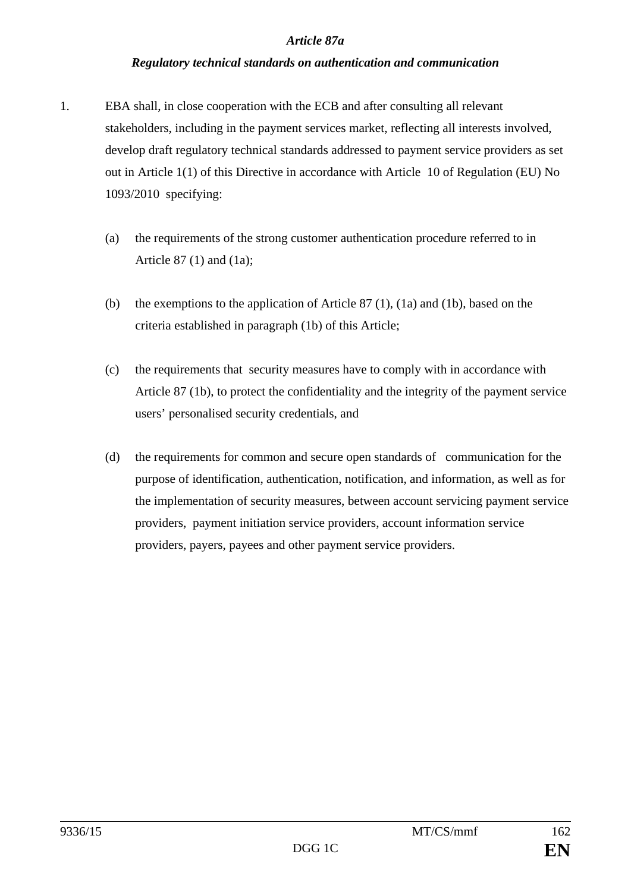***Article 87a***

***Regulatory technical standards on authentication and communication***

1. EBA shall, in close cooperation with the ECB and after consulting all relevant stakeholders, including in the payment services market, reflecting all interests involved, develop draft regulatory technical standards addressed to payment service providers as set out in Article 1(1) of this Directive in accordance with Article 10 of Regulation (EU) No 1093/2010 specifying:

   (a) the requirements of the strong customer authentication procedure referred to in Article 87 (1) and (1a);

   (b) the exemptions to the application of Article 87 (1), (1a) and (1b), based on the criteria established in paragraph (1b) of this Article;

   (c) the requirements that security measures have to comply with in accordance with Article 87 (1b), to protect the confidentiality and the integrity of the payment service users' personalised security credentials, and

   (d) the requirements for common and secure open standards of communication for the purpose of identification, authentication, notification, and information, as well as for the implementation of security measures, between account servicing payment service providers, payment initiation service providers, account information service providers, payers, payees and other payment service providers.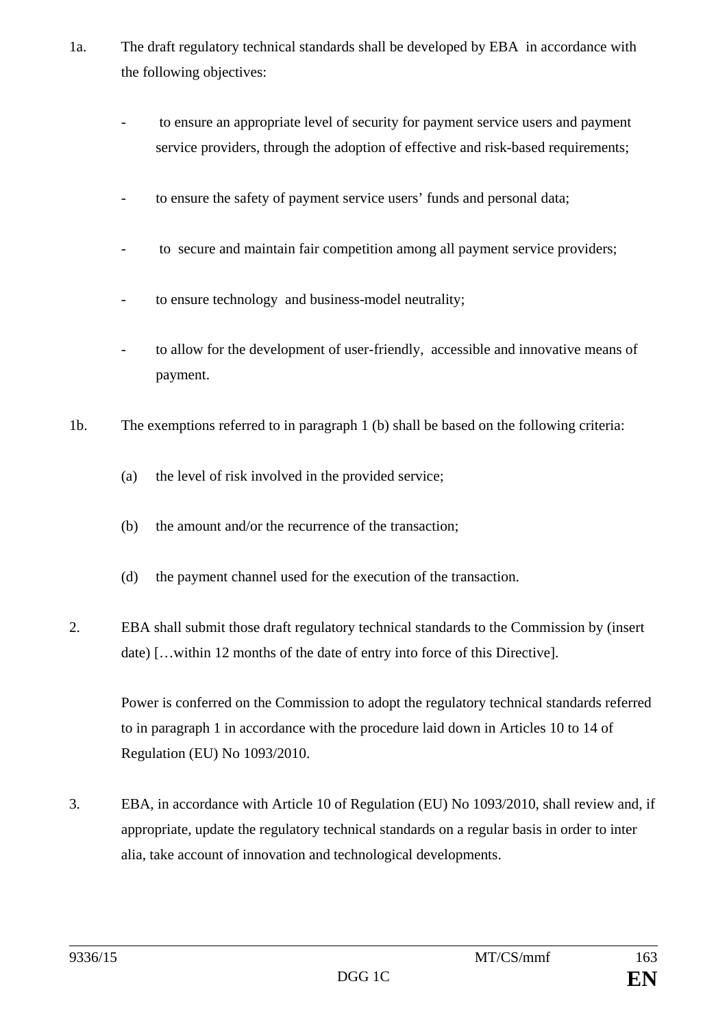1a. The draft regulatory technical standards shall be developed by EBA in accordance with the following objectives:

- to ensure an appropriate level of security for payment service users and payment service providers, through the adoption of effective and risk-based requirements;
- to ensure the safety of payment service users' funds and personal data;
- to secure and maintain fair competition among all payment service providers;
- to ensure technology and business-model neutrality;
- to allow for the development of user-friendly, accessible and innovative means of payment.

1b. The exemptions referred to in paragraph 1 (b) shall be based on the following criteria:

(a) the level of risk involved in the provided service;

(b) the amount and/or the recurrence of the transaction;

(d) the payment channel used for the execution of the transaction.

2. EBA shall submit those draft regulatory technical standards to the Commission by (insert date) […within 12 months of the date of entry into force of this Directive].

Power is conferred on the Commission to adopt the regulatory technical standards referred to in paragraph 1 in accordance with the procedure laid down in Articles 10 to 14 of Regulation (EU) No 1093/2010.

3. EBA, in accordance with Article 10 of Regulation (EU) No 1093/2010, shall review and, if appropriate, update the regulatory technical standards on a regular basis in order to inter alia, take account of innovation and technological developments.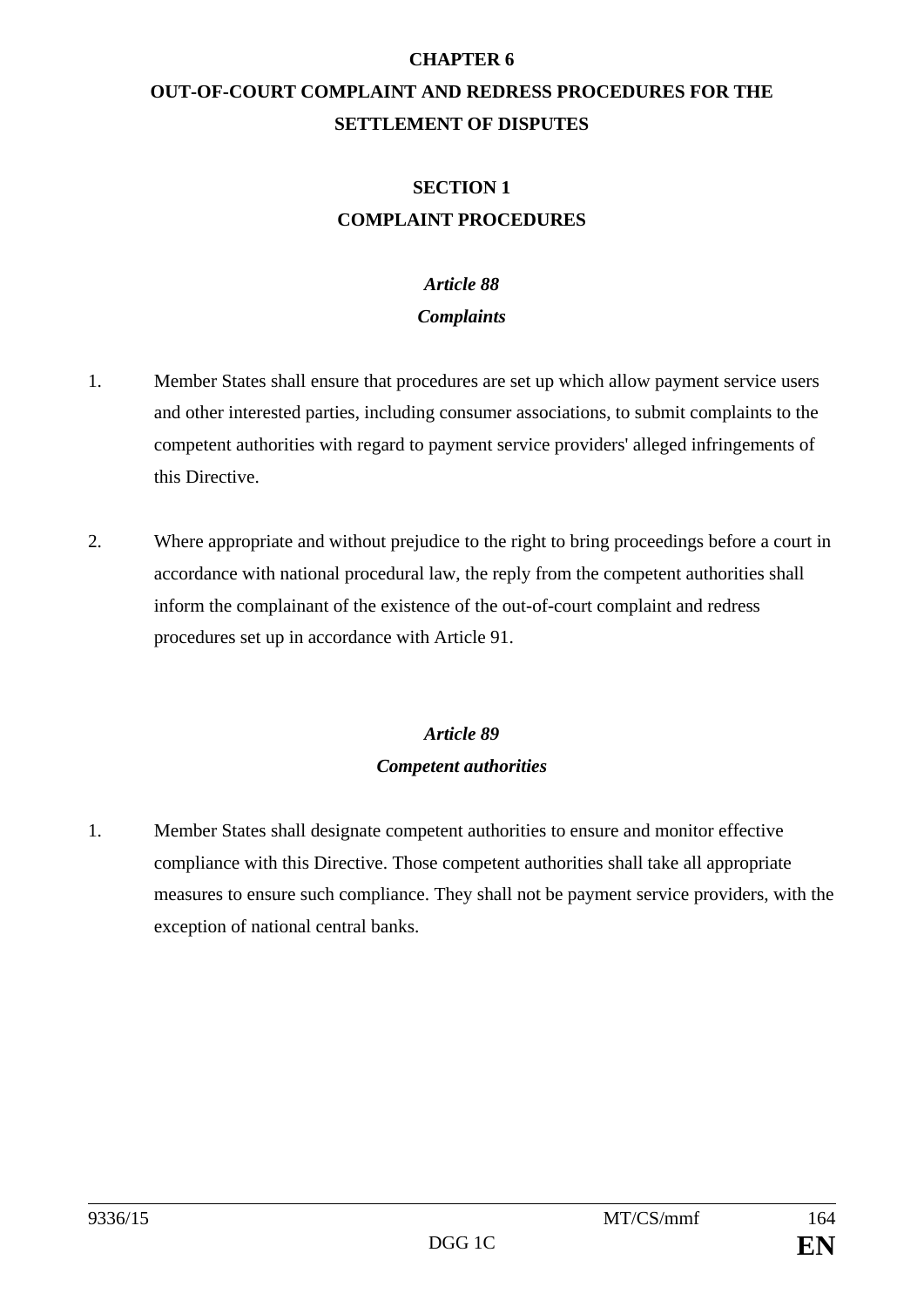# CHAPTER 6
# OUT-OF-COURT COMPLAINT AND REDRESS PROCEDURES FOR THE SETTLEMENT OF DISPUTES

## SECTION 1
## COMPLAINT PROCEDURES

### *Article 88*
### *Complaints*

1. Member States shall ensure that procedures are set up which allow payment service users and other interested parties, including consumer associations, to submit complaints to the competent authorities with regard to payment service providers' alleged infringements of this Directive.

2. Where appropriate and without prejudice to the right to bring proceedings before a court in accordance with national procedural law, the reply from the competent authorities shall inform the complainant of the existence of the out-of-court complaint and redress procedures set up in accordance with Article 91.

### *Article 89*
### *Competent authorities*

1. Member States shall designate competent authorities to ensure and monitor effective compliance with this Directive. Those competent authorities shall take all appropriate measures to ensure such compliance. They shall not be payment service providers, with the exception of national central banks.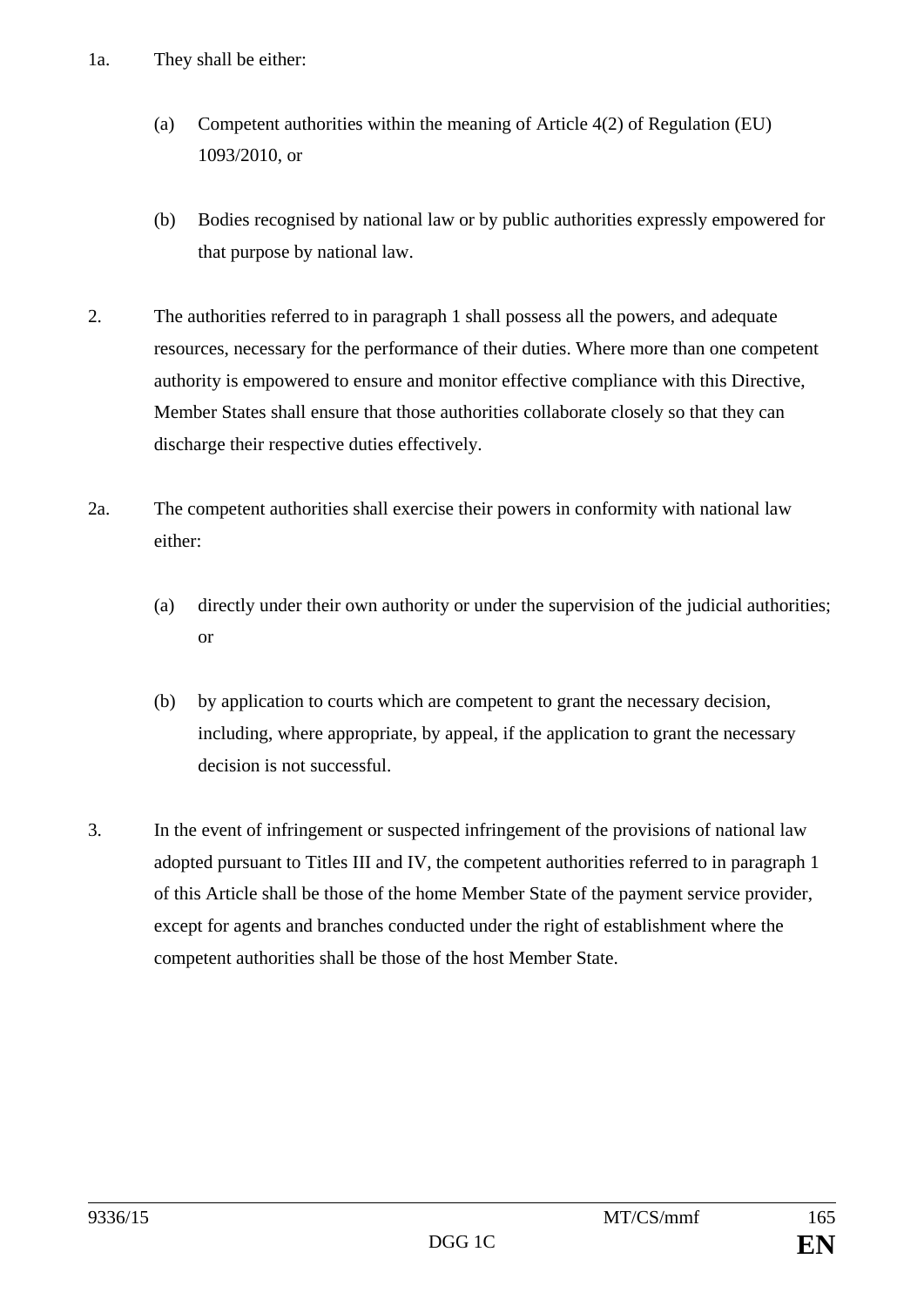1a. They shall be either:

(a) Competent authorities within the meaning of Article 4(2) of Regulation (EU) 1093/2010, or

(b) Bodies recognised by national law or by public authorities expressly empowered for that purpose by national law.

2. The authorities referred to in paragraph 1 shall possess all the powers, and adequate resources, necessary for the performance of their duties. Where more than one competent authority is empowered to ensure and monitor effective compliance with this Directive, Member States shall ensure that those authorities collaborate closely so that they can discharge their respective duties effectively.

2a. The competent authorities shall exercise their powers in conformity with national law either:

(a) directly under their own authority or under the supervision of the judicial authorities; or

(b) by application to courts which are competent to grant the necessary decision, including, where appropriate, by appeal, if the application to grant the necessary decision is not successful.

3. In the event of infringement or suspected infringement of the provisions of national law adopted pursuant to Titles III and IV, the competent authorities referred to in paragraph 1 of this Article shall be those of the home Member State of the payment service provider, except for agents and branches conducted under the right of establishment where the competent authorities shall be those of the host Member State.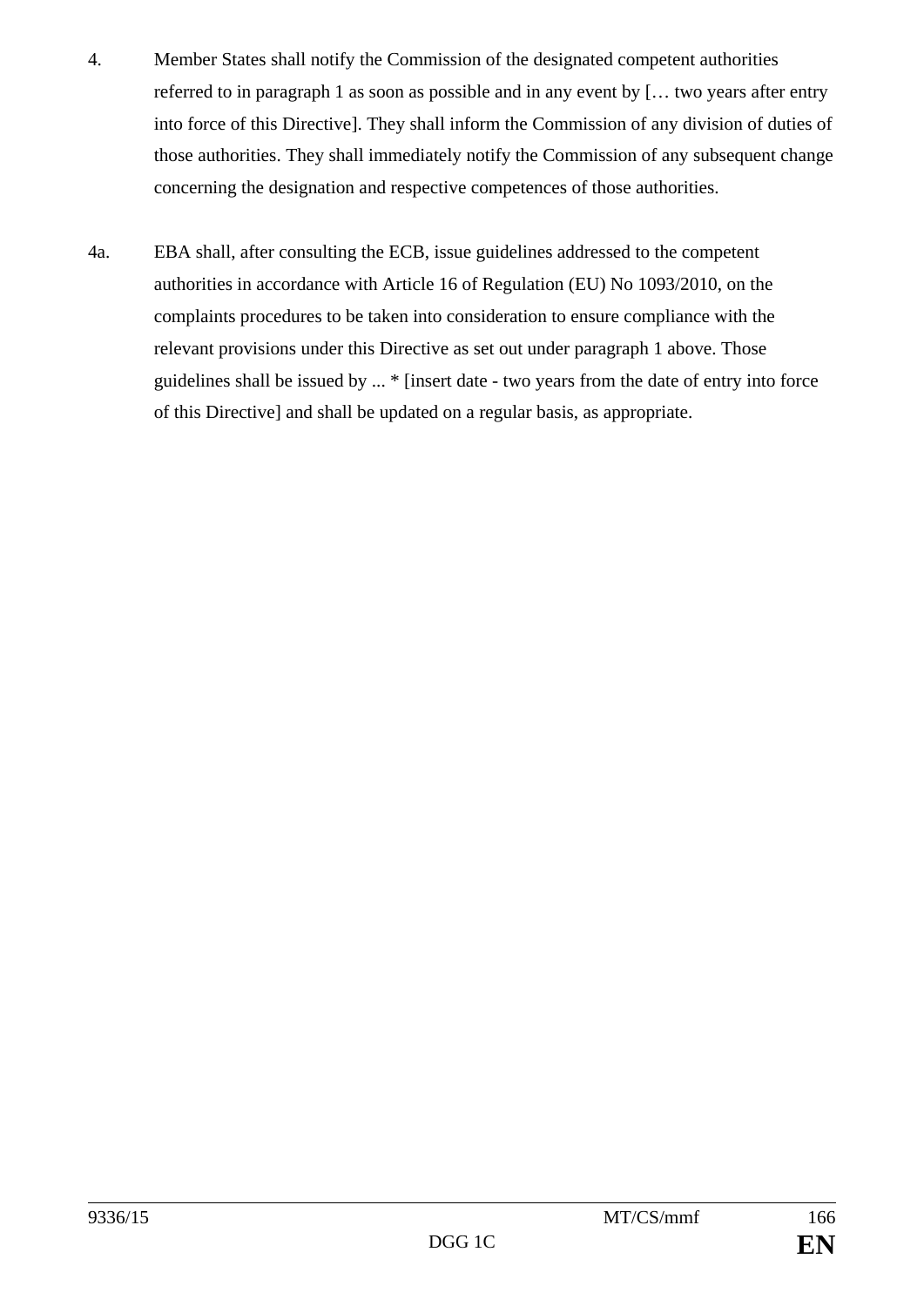4. Member States shall notify the Commission of the designated competent authorities referred to in paragraph 1 as soon as possible and in any event by [… two years after entry into force of this Directive]. They shall inform the Commission of any division of duties of those authorities. They shall immediately notify the Commission of any subsequent change concerning the designation and respective competences of those authorities.

4a. EBA shall, after consulting the ECB, issue guidelines addressed to the competent authorities in accordance with Article 16 of Regulation (EU) No 1093/2010, on the complaints procedures to be taken into consideration to ensure compliance with the relevant provisions under this Directive as set out under paragraph 1 above. Those guidelines shall be issued by ... * [insert date - two years from the date of entry into force of this Directive] and shall be updated on a regular basis, as appropriate.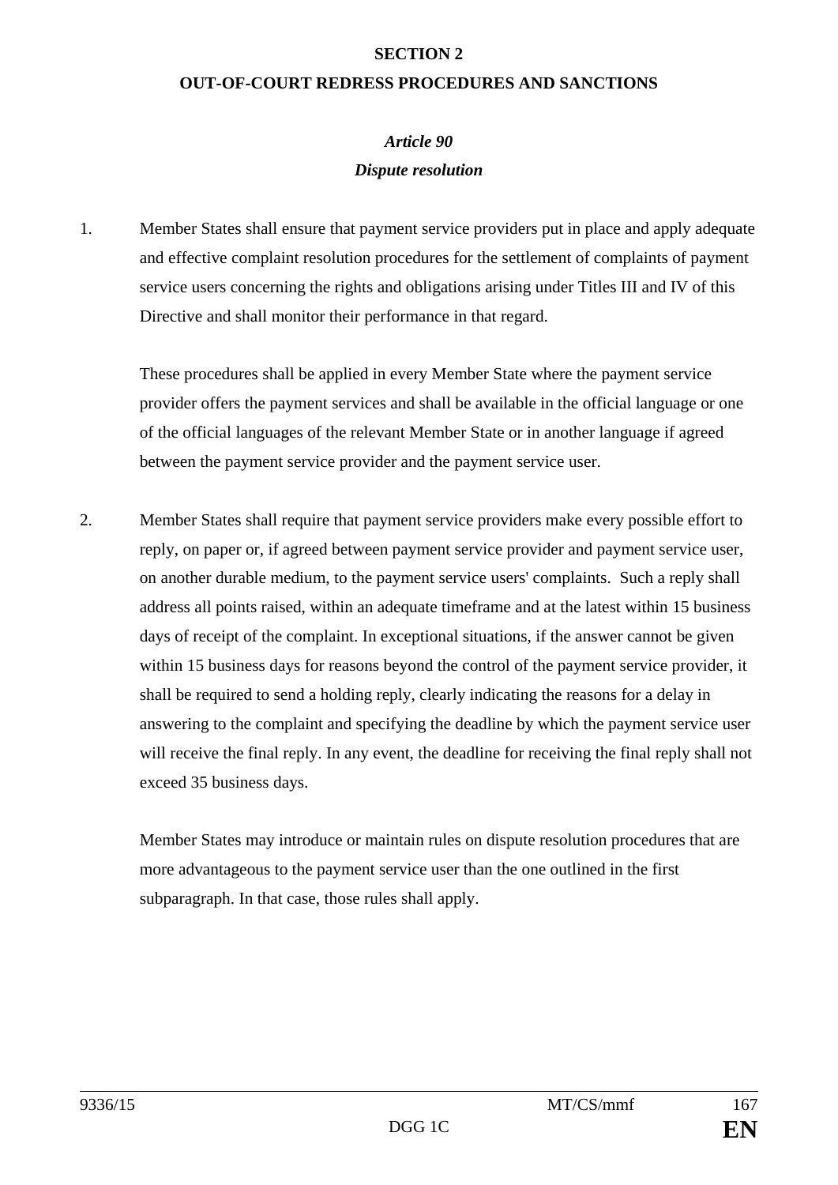**SECTION 2**

**OUT-OF-COURT REDRESS PROCEDURES AND SANCTIONS**

***Article 90***

***Dispute resolution***

1. Member States shall ensure that payment service providers put in place and apply adequate and effective complaint resolution procedures for the settlement of complaints of payment service users concerning the rights and obligations arising under Titles III and IV of this Directive and shall monitor their performance in that regard.

   These procedures shall be applied in every Member State where the payment service provider offers the payment services and shall be available in the official language or one of the official languages of the relevant Member State or in another language if agreed between the payment service provider and the payment service user.

2. Member States shall require that payment service providers make every possible effort to reply, on paper or, if agreed between payment service provider and payment service user, on another durable medium, to the payment service users' complaints. Such a reply shall address all points raised, within an adequate timeframe and at the latest within 15 business days of receipt of the complaint. In exceptional situations, if the answer cannot be given within 15 business days for reasons beyond the control of the payment service provider, it shall be required to send a holding reply, clearly indicating the reasons for a delay in answering to the complaint and specifying the deadline by which the payment service user will receive the final reply. In any event, the deadline for receiving the final reply shall not exceed 35 business days.

   Member States may introduce or maintain rules on dispute resolution procedures that are more advantageous to the payment service user than the one outlined in the first subparagraph. In that case, those rules shall apply.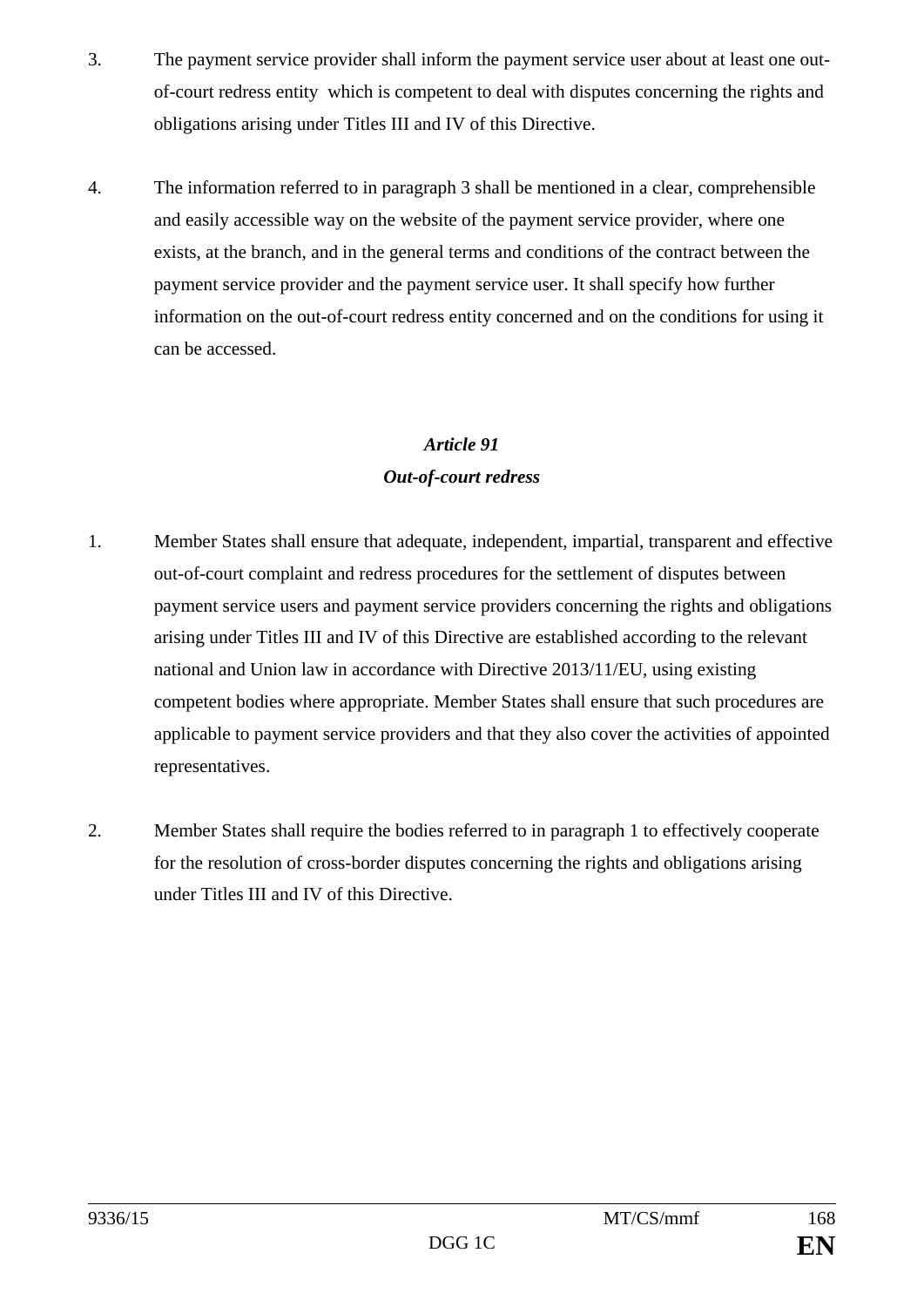3. The payment service provider shall inform the payment service user about at least one out-of-court redress entity which is competent to deal with disputes concerning the rights and obligations arising under Titles III and IV of this Directive.

4. The information referred to in paragraph 3 shall be mentioned in a clear, comprehensible and easily accessible way on the website of the payment service provider, where one exists, at the branch, and in the general terms and conditions of the contract between the payment service provider and the payment service user. It shall specify how further information on the out-of-court redress entity concerned and on the conditions for using it can be accessed.

### *Article 91*
### *Out-of-court redress*

1. Member States shall ensure that adequate, independent, impartial, transparent and effective out-of-court complaint and redress procedures for the settlement of disputes between payment service users and payment service providers concerning the rights and obligations arising under Titles III and IV of this Directive are established according to the relevant national and Union law in accordance with Directive 2013/11/EU, using existing competent bodies where appropriate. Member States shall ensure that such procedures are applicable to payment service providers and that they also cover the activities of appointed representatives.

2. Member States shall require the bodies referred to in paragraph 1 to effectively cooperate for the resolution of cross-border disputes concerning the rights and obligations arising under Titles III and IV of this Directive.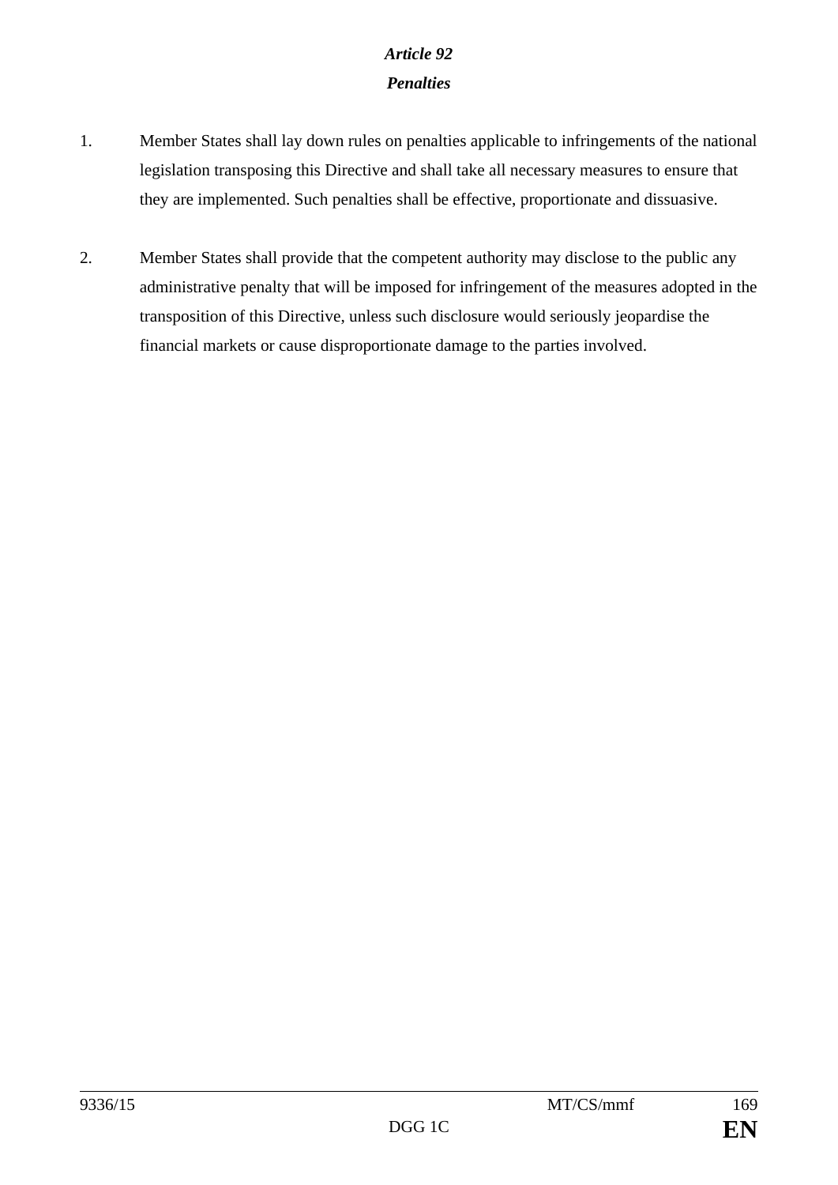*Article 92*

***Penalties***

1. Member States shall lay down rules on penalties applicable to infringements of the national legislation transposing this Directive and shall take all necessary measures to ensure that they are implemented. Such penalties shall be effective, proportionate and dissuasive.

2. Member States shall provide that the competent authority may disclose to the public any administrative penalty that will be imposed for infringement of the measures adopted in the transposition of this Directive, unless such disclosure would seriously jeopardise the financial markets or cause disproportionate damage to the parties involved.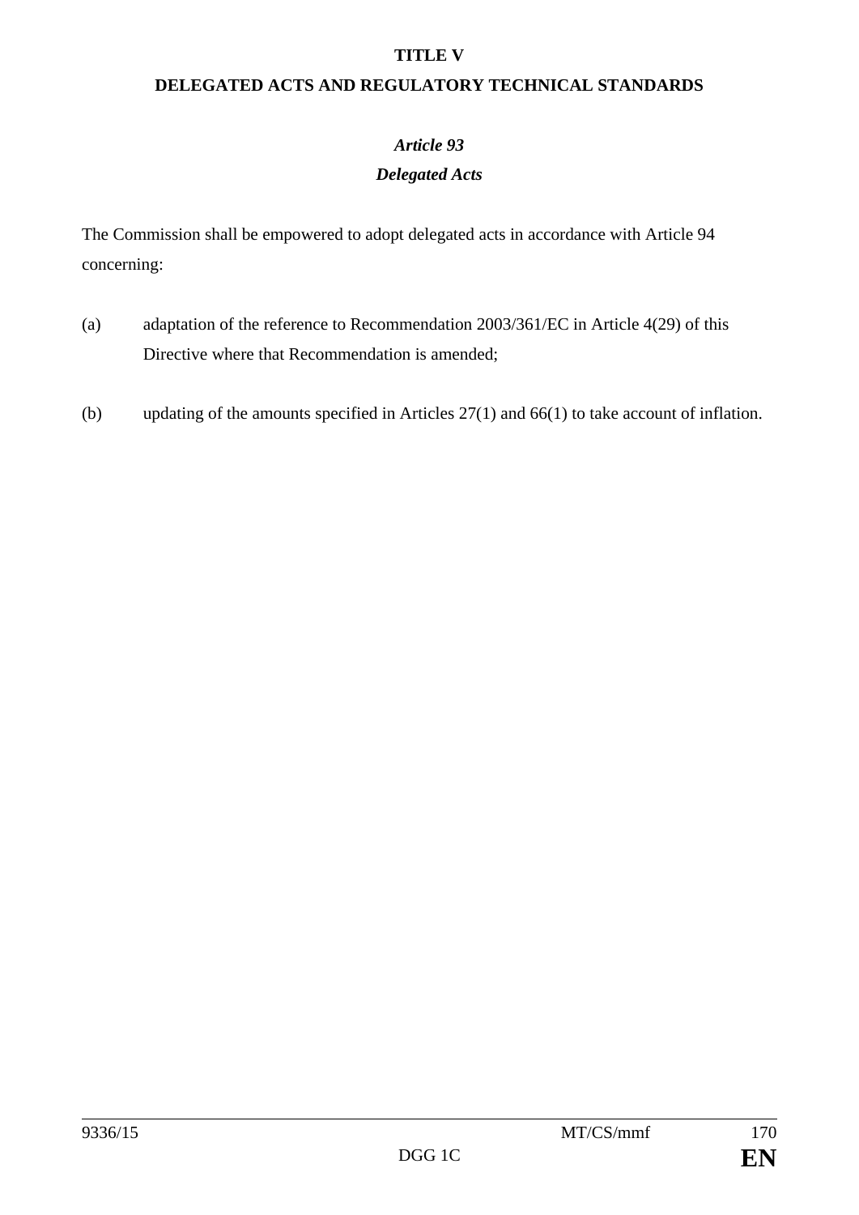## TITLE V

## DELEGATED ACTS AND REGULATORY TECHNICAL STANDARDS

### *Article 93*

### *Delegated Acts*

The Commission shall be empowered to adopt delegated acts in accordance with Article 94 concerning:

(a) adaptation of the reference to Recommendation 2003/361/EC in Article 4(29) of this Directive where that Recommendation is amended;

(b) updating of the amounts specified in Articles 27(1) and 66(1) to take account of inflation.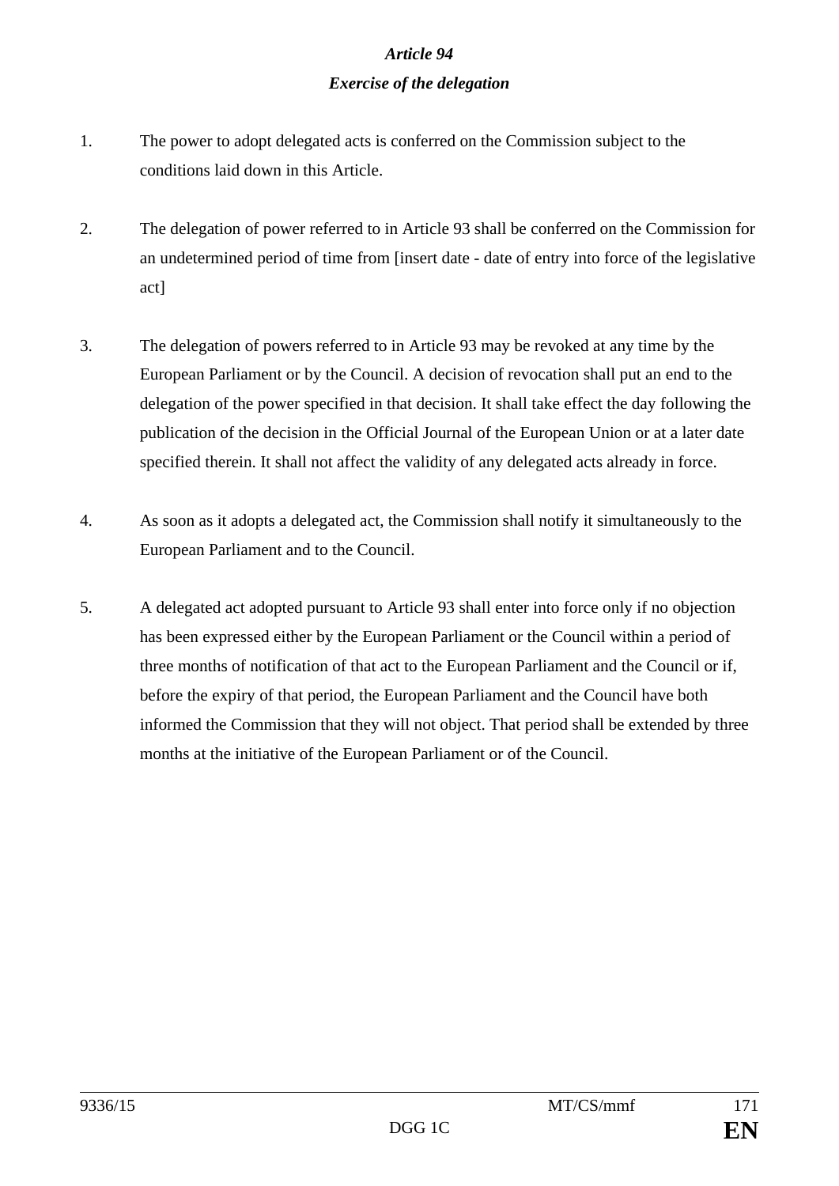*Article 94*

*Exercise of the delegation*

1. The power to adopt delegated acts is conferred on the Commission subject to the conditions laid down in this Article.

2. The delegation of power referred to in Article 93 shall be conferred on the Commission for an undetermined period of time from [insert date - date of entry into force of the legislative act]

3. The delegation of powers referred to in Article 93 may be revoked at any time by the European Parliament or by the Council. A decision of revocation shall put an end to the delegation of the power specified in that decision. It shall take effect the day following the publication of the decision in the Official Journal of the European Union or at a later date specified therein. It shall not affect the validity of any delegated acts already in force.

4. As soon as it adopts a delegated act, the Commission shall notify it simultaneously to the European Parliament and to the Council.

5. A delegated act adopted pursuant to Article 93 shall enter into force only if no objection has been expressed either by the European Parliament or the Council within a period of three months of notification of that act to the European Parliament and the Council or if, before the expiry of that period, the European Parliament and the Council have both informed the Commission that they will not object. That period shall be extended by three months at the initiative of the European Parliament or of the Council.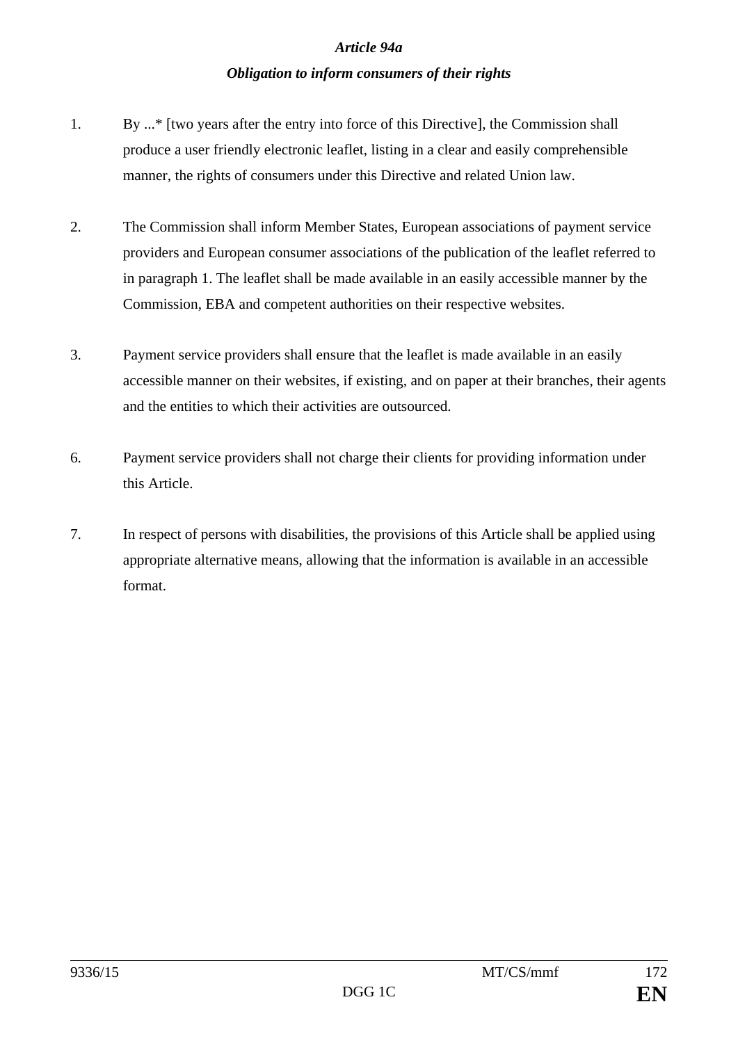***Article 94a***

***Obligation to inform consumers of their rights***

1. By ...* [two years after the entry into force of this Directive], the Commission shall produce a user friendly electronic leaflet, listing in a clear and easily comprehensible manner, the rights of consumers under this Directive and related Union law.

2. The Commission shall inform Member States, European associations of payment service providers and European consumer associations of the publication of the leaflet referred to in paragraph 1. The leaflet shall be made available in an easily accessible manner by the Commission, EBA and competent authorities on their respective websites.

3. Payment service providers shall ensure that the leaflet is made available in an easily accessible manner on their websites, if existing, and on paper at their branches, their agents and the entities to which their activities are outsourced.

6. Payment service providers shall not charge their clients for providing information under this Article.

7. In respect of persons with disabilities, the provisions of this Article shall be applied using appropriate alternative means, allowing that the information is available in an accessible format.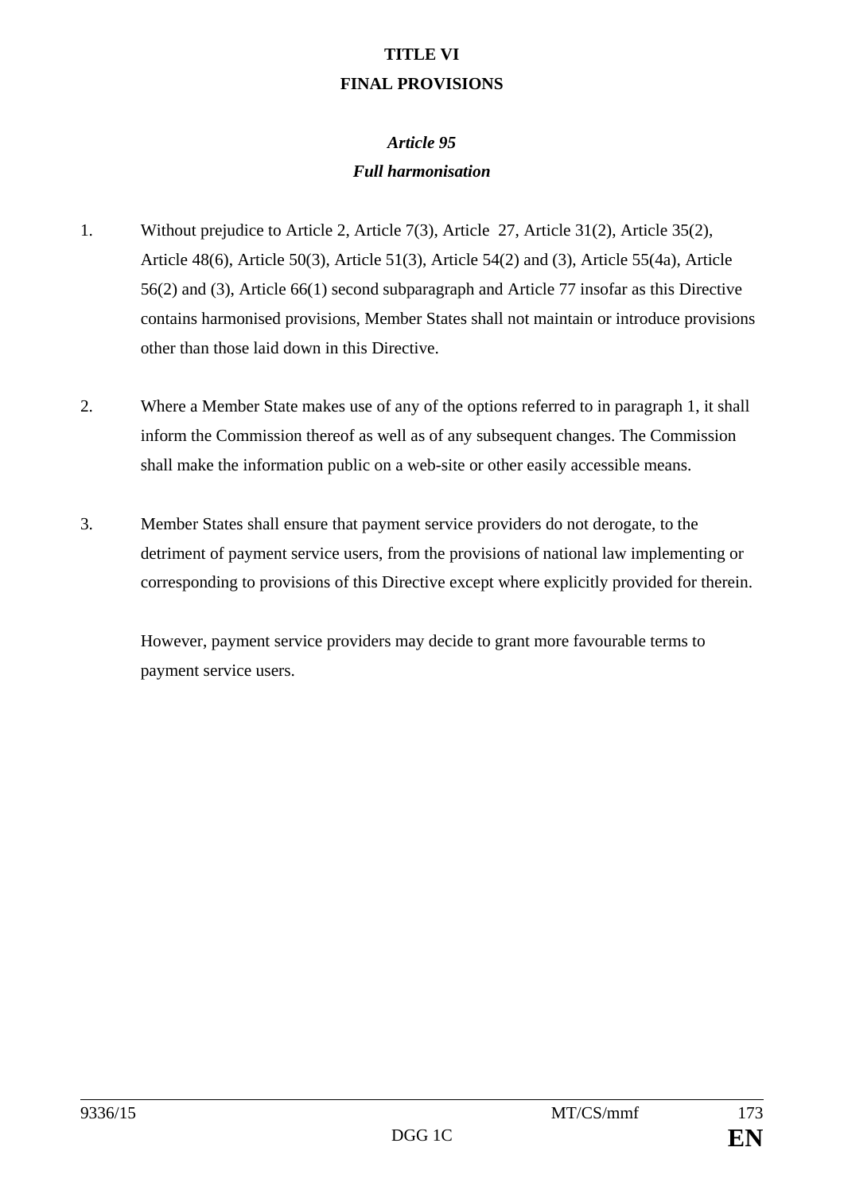# TITLE VI
# FINAL PROVISIONS

## *Article 95*
## *Full harmonisation*

1. Without prejudice to Article 2, Article 7(3), Article 27, Article 31(2), Article 35(2), Article 48(6), Article 50(3), Article 51(3), Article 54(2) and (3), Article 55(4a), Article 56(2) and (3), Article 66(1) second subparagraph and Article 77 insofar as this Directive contains harmonised provisions, Member States shall not maintain or introduce provisions other than those laid down in this Directive.

2. Where a Member State makes use of any of the options referred to in paragraph 1, it shall inform the Commission thereof as well as of any subsequent changes. The Commission shall make the information public on a web-site or other easily accessible means.

3. Member States shall ensure that payment service providers do not derogate, to the detriment of payment service users, from the provisions of national law implementing or corresponding to provisions of this Directive except where explicitly provided for therein.

   However, payment service providers may decide to grant more favourable terms to payment service users.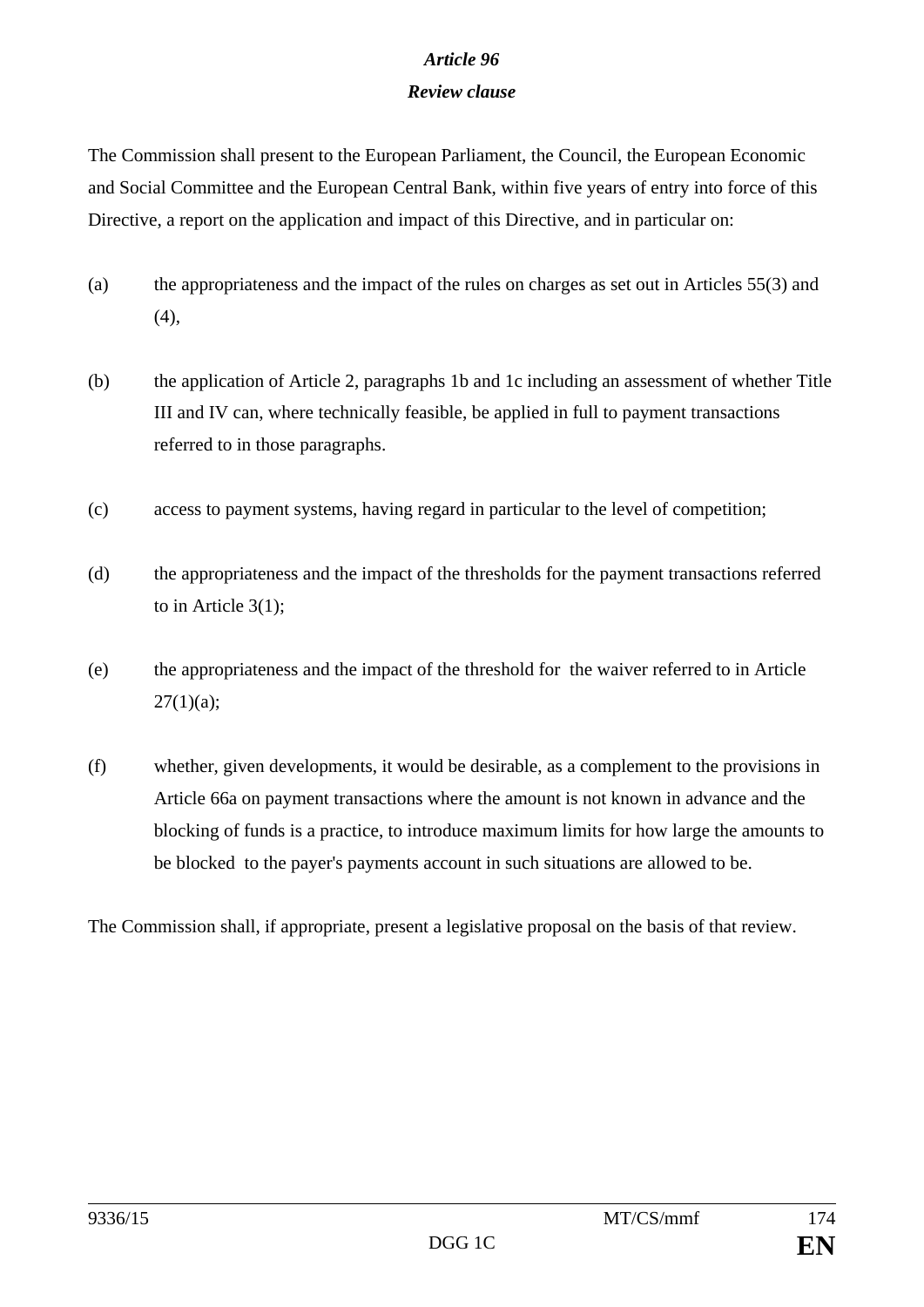### *Article 96*

### *Review clause*

The Commission shall present to the European Parliament, the Council, the European Economic and Social Committee and the European Central Bank, within five years of entry into force of this Directive, a report on the application and impact of this Directive, and in particular on:

(a) the appropriateness and the impact of the rules on charges as set out in Articles 55(3) and (4),

(b) the application of Article 2, paragraphs 1b and 1c including an assessment of whether Title III and IV can, where technically feasible, be applied in full to payment transactions referred to in those paragraphs.

(c) access to payment systems, having regard in particular to the level of competition;

(d) the appropriateness and the impact of the thresholds for the payment transactions referred to in Article 3(1);

(e) the appropriateness and the impact of the threshold for the waiver referred to in Article 27(1)(a);

(f) whether, given developments, it would be desirable, as a complement to the provisions in Article 66a on payment transactions where the amount is not known in advance and the blocking of funds is a practice, to introduce maximum limits for how large the amounts to be blocked to the payer's payments account in such situations are allowed to be.

The Commission shall, if appropriate, present a legislative proposal on the basis of that review.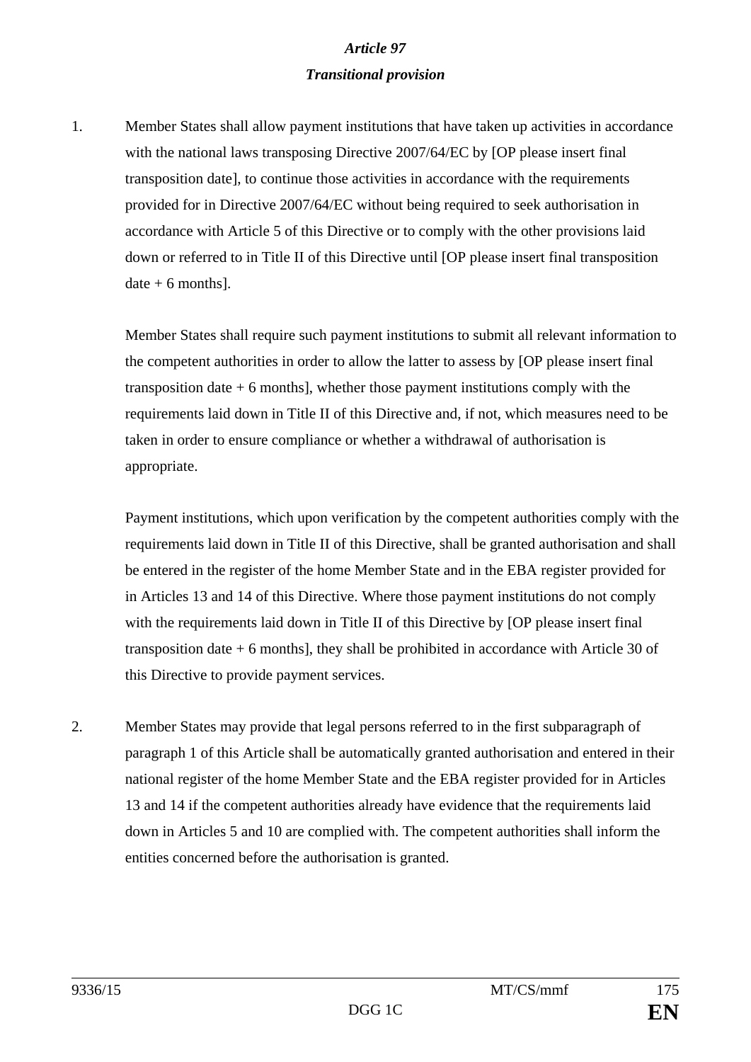### *Article 97*

### *Transitional provision*

1. Member States shall allow payment institutions that have taken up activities in accordance with the national laws transposing Directive 2007/64/EC by [OP please insert final transposition date], to continue those activities in accordance with the requirements provided for in Directive 2007/64/EC without being required to seek authorisation in accordance with Article 5 of this Directive or to comply with the other provisions laid down or referred to in Title II of this Directive until [OP please insert final transposition date + 6 months].

   Member States shall require such payment institutions to submit all relevant information to the competent authorities in order to allow the latter to assess by [OP please insert final transposition date + 6 months], whether those payment institutions comply with the requirements laid down in Title II of this Directive and, if not, which measures need to be taken in order to ensure compliance or whether a withdrawal of authorisation is appropriate.

   Payment institutions, which upon verification by the competent authorities comply with the requirements laid down in Title II of this Directive, shall be granted authorisation and shall be entered in the register of the home Member State and in the EBA register provided for in Articles 13 and 14 of this Directive. Where those payment institutions do not comply with the requirements laid down in Title II of this Directive by [OP please insert final transposition date + 6 months], they shall be prohibited in accordance with Article 30 of this Directive to provide payment services.

2. Member States may provide that legal persons referred to in the first subparagraph of paragraph 1 of this Article shall be automatically granted authorisation and entered in their national register of the home Member State and the EBA register provided for in Articles 13 and 14 if the competent authorities already have evidence that the requirements laid down in Articles 5 and 10 are complied with. The competent authorities shall inform the entities concerned before the authorisation is granted.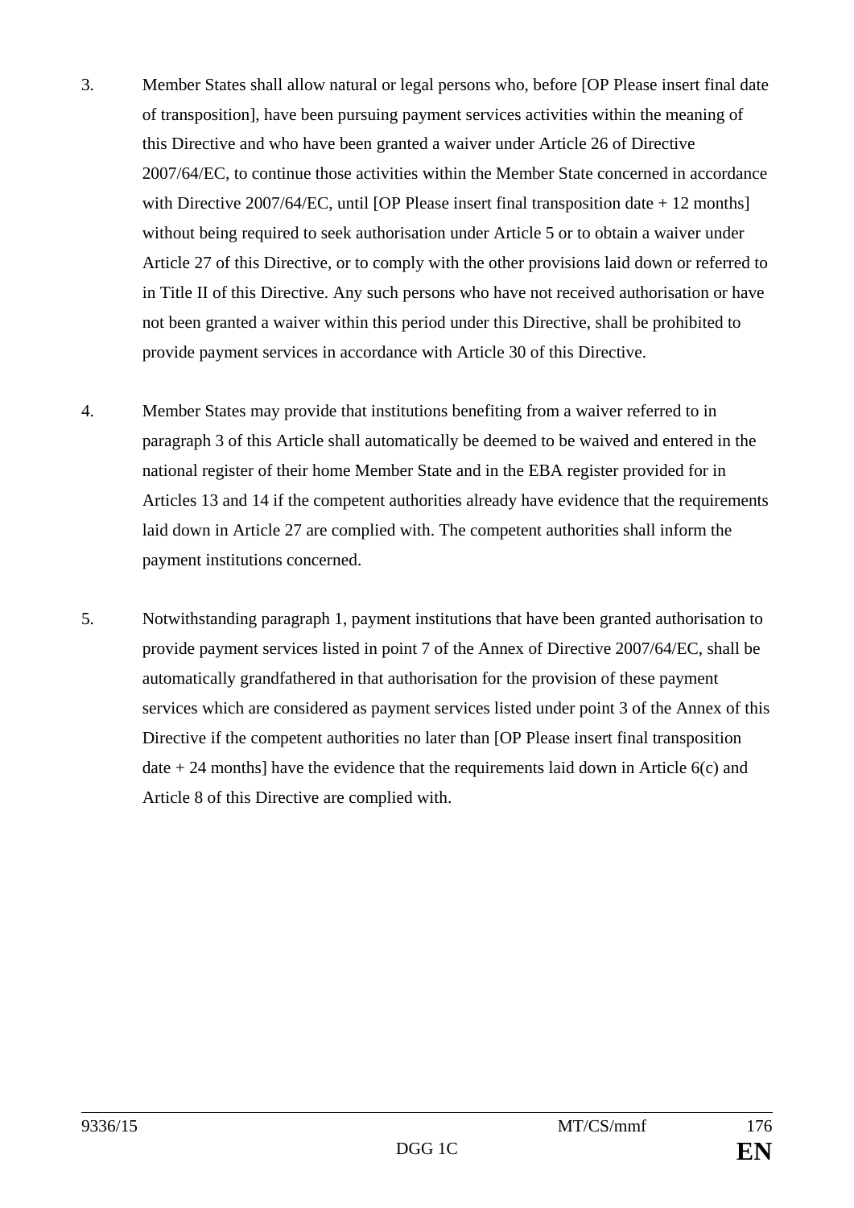3. Member States shall allow natural or legal persons who, before [OP Please insert final date of transposition], have been pursuing payment services activities within the meaning of this Directive and who have been granted a waiver under Article 26 of Directive 2007/64/EC, to continue those activities within the Member State concerned in accordance with Directive 2007/64/EC, until [OP Please insert final transposition date + 12 months] without being required to seek authorisation under Article 5 or to obtain a waiver under Article 27 of this Directive, or to comply with the other provisions laid down or referred to in Title II of this Directive. Any such persons who have not received authorisation or have not been granted a waiver within this period under this Directive, shall be prohibited to provide payment services in accordance with Article 30 of this Directive.

4. Member States may provide that institutions benefiting from a waiver referred to in paragraph 3 of this Article shall automatically be deemed to be waived and entered in the national register of their home Member State and in the EBA register provided for in Articles 13 and 14 if the competent authorities already have evidence that the requirements laid down in Article 27 are complied with. The competent authorities shall inform the payment institutions concerned.

5. Notwithstanding paragraph 1, payment institutions that have been granted authorisation to provide payment services listed in point 7 of the Annex of Directive 2007/64/EC, shall be automatically grandfathered in that authorisation for the provision of these payment services which are considered as payment services listed under point 3 of the Annex of this Directive if the competent authorities no later than [OP Please insert final transposition date + 24 months] have the evidence that the requirements laid down in Article 6(c) and Article 8 of this Directive are complied with.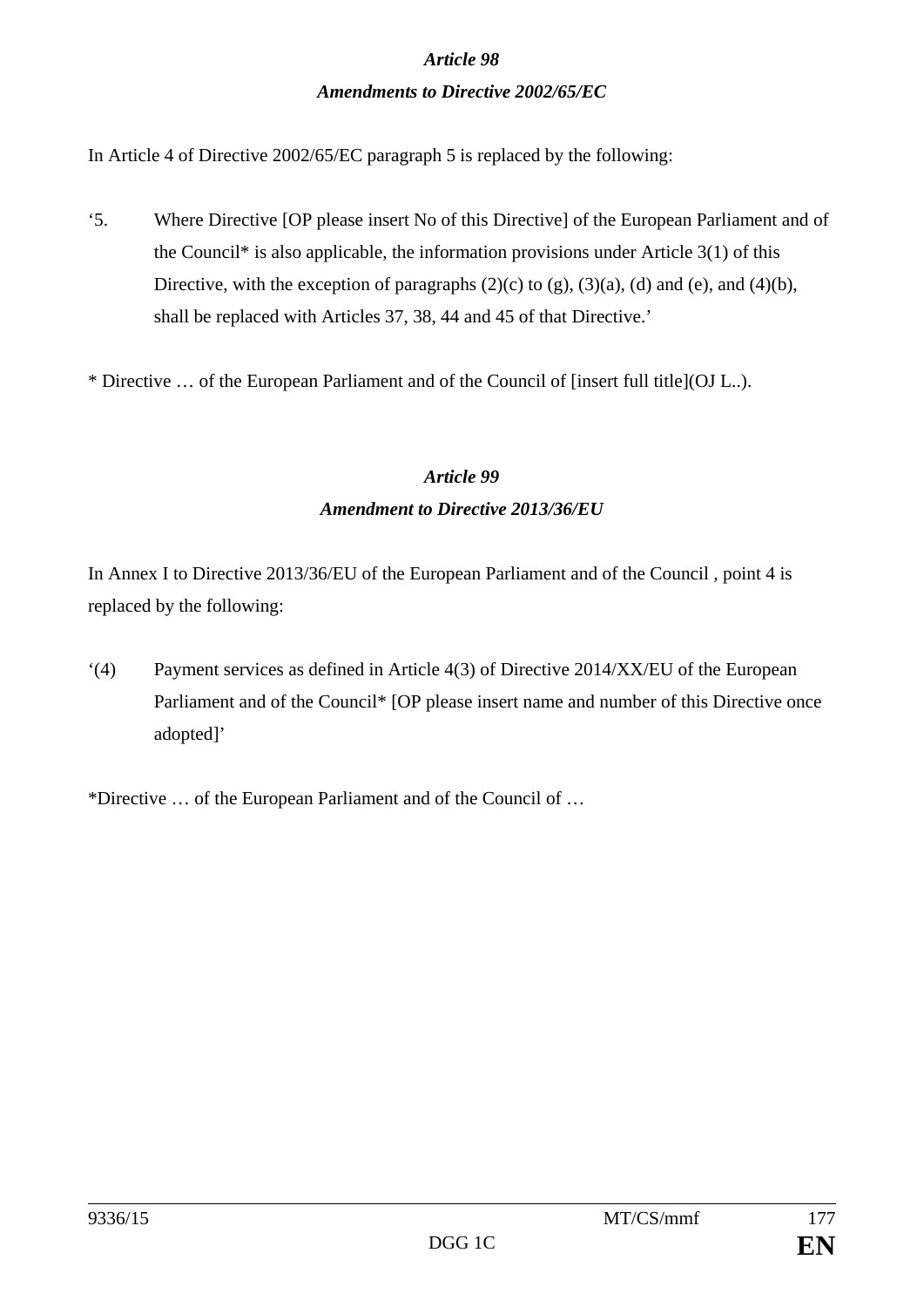*Article 98*

***Amendments to Directive 2002/65/EC***

In Article 4 of Directive 2002/65/EC paragraph 5 is replaced by the following:

‘5. Where Directive [OP please insert No of this Directive] of the European Parliament and of the Council* is also applicable, the information provisions under Article 3(1) of this Directive, with the exception of paragraphs (2)(c) to (g), (3)(a), (d) and (e), and (4)(b), shall be replaced with Articles 37, 38, 44 and 45 of that Directive.’

* Directive … of the European Parliament and of the Council of [insert full title](OJ L..).

*Article 99*

***Amendment to Directive 2013/36/EU***

In Annex I to Directive 2013/36/EU of the European Parliament and of the Council , point 4 is replaced by the following:

‘(4) Payment services as defined in Article 4(3) of Directive 2014/XX/EU of the European Parliament and of the Council* [OP please insert name and number of this Directive once adopted]’

*Directive … of the European Parliament and of the Council of …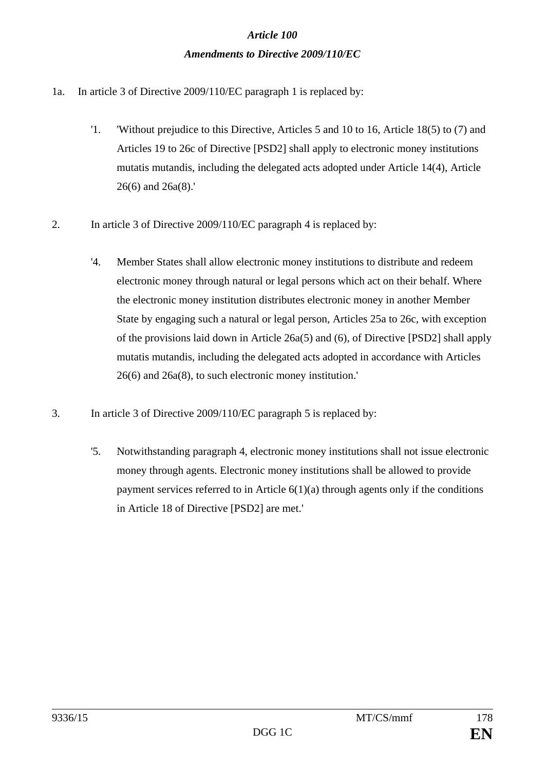***Article 100***

***Amendments to Directive 2009/110/EC***

1a. In article 3 of Directive 2009/110/EC paragraph 1 is replaced by:

> '1. 'Without prejudice to this Directive, Articles 5 and 10 to 16, Article 18(5) to (7) and Articles 19 to 26c of Directive [PSD2] shall apply to electronic money institutions mutatis mutandis, including the delegated acts adopted under Article 14(4), Article 26(6) and 26a(8).'

2. In article 3 of Directive 2009/110/EC paragraph 4 is replaced by:

> '4. Member States shall allow electronic money institutions to distribute and redeem electronic money through natural or legal persons which act on their behalf. Where the electronic money institution distributes electronic money in another Member State by engaging such a natural or legal person, Articles 25a to 26c, with exception of the provisions laid down in Article 26a(5) and (6), of Directive [PSD2] shall apply mutatis mutandis, including the delegated acts adopted in accordance with Articles 26(6) and 26a(8), to such electronic money institution.'

3. In article 3 of Directive 2009/110/EC paragraph 5 is replaced by:

> '5. Notwithstanding paragraph 4, electronic money institutions shall not issue electronic money through agents. Electronic money institutions shall be allowed to provide payment services referred to in Article 6(1)(a) through agents only if the conditions in Article 18 of Directive [PSD2] are met.'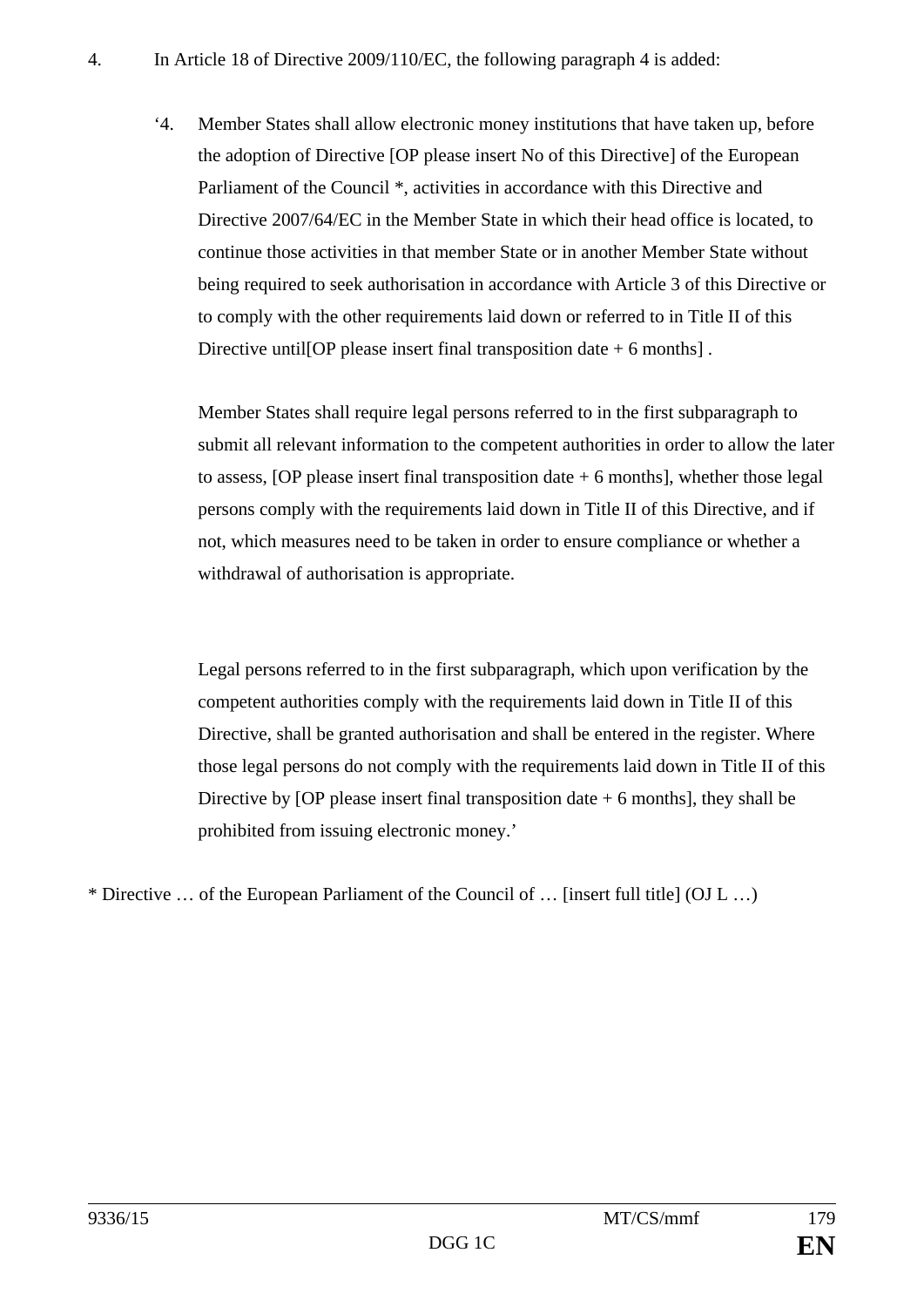4. In Article 18 of Directive 2009/110/EC, the following paragraph 4 is added:

   ‘4. Member States shall allow electronic money institutions that have taken up, before the adoption of Directive [OP please insert No of this Directive] of the European Parliament of the Council *, activities in accordance with this Directive and Directive 2007/64/EC in the Member State in which their head office is located, to continue those activities in that member State or in another Member State without being required to seek authorisation in accordance with Article 3 of this Directive or to comply with the other requirements laid down or referred to in Title II of this Directive until[OP please insert final transposition date + 6 months] .

   Member States shall require legal persons referred to in the first subparagraph to submit all relevant information to the competent authorities in order to allow the later to assess, [OP please insert final transposition date + 6 months], whether those legal persons comply with the requirements laid down in Title II of this Directive, and if not, which measures need to be taken in order to ensure compliance or whether a withdrawal of authorisation is appropriate.

   Legal persons referred to in the first subparagraph, which upon verification by the competent authorities comply with the requirements laid down in Title II of this Directive, shall be granted authorisation and shall be entered in the register. Where those legal persons do not comply with the requirements laid down in Title II of this Directive by [OP please insert final transposition date + 6 months], they shall be prohibited from issuing electronic money.’

* Directive … of the European Parliament of the Council of … [insert full title] (OJ L …)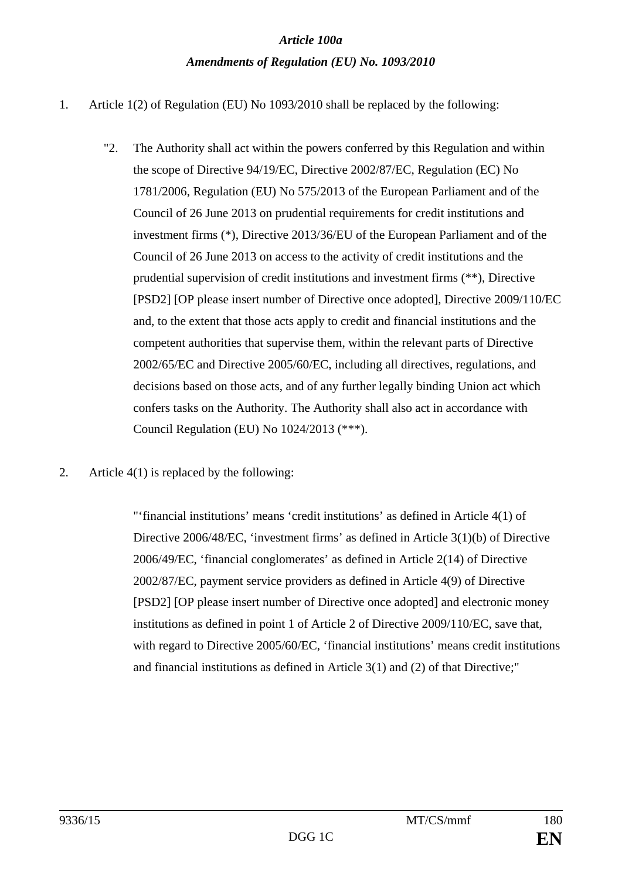***Article 100a***

***Amendments of Regulation (EU) No. 1093/2010***

1. Article 1(2) of Regulation (EU) No 1093/2010 shall be replaced by the following:

   "2. The Authority shall act within the powers conferred by this Regulation and within the scope of Directive 94/19/EC, Directive 2002/87/EC, Regulation (EC) No 1781/2006, Regulation (EU) No 575/2013 of the European Parliament and of the Council of 26 June 2013 on prudential requirements for credit institutions and investment firms (*), Directive 2013/36/EU of the European Parliament and of the Council of 26 June 2013 on access to the activity of credit institutions and the prudential supervision of credit institutions and investment firms (**), Directive [PSD2] [OP please insert number of Directive once adopted], Directive 2009/110/EC and, to the extent that those acts apply to credit and financial institutions and the competent authorities that supervise them, within the relevant parts of Directive 2002/65/EC and Directive 2005/60/EC, including all directives, regulations, and decisions based on those acts, and of any further legally binding Union act which confers tasks on the Authority. The Authority shall also act in accordance with Council Regulation (EU) No 1024/2013 (***).

2. Article 4(1) is replaced by the following:

   "'financial institutions' means 'credit institutions' as defined in Article 4(1) of Directive 2006/48/EC, 'investment firms' as defined in Article 3(1)(b) of Directive 2006/49/EC, 'financial conglomerates' as defined in Article 2(14) of Directive 2002/87/EC, payment service providers as defined in Article 4(9) of Directive [PSD2] [OP please insert number of Directive once adopted] and electronic money institutions as defined in point 1 of Article 2 of Directive 2009/110/EC, save that, with regard to Directive 2005/60/EC, 'financial institutions' means credit institutions and financial institutions as defined in Article 3(1) and (2) of that Directive;"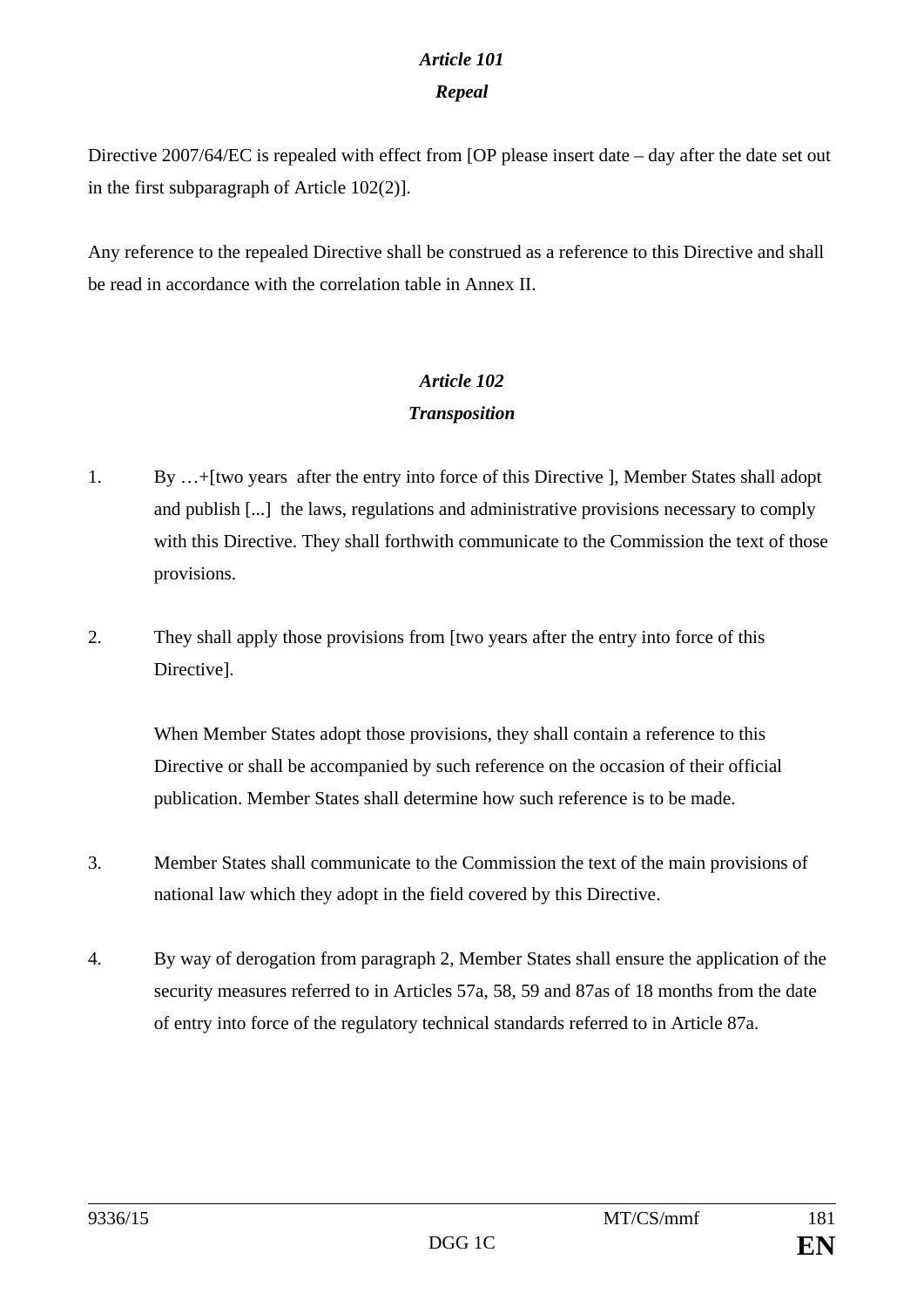### *Article 101*

### *Repeal*

Directive 2007/64/EC is repealed with effect from [OP please insert date – day after the date set out in the first subparagraph of Article 102(2)].

Any reference to the repealed Directive shall be construed as a reference to this Directive and shall be read in accordance with the correlation table in Annex II.

### *Article 102*

### *Transposition*

1. By …+[two years after the entry into force of this Directive ], Member States shall adopt and publish [...] the laws, regulations and administrative provisions necessary to comply with this Directive. They shall forthwith communicate to the Commission the text of those provisions.

2. They shall apply those provisions from [two years after the entry into force of this Directive].

   When Member States adopt those provisions, they shall contain a reference to this Directive or shall be accompanied by such reference on the occasion of their official publication. Member States shall determine how such reference is to be made.

3. Member States shall communicate to the Commission the text of the main provisions of national law which they adopt in the field covered by this Directive.

4. By way of derogation from paragraph 2, Member States shall ensure the application of the security measures referred to in Articles 57a, 58, 59 and 87as of 18 months from the date of entry into force of the regulatory technical standards referred to in Article 87a.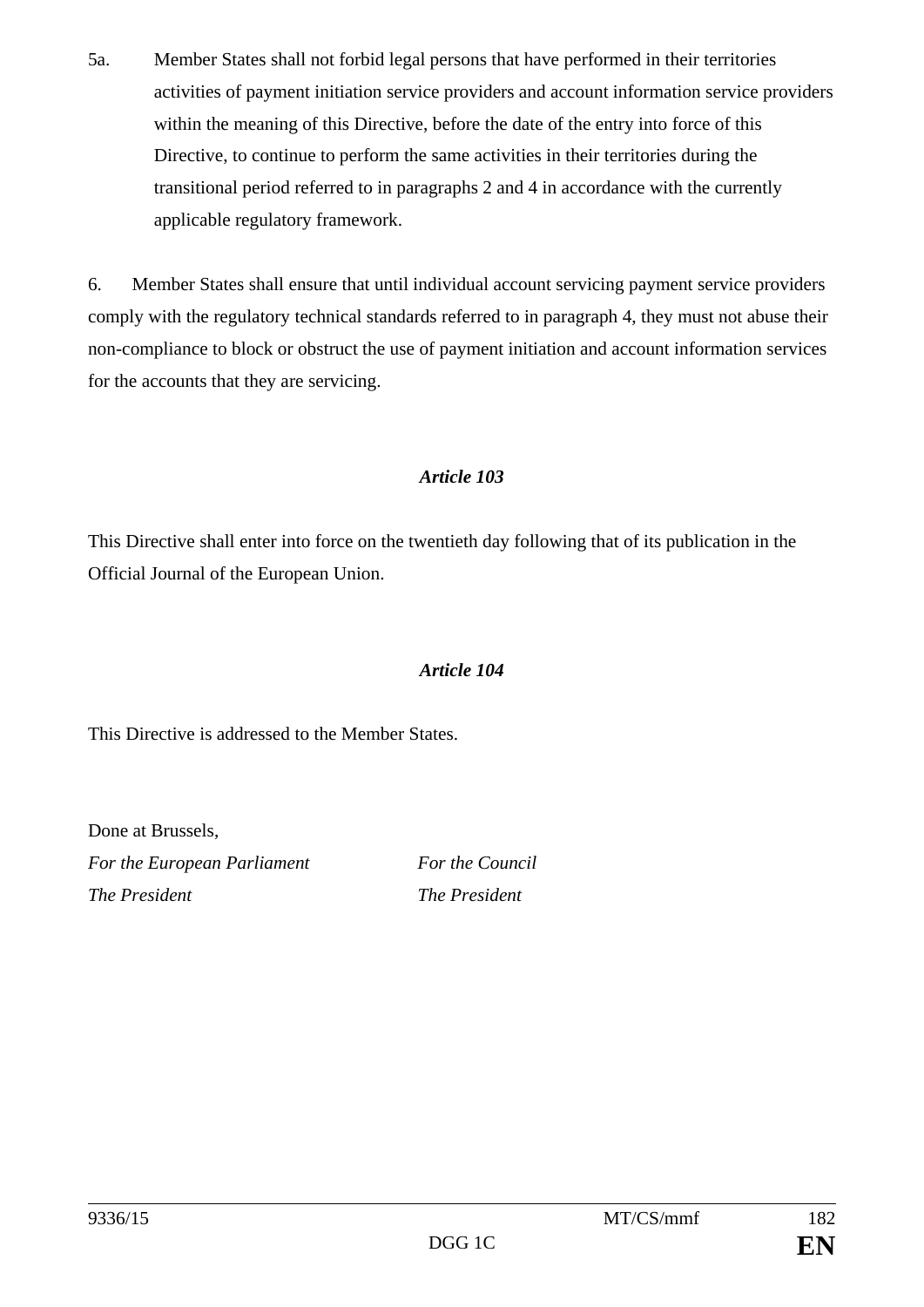5a. Member States shall not forbid legal persons that have performed in their territories activities of payment initiation service providers and account information service providers within the meaning of this Directive, before the date of the entry into force of this Directive, to continue to perform the same activities in their territories during the transitional period referred to in paragraphs 2 and 4 in accordance with the currently applicable regulatory framework.

6. Member States shall ensure that until individual account servicing payment service providers comply with the regulatory technical standards referred to in paragraph 4, they must not abuse their non-compliance to block or obstruct the use of payment initiation and account information services for the accounts that they are servicing.

### *Article 103*

This Directive shall enter into force on the twentieth day following that of its publication in the Official Journal of the European Union.

### *Article 104*

This Directive is addressed to the Member States.

Done at Brussels,

| *For the European Parliament* | *For the Council* |
|---|---|
| *The President* | *The President* |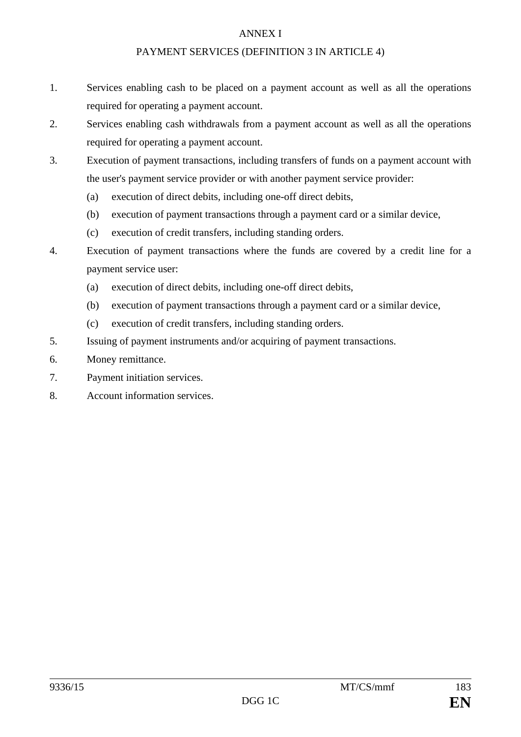# ANNEX I

## PAYMENT SERVICES (DEFINITION 3 IN ARTICLE 4)

1. Services enabling cash to be placed on a payment account as well as all the operations required for operating a payment account.
2. Services enabling cash withdrawals from a payment account as well as all the operations required for operating a payment account.
3. Execution of payment transactions, including transfers of funds on a payment account with the user's payment service provider or with another payment service provider:
   - (a) execution of direct debits, including one-off direct debits,
   - (b) execution of payment transactions through a payment card or a similar device,
   - (c) execution of credit transfers, including standing orders.
4. Execution of payment transactions where the funds are covered by a credit line for a payment service user:
   - (a) execution of direct debits, including one-off direct debits,
   - (b) execution of payment transactions through a payment card or a similar device,
   - (c) execution of credit transfers, including standing orders.
5. Issuing of payment instruments and/or acquiring of payment transactions.
6. Money remittance.
7. Payment initiation services.
8. Account information services.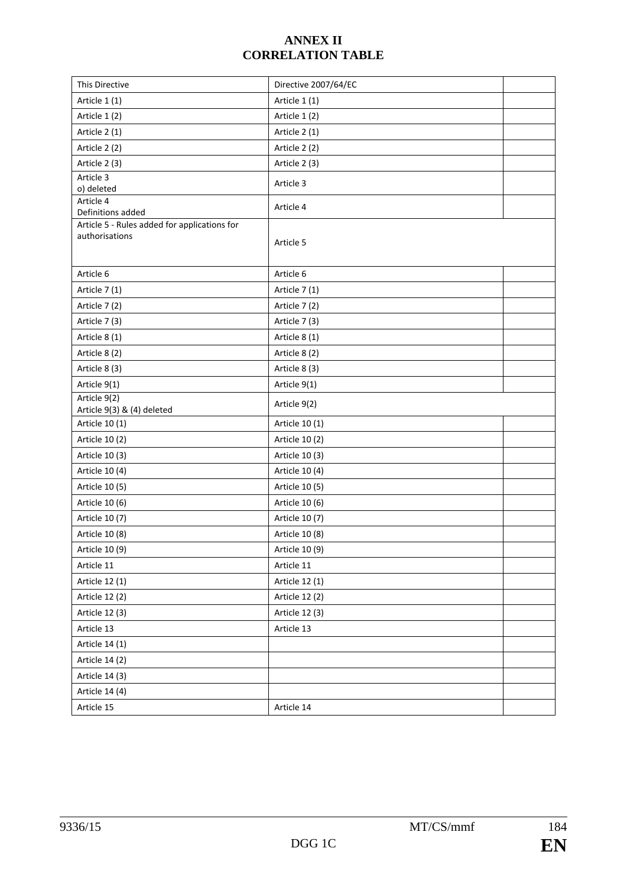# ANNEX II
# CORRELATION TABLE

| This Directive | Directive 2007/64/EC | |
|---|---|---|
| Article 1 (1) | Article 1 (1) | |
| Article 1 (2) | Article 1 (2) | |
| Article 2 (1) | Article 2 (1) | |
| Article 2 (2) | Article 2 (2) | |
| Article 2 (3) | Article 2 (3) | |
| Article 3<br>o) deleted | Article 3 | |
| Article 4<br>Definitions added | Article 4 | |
| Article 5 - Rules added for applications for authorisations | Article 5 | |
| Article 6 | Article 6 | |
| Article 7 (1) | Article 7 (1) | |
| Article 7 (2) | Article 7 (2) | |
| Article 7 (3) | Article 7 (3) | |
| Article 8 (1) | Article 8 (1) | |
| Article 8 (2) | Article 8 (2) | |
| Article 8 (3) | Article 8 (3) | |
| Article 9(1) | Article 9(1) | |
| Article 9(2)<br>Article 9(3) & (4) deleted | Article 9(2) | |
| Article 10 (1) | Article 10 (1) | |
| Article 10 (2) | Article 10 (2) | |
| Article 10 (3) | Article 10 (3) | |
| Article 10 (4) | Article 10 (4) | |
| Article 10 (5) | Article 10 (5) | |
| Article 10 (6) | Article 10 (6) | |
| Article 10 (7) | Article 10 (7) | |
| Article 10 (8) | Article 10 (8) | |
| Article 10 (9) | Article 10 (9) | |
| Article 11 | Article 11 | |
| Article 12 (1) | Article 12 (1) | |
| Article 12 (2) | Article 12 (2) | |
| Article 12 (3) | Article 12 (3) | |
| Article 13 | Article 13 | |
| Article 14 (1) | | |
| Article 14 (2) | | |
| Article 14 (3) | | |
| Article 14 (4) | | |
| Article 15 | Article 14 | |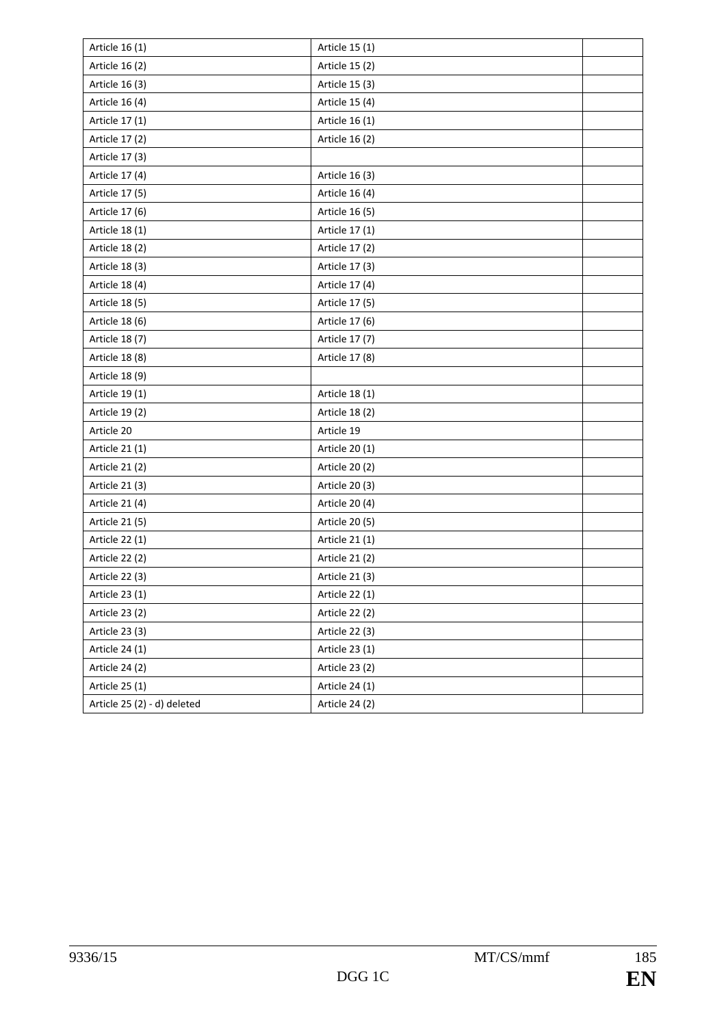| Article 16 (1) | Article 15 (1) | |
|---|---|---|
| Article 16 (2) | Article 15 (2) | |
| Article 16 (3) | Article 15 (3) | |
| Article 16 (4) | Article 15 (4) | |
| Article 17 (1) | Article 16 (1) | |
| Article 17 (2) | Article 16 (2) | |
| Article 17 (3) | | |
| Article 17 (4) | Article 16 (3) | |
| Article 17 (5) | Article 16 (4) | |
| Article 17 (6) | Article 16 (5) | |
| Article 18 (1) | Article 17 (1) | |
| Article 18 (2) | Article 17 (2) | |
| Article 18 (3) | Article 17 (3) | |
| Article 18 (4) | Article 17 (4) | |
| Article 18 (5) | Article 17 (5) | |
| Article 18 (6) | Article 17 (6) | |
| Article 18 (7) | Article 17 (7) | |
| Article 18 (8) | Article 17 (8) | |
| Article 18 (9) | | |
| Article 19 (1) | Article 18 (1) | |
| Article 19 (2) | Article 18 (2) | |
| Article 20 | Article 19 | |
| Article 21 (1) | Article 20 (1) | |
| Article 21 (2) | Article 20 (2) | |
| Article 21 (3) | Article 20 (3) | |
| Article 21 (4) | Article 20 (4) | |
| Article 21 (5) | Article 20 (5) | |
| Article 22 (1) | Article 21 (1) | |
| Article 22 (2) | Article 21 (2) | |
| Article 22 (3) | Article 21 (3) | |
| Article 23 (1) | Article 22 (1) | |
| Article 23 (2) | Article 22 (2) | |
| Article 23 (3) | Article 22 (3) | |
| Article 24 (1) | Article 23 (1) | |
| Article 24 (2) | Article 23 (2) | |
| Article 25 (1) | Article 24 (1) | |
| Article 25 (2) - d) deleted | Article 24 (2) | |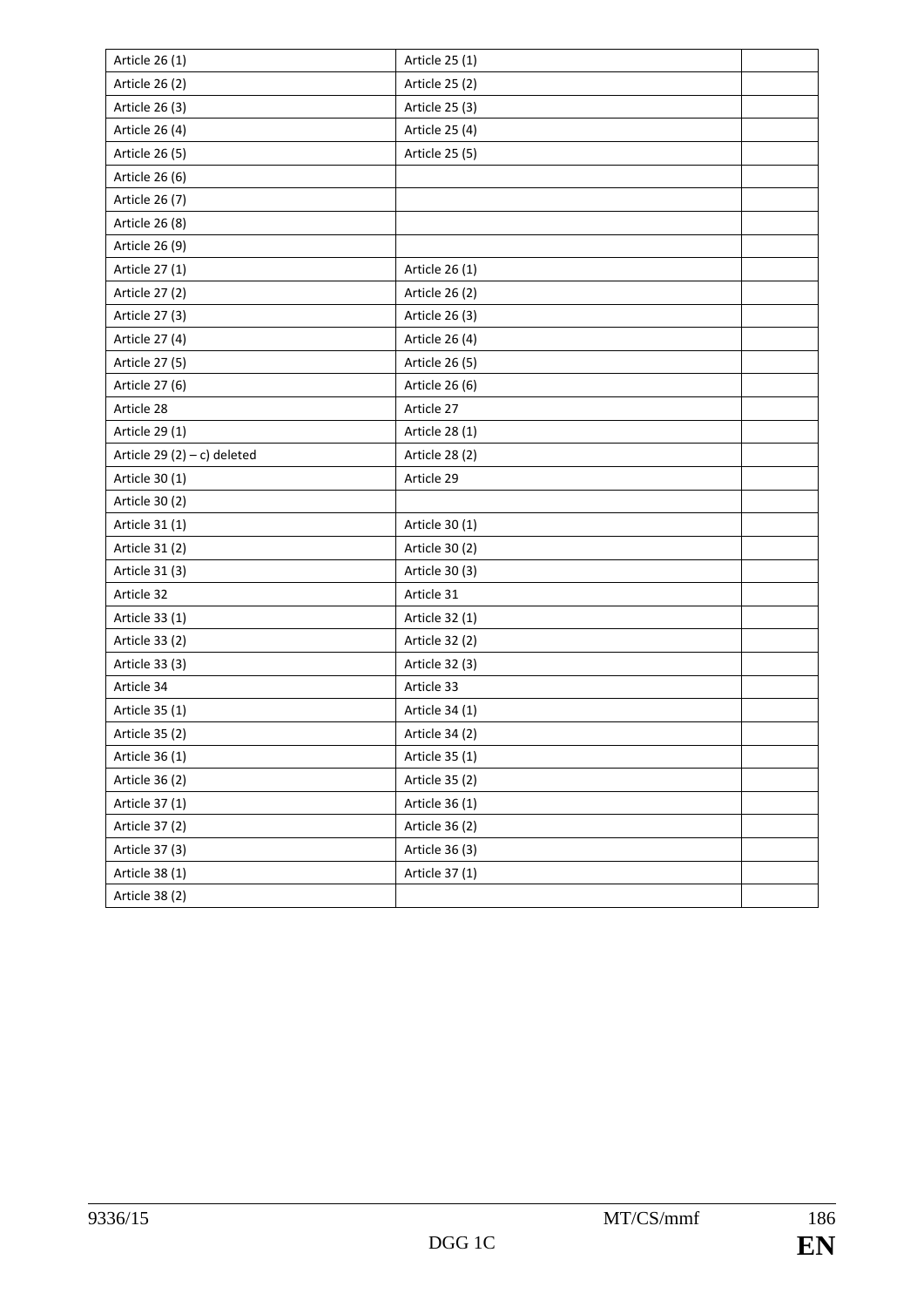| | | |
|---|---|---|
| Article 26 (1) | Article 25 (1) | |
| Article 26 (2) | Article 25 (2) | |
| Article 26 (3) | Article 25 (3) | |
| Article 26 (4) | Article 25 (4) | |
| Article 26 (5) | Article 25 (5) | |
| Article 26 (6) | | |
| Article 26 (7) | | |
| Article 26 (8) | | |
| Article 26 (9) | | |
| Article 27 (1) | Article 26 (1) | |
| Article 27 (2) | Article 26 (2) | |
| Article 27 (3) | Article 26 (3) | |
| Article 27 (4) | Article 26 (4) | |
| Article 27 (5) | Article 26 (5) | |
| Article 27 (6) | Article 26 (6) | |
| Article 28 | Article 27 | |
| Article 29 (1) | Article 28 (1) | |
| Article 29 (2) – c) deleted | Article 28 (2) | |
| Article 30 (1) | Article 29 | |
| Article 30 (2) | | |
| Article 31 (1) | Article 30 (1) | |
| Article 31 (2) | Article 30 (2) | |
| Article 31 (3) | Article 30 (3) | |
| Article 32 | Article 31 | |
| Article 33 (1) | Article 32 (1) | |
| Article 33 (2) | Article 32 (2) | |
| Article 33 (3) | Article 32 (3) | |
| Article 34 | Article 33 | |
| Article 35 (1) | Article 34 (1) | |
| Article 35 (2) | Article 34 (2) | |
| Article 36 (1) | Article 35 (1) | |
| Article 36 (2) | Article 35 (2) | |
| Article 37 (1) | Article 36 (1) | |
| Article 37 (2) | Article 36 (2) | |
| Article 37 (3) | Article 36 (3) | |
| Article 38 (1) | Article 37 (1) | |
| Article 38 (2) | | |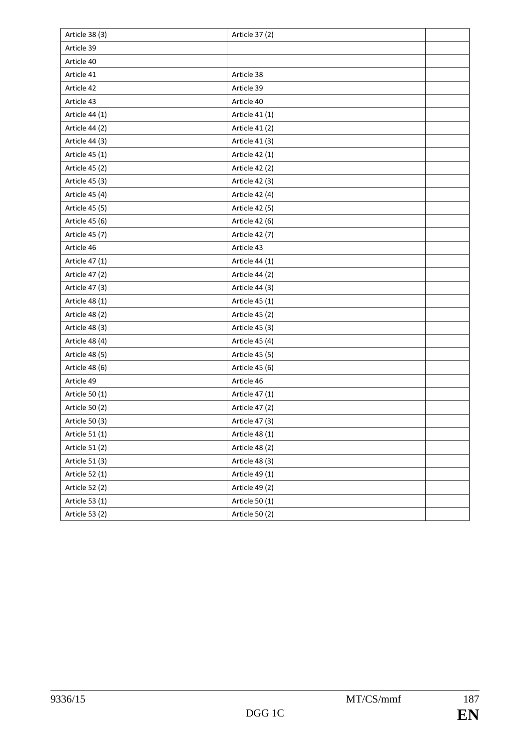| Article 38 (3) | Article 37 (2) | |
|---|---|---|
| Article 39 | | |
| Article 40 | | |
| Article 41 | Article 38 | |
| Article 42 | Article 39 | |
| Article 43 | Article 40 | |
| Article 44 (1) | Article 41 (1) | |
| Article 44 (2) | Article 41 (2) | |
| Article 44 (3) | Article 41 (3) | |
| Article 45 (1) | Article 42 (1) | |
| Article 45 (2) | Article 42 (2) | |
| Article 45 (3) | Article 42 (3) | |
| Article 45 (4) | Article 42 (4) | |
| Article 45 (5) | Article 42 (5) | |
| Article 45 (6) | Article 42 (6) | |
| Article 45 (7) | Article 42 (7) | |
| Article 46 | Article 43 | |
| Article 47 (1) | Article 44 (1) | |
| Article 47 (2) | Article 44 (2) | |
| Article 47 (3) | Article 44 (3) | |
| Article 48 (1) | Article 45 (1) | |
| Article 48 (2) | Article 45 (2) | |
| Article 48 (3) | Article 45 (3) | |
| Article 48 (4) | Article 45 (4) | |
| Article 48 (5) | Article 45 (5) | |
| Article 48 (6) | Article 45 (6) | |
| Article 49 | Article 46 | |
| Article 50 (1) | Article 47 (1) | |
| Article 50 (2) | Article 47 (2) | |
| Article 50 (3) | Article 47 (3) | |
| Article 51 (1) | Article 48 (1) | |
| Article 51 (2) | Article 48 (2) | |
| Article 51 (3) | Article 48 (3) | |
| Article 52 (1) | Article 49 (1) | |
| Article 52 (2) | Article 49 (2) | |
| Article 53 (1) | Article 50 (1) | |
| Article 53 (2) | Article 50 (2) | |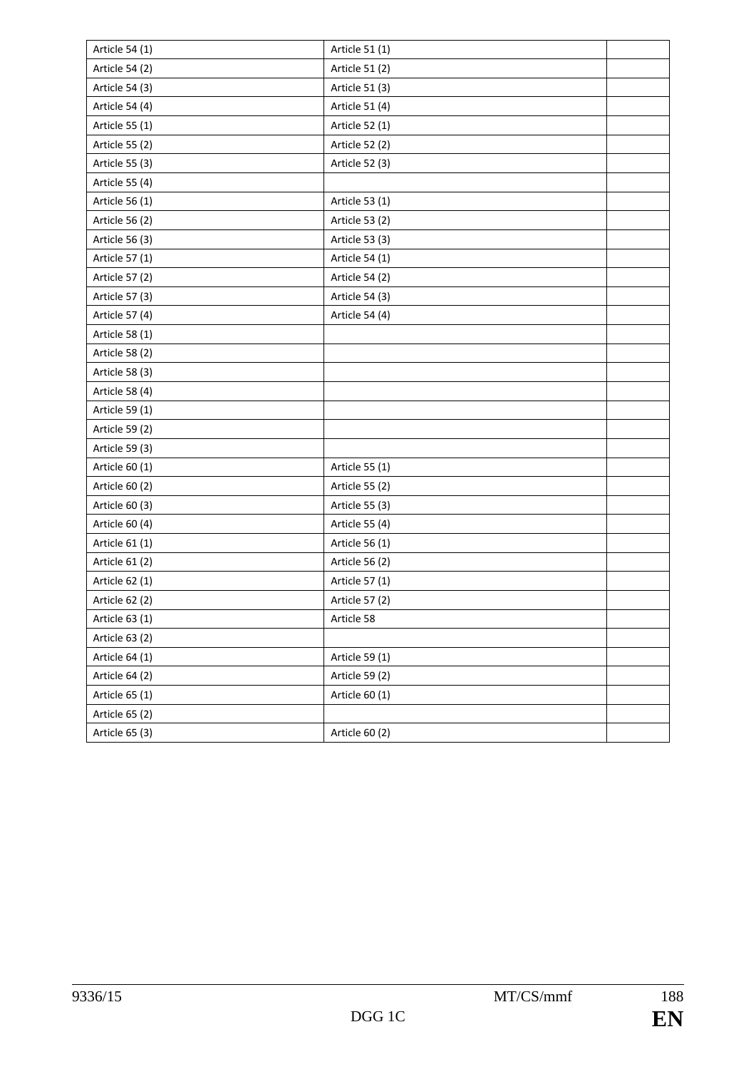| | | |
|---|---|---|
| Article 54 (1) | Article 51 (1) | |
| Article 54 (2) | Article 51 (2) | |
| Article 54 (3) | Article 51 (3) | |
| Article 54 (4) | Article 51 (4) | |
| Article 55 (1) | Article 52 (1) | |
| Article 55 (2) | Article 52 (2) | |
| Article 55 (3) | Article 52 (3) | |
| Article 55 (4) | | |
| Article 56 (1) | Article 53 (1) | |
| Article 56 (2) | Article 53 (2) | |
| Article 56 (3) | Article 53 (3) | |
| Article 57 (1) | Article 54 (1) | |
| Article 57 (2) | Article 54 (2) | |
| Article 57 (3) | Article 54 (3) | |
| Article 57 (4) | Article 54 (4) | |
| Article 58 (1) | | |
| Article 58 (2) | | |
| Article 58 (3) | | |
| Article 58 (4) | | |
| Article 59 (1) | | |
| Article 59 (2) | | |
| Article 59 (3) | | |
| Article 60 (1) | Article 55 (1) | |
| Article 60 (2) | Article 55 (2) | |
| Article 60 (3) | Article 55 (3) | |
| Article 60 (4) | Article 55 (4) | |
| Article 61 (1) | Article 56 (1) | |
| Article 61 (2) | Article 56 (2) | |
| Article 62 (1) | Article 57 (1) | |
| Article 62 (2) | Article 57 (2) | |
| Article 63 (1) | Article 58 | |
| Article 63 (2) | | |
| Article 64 (1) | Article 59 (1) | |
| Article 64 (2) | Article 59 (2) | |
| Article 65 (1) | Article 60 (1) | |
| Article 65 (2) | | |
| Article 65 (3) | Article 60 (2) | |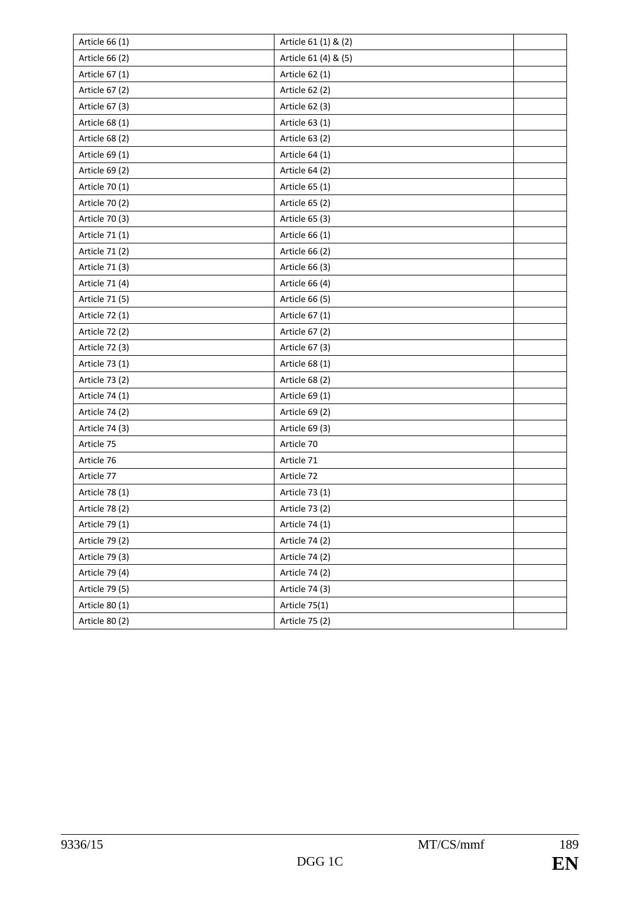| | | |
|---|---|---|
| Article 66 (1) | Article 61 (1) & (2) | |
| Article 66 (2) | Article 61 (4) & (5) | |
| Article 67 (1) | Article 62 (1) | |
| Article 67 (2) | Article 62 (2) | |
| Article 67 (3) | Article 62 (3) | |
| Article 68 (1) | Article 63 (1) | |
| Article 68 (2) | Article 63 (2) | |
| Article 69 (1) | Article 64 (1) | |
| Article 69 (2) | Article 64 (2) | |
| Article 70 (1) | Article 65 (1) | |
| Article 70 (2) | Article 65 (2) | |
| Article 70 (3) | Article 65 (3) | |
| Article 71 (1) | Article 66 (1) | |
| Article 71 (2) | Article 66 (2) | |
| Article 71 (3) | Article 66 (3) | |
| Article 71 (4) | Article 66 (4) | |
| Article 71 (5) | Article 66 (5) | |
| Article 72 (1) | Article 67 (1) | |
| Article 72 (2) | Article 67 (2) | |
| Article 72 (3) | Article 67 (3) | |
| Article 73 (1) | Article 68 (1) | |
| Article 73 (2) | Article 68 (2) | |
| Article 74 (1) | Article 69 (1) | |
| Article 74 (2) | Article 69 (2) | |
| Article 74 (3) | Article 69 (3) | |
| Article 75 | Article 70 | |
| Article 76 | Article 71 | |
| Article 77 | Article 72 | |
| Article 78 (1) | Article 73 (1) | |
| Article 78 (2) | Article 73 (2) | |
| Article 79 (1) | Article 74 (1) | |
| Article 79 (2) | Article 74 (2) | |
| Article 79 (3) | Article 74 (2) | |
| Article 79 (4) | Article 74 (2) | |
| Article 79 (5) | Article 74 (3) | |
| Article 80 (1) | Article 75(1) | |
| Article 80 (2) | Article 75 (2) | |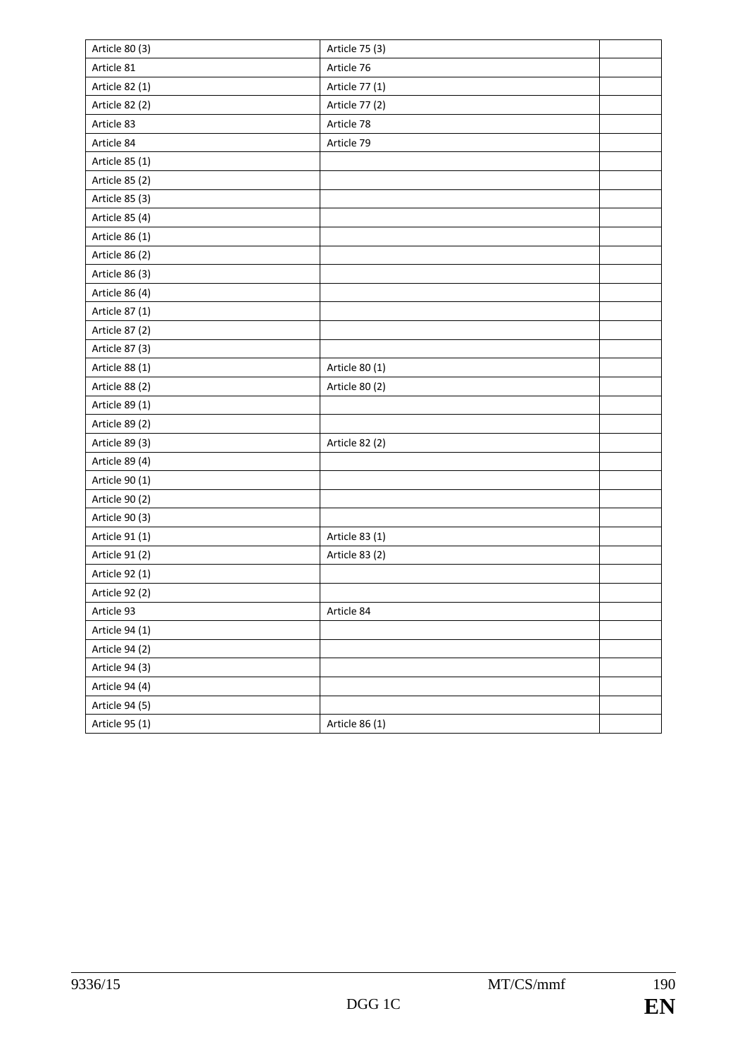| | | |
|---|---|---|
| Article 80 (3) | Article 75 (3) | |
| Article 81 | Article 76 | |
| Article 82 (1) | Article 77 (1) | |
| Article 82 (2) | Article 77 (2) | |
| Article 83 | Article 78 | |
| Article 84 | Article 79 | |
| Article 85 (1) | | |
| Article 85 (2) | | |
| Article 85 (3) | | |
| Article 85 (4) | | |
| Article 86 (1) | | |
| Article 86 (2) | | |
| Article 86 (3) | | |
| Article 86 (4) | | |
| Article 87 (1) | | |
| Article 87 (2) | | |
| Article 87 (3) | | |
| Article 88 (1) | Article 80 (1) | |
| Article 88 (2) | Article 80 (2) | |
| Article 89 (1) | | |
| Article 89 (2) | | |
| Article 89 (3) | Article 82 (2) | |
| Article 89 (4) | | |
| Article 90 (1) | | |
| Article 90 (2) | | |
| Article 90 (3) | | |
| Article 91 (1) | Article 83 (1) | |
| Article 91 (2) | Article 83 (2) | |
| Article 92 (1) | | |
| Article 92 (2) | | |
| Article 93 | Article 84 | |
| Article 94 (1) | | |
| Article 94 (2) | | |
| Article 94 (3) | | |
| Article 94 (4) | | |
| Article 94 (5) | | |
| Article 95 (1) | Article 86 (1) | |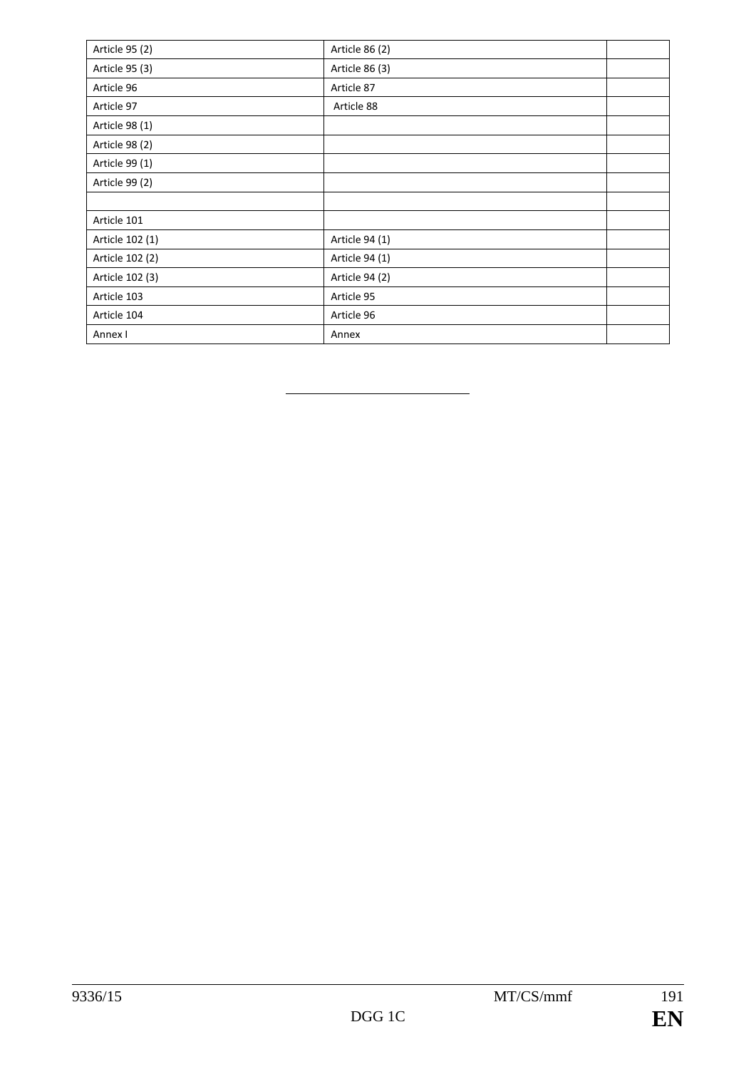| | | |
|---|---|---|
| Article 95 (2) | Article 86 (2) | |
| Article 95 (3) | Article 86 (3) | |
| Article 96 | Article 87 | |
| Article 97 | Article 88 | |
| Article 98 (1) | | |
| Article 98 (2) | | |
| Article 99 (1) | | |
| Article 99 (2) | | |
| | | |
| Article 101 | | |
| Article 102 (1) | Article 94 (1) | |
| Article 102 (2) | Article 94 (1) | |
| Article 102 (3) | Article 94 (2) | |
| Article 103 | Article 95 | |
| Article 104 | Article 96 | |
| Annex I | Annex | |